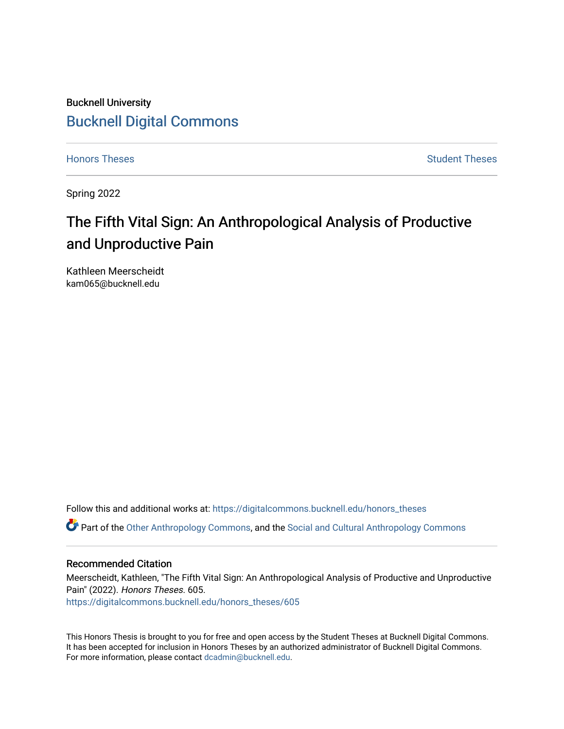Bucknell University

# Bucknell Digital Commons

Honors Theses | Student Theses

Spring 2022

## The Fifth Vital Sign: An Anthropological Analysis of Productive and Unproductive Pain

Kathleen Meerscheidt
kam065@bucknell.edu

Follow this and additional works at: https://digitalcommons.bucknell.edu/honors_theses

Part of the Other Anthropology Commons, and the Social and Cultural Anthropology Commons

### Recommended Citation

Meerscheidt, Kathleen, "The Fifth Vital Sign: An Anthropological Analysis of Productive and Unproductive Pain" (2022). *Honors Theses*. 605.
https://digitalcommons.bucknell.edu/honors_theses/605

This Honors Thesis is brought to you for free and open access by the Student Theses at Bucknell Digital Commons. It has been accepted for inclusion in Honors Theses by an authorized administrator of Bucknell Digital Commons. For more information, please contact dcadmin@bucknell.edu.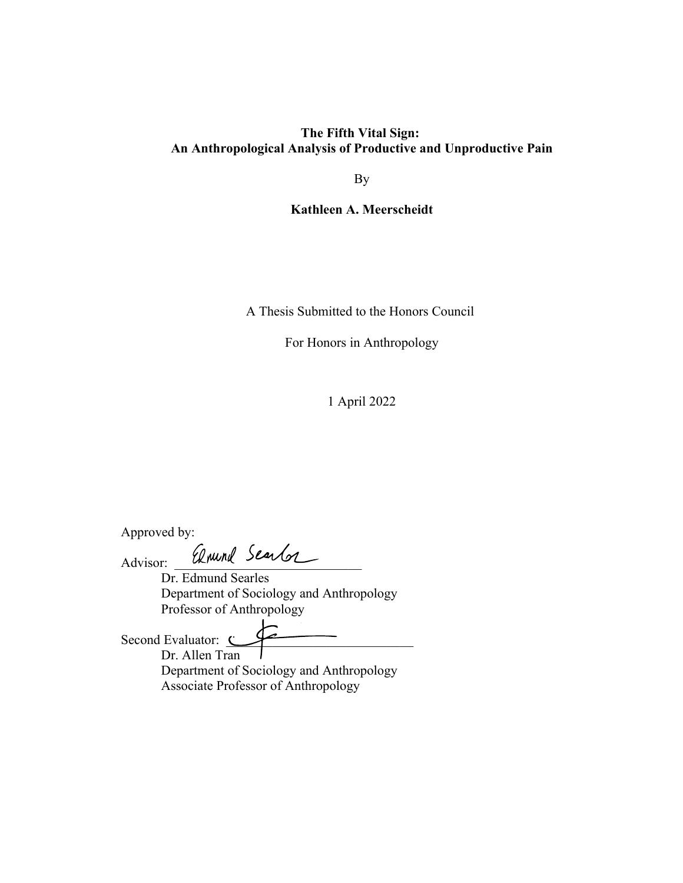**The Fifth Vital Sign:**
**An Anthropological Analysis of Productive and Unproductive Pain**

By

**Kathleen A. Meerscheidt**

A Thesis Submitted to the Honors Council

For Honors in Anthropology

1 April 2022

Approved by:

Advisor: Edmund Searles
Dr. Edmund Searles
Department of Sociology and Anthropology
Professor of Anthropology

Second Evaluator: ______________________
Dr. Allen Tran
Department of Sociology and Anthropology
Associate Professor of Anthropology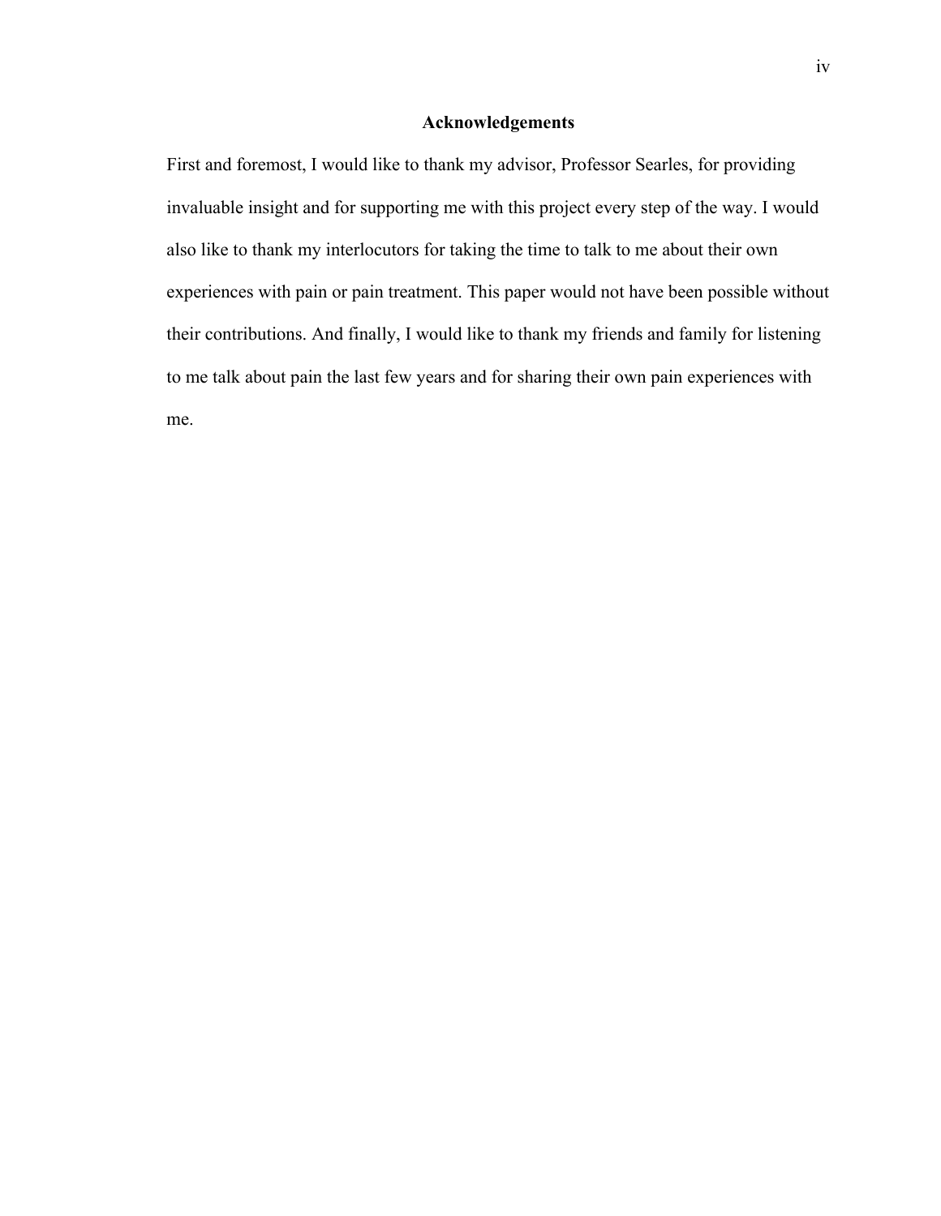# Acknowledgements

First and foremost, I would like to thank my advisor, Professor Searles, for providing invaluable insight and for supporting me with this project every step of the way. I would also like to thank my interlocutors for taking the time to talk to me about their own experiences with pain or pain treatment. This paper would not have been possible without their contributions. And finally, I would like to thank my friends and family for listening to me talk about pain the last few years and for sharing their own pain experiences with me.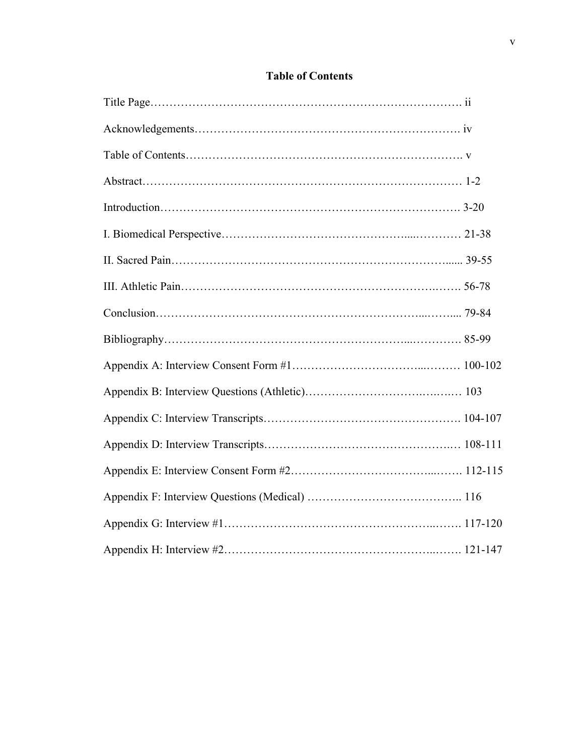# Table of Contents

Title Page………………………………………………………………………. ii

Acknowledgements……………………………………………………………. iv

Table of Contents……………………………………………………………. v

Abstract………………………………………………………………………… 1-2

Introduction…………………………………………………………………. 3-20

I. Biomedical Perspective………………………………………………….…… 21-38

II. Sacred Pain……………………………………………………………...... 39-55

III. Athletic Pain…………………………………………………………..…… 56-78

Conclusion……………………………………………………………...….... 79-84

Bibliography………………………………………………………...…………. 85-99

Appendix A: Interview Consent Form #1…………………………...……… 100-102

Appendix B: Interview Questions (Athletic)………………………….….…… 103

Appendix C: Interview Transcripts……………………………………………. 104-107

Appendix D: Interview Transcripts…………………………………………..… 108-111

Appendix E: Interview Consent Form #2……………………………...……. 112-115

Appendix F: Interview Questions (Medical) ………………………………….. 116

Appendix G: Interview #1……………………………………………...……. 117-120

Appendix H: Interview #2……………………………………………...……. 121-147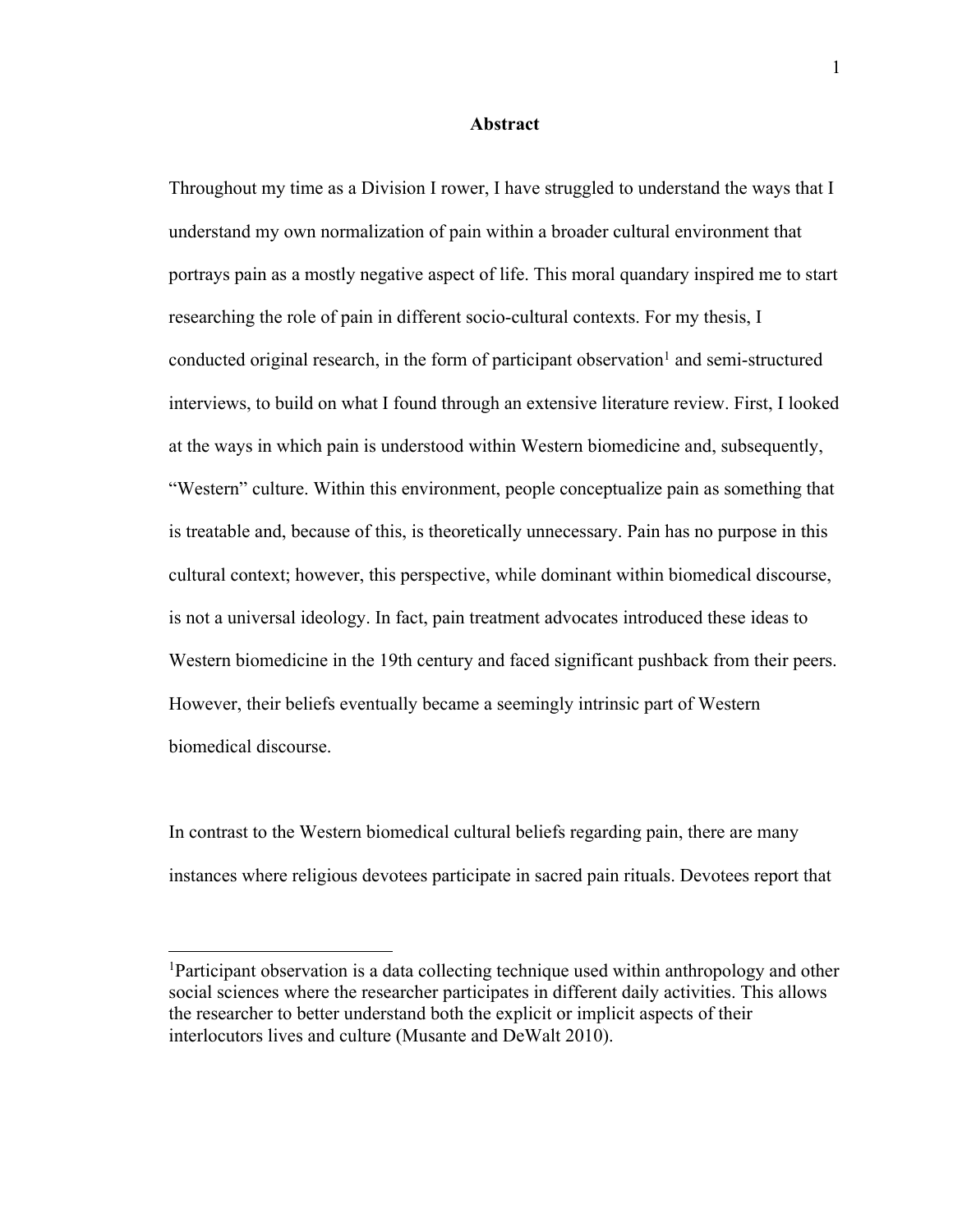## Abstract

Throughout my time as a Division I rower, I have struggled to understand the ways that I understand my own normalization of pain within a broader cultural environment that portrays pain as a mostly negative aspect of life. This moral quandary inspired me to start researching the role of pain in different socio-cultural contexts. For my thesis, I conducted original research, in the form of participant observation[1] and semi-structured interviews, to build on what I found through an extensive literature review. First, I looked at the ways in which pain is understood within Western biomedicine and, subsequently, "Western" culture. Within this environment, people conceptualize pain as something that is treatable and, because of this, is theoretically unnecessary. Pain has no purpose in this cultural context; however, this perspective, while dominant within biomedical discourse, is not a universal ideology. In fact, pain treatment advocates introduced these ideas to Western biomedicine in the 19th century and faced significant pushback from their peers. However, their beliefs eventually became a seemingly intrinsic part of Western biomedical discourse.

In contrast to the Western biomedical cultural beliefs regarding pain, there are many instances where religious devotees participate in sacred pain rituals. Devotees report that

[1]Participant observation is a data collecting technique used within anthropology and other social sciences where the researcher participates in different daily activities. This allows the researcher to better understand both the explicit or implicit aspects of their interlocutors lives and culture (Musante and DeWalt 2010).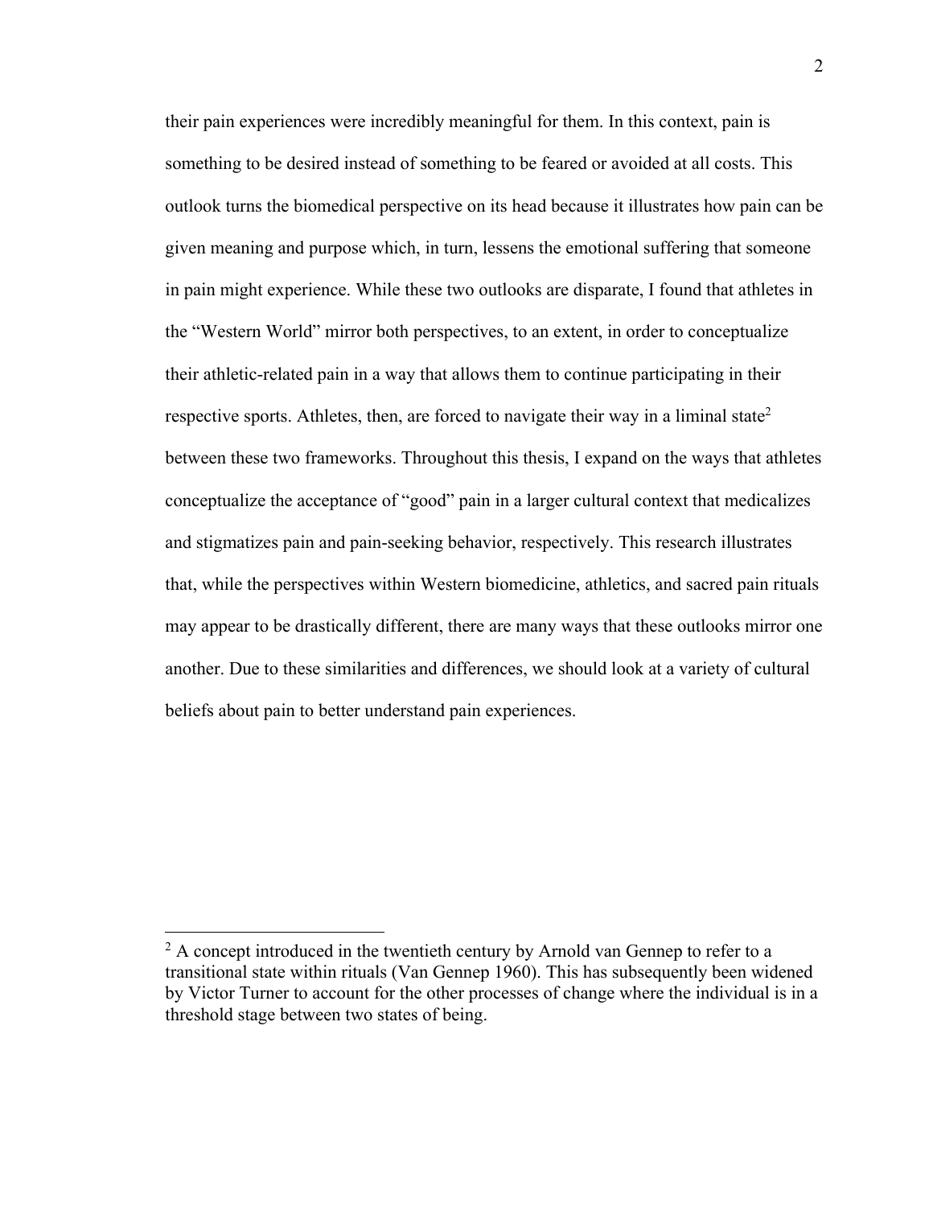their pain experiences were incredibly meaningful for them. In this context, pain is something to be desired instead of something to be feared or avoided at all costs. This outlook turns the biomedical perspective on its head because it illustrates how pain can be given meaning and purpose which, in turn, lessens the emotional suffering that someone in pain might experience. While these two outlooks are disparate, I found that athletes in the "Western World" mirror both perspectives, to an extent, in order to conceptualize their athletic-related pain in a way that allows them to continue participating in their respective sports. Athletes, then, are forced to navigate their way in a liminal state[2] between these two frameworks. Throughout this thesis, I expand on the ways that athletes conceptualize the acceptance of "good" pain in a larger cultural context that medicalizes and stigmatizes pain and pain-seeking behavior, respectively. This research illustrates that, while the perspectives within Western biomedicine, athletics, and sacred pain rituals may appear to be drastically different, there are many ways that these outlooks mirror one another. Due to these similarities and differences, we should look at a variety of cultural beliefs about pain to better understand pain experiences.

---

[2] A concept introduced in the twentieth century by Arnold van Gennep to refer to a transitional state within rituals (Van Gennep 1960). This has subsequently been widened by Victor Turner to account for the other processes of change where the individual is in a threshold stage between two states of being.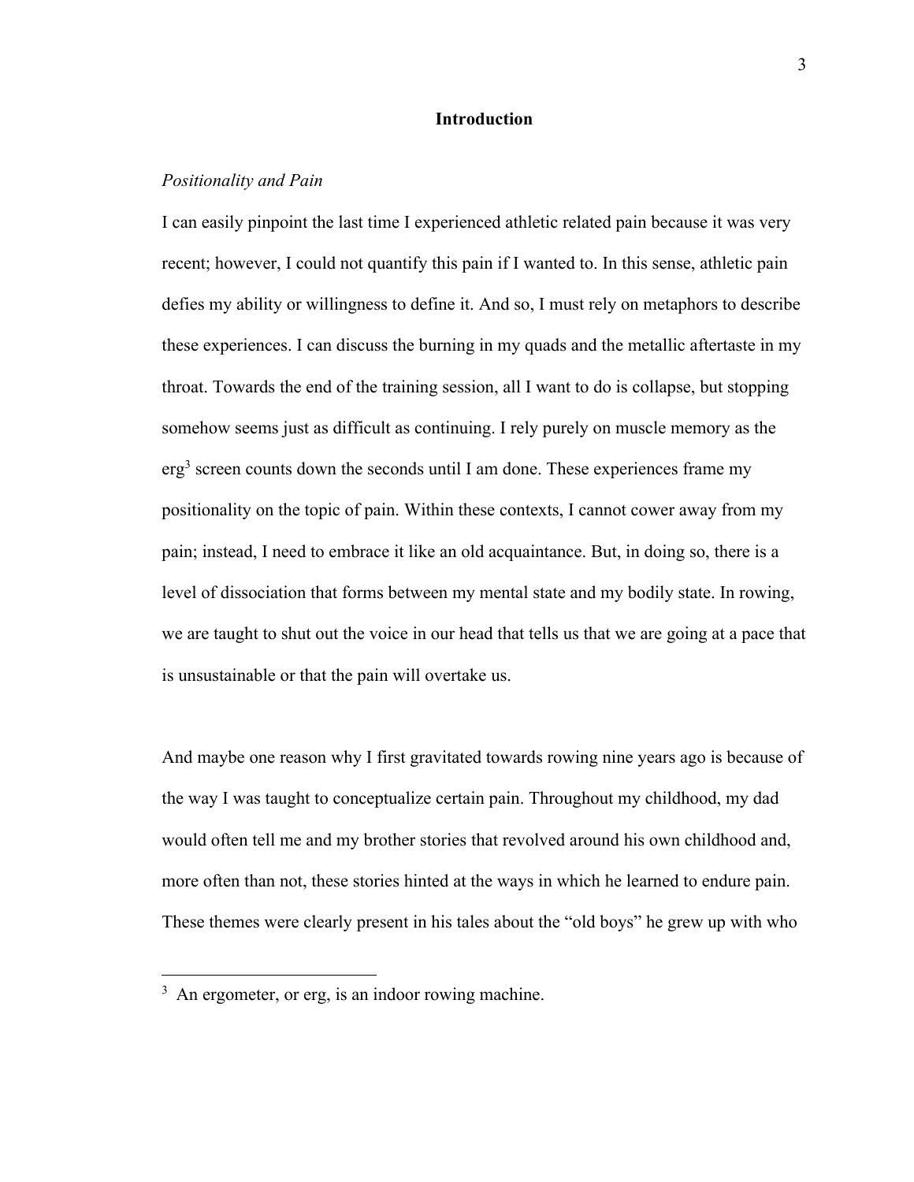## Introduction

### *Positionality and Pain*

I can easily pinpoint the last time I experienced athletic related pain because it was very recent; however, I could not quantify this pain if I wanted to. In this sense, athletic pain defies my ability or willingness to define it. And so, I must rely on metaphors to describe these experiences. I can discuss the burning in my quads and the metallic aftertaste in my throat. Towards the end of the training session, all I want to do is collapse, but stopping somehow seems just as difficult as continuing. I rely purely on muscle memory as the erg[3] screen counts down the seconds until I am done. These experiences frame my positionality on the topic of pain. Within these contexts, I cannot cower away from my pain; instead, I need to embrace it like an old acquaintance. But, in doing so, there is a level of dissociation that forms between my mental state and my bodily state. In rowing, we are taught to shut out the voice in our head that tells us that we are going at a pace that is unsustainable or that the pain will overtake us.

And maybe one reason why I first gravitated towards rowing nine years ago is because of the way I was taught to conceptualize certain pain. Throughout my childhood, my dad would often tell me and my brother stories that revolved around his own childhood and, more often than not, these stories hinted at the ways in which he learned to endure pain. These themes were clearly present in his tales about the "old boys" he grew up with who

[3] An ergometer, or erg, is an indoor rowing machine.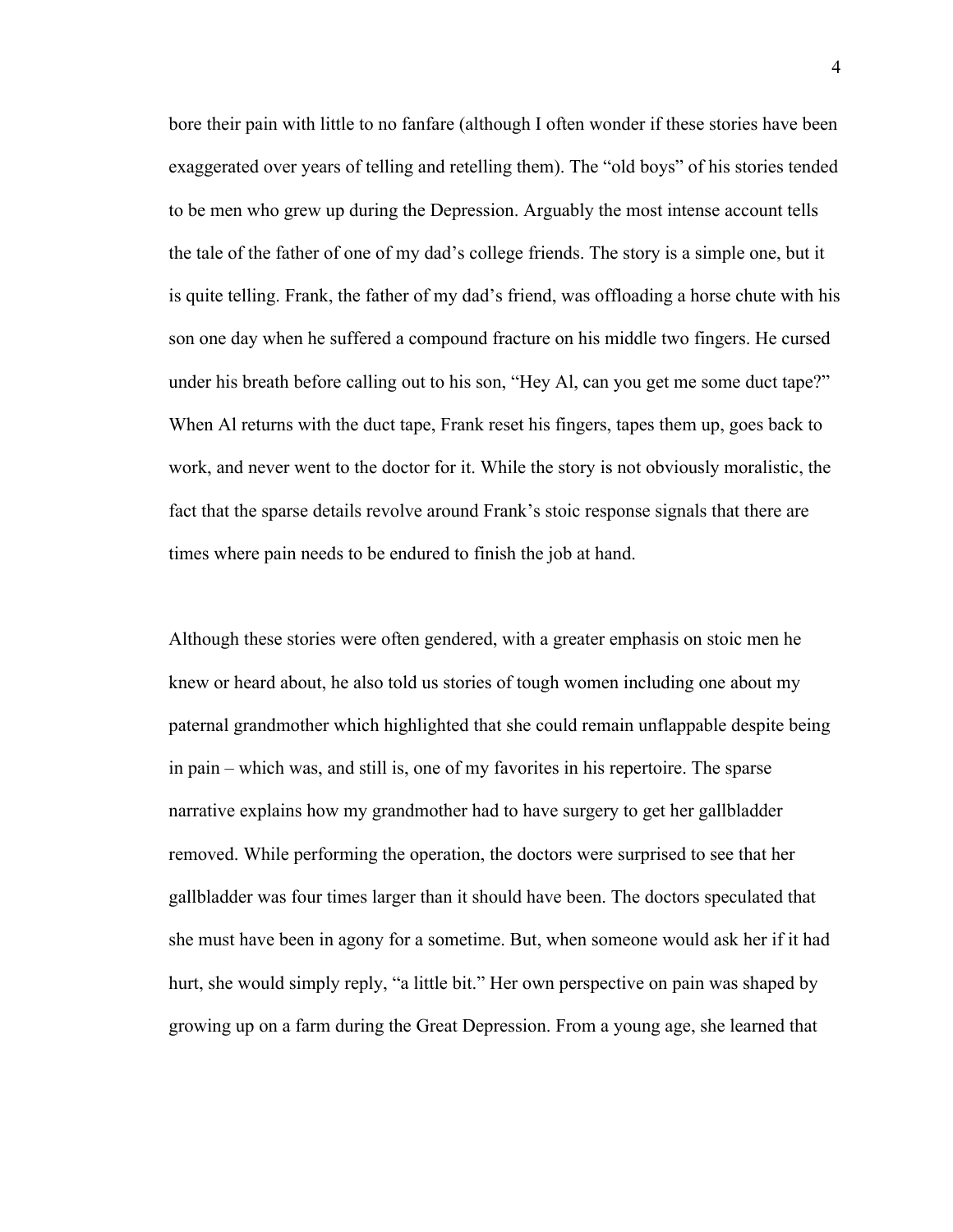bore their pain with little to no fanfare (although I often wonder if these stories have been exaggerated over years of telling and retelling them). The "old boys" of his stories tended to be men who grew up during the Depression. Arguably the most intense account tells the tale of the father of one of my dad's college friends. The story is a simple one, but it is quite telling. Frank, the father of my dad's friend, was offloading a horse chute with his son one day when he suffered a compound fracture on his middle two fingers. He cursed under his breath before calling out to his son, "Hey Al, can you get me some duct tape?" When Al returns with the duct tape, Frank reset his fingers, tapes them up, goes back to work, and never went to the doctor for it. While the story is not obviously moralistic, the fact that the sparse details revolve around Frank's stoic response signals that there are times where pain needs to be endured to finish the job at hand.

Although these stories were often gendered, with a greater emphasis on stoic men he knew or heard about, he also told us stories of tough women including one about my paternal grandmother which highlighted that she could remain unflappable despite being in pain – which was, and still is, one of my favorites in his repertoire. The sparse narrative explains how my grandmother had to have surgery to get her gallbladder removed. While performing the operation, the doctors were surprised to see that her gallbladder was four times larger than it should have been. The doctors speculated that she must have been in agony for a sometime. But, when someone would ask her if it had hurt, she would simply reply, "a little bit." Her own perspective on pain was shaped by growing up on a farm during the Great Depression. From a young age, she learned that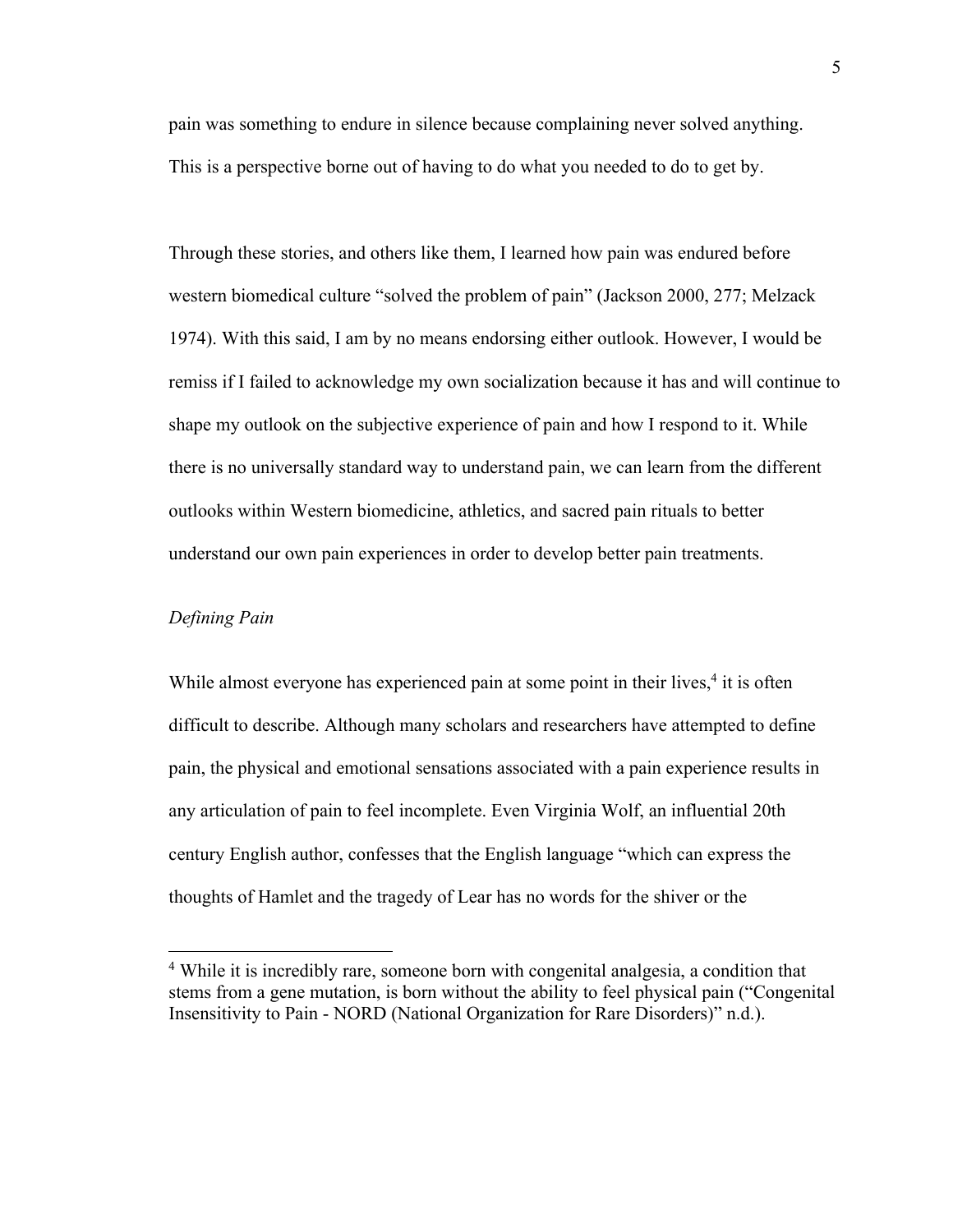pain was something to endure in silence because complaining never solved anything. This is a perspective borne out of having to do what you needed to do to get by.

Through these stories, and others like them, I learned how pain was endured before western biomedical culture "solved the problem of pain" (Jackson 2000, 277; Melzack 1974). With this said, I am by no means endorsing either outlook. However, I would be remiss if I failed to acknowledge my own socialization because it has and will continue to shape my outlook on the subjective experience of pain and how I respond to it. While there is no universally standard way to understand pain, we can learn from the different outlooks within Western biomedicine, athletics, and sacred pain rituals to better understand our own pain experiences in order to develop better pain treatments.

*Defining Pain*

While almost everyone has experienced pain at some point in their lives,[4] it is often difficult to describe. Although many scholars and researchers have attempted to define pain, the physical and emotional sensations associated with a pain experience results in any articulation of pain to feel incomplete. Even Virginia Wolf, an influential 20th century English author, confesses that the English language "which can express the thoughts of Hamlet and the tragedy of Lear has no words for the shiver or the

[4] While it is incredibly rare, someone born with congenital analgesia, a condition that stems from a gene mutation, is born without the ability to feel physical pain ("Congenital Insensitivity to Pain - NORD (National Organization for Rare Disorders)" n.d.).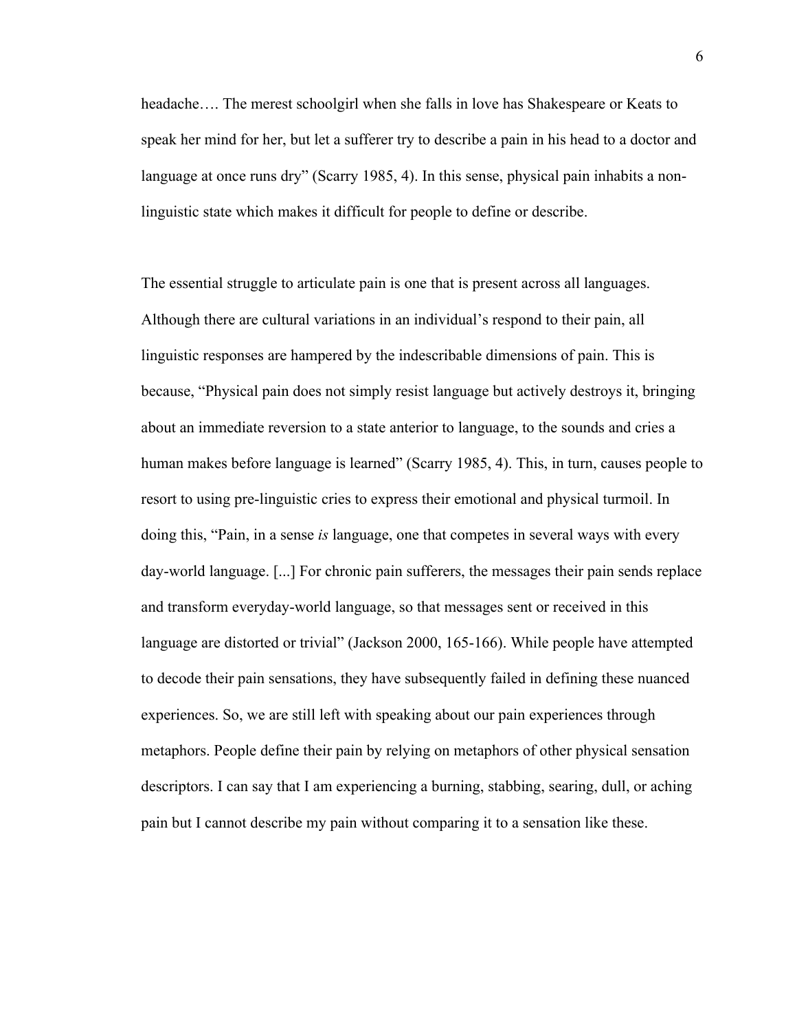headache…. The merest schoolgirl when she falls in love has Shakespeare or Keats to speak her mind for her, but let a sufferer try to describe a pain in his head to a doctor and language at once runs dry" (Scarry 1985, 4). In this sense, physical pain inhabits a non-linguistic state which makes it difficult for people to define or describe.

The essential struggle to articulate pain is one that is present across all languages. Although there are cultural variations in an individual's respond to their pain, all linguistic responses are hampered by the indescribable dimensions of pain. This is because, "Physical pain does not simply resist language but actively destroys it, bringing about an immediate reversion to a state anterior to language, to the sounds and cries a human makes before language is learned" (Scarry 1985, 4). This, in turn, causes people to resort to using pre-linguistic cries to express their emotional and physical turmoil. In doing this, "Pain, in a sense *is* language, one that competes in several ways with every day-world language. [...] For chronic pain sufferers, the messages their pain sends replace and transform everyday-world language, so that messages sent or received in this language are distorted or trivial" (Jackson 2000, 165-166). While people have attempted to decode their pain sensations, they have subsequently failed in defining these nuanced experiences. So, we are still left with speaking about our pain experiences through metaphors. People define their pain by relying on metaphors of other physical sensation descriptors. I can say that I am experiencing a burning, stabbing, searing, dull, or aching pain but I cannot describe my pain without comparing it to a sensation like these.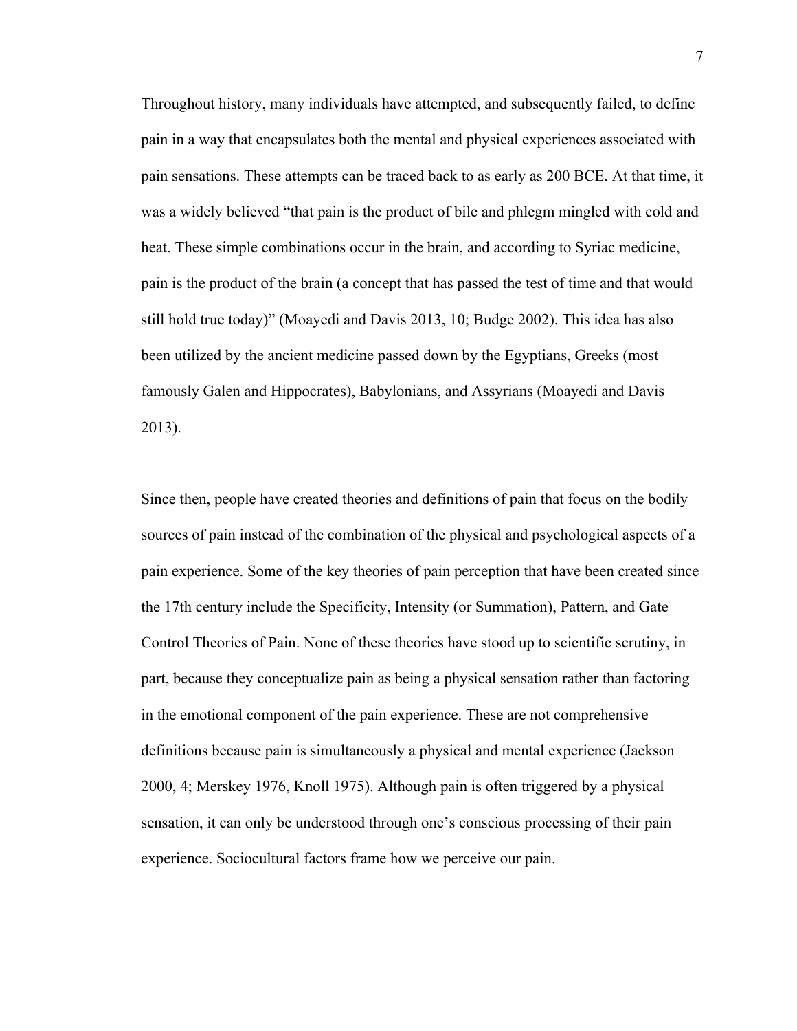Throughout history, many individuals have attempted, and subsequently failed, to define pain in a way that encapsulates both the mental and physical experiences associated with pain sensations. These attempts can be traced back to as early as 200 BCE. At that time, it was a widely believed "that pain is the product of bile and phlegm mingled with cold and heat. These simple combinations occur in the brain, and according to Syriac medicine, pain is the product of the brain (a concept that has passed the test of time and that would still hold true today)" (Moayedi and Davis 2013, 10; Budge 2002). This idea has also been utilized by the ancient medicine passed down by the Egyptians, Greeks (most famously Galen and Hippocrates), Babylonians, and Assyrians (Moayedi and Davis 2013).

Since then, people have created theories and definitions of pain that focus on the bodily sources of pain instead of the combination of the physical and psychological aspects of a pain experience. Some of the key theories of pain perception that have been created since the 17th century include the Specificity, Intensity (or Summation), Pattern, and Gate Control Theories of Pain. None of these theories have stood up to scientific scrutiny, in part, because they conceptualize pain as being a physical sensation rather than factoring in the emotional component of the pain experience. These are not comprehensive definitions because pain is simultaneously a physical and mental experience (Jackson 2000, 4; Merskey 1976, Knoll 1975). Although pain is often triggered by a physical sensation, it can only be understood through one's conscious processing of their pain experience. Sociocultural factors frame how we perceive our pain.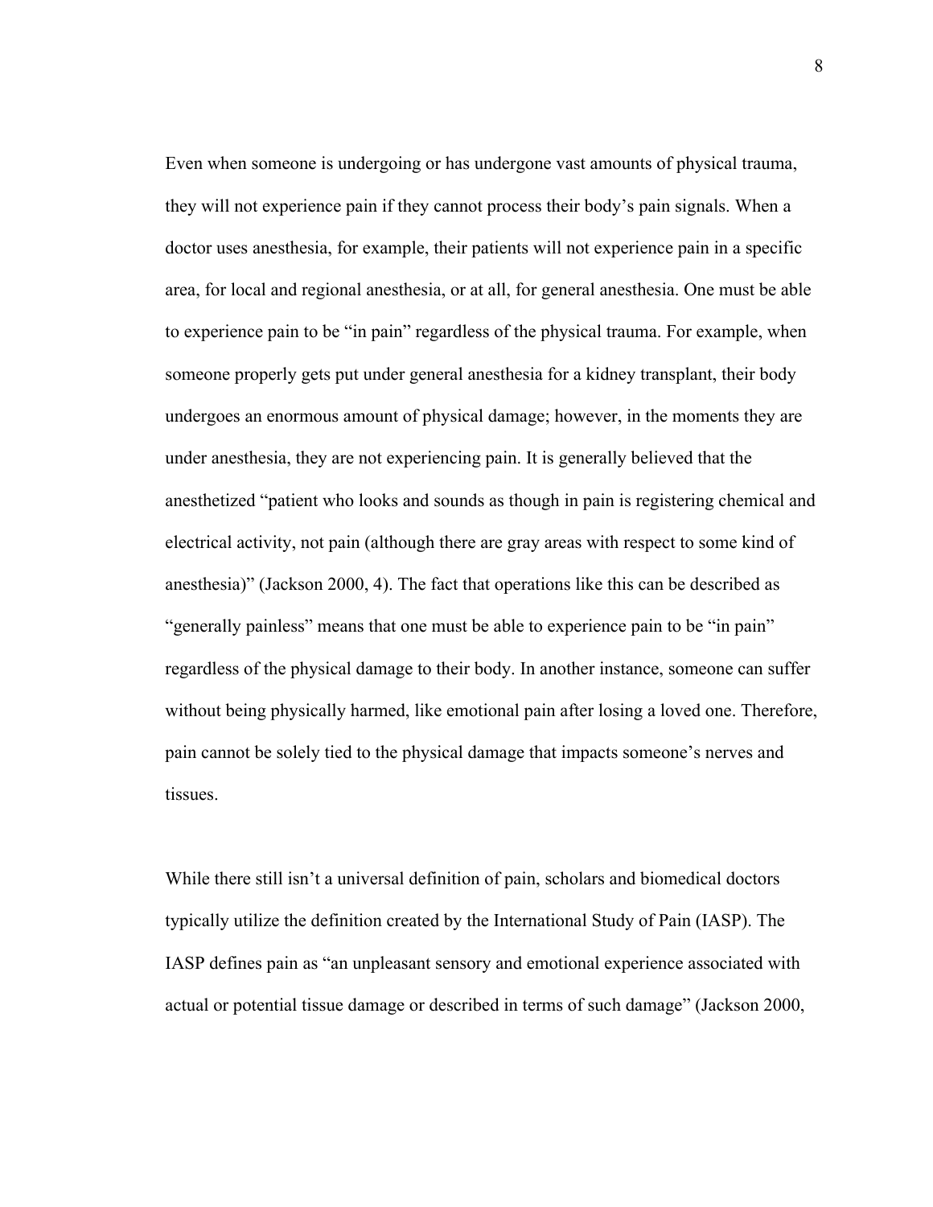Even when someone is undergoing or has undergone vast amounts of physical trauma, they will not experience pain if they cannot process their body's pain signals. When a doctor uses anesthesia, for example, their patients will not experience pain in a specific area, for local and regional anesthesia, or at all, for general anesthesia. One must be able to experience pain to be "in pain" regardless of the physical trauma. For example, when someone properly gets put under general anesthesia for a kidney transplant, their body undergoes an enormous amount of physical damage; however, in the moments they are under anesthesia, they are not experiencing pain. It is generally believed that the anesthetized "patient who looks and sounds as though in pain is registering chemical and electrical activity, not pain (although there are gray areas with respect to some kind of anesthesia)" (Jackson 2000, 4). The fact that operations like this can be described as "generally painless" means that one must be able to experience pain to be "in pain" regardless of the physical damage to their body. In another instance, someone can suffer without being physically harmed, like emotional pain after losing a loved one. Therefore, pain cannot be solely tied to the physical damage that impacts someone's nerves and tissues.

While there still isn't a universal definition of pain, scholars and biomedical doctors typically utilize the definition created by the International Study of Pain (IASP). The IASP defines pain as "an unpleasant sensory and emotional experience associated with actual or potential tissue damage or described in terms of such damage" (Jackson 2000,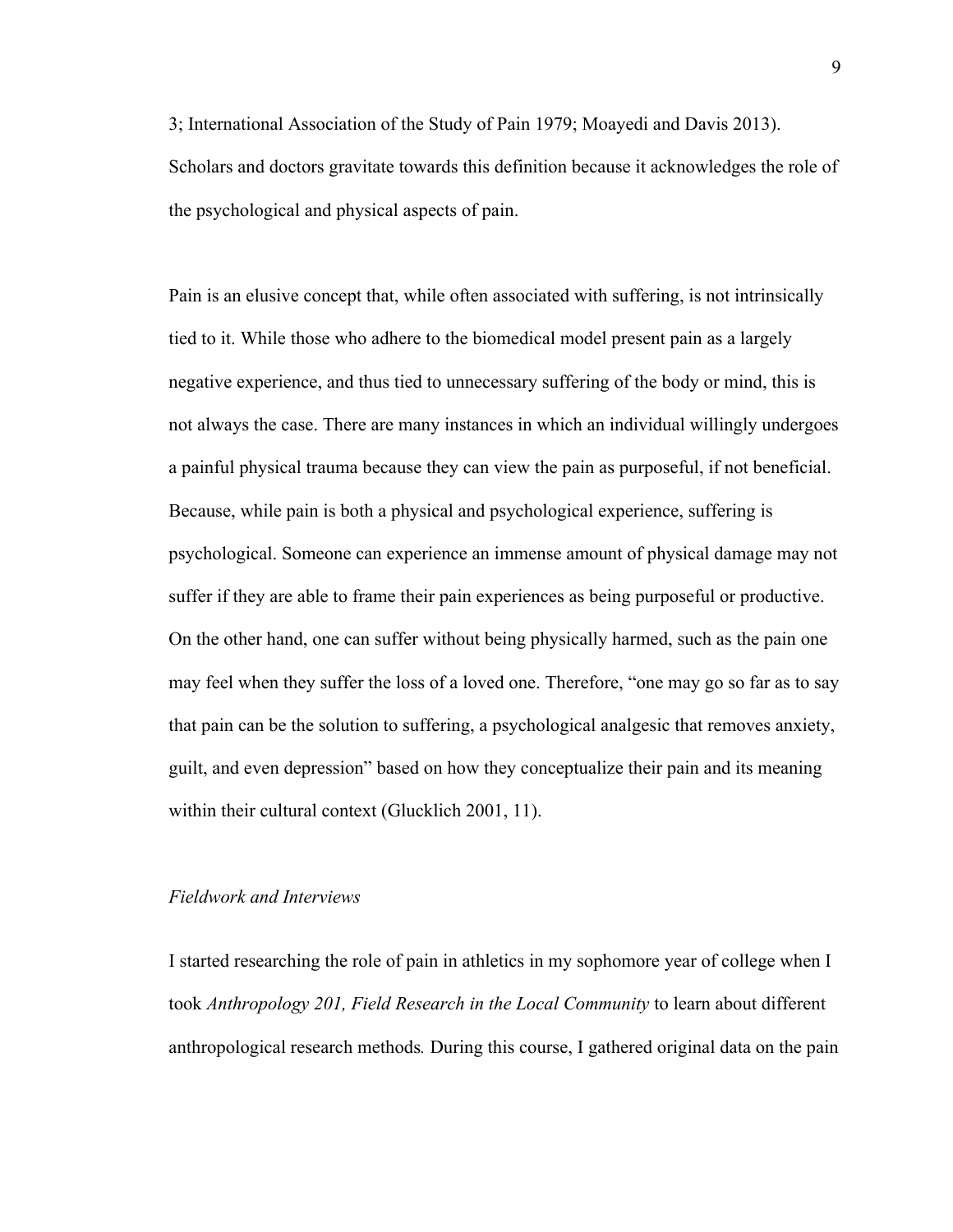3; International Association of the Study of Pain 1979; Moayedi and Davis 2013). Scholars and doctors gravitate towards this definition because it acknowledges the role of the psychological and physical aspects of pain.

Pain is an elusive concept that, while often associated with suffering, is not intrinsically tied to it. While those who adhere to the biomedical model present pain as a largely negative experience, and thus tied to unnecessary suffering of the body or mind, this is not always the case. There are many instances in which an individual willingly undergoes a painful physical trauma because they can view the pain as purposeful, if not beneficial. Because, while pain is both a physical and psychological experience, suffering is psychological. Someone can experience an immense amount of physical damage may not suffer if they are able to frame their pain experiences as being purposeful or productive. On the other hand, one can suffer without being physically harmed, such as the pain one may feel when they suffer the loss of a loved one. Therefore, "one may go so far as to say that pain can be the solution to suffering, a psychological analgesic that removes anxiety, guilt, and even depression" based on how they conceptualize their pain and its meaning within their cultural context (Glucklich 2001, 11).

### *Fieldwork and Interviews*

I started researching the role of pain in athletics in my sophomore year of college when I took *Anthropology 201, Field Research in the Local Community* to learn about different anthropological research methods. During this course, I gathered original data on the pain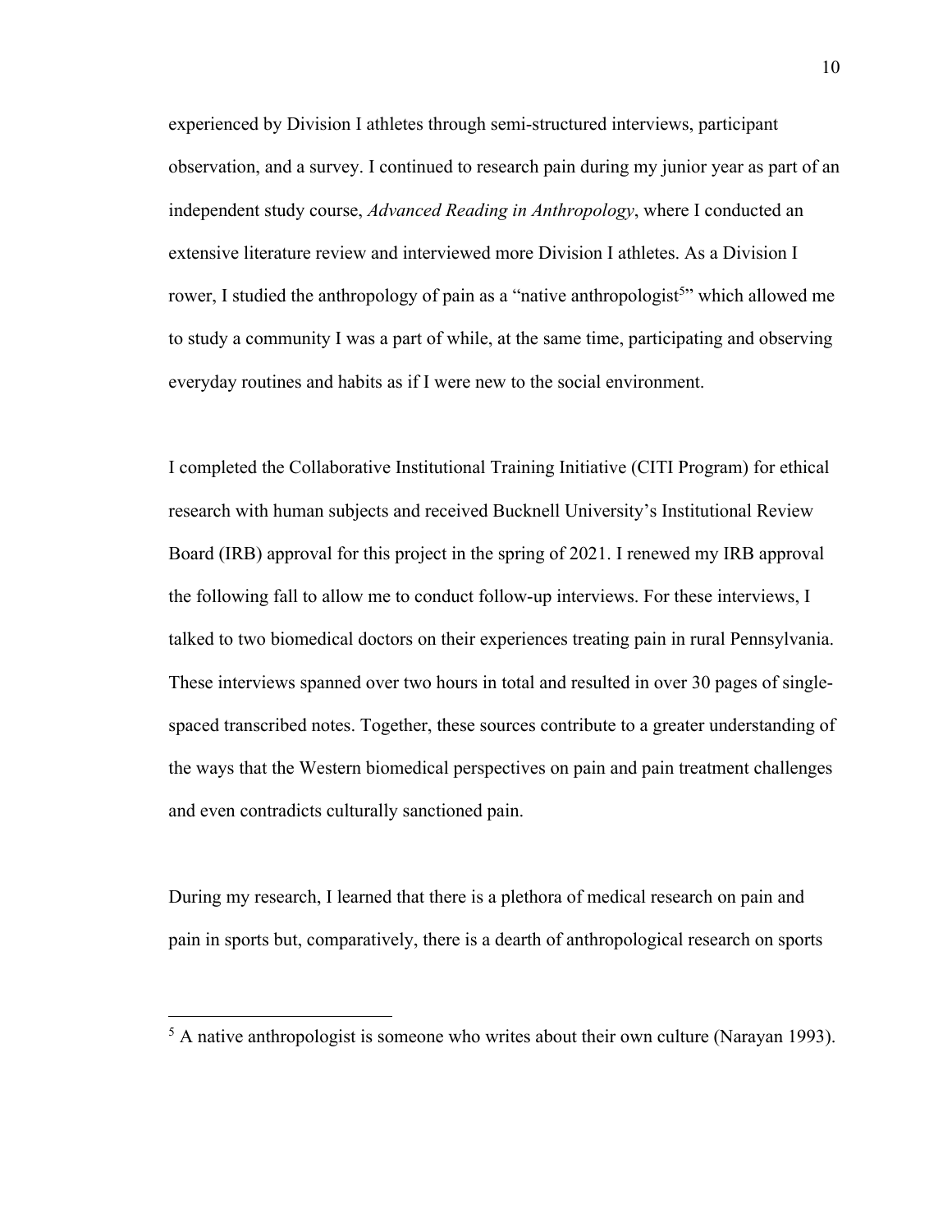experienced by Division I athletes through semi-structured interviews, participant observation, and a survey. I continued to research pain during my junior year as part of an independent study course, *Advanced Reading in Anthropology*, where I conducted an extensive literature review and interviewed more Division I athletes. As a Division I rower, I studied the anthropology of pain as a "native anthropologist[5]" which allowed me to study a community I was a part of while, at the same time, participating and observing everyday routines and habits as if I were new to the social environment.

I completed the Collaborative Institutional Training Initiative (CITI Program) for ethical research with human subjects and received Bucknell University's Institutional Review Board (IRB) approval for this project in the spring of 2021. I renewed my IRB approval the following fall to allow me to conduct follow-up interviews. For these interviews, I talked to two biomedical doctors on their experiences treating pain in rural Pennsylvania. These interviews spanned over two hours in total and resulted in over 30 pages of single-spaced transcribed notes. Together, these sources contribute to a greater understanding of the ways that the Western biomedical perspectives on pain and pain treatment challenges and even contradicts culturally sanctioned pain.

During my research, I learned that there is a plethora of medical research on pain and pain in sports but, comparatively, there is a dearth of anthropological research on sports

[5] A native anthropologist is someone who writes about their own culture (Narayan 1993).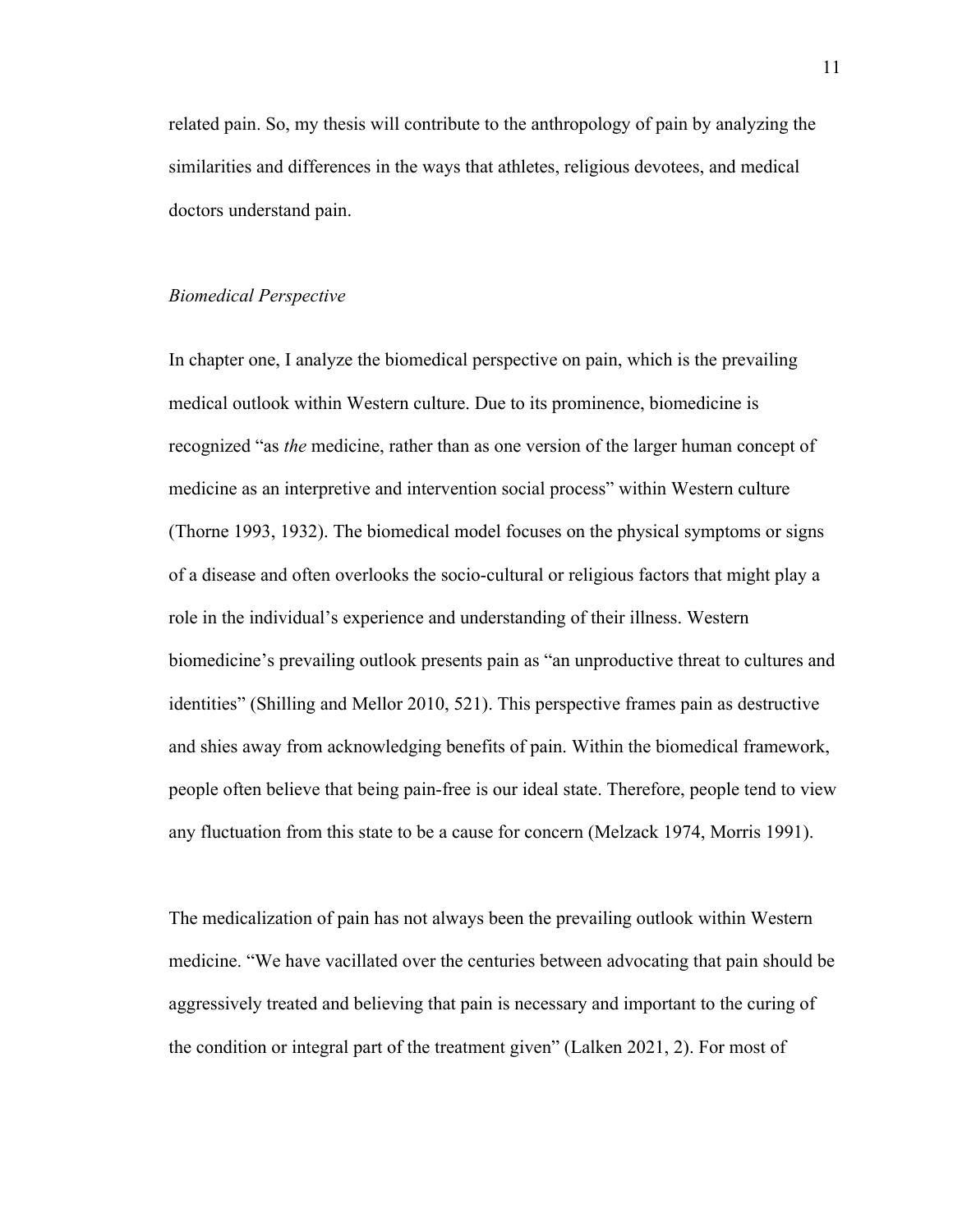related pain. So, my thesis will contribute to the anthropology of pain by analyzing the similarities and differences in the ways that athletes, religious devotees, and medical doctors understand pain.

### *Biomedical Perspective*

In chapter one, I analyze the biomedical perspective on pain, which is the prevailing medical outlook within Western culture. Due to its prominence, biomedicine is recognized "as *the* medicine, rather than as one version of the larger human concept of medicine as an interpretive and intervention social process" within Western culture (Thorne 1993, 1932). The biomedical model focuses on the physical symptoms or signs of a disease and often overlooks the socio-cultural or religious factors that might play a role in the individual's experience and understanding of their illness. Western biomedicine's prevailing outlook presents pain as "an unproductive threat to cultures and identities" (Shilling and Mellor 2010, 521). This perspective frames pain as destructive and shies away from acknowledging benefits of pain. Within the biomedical framework, people often believe that being pain-free is our ideal state. Therefore, people tend to view any fluctuation from this state to be a cause for concern (Melzack 1974, Morris 1991).

The medicalization of pain has not always been the prevailing outlook within Western medicine. "We have vacillated over the centuries between advocating that pain should be aggressively treated and believing that pain is necessary and important to the curing of the condition or integral part of the treatment given" (Lalken 2021, 2). For most of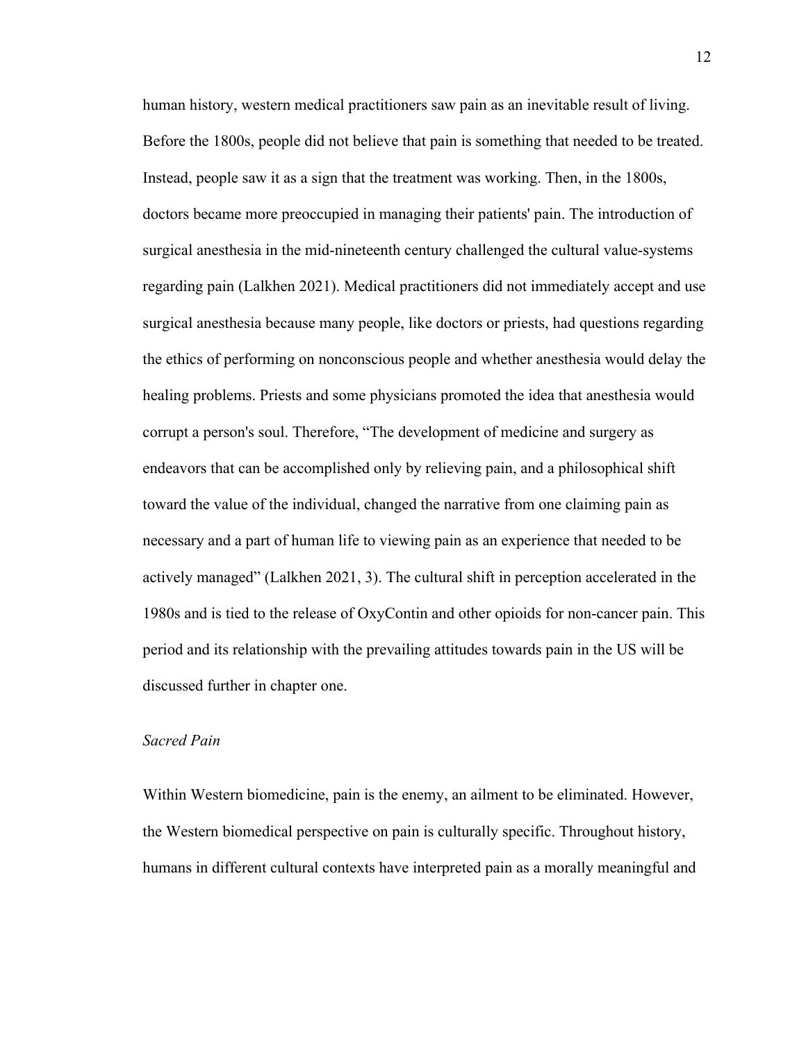human history, western medical practitioners saw pain as an inevitable result of living. Before the 1800s, people did not believe that pain is something that needed to be treated. Instead, people saw it as a sign that the treatment was working. Then, in the 1800s, doctors became more preoccupied in managing their patients' pain. The introduction of surgical anesthesia in the mid-nineteenth century challenged the cultural value-systems regarding pain (Lalkhen 2021). Medical practitioners did not immediately accept and use surgical anesthesia because many people, like doctors or priests, had questions regarding the ethics of performing on nonconscious people and whether anesthesia would delay the healing problems. Priests and some physicians promoted the idea that anesthesia would corrupt a person's soul. Therefore, "The development of medicine and surgery as endeavors that can be accomplished only by relieving pain, and a philosophical shift toward the value of the individual, changed the narrative from one claiming pain as necessary and a part of human life to viewing pain as an experience that needed to be actively managed" (Lalkhen 2021, 3). The cultural shift in perception accelerated in the 1980s and is tied to the release of OxyContin and other opioids for non-cancer pain. This period and its relationship with the prevailing attitudes towards pain in the US will be discussed further in chapter one.

### *Sacred Pain*

Within Western biomedicine, pain is the enemy, an ailment to be eliminated. However, the Western biomedical perspective on pain is culturally specific. Throughout history, humans in different cultural contexts have interpreted pain as a morally meaningful and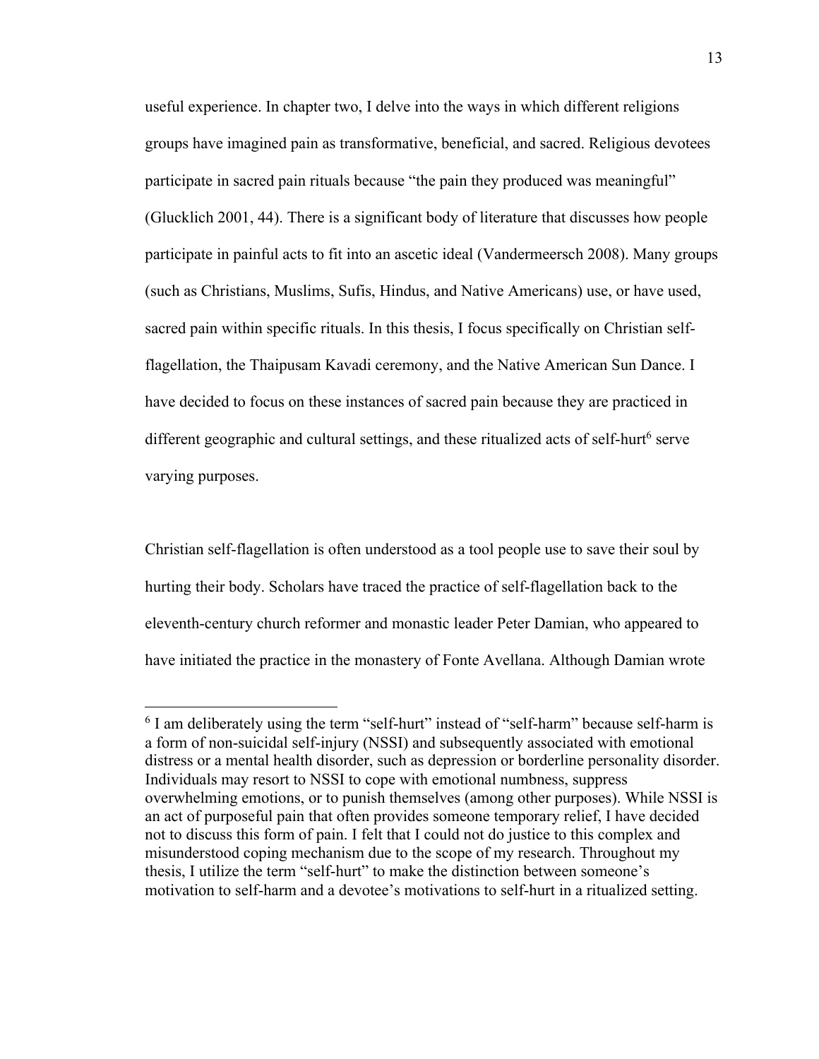useful experience. In chapter two, I delve into the ways in which different religions groups have imagined pain as transformative, beneficial, and sacred. Religious devotees participate in sacred pain rituals because "the pain they produced was meaningful" (Glucklich 2001, 44). There is a significant body of literature that discusses how people participate in painful acts to fit into an ascetic ideal (Vandermeersch 2008). Many groups (such as Christians, Muslims, Sufis, Hindus, and Native Americans) use, or have used, sacred pain within specific rituals. In this thesis, I focus specifically on Christian self-flagellation, the Thaipusam Kavadi ceremony, and the Native American Sun Dance. I have decided to focus on these instances of sacred pain because they are practiced in different geographic and cultural settings, and these ritualized acts of self-hurt[6] serve varying purposes.

Christian self-flagellation is often understood as a tool people use to save their soul by hurting their body. Scholars have traced the practice of self-flagellation back to the eleventh-century church reformer and monastic leader Peter Damian, who appeared to have initiated the practice in the monastery of Fonte Avellana. Although Damian wrote

[6] I am deliberately using the term "self-hurt" instead of "self-harm" because self-harm is a form of non-suicidal self-injury (NSSI) and subsequently associated with emotional distress or a mental health disorder, such as depression or borderline personality disorder. Individuals may resort to NSSI to cope with emotional numbness, suppress overwhelming emotions, or to punish themselves (among other purposes). While NSSI is an act of purposeful pain that often provides someone temporary relief, I have decided not to discuss this form of pain. I felt that I could not do justice to this complex and misunderstood coping mechanism due to the scope of my research. Throughout my thesis, I utilize the term "self-hurt" to make the distinction between someone's motivation to self-harm and a devotee's motivations to self-hurt in a ritualized setting.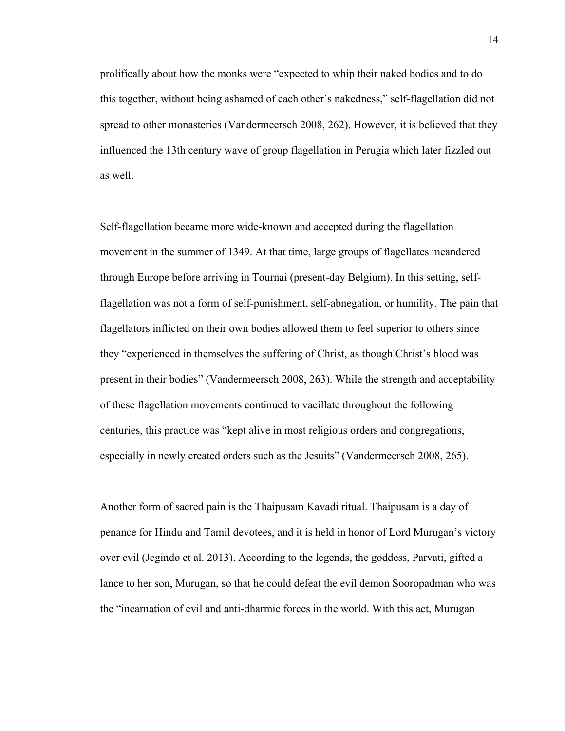prolifically about how the monks were “expected to whip their naked bodies and to do this together, without being ashamed of each other’s nakedness,” self-flagellation did not spread to other monasteries (Vandermeersch 2008, 262). However, it is believed that they influenced the 13th century wave of group flagellation in Perugia which later fizzled out as well.

Self-flagellation became more wide-known and accepted during the flagellation movement in the summer of 1349. At that time, large groups of flagellates meandered through Europe before arriving in Tournai (present-day Belgium). In this setting, self-flagellation was not a form of self-punishment, self-abnegation, or humility. The pain that flagellators inflicted on their own bodies allowed them to feel superior to others since they “experienced in themselves the suffering of Christ, as though Christ’s blood was present in their bodies” (Vandermeersch 2008, 263). While the strength and acceptability of these flagellation movements continued to vacillate throughout the following centuries, this practice was “kept alive in most religious orders and congregations, especially in newly created orders such as the Jesuits” (Vandermeersch 2008, 265).

Another form of sacred pain is the Thaipusam Kavadi ritual. Thaipusam is a day of penance for Hindu and Tamil devotees, and it is held in honor of Lord Murugan’s victory over evil (Jegindø et al. 2013). According to the legends, the goddess, Parvati, gifted a lance to her son, Murugan, so that he could defeat the evil demon Sooropadman who was the “incarnation of evil and anti-dharmic forces in the world. With this act, Murugan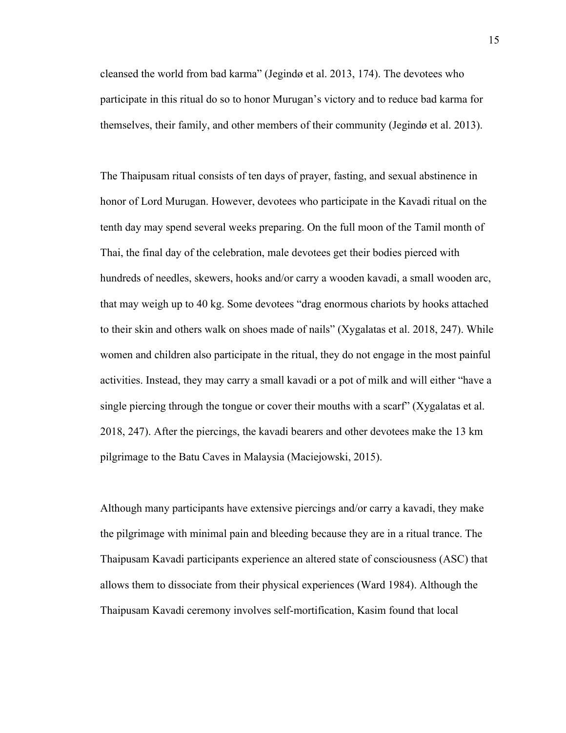cleansed the world from bad karma" (Jegindø et al. 2013, 174). The devotees who participate in this ritual do so to honor Murugan's victory and to reduce bad karma for themselves, their family, and other members of their community (Jegindø et al. 2013).

The Thaipusam ritual consists of ten days of prayer, fasting, and sexual abstinence in honor of Lord Murugan. However, devotees who participate in the Kavadi ritual on the tenth day may spend several weeks preparing. On the full moon of the Tamil month of Thai, the final day of the celebration, male devotees get their bodies pierced with hundreds of needles, skewers, hooks and/or carry a wooden kavadi, a small wooden arc, that may weigh up to 40 kg. Some devotees "drag enormous chariots by hooks attached to their skin and others walk on shoes made of nails" (Xygalatas et al. 2018, 247). While women and children also participate in the ritual, they do not engage in the most painful activities. Instead, they may carry a small kavadi or a pot of milk and will either "have a single piercing through the tongue or cover their mouths with a scarf" (Xygalatas et al. 2018, 247). After the piercings, the kavadi bearers and other devotees make the 13 km pilgrimage to the Batu Caves in Malaysia (Maciejowski, 2015).

Although many participants have extensive piercings and/or carry a kavadi, they make the pilgrimage with minimal pain and bleeding because they are in a ritual trance. The Thaipusam Kavadi participants experience an altered state of consciousness (ASC) that allows them to dissociate from their physical experiences (Ward 1984). Although the Thaipusam Kavadi ceremony involves self-mortification, Kasim found that local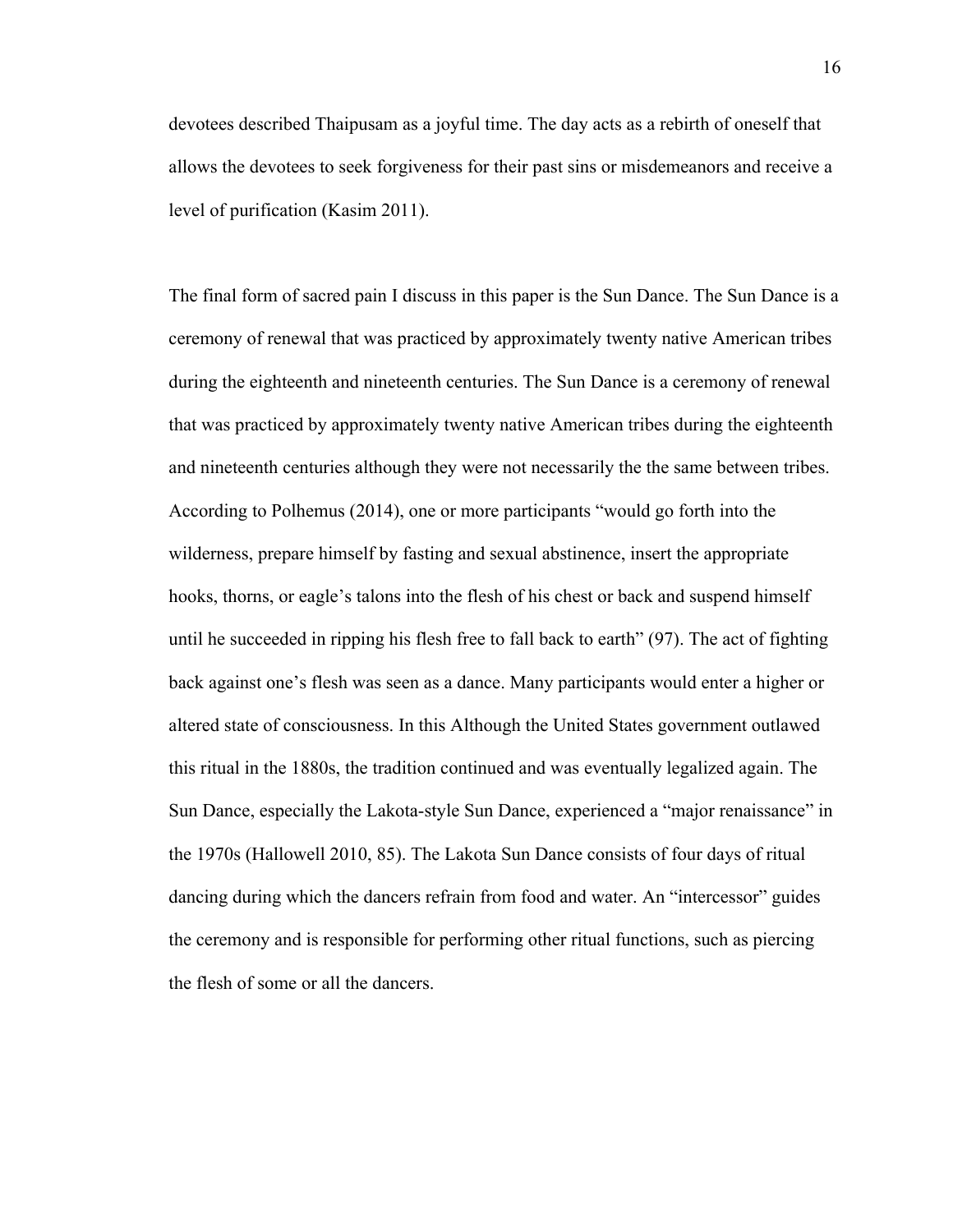devotees described Thaipusam as a joyful time. The day acts as a rebirth of oneself that allows the devotees to seek forgiveness for their past sins or misdemeanors and receive a level of purification (Kasim 2011).

The final form of sacred pain I discuss in this paper is the Sun Dance. The Sun Dance is a ceremony of renewal that was practiced by approximately twenty native American tribes during the eighteenth and nineteenth centuries. The Sun Dance is a ceremony of renewal that was practiced by approximately twenty native American tribes during the eighteenth and nineteenth centuries although they were not necessarily the the same between tribes. According to Polhemus (2014), one or more participants "would go forth into the wilderness, prepare himself by fasting and sexual abstinence, insert the appropriate hooks, thorns, or eagle's talons into the flesh of his chest or back and suspend himself until he succeeded in ripping his flesh free to fall back to earth" (97). The act of fighting back against one's flesh was seen as a dance. Many participants would enter a higher or altered state of consciousness. In this Although the United States government outlawed this ritual in the 1880s, the tradition continued and was eventually legalized again. The Sun Dance, especially the Lakota-style Sun Dance, experienced a "major renaissance" in the 1970s (Hallowell 2010, 85). The Lakota Sun Dance consists of four days of ritual dancing during which the dancers refrain from food and water. An "intercessor" guides the ceremony and is responsible for performing other ritual functions, such as piercing the flesh of some or all the dancers.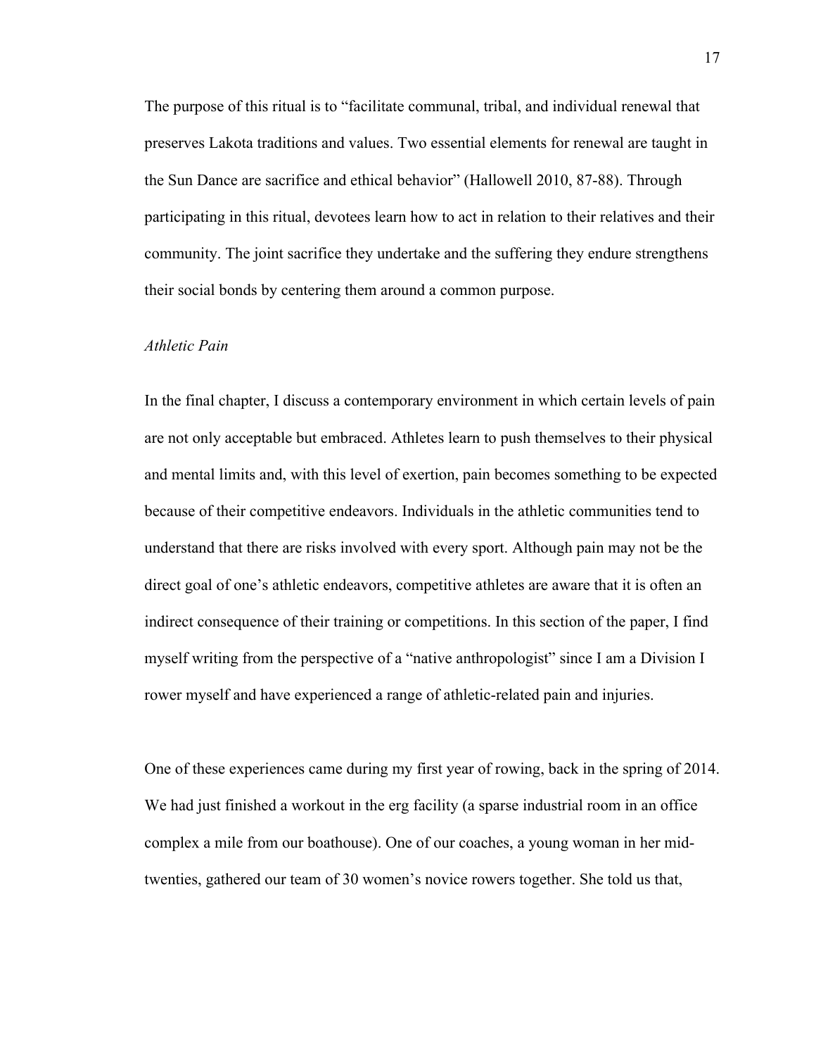The purpose of this ritual is to "facilitate communal, tribal, and individual renewal that preserves Lakota traditions and values. Two essential elements for renewal are taught in the Sun Dance are sacrifice and ethical behavior" (Hallowell 2010, 87-88). Through participating in this ritual, devotees learn how to act in relation to their relatives and their community. The joint sacrifice they undertake and the suffering they endure strengthens their social bonds by centering them around a common purpose.

### *Athletic Pain*

In the final chapter, I discuss a contemporary environment in which certain levels of pain are not only acceptable but embraced. Athletes learn to push themselves to their physical and mental limits and, with this level of exertion, pain becomes something to be expected because of their competitive endeavors. Individuals in the athletic communities tend to understand that there are risks involved with every sport. Although pain may not be the direct goal of one's athletic endeavors, competitive athletes are aware that it is often an indirect consequence of their training or competitions. In this section of the paper, I find myself writing from the perspective of a "native anthropologist" since I am a Division I rower myself and have experienced a range of athletic-related pain and injuries.

One of these experiences came during my first year of rowing, back in the spring of 2014. We had just finished a workout in the erg facility (a sparse industrial room in an office complex a mile from our boathouse). One of our coaches, a young woman in her mid-twenties, gathered our team of 30 women's novice rowers together. She told us that,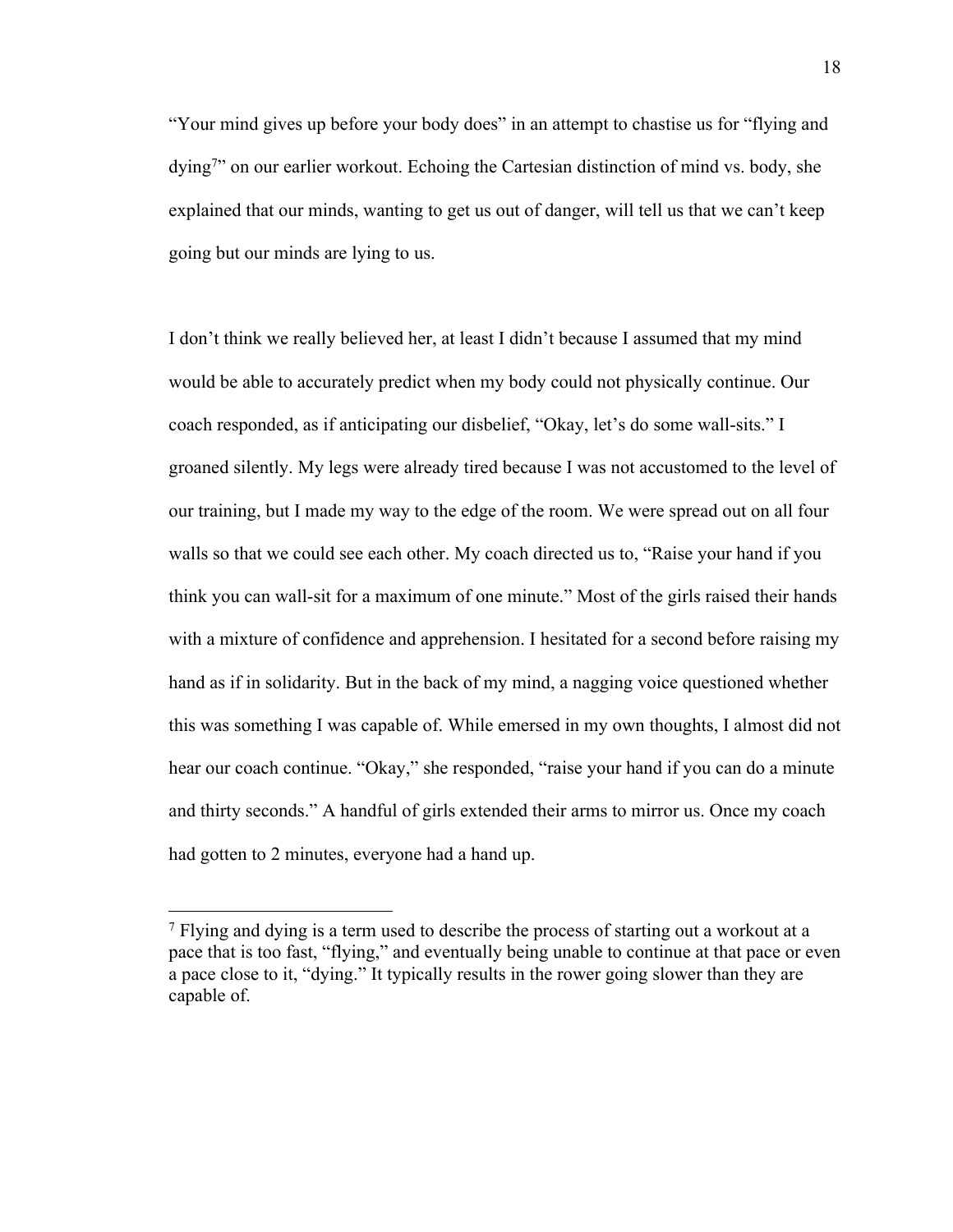"Your mind gives up before your body does" in an attempt to chastise us for "flying and dying[7]" on our earlier workout. Echoing the Cartesian distinction of mind vs. body, she explained that our minds, wanting to get us out of danger, will tell us that we can't keep going but our minds are lying to us.

I don't think we really believed her, at least I didn't because I assumed that my mind would be able to accurately predict when my body could not physically continue. Our coach responded, as if anticipating our disbelief, "Okay, let's do some wall-sits." I groaned silently. My legs were already tired because I was not accustomed to the level of our training, but I made my way to the edge of the room. We were spread out on all four walls so that we could see each other. My coach directed us to, "Raise your hand if you think you can wall-sit for a maximum of one minute." Most of the girls raised their hands with a mixture of confidence and apprehension. I hesitated for a second before raising my hand as if in solidarity. But in the back of my mind, a nagging voice questioned whether this was something I was capable of. While emersed in my own thoughts, I almost did not hear our coach continue. "Okay," she responded, "raise your hand if you can do a minute and thirty seconds." A handful of girls extended their arms to mirror us. Once my coach had gotten to 2 minutes, everyone had a hand up.

---

[7] Flying and dying is a term used to describe the process of starting out a workout at a pace that is too fast, "flying," and eventually being unable to continue at that pace or even a pace close to it, "dying." It typically results in the rower going slower than they are capable of.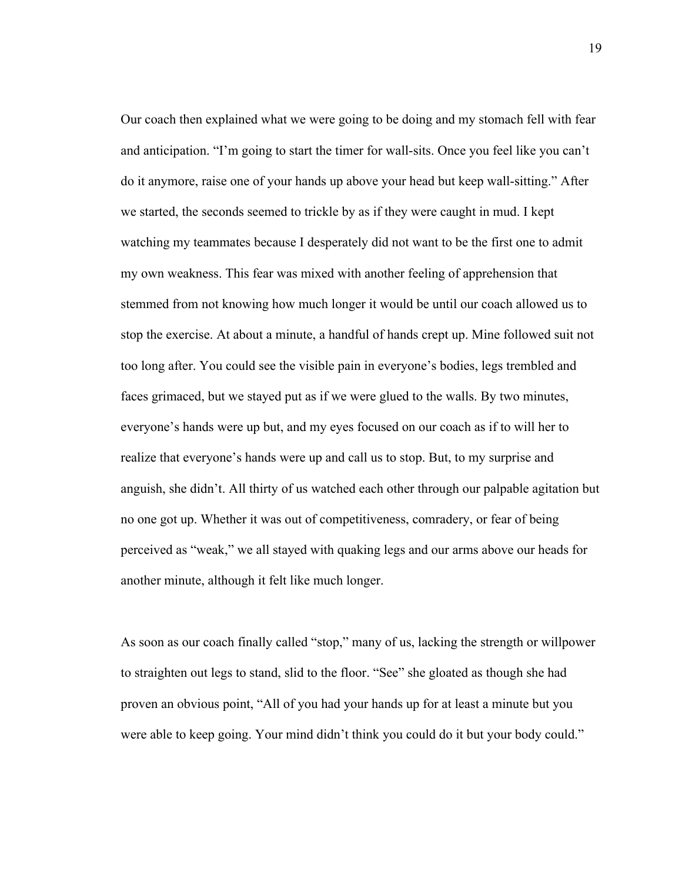Our coach then explained what we were going to be doing and my stomach fell with fear and anticipation. "I'm going to start the timer for wall-sits. Once you feel like you can't do it anymore, raise one of your hands up above your head but keep wall-sitting." After we started, the seconds seemed to trickle by as if they were caught in mud. I kept watching my teammates because I desperately did not want to be the first one to admit my own weakness. This fear was mixed with another feeling of apprehension that stemmed from not knowing how much longer it would be until our coach allowed us to stop the exercise. At about a minute, a handful of hands crept up. Mine followed suit not too long after. You could see the visible pain in everyone's bodies, legs trembled and faces grimaced, but we stayed put as if we were glued to the walls. By two minutes, everyone's hands were up but, and my eyes focused on our coach as if to will her to realize that everyone's hands were up and call us to stop. But, to my surprise and anguish, she didn't. All thirty of us watched each other through our palpable agitation but no one got up. Whether it was out of competitiveness, comradery, or fear of being perceived as "weak," we all stayed with quaking legs and our arms above our heads for another minute, although it felt like much longer.

As soon as our coach finally called "stop," many of us, lacking the strength or willpower to straighten out legs to stand, slid to the floor. "See" she gloated as though she had proven an obvious point, "All of you had your hands up for at least a minute but you were able to keep going. Your mind didn't think you could do it but your body could."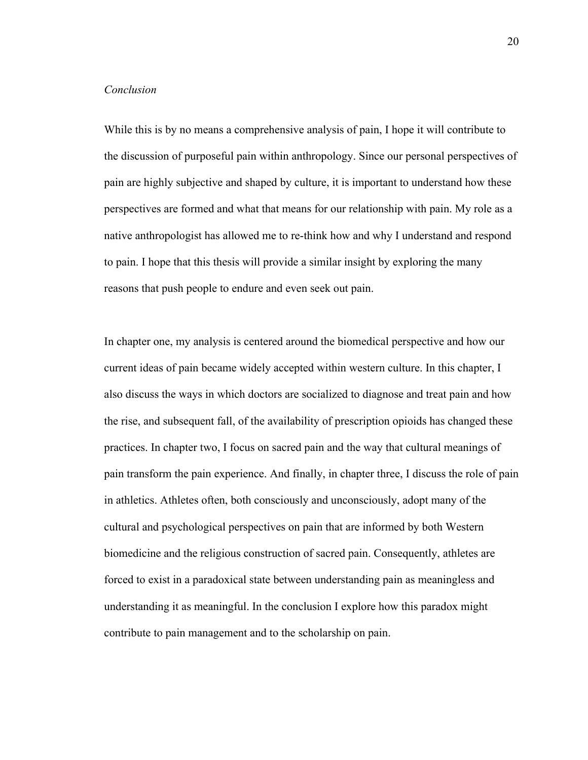*Conclusion*

While this is by no means a comprehensive analysis of pain, I hope it will contribute to the discussion of purposeful pain within anthropology. Since our personal perspectives of pain are highly subjective and shaped by culture, it is important to understand how these perspectives are formed and what that means for our relationship with pain. My role as a native anthropologist has allowed me to re-think how and why I understand and respond to pain. I hope that this thesis will provide a similar insight by exploring the many reasons that push people to endure and even seek out pain.

In chapter one, my analysis is centered around the biomedical perspective and how our current ideas of pain became widely accepted within western culture. In this chapter, I also discuss the ways in which doctors are socialized to diagnose and treat pain and how the rise, and subsequent fall, of the availability of prescription opioids has changed these practices. In chapter two, I focus on sacred pain and the way that cultural meanings of pain transform the pain experience. And finally, in chapter three, I discuss the role of pain in athletics. Athletes often, both consciously and unconsciously, adopt many of the cultural and psychological perspectives on pain that are informed by both Western biomedicine and the religious construction of sacred pain. Consequently, athletes are forced to exist in a paradoxical state between understanding pain as meaningless and understanding it as meaningful. In the conclusion I explore how this paradox might contribute to pain management and to the scholarship on pain.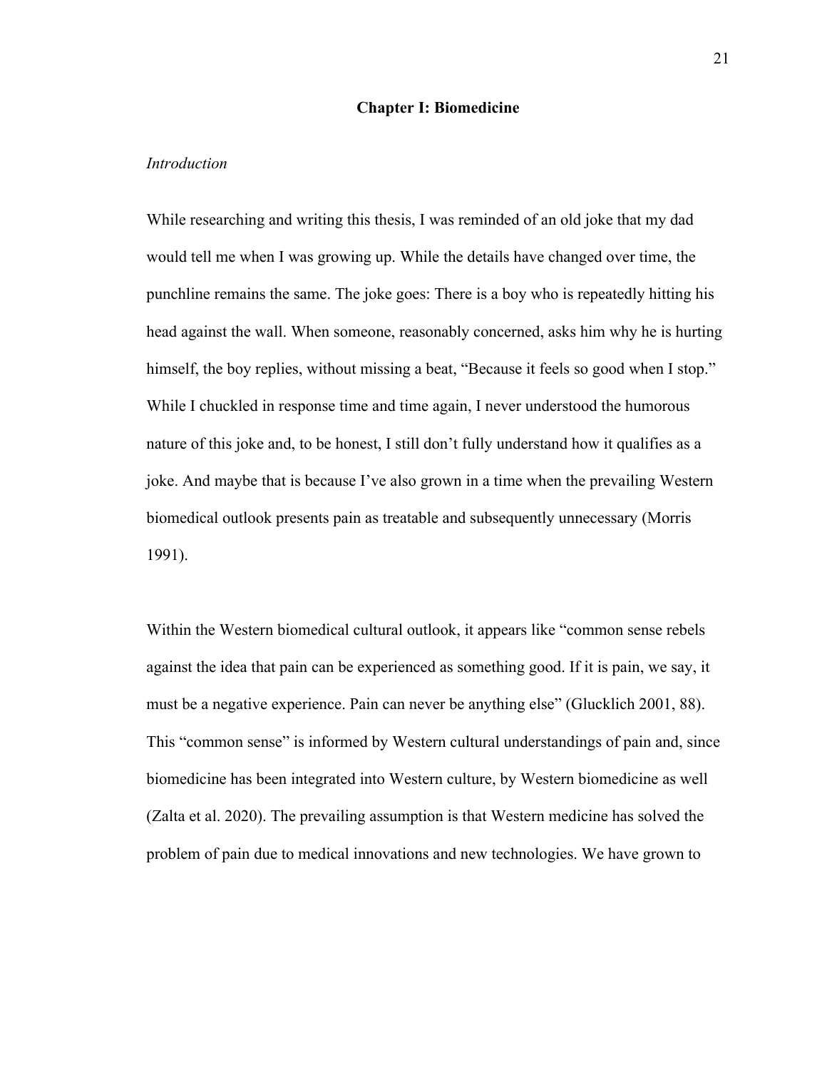# Chapter I: Biomedicine

*Introduction*

While researching and writing this thesis, I was reminded of an old joke that my dad would tell me when I was growing up. While the details have changed over time, the punchline remains the same. The joke goes: There is a boy who is repeatedly hitting his head against the wall. When someone, reasonably concerned, asks him why he is hurting himself, the boy replies, without missing a beat, "Because it feels so good when I stop." While I chuckled in response time and time again, I never understood the humorous nature of this joke and, to be honest, I still don't fully understand how it qualifies as a joke. And maybe that is because I've also grown in a time when the prevailing Western biomedical outlook presents pain as treatable and subsequently unnecessary (Morris 1991).

Within the Western biomedical cultural outlook, it appears like "common sense rebels against the idea that pain can be experienced as something good. If it is pain, we say, it must be a negative experience. Pain can never be anything else" (Glucklich 2001, 88). This "common sense" is informed by Western cultural understandings of pain and, since biomedicine has been integrated into Western culture, by Western biomedicine as well (Zalta et al. 2020). The prevailing assumption is that Western medicine has solved the problem of pain due to medical innovations and new technologies. We have grown to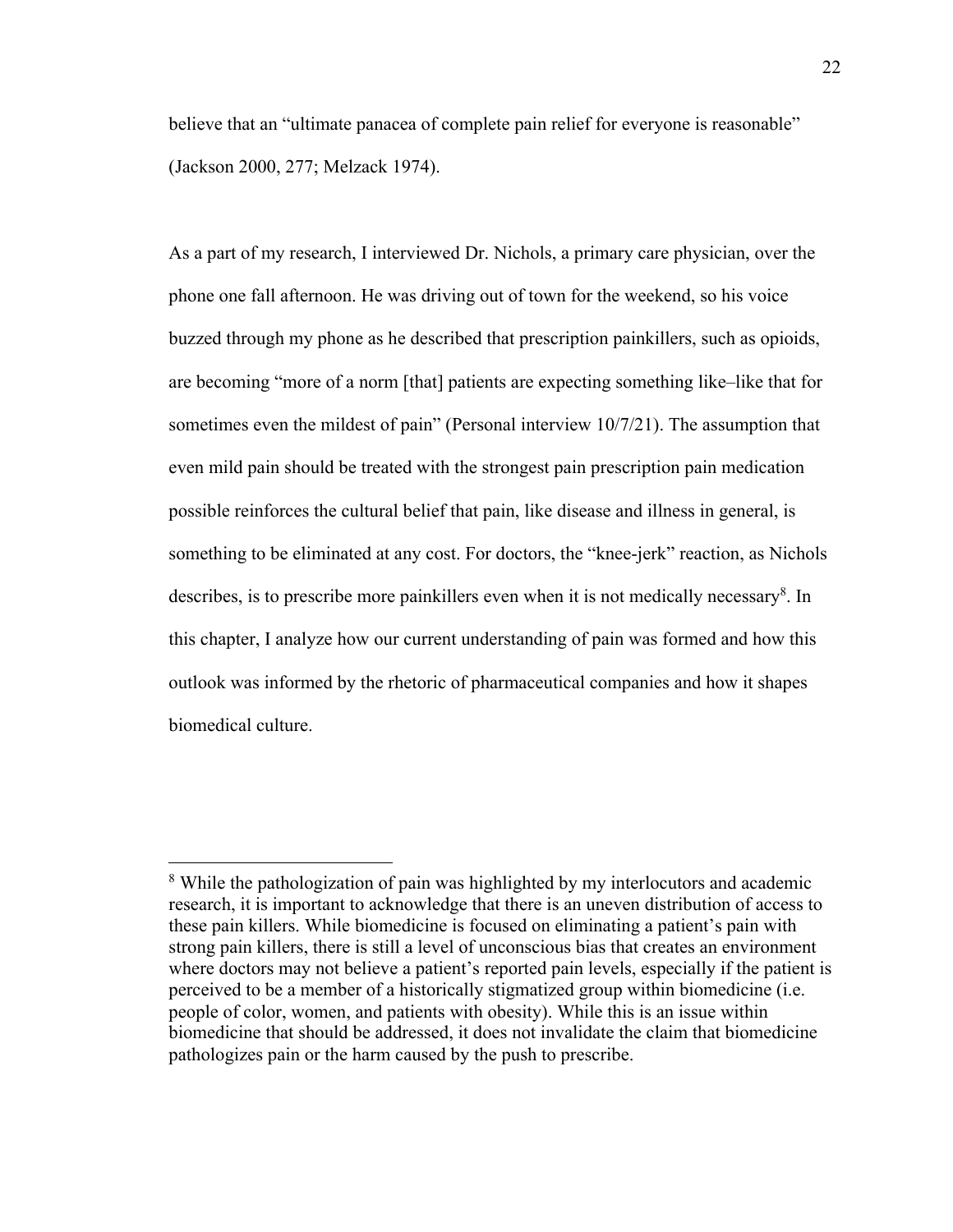believe that an "ultimate panacea of complete pain relief for everyone is reasonable" (Jackson 2000, 277; Melzack 1974).

As a part of my research, I interviewed Dr. Nichols, a primary care physician, over the phone one fall afternoon. He was driving out of town for the weekend, so his voice buzzed through my phone as he described that prescription painkillers, such as opioids, are becoming "more of a norm [that] patients are expecting something like–like that for sometimes even the mildest of pain" (Personal interview 10/7/21). The assumption that even mild pain should be treated with the strongest pain prescription pain medication possible reinforces the cultural belief that pain, like disease and illness in general, is something to be eliminated at any cost. For doctors, the "knee-jerk" reaction, as Nichols describes, is to prescribe more painkillers even when it is not medically necessary[8]. In this chapter, I analyze how our current understanding of pain was formed and how this outlook was informed by the rhetoric of pharmaceutical companies and how it shapes biomedical culture.

---

[8] While the pathologization of pain was highlighted by my interlocutors and academic research, it is important to acknowledge that there is an uneven distribution of access to these pain killers. While biomedicine is focused on eliminating a patient's pain with strong pain killers, there is still a level of unconscious bias that creates an environment where doctors may not believe a patient's reported pain levels, especially if the patient is perceived to be a member of a historically stigmatized group within biomedicine (i.e. people of color, women, and patients with obesity). While this is an issue within biomedicine that should be addressed, it does not invalidate the claim that biomedicine pathologizes pain or the harm caused by the push to prescribe.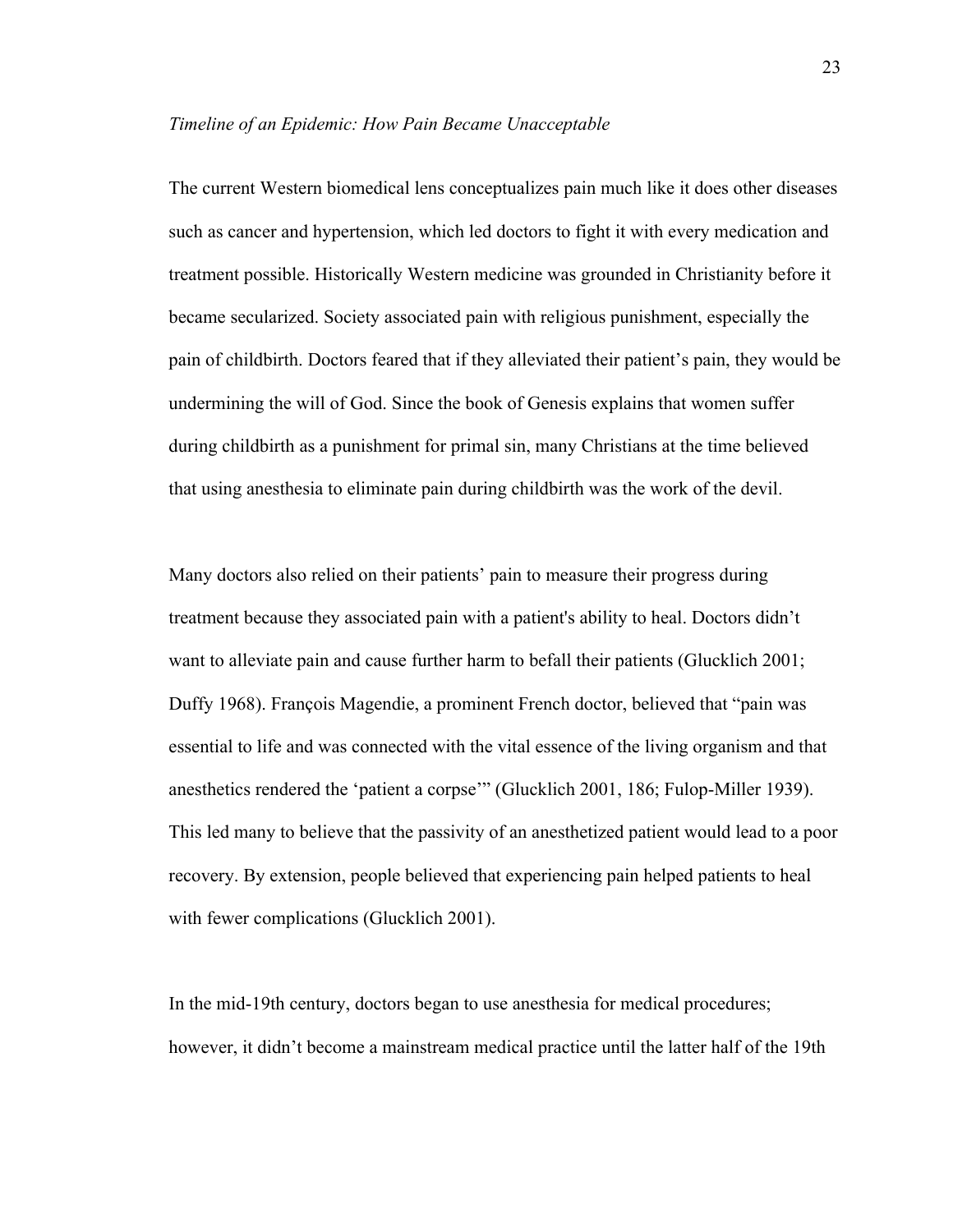*Timeline of an Epidemic: How Pain Became Unacceptable*

The current Western biomedical lens conceptualizes pain much like it does other diseases such as cancer and hypertension, which led doctors to fight it with every medication and treatment possible. Historically Western medicine was grounded in Christianity before it became secularized. Society associated pain with religious punishment, especially the pain of childbirth. Doctors feared that if they alleviated their patient's pain, they would be undermining the will of God. Since the book of Genesis explains that women suffer during childbirth as a punishment for primal sin, many Christians at the time believed that using anesthesia to eliminate pain during childbirth was the work of the devil.

Many doctors also relied on their patients' pain to measure their progress during treatment because they associated pain with a patient's ability to heal. Doctors didn't want to alleviate pain and cause further harm to befall their patients (Glucklich 2001; Duffy 1968). François Magendie, a prominent French doctor, believed that "pain was essential to life and was connected with the vital essence of the living organism and that anesthetics rendered the 'patient a corpse'" (Glucklich 2001, 186; Fulop-Miller 1939). This led many to believe that the passivity of an anesthetized patient would lead to a poor recovery. By extension, people believed that experiencing pain helped patients to heal with fewer complications (Glucklich 2001).

In the mid-19th century, doctors began to use anesthesia for medical procedures; however, it didn't become a mainstream medical practice until the latter half of the 19th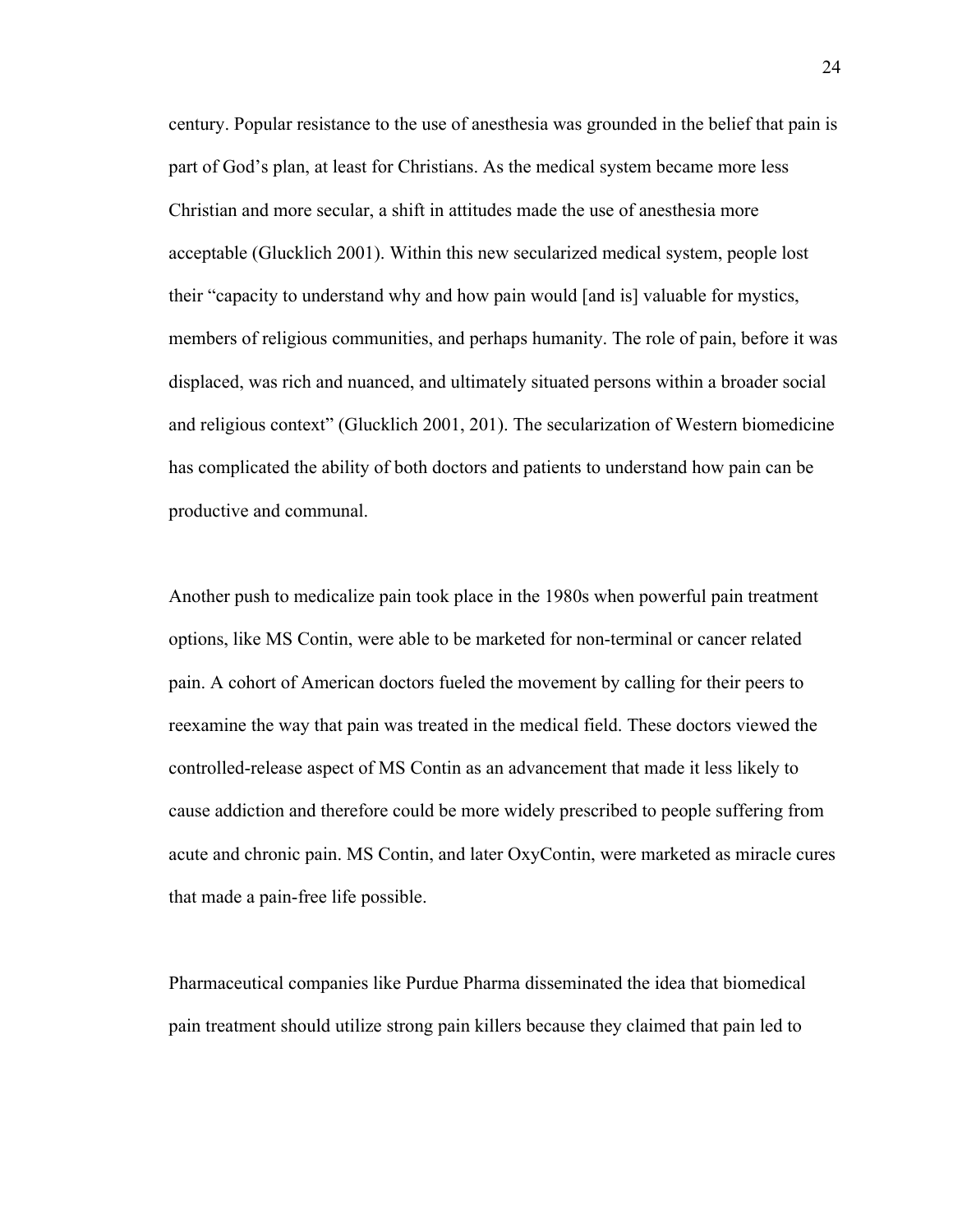century. Popular resistance to the use of anesthesia was grounded in the belief that pain is part of God's plan, at least for Christians. As the medical system became more less Christian and more secular, a shift in attitudes made the use of anesthesia more acceptable (Glucklich 2001). Within this new secularized medical system, people lost their "capacity to understand why and how pain would [and is] valuable for mystics, members of religious communities, and perhaps humanity. The role of pain, before it was displaced, was rich and nuanced, and ultimately situated persons within a broader social and religious context" (Glucklich 2001, 201). The secularization of Western biomedicine has complicated the ability of both doctors and patients to understand how pain can be productive and communal.

Another push to medicalize pain took place in the 1980s when powerful pain treatment options, like MS Contin, were able to be marketed for non-terminal or cancer related pain. A cohort of American doctors fueled the movement by calling for their peers to reexamine the way that pain was treated in the medical field. These doctors viewed the controlled-release aspect of MS Contin as an advancement that made it less likely to cause addiction and therefore could be more widely prescribed to people suffering from acute and chronic pain. MS Contin, and later OxyContin, were marketed as miracle cures that made a pain-free life possible.

Pharmaceutical companies like Purdue Pharma disseminated the idea that biomedical pain treatment should utilize strong pain killers because they claimed that pain led to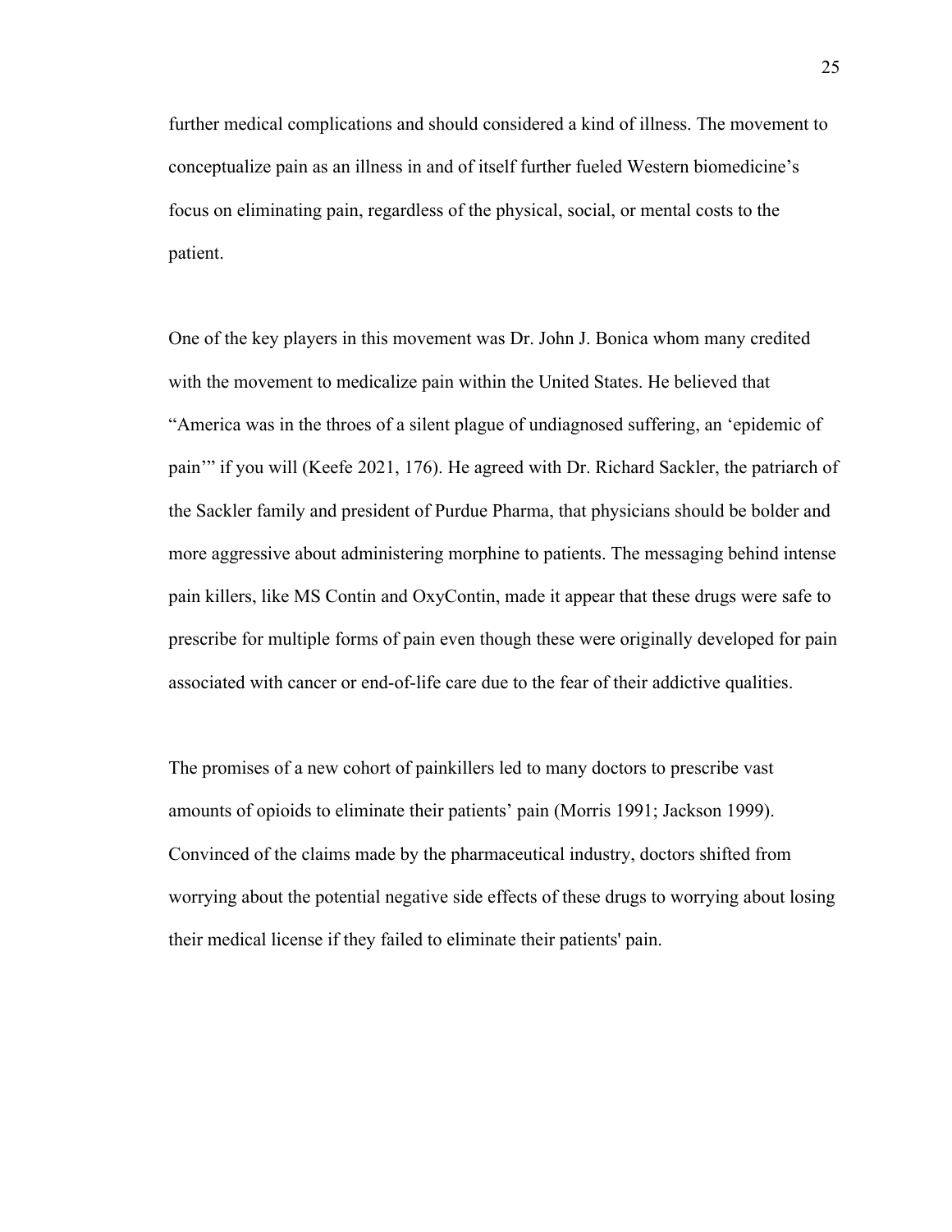further medical complications and should considered a kind of illness. The movement to conceptualize pain as an illness in and of itself further fueled Western biomedicine's focus on eliminating pain, regardless of the physical, social, or mental costs to the patient.

One of the key players in this movement was Dr. John J. Bonica whom many credited with the movement to medicalize pain within the United States. He believed that "America was in the throes of a silent plague of undiagnosed suffering, an 'epidemic of pain'" if you will (Keefe 2021, 176). He agreed with Dr. Richard Sackler, the patriarch of the Sackler family and president of Purdue Pharma, that physicians should be bolder and more aggressive about administering morphine to patients. The messaging behind intense pain killers, like MS Contin and OxyContin, made it appear that these drugs were safe to prescribe for multiple forms of pain even though these were originally developed for pain associated with cancer or end-of-life care due to the fear of their addictive qualities.

The promises of a new cohort of painkillers led to many doctors to prescribe vast amounts of opioids to eliminate their patients' pain (Morris 1991; Jackson 1999). Convinced of the claims made by the pharmaceutical industry, doctors shifted from worrying about the potential negative side effects of these drugs to worrying about losing their medical license if they failed to eliminate their patients' pain.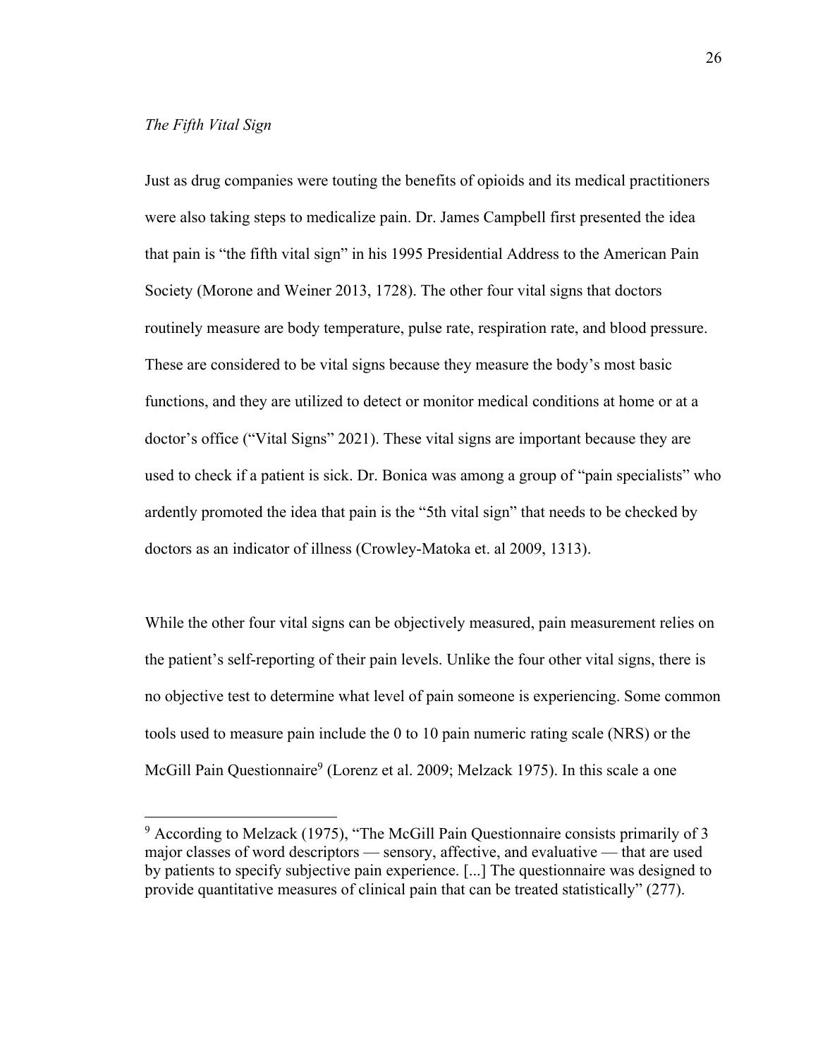*The Fifth Vital Sign*

Just as drug companies were touting the benefits of opioids and its medical practitioners were also taking steps to medicalize pain. Dr. James Campbell first presented the idea that pain is "the fifth vital sign" in his 1995 Presidential Address to the American Pain Society (Morone and Weiner 2013, 1728). The other four vital signs that doctors routinely measure are body temperature, pulse rate, respiration rate, and blood pressure. These are considered to be vital signs because they measure the body's most basic functions, and they are utilized to detect or monitor medical conditions at home or at a doctor's office ("Vital Signs" 2021). These vital signs are important because they are used to check if a patient is sick. Dr. Bonica was among a group of "pain specialists" who ardently promoted the idea that pain is the "5th vital sign" that needs to be checked by doctors as an indicator of illness (Crowley-Matoka et. al 2009, 1313).

While the other four vital signs can be objectively measured, pain measurement relies on the patient's self-reporting of their pain levels. Unlike the four other vital signs, there is no objective test to determine what level of pain someone is experiencing. Some common tools used to measure pain include the 0 to 10 pain numeric rating scale (NRS) or the McGill Pain Questionnaire[9] (Lorenz et al. 2009; Melzack 1975). In this scale a one

[9] According to Melzack (1975), "The McGill Pain Questionnaire consists primarily of 3 major classes of word descriptors — sensory, affective, and evaluative — that are used by patients to specify subjective pain experience. [...] The questionnaire was designed to provide quantitative measures of clinical pain that can be treated statistically" (277).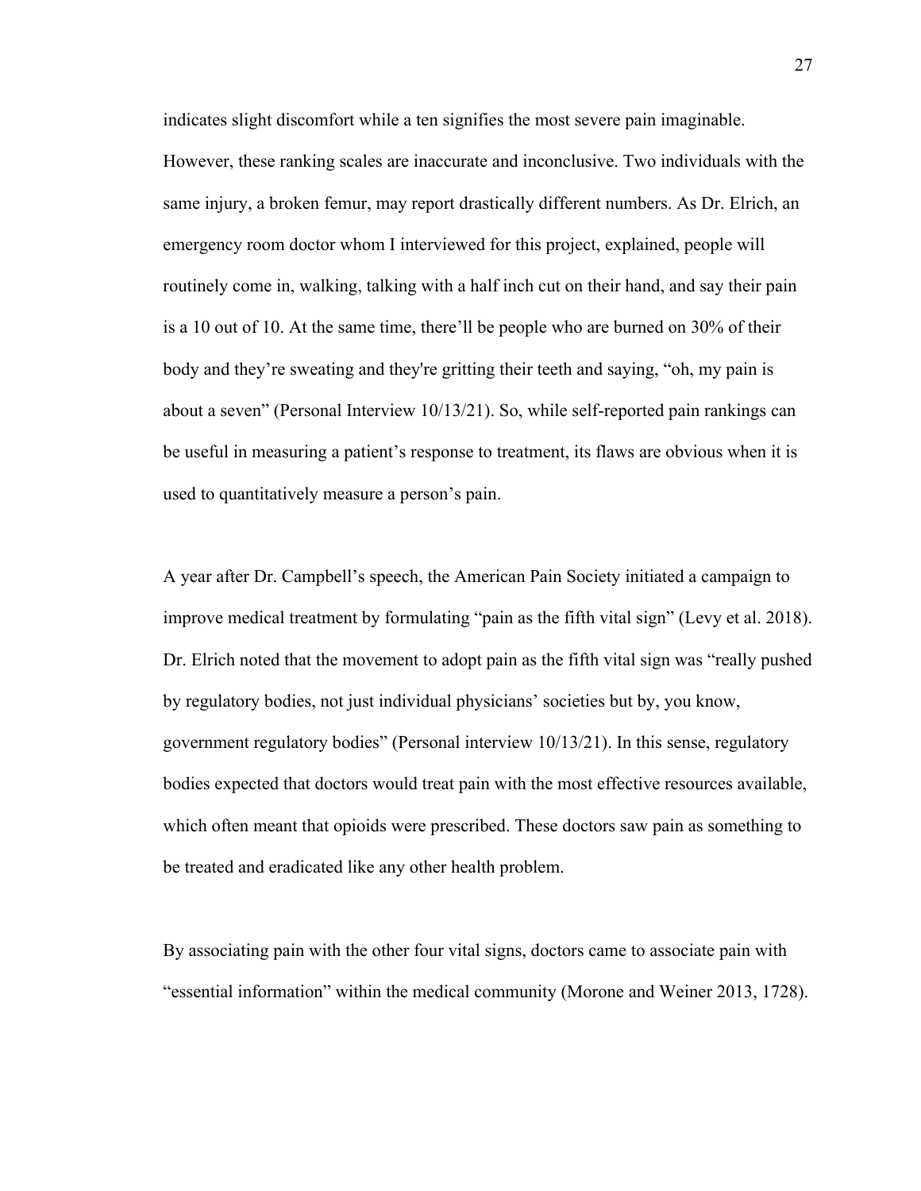indicates slight discomfort while a ten signifies the most severe pain imaginable. However, these ranking scales are inaccurate and inconclusive. Two individuals with the same injury, a broken femur, may report drastically different numbers. As Dr. Elrich, an emergency room doctor whom I interviewed for this project, explained, people will routinely come in, walking, talking with a half inch cut on their hand, and say their pain is a 10 out of 10. At the same time, there'll be people who are burned on 30% of their body and they're sweating and they're gritting their teeth and saying, "oh, my pain is about a seven" (Personal Interview 10/13/21). So, while self-reported pain rankings can be useful in measuring a patient's response to treatment, its flaws are obvious when it is used to quantitatively measure a person's pain.

A year after Dr. Campbell's speech, the American Pain Society initiated a campaign to improve medical treatment by formulating "pain as the fifth vital sign" (Levy et al. 2018). Dr. Elrich noted that the movement to adopt pain as the fifth vital sign was "really pushed by regulatory bodies, not just individual physicians' societies but by, you know, government regulatory bodies" (Personal interview 10/13/21). In this sense, regulatory bodies expected that doctors would treat pain with the most effective resources available, which often meant that opioids were prescribed. These doctors saw pain as something to be treated and eradicated like any other health problem.

By associating pain with the other four vital signs, doctors came to associate pain with "essential information" within the medical community (Morone and Weiner 2013, 1728).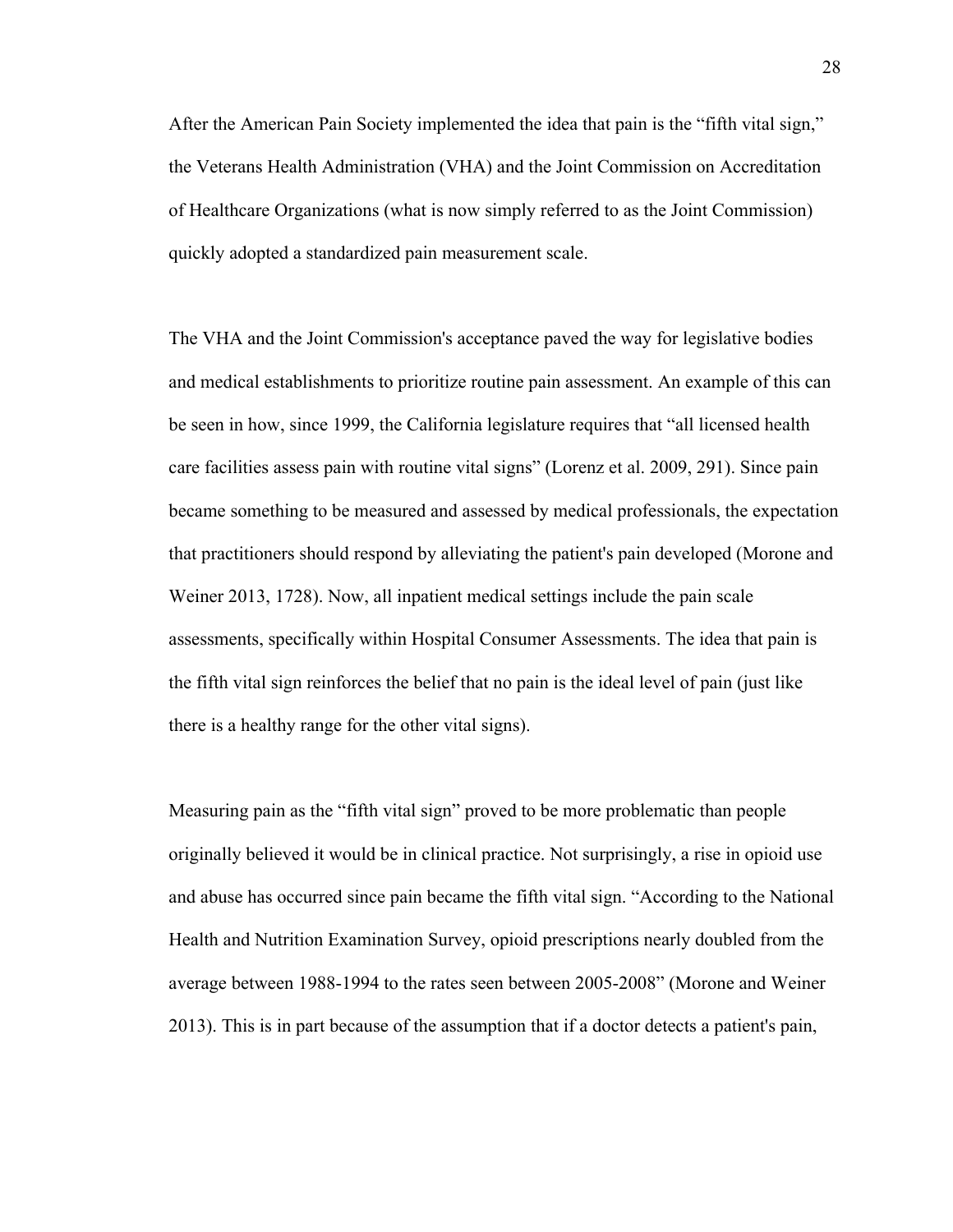After the American Pain Society implemented the idea that pain is the "fifth vital sign," the Veterans Health Administration (VHA) and the Joint Commission on Accreditation of Healthcare Organizations (what is now simply referred to as the Joint Commission) quickly adopted a standardized pain measurement scale.

The VHA and the Joint Commission's acceptance paved the way for legislative bodies and medical establishments to prioritize routine pain assessment. An example of this can be seen in how, since 1999, the California legislature requires that "all licensed health care facilities assess pain with routine vital signs" (Lorenz et al. 2009, 291). Since pain became something to be measured and assessed by medical professionals, the expectation that practitioners should respond by alleviating the patient's pain developed (Morone and Weiner 2013, 1728). Now, all inpatient medical settings include the pain scale assessments, specifically within Hospital Consumer Assessments. The idea that pain is the fifth vital sign reinforces the belief that no pain is the ideal level of pain (just like there is a healthy range for the other vital signs).

Measuring pain as the "fifth vital sign" proved to be more problematic than people originally believed it would be in clinical practice. Not surprisingly, a rise in opioid use and abuse has occurred since pain became the fifth vital sign. "According to the National Health and Nutrition Examination Survey, opioid prescriptions nearly doubled from the average between 1988-1994 to the rates seen between 2005-2008" (Morone and Weiner 2013). This is in part because of the assumption that if a doctor detects a patient's pain,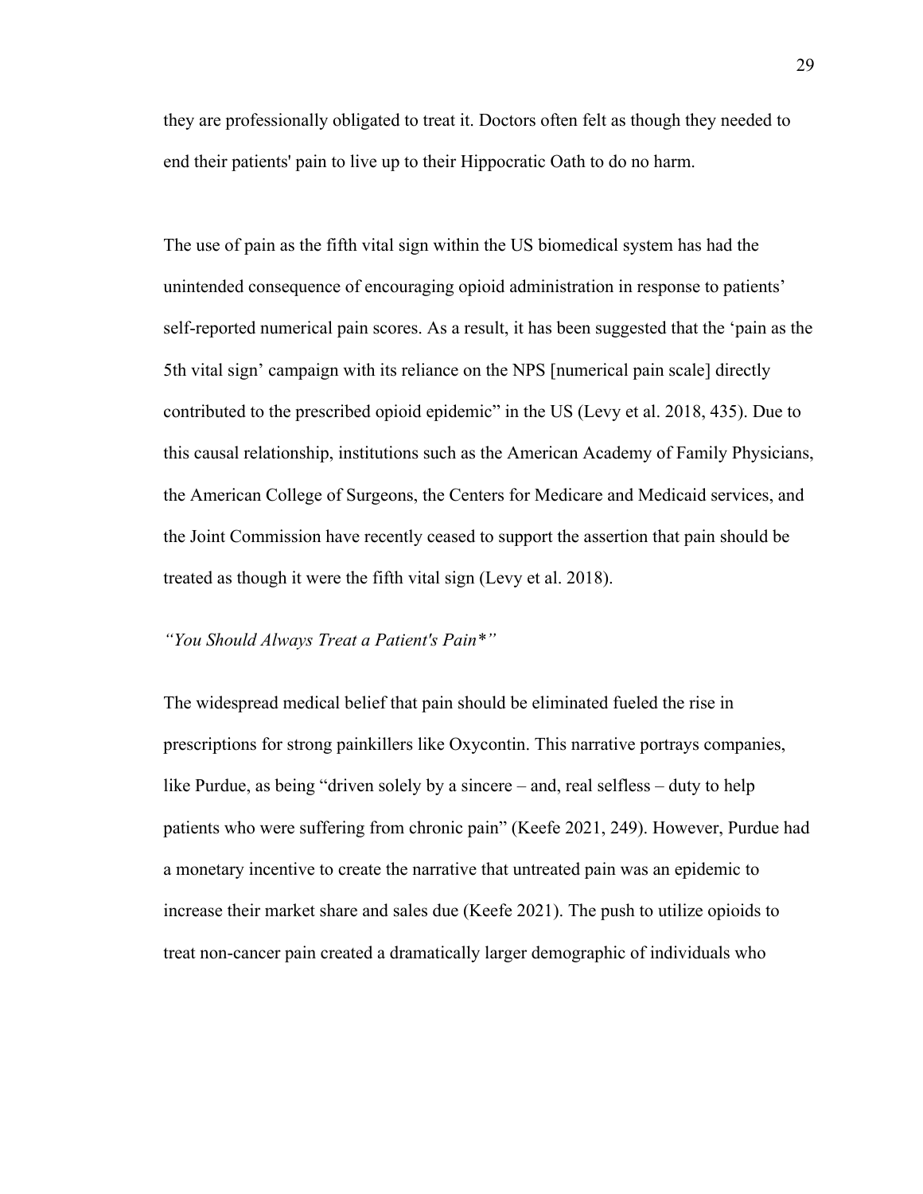they are professionally obligated to treat it. Doctors often felt as though they needed to end their patients' pain to live up to their Hippocratic Oath to do no harm.

The use of pain as the fifth vital sign within the US biomedical system has had the unintended consequence of encouraging opioid administration in response to patients' self-reported numerical pain scores. As a result, it has been suggested that the 'pain as the 5th vital sign' campaign with its reliance on the NPS [numerical pain scale] directly contributed to the prescribed opioid epidemic" in the US (Levy et al. 2018, 435). Due to this causal relationship, institutions such as the American Academy of Family Physicians, the American College of Surgeons, the Centers for Medicare and Medicaid services, and the Joint Commission have recently ceased to support the assertion that pain should be treated as though it were the fifth vital sign (Levy et al. 2018).

### *"You Should Always Treat a Patient's Pain*"*

The widespread medical belief that pain should be eliminated fueled the rise in prescriptions for strong painkillers like Oxycontin. This narrative portrays companies, like Purdue, as being "driven solely by a sincere – and, real selfless – duty to help patients who were suffering from chronic pain" (Keefe 2021, 249). However, Purdue had a monetary incentive to create the narrative that untreated pain was an epidemic to increase their market share and sales due (Keefe 2021). The push to utilize opioids to treat non-cancer pain created a dramatically larger demographic of individuals who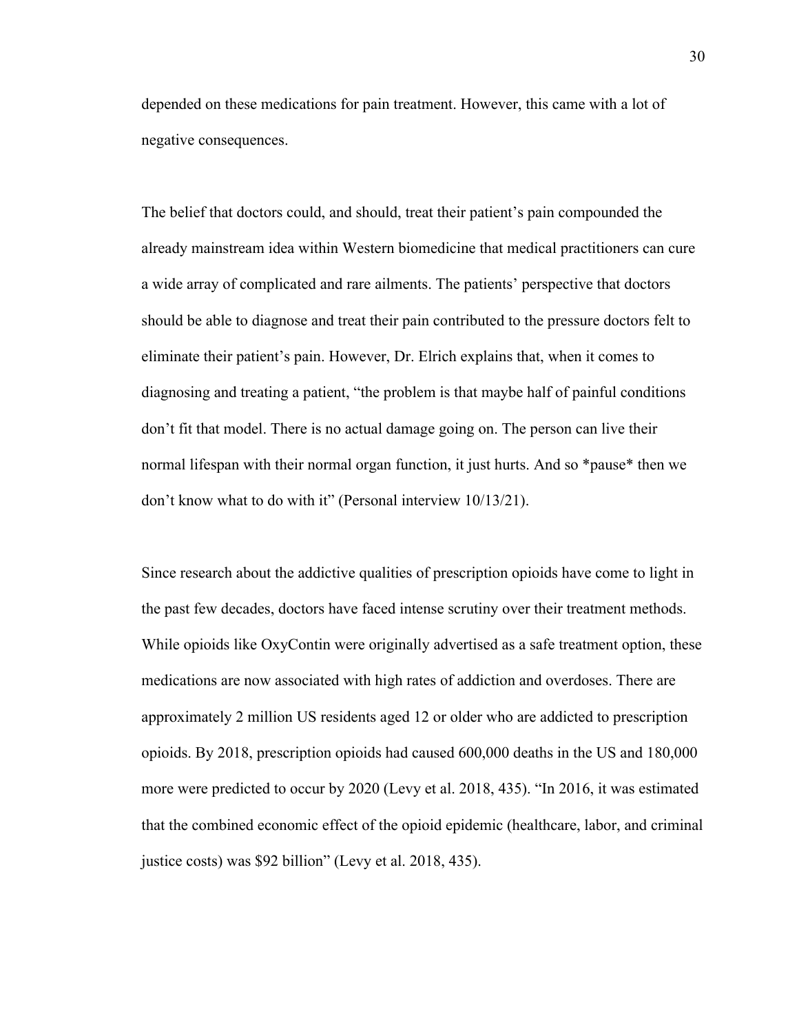depended on these medications for pain treatment. However, this came with a lot of negative consequences.

The belief that doctors could, and should, treat their patient's pain compounded the already mainstream idea within Western biomedicine that medical practitioners can cure a wide array of complicated and rare ailments. The patients' perspective that doctors should be able to diagnose and treat their pain contributed to the pressure doctors felt to eliminate their patient's pain. However, Dr. Elrich explains that, when it comes to diagnosing and treating a patient, "the problem is that maybe half of painful conditions don't fit that model. There is no actual damage going on. The person can live their normal lifespan with their normal organ function, it just hurts. And so *pause* then we don't know what to do with it" (Personal interview 10/13/21).

Since research about the addictive qualities of prescription opioids have come to light in the past few decades, doctors have faced intense scrutiny over their treatment methods. While opioids like OxyContin were originally advertised as a safe treatment option, these medications are now associated with high rates of addiction and overdoses. There are approximately 2 million US residents aged 12 or older who are addicted to prescription opioids. By 2018, prescription opioids had caused 600,000 deaths in the US and 180,000 more were predicted to occur by 2020 (Levy et al. 2018, 435). "In 2016, it was estimated that the combined economic effect of the opioid epidemic (healthcare, labor, and criminal justice costs) was $92 billion" (Levy et al. 2018, 435).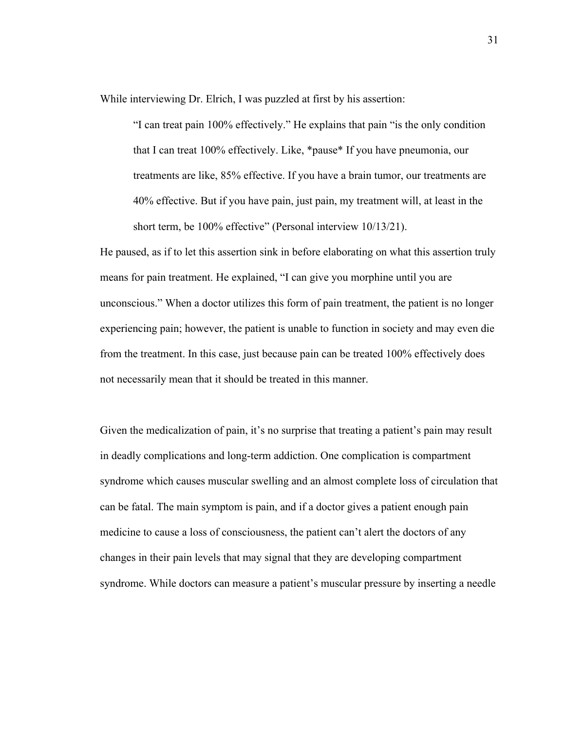While interviewing Dr. Elrich, I was puzzled at first by his assertion:

> "I can treat pain 100% effectively." He explains that pain "is the only condition that I can treat 100% effectively. Like, *pause* If you have pneumonia, our treatments are like, 85% effective. If you have a brain tumor, our treatments are 40% effective. But if you have pain, just pain, my treatment will, at least in the short term, be 100% effective" (Personal interview 10/13/21).

He paused, as if to let this assertion sink in before elaborating on what this assertion truly means for pain treatment. He explained, "I can give you morphine until you are unconscious." When a doctor utilizes this form of pain treatment, the patient is no longer experiencing pain; however, the patient is unable to function in society and may even die from the treatment. In this case, just because pain can be treated 100% effectively does not necessarily mean that it should be treated in this manner.

Given the medicalization of pain, it's no surprise that treating a patient's pain may result in deadly complications and long-term addiction. One complication is compartment syndrome which causes muscular swelling and an almost complete loss of circulation that can be fatal. The main symptom is pain, and if a doctor gives a patient enough pain medicine to cause a loss of consciousness, the patient can't alert the doctors of any changes in their pain levels that may signal that they are developing compartment syndrome. While doctors can measure a patient's muscular pressure by inserting a needle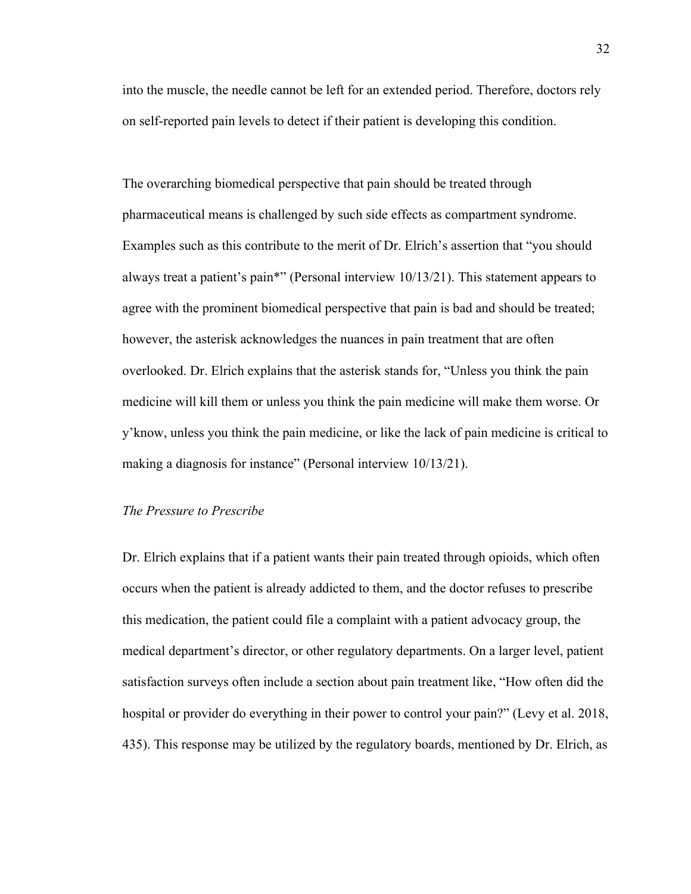into the muscle, the needle cannot be left for an extended period. Therefore, doctors rely on self-reported pain levels to detect if their patient is developing this condition.

The overarching biomedical perspective that pain should be treated through pharmaceutical means is challenged by such side effects as compartment syndrome. Examples such as this contribute to the merit of Dr. Elrich's assertion that "you should always treat a patient's pain*" (Personal interview 10/13/21). This statement appears to agree with the prominent biomedical perspective that pain is bad and should be treated; however, the asterisk acknowledges the nuances in pain treatment that are often overlooked. Dr. Elrich explains that the asterisk stands for, "Unless you think the pain medicine will kill them or unless you think the pain medicine will make them worse. Or y'know, unless you think the pain medicine, or like the lack of pain medicine is critical to making a diagnosis for instance" (Personal interview 10/13/21).

*The Pressure to Prescribe*

Dr. Elrich explains that if a patient wants their pain treated through opioids, which often occurs when the patient is already addicted to them, and the doctor refuses to prescribe this medication, the patient could file a complaint with a patient advocacy group, the medical department's director, or other regulatory departments. On a larger level, patient satisfaction surveys often include a section about pain treatment like, "How often did the hospital or provider do everything in their power to control your pain?" (Levy et al. 2018, 435). This response may be utilized by the regulatory boards, mentioned by Dr. Elrich, as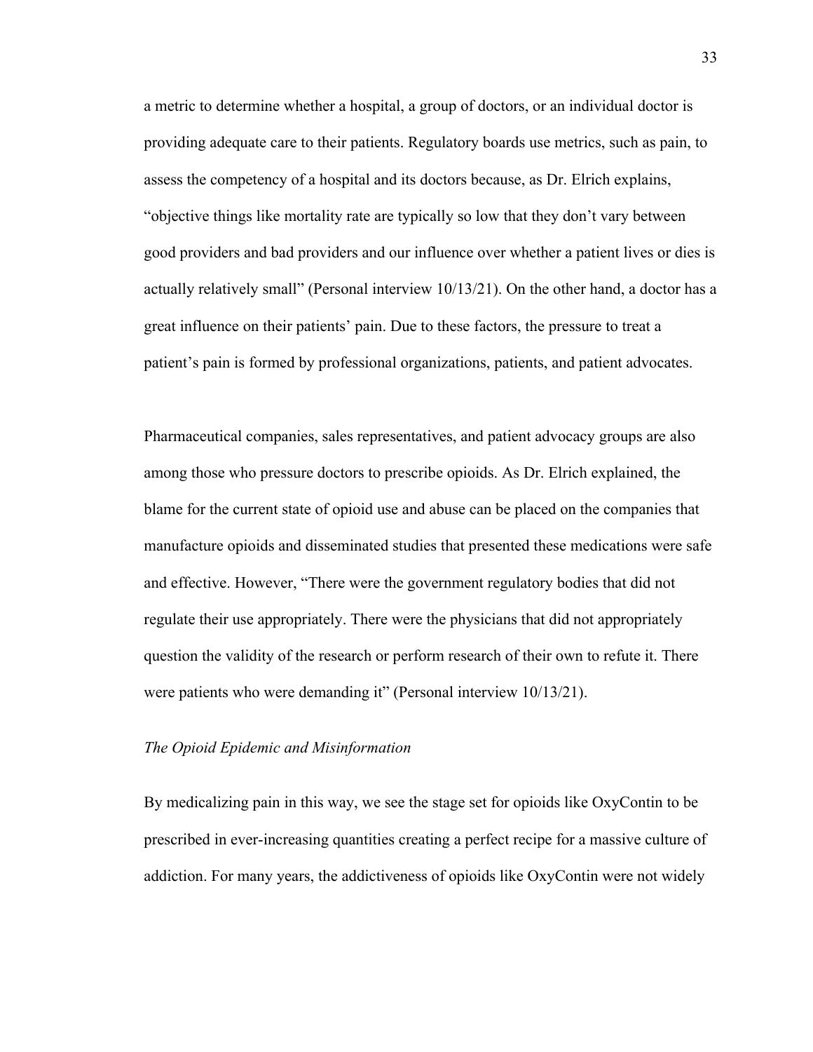a metric to determine whether a hospital, a group of doctors, or an individual doctor is providing adequate care to their patients. Regulatory boards use metrics, such as pain, to assess the competency of a hospital and its doctors because, as Dr. Elrich explains, "objective things like mortality rate are typically so low that they don't vary between good providers and bad providers and our influence over whether a patient lives or dies is actually relatively small" (Personal interview 10/13/21). On the other hand, a doctor has a great influence on their patients' pain. Due to these factors, the pressure to treat a patient's pain is formed by professional organizations, patients, and patient advocates.

Pharmaceutical companies, sales representatives, and patient advocacy groups are also among those who pressure doctors to prescribe opioids. As Dr. Elrich explained, the blame for the current state of opioid use and abuse can be placed on the companies that manufacture opioids and disseminated studies that presented these medications were safe and effective. However, "There were the government regulatory bodies that did not regulate their use appropriately. There were the physicians that did not appropriately question the validity of the research or perform research of their own to refute it. There were patients who were demanding it" (Personal interview 10/13/21).

*The Opioid Epidemic and Misinformation*

By medicalizing pain in this way, we see the stage set for opioids like OxyContin to be prescribed in ever-increasing quantities creating a perfect recipe for a massive culture of addiction. For many years, the addictiveness of opioids like OxyContin were not widely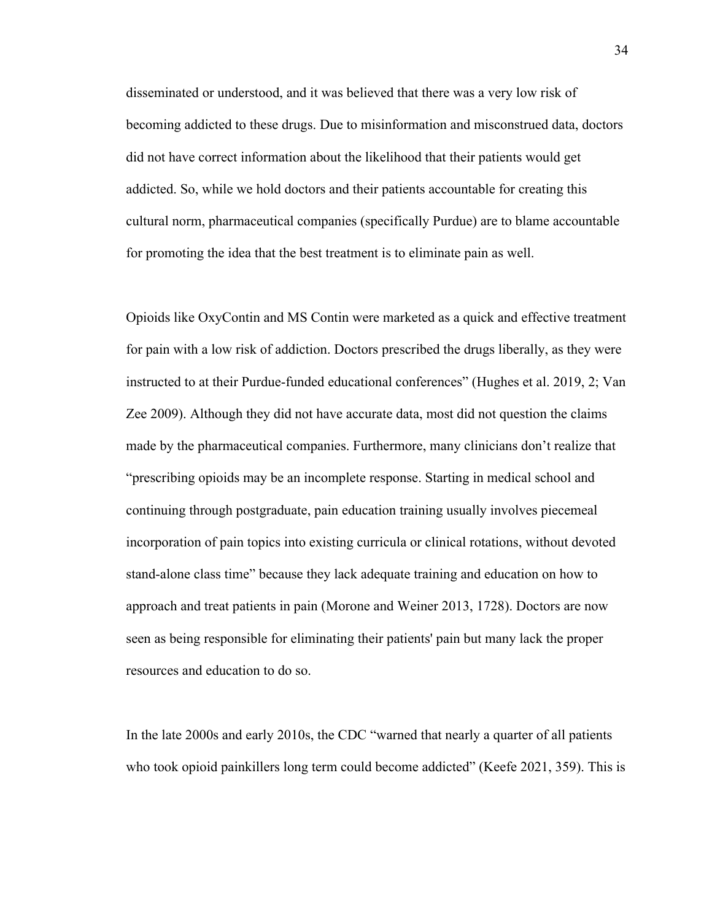disseminated or understood, and it was believed that there was a very low risk of becoming addicted to these drugs. Due to misinformation and misconstrued data, doctors did not have correct information about the likelihood that their patients would get addicted. So, while we hold doctors and their patients accountable for creating this cultural norm, pharmaceutical companies (specifically Purdue) are to blame accountable for promoting the idea that the best treatment is to eliminate pain as well.

Opioids like OxyContin and MS Contin were marketed as a quick and effective treatment for pain with a low risk of addiction. Doctors prescribed the drugs liberally, as they were instructed to at their Purdue-funded educational conferences" (Hughes et al. 2019, 2; Van Zee 2009). Although they did not have accurate data, most did not question the claims made by the pharmaceutical companies. Furthermore, many clinicians don't realize that "prescribing opioids may be an incomplete response. Starting in medical school and continuing through postgraduate, pain education training usually involves piecemeal incorporation of pain topics into existing curricula or clinical rotations, without devoted stand-alone class time" because they lack adequate training and education on how to approach and treat patients in pain (Morone and Weiner 2013, 1728). Doctors are now seen as being responsible for eliminating their patients' pain but many lack the proper resources and education to do so.

In the late 2000s and early 2010s, the CDC "warned that nearly a quarter of all patients who took opioid painkillers long term could become addicted" (Keefe 2021, 359). This is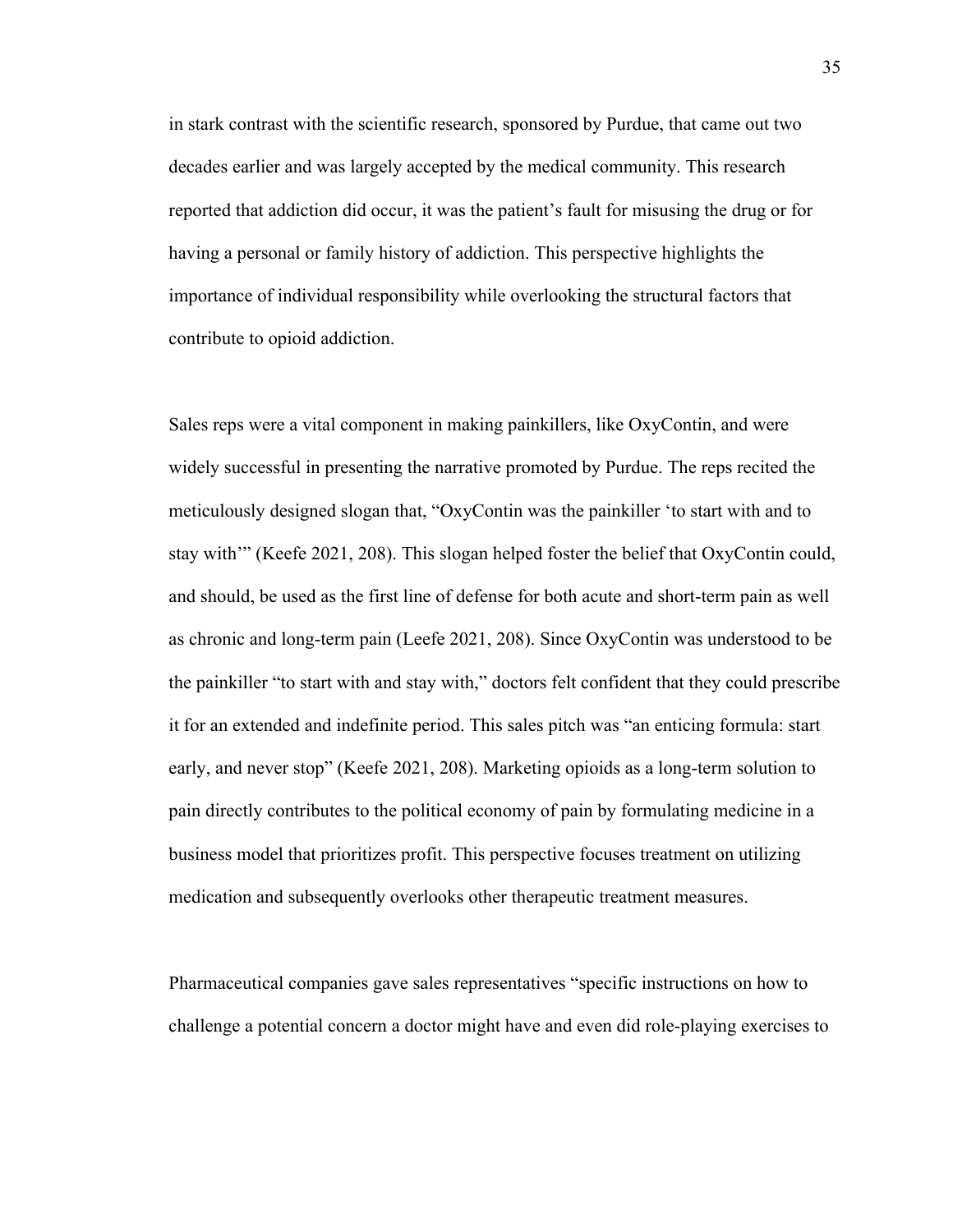in stark contrast with the scientific research, sponsored by Purdue, that came out two decades earlier and was largely accepted by the medical community. This research reported that addiction did occur, it was the patient's fault for misusing the drug or for having a personal or family history of addiction. This perspective highlights the importance of individual responsibility while overlooking the structural factors that contribute to opioid addiction.

Sales reps were a vital component in making painkillers, like OxyContin, and were widely successful in presenting the narrative promoted by Purdue. The reps recited the meticulously designed slogan that, "OxyContin was the painkiller 'to start with and to stay with'" (Keefe 2021, 208). This slogan helped foster the belief that OxyContin could, and should, be used as the first line of defense for both acute and short-term pain as well as chronic and long-term pain (Leefe 2021, 208). Since OxyContin was understood to be the painkiller "to start with and stay with," doctors felt confident that they could prescribe it for an extended and indefinite period. This sales pitch was "an enticing formula: start early, and never stop" (Keefe 2021, 208). Marketing opioids as a long-term solution to pain directly contributes to the political economy of pain by formulating medicine in a business model that prioritizes profit. This perspective focuses treatment on utilizing medication and subsequently overlooks other therapeutic treatment measures.

Pharmaceutical companies gave sales representatives "specific instructions on how to challenge a potential concern a doctor might have and even did role-playing exercises to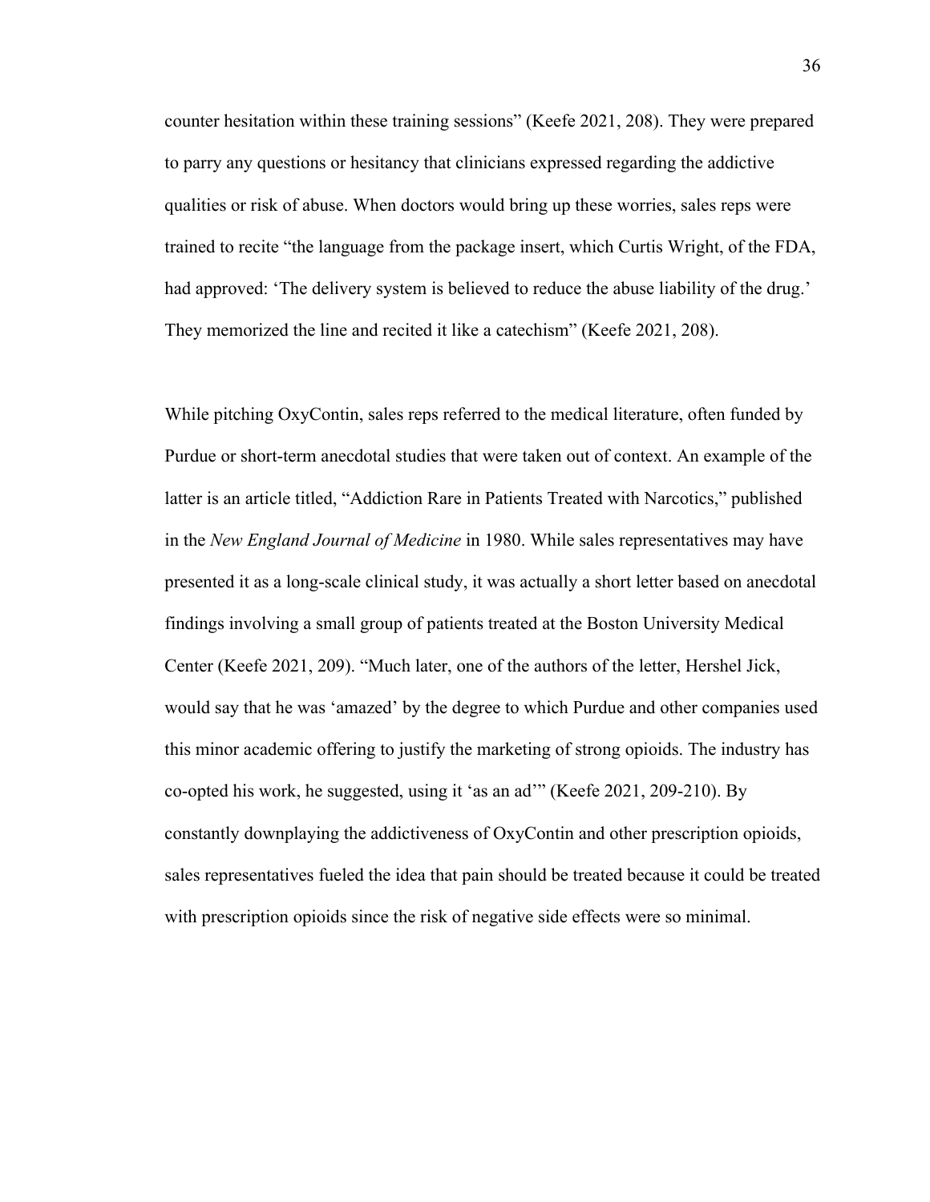counter hesitation within these training sessions" (Keefe 2021, 208). They were prepared to parry any questions or hesitancy that clinicians expressed regarding the addictive qualities or risk of abuse. When doctors would bring up these worries, sales reps were trained to recite "the language from the package insert, which Curtis Wright, of the FDA, had approved: 'The delivery system is believed to reduce the abuse liability of the drug.' They memorized the line and recited it like a catechism" (Keefe 2021, 208).

While pitching OxyContin, sales reps referred to the medical literature, often funded by Purdue or short-term anecdotal studies that were taken out of context. An example of the latter is an article titled, "Addiction Rare in Patients Treated with Narcotics," published in the *New England Journal of Medicine* in 1980. While sales representatives may have presented it as a long-scale clinical study, it was actually a short letter based on anecdotal findings involving a small group of patients treated at the Boston University Medical Center (Keefe 2021, 209). "Much later, one of the authors of the letter, Hershel Jick, would say that he was 'amazed' by the degree to which Purdue and other companies used this minor academic offering to justify the marketing of strong opioids. The industry has co-opted his work, he suggested, using it 'as an ad'" (Keefe 2021, 209-210). By constantly downplaying the addictiveness of OxyContin and other prescription opioids, sales representatives fueled the idea that pain should be treated because it could be treated with prescription opioids since the risk of negative side effects were so minimal.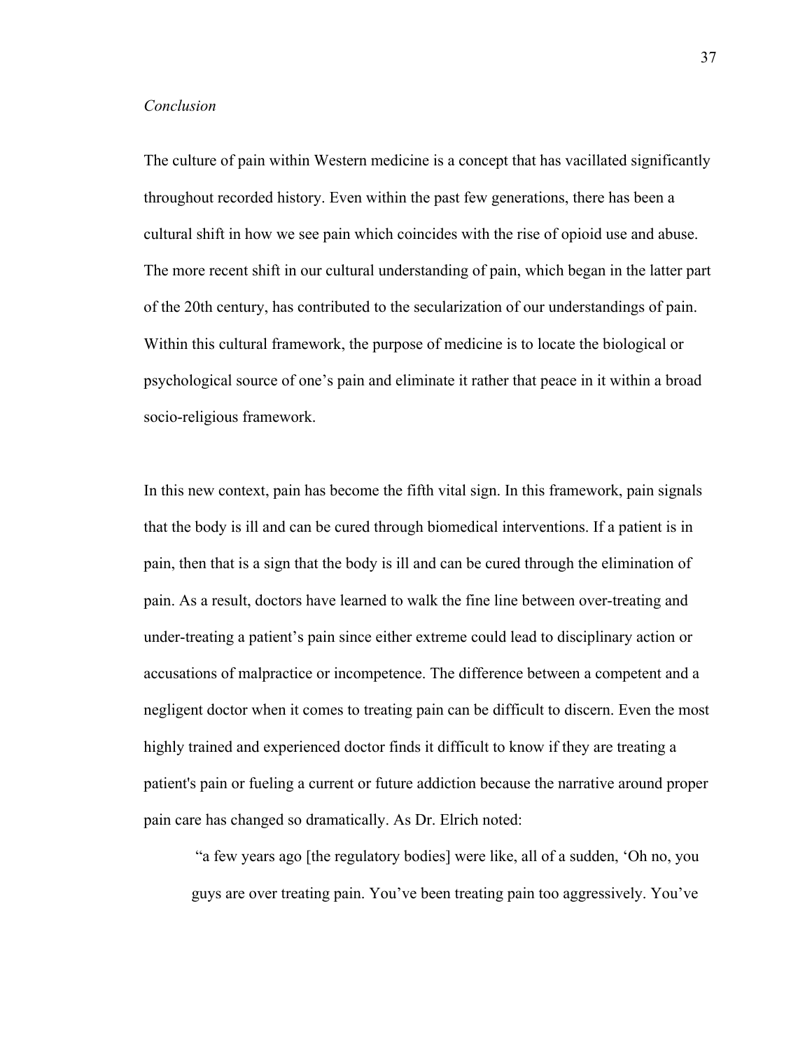*Conclusion*

The culture of pain within Western medicine is a concept that has vacillated significantly throughout recorded history. Even within the past few generations, there has been a cultural shift in how we see pain which coincides with the rise of opioid use and abuse. The more recent shift in our cultural understanding of pain, which began in the latter part of the 20th century, has contributed to the secularization of our understandings of pain. Within this cultural framework, the purpose of medicine is to locate the biological or psychological source of one's pain and eliminate it rather that peace in it within a broad socio-religious framework.

In this new context, pain has become the fifth vital sign. In this framework, pain signals that the body is ill and can be cured through biomedical interventions. If a patient is in pain, then that is a sign that the body is ill and can be cured through the elimination of pain. As a result, doctors have learned to walk the fine line between over-treating and under-treating a patient's pain since either extreme could lead to disciplinary action or accusations of malpractice or incompetence. The difference between a competent and a negligent doctor when it comes to treating pain can be difficult to discern. Even the most highly trained and experienced doctor finds it difficult to know if they are treating a patient's pain or fueling a current or future addiction because the narrative around proper pain care has changed so dramatically. As Dr. Elrich noted:

> "a few years ago [the regulatory bodies] were like, all of a sudden, 'Oh no, you guys are over treating pain. You've been treating pain too aggressively. You've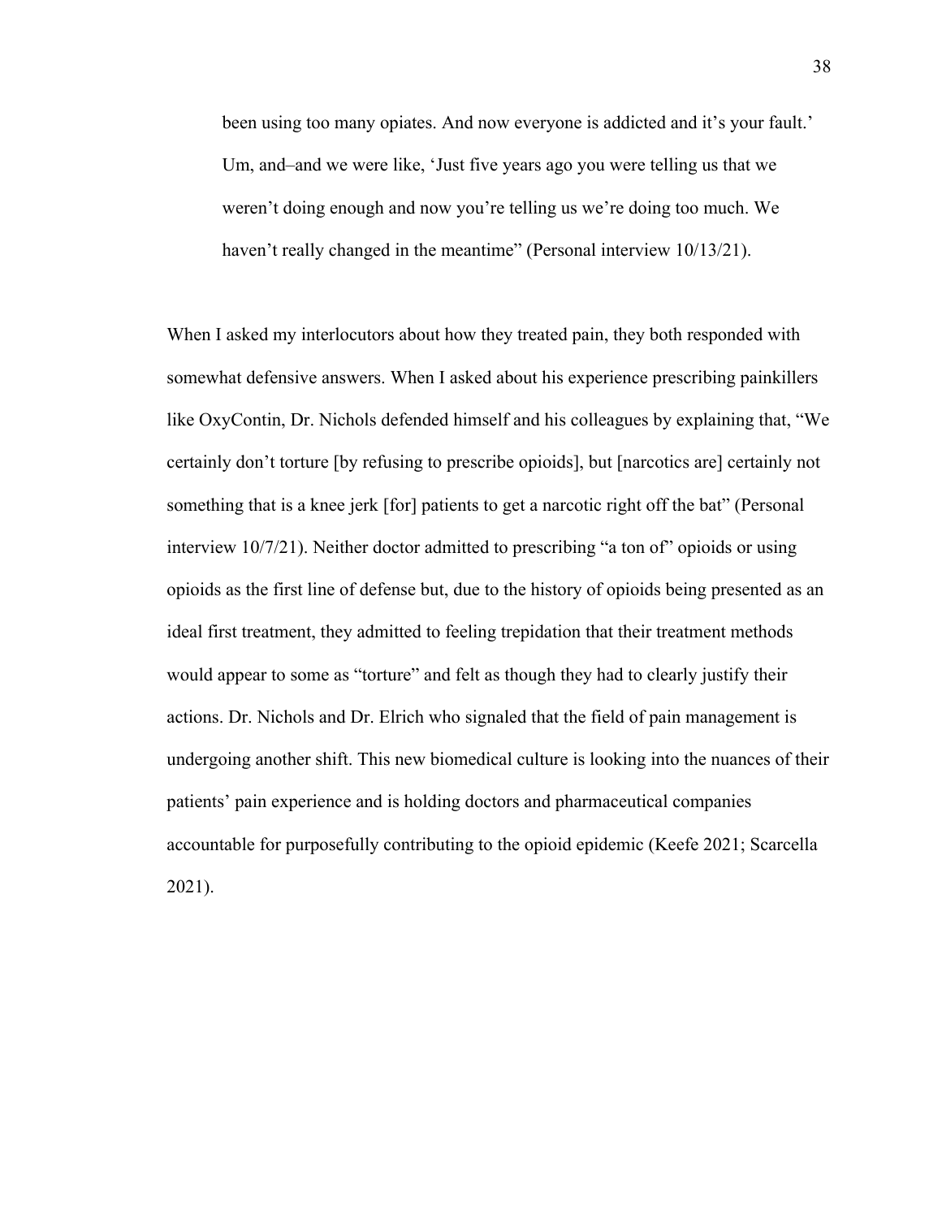> been using too many opiates. And now everyone is addicted and it's your fault.' Um, and–and we were like, 'Just five years ago you were telling us that we weren't doing enough and now you're telling us we're doing too much. We haven't really changed in the meantime" (Personal interview 10/13/21).

When I asked my interlocutors about how they treated pain, they both responded with somewhat defensive answers. When I asked about his experience prescribing painkillers like OxyContin, Dr. Nichols defended himself and his colleagues by explaining that, "We certainly don't torture [by refusing to prescribe opioids], but [narcotics are] certainly not something that is a knee jerk [for] patients to get a narcotic right off the bat" (Personal interview 10/7/21). Neither doctor admitted to prescribing "a ton of" opioids or using opioids as the first line of defense but, due to the history of opioids being presented as an ideal first treatment, they admitted to feeling trepidation that their treatment methods would appear to some as "torture" and felt as though they had to clearly justify their actions. Dr. Nichols and Dr. Elrich who signaled that the field of pain management is undergoing another shift. This new biomedical culture is looking into the nuances of their patients' pain experience and is holding doctors and pharmaceutical companies accountable for purposefully contributing to the opioid epidemic (Keefe 2021; Scarcella 2021).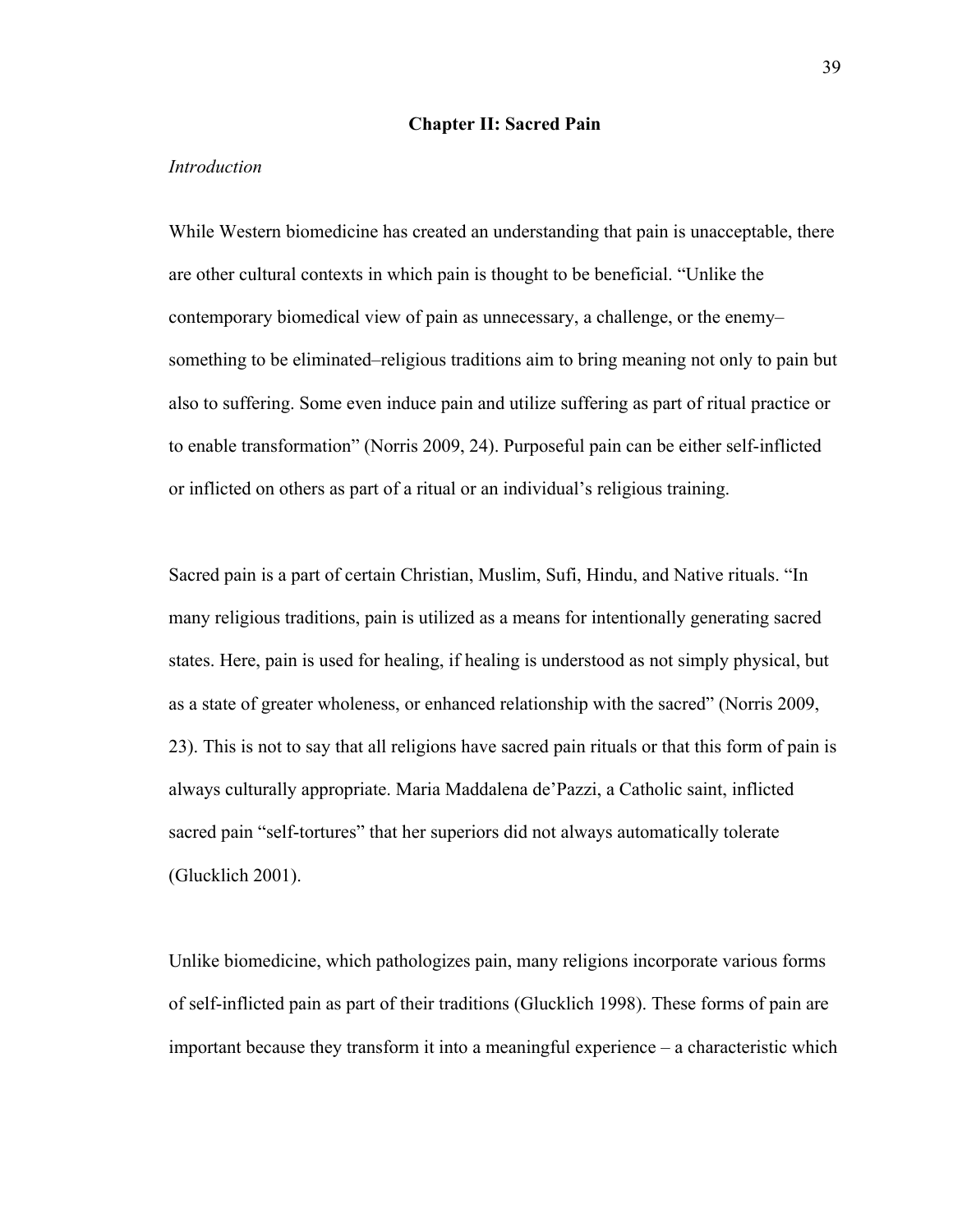## Chapter II: Sacred Pain

*Introduction*

While Western biomedicine has created an understanding that pain is unacceptable, there are other cultural contexts in which pain is thought to be beneficial. "Unlike the contemporary biomedical view of pain as unnecessary, a challenge, or the enemy–something to be eliminated–religious traditions aim to bring meaning not only to pain but also to suffering. Some even induce pain and utilize suffering as part of ritual practice or to enable transformation" (Norris 2009, 24). Purposeful pain can be either self-inflicted or inflicted on others as part of a ritual or an individual's religious training.

Sacred pain is a part of certain Christian, Muslim, Sufi, Hindu, and Native rituals. "In many religious traditions, pain is utilized as a means for intentionally generating sacred states. Here, pain is used for healing, if healing is understood as not simply physical, but as a state of greater wholeness, or enhanced relationship with the sacred" (Norris 2009, 23). This is not to say that all religions have sacred pain rituals or that this form of pain is always culturally appropriate. Maria Maddalena de'Pazzi, a Catholic saint, inflicted sacred pain "self-tortures" that her superiors did not always automatically tolerate (Glucklich 2001).

Unlike biomedicine, which pathologizes pain, many religions incorporate various forms of self-inflicted pain as part of their traditions (Glucklich 1998). These forms of pain are important because they transform it into a meaningful experience – a characteristic which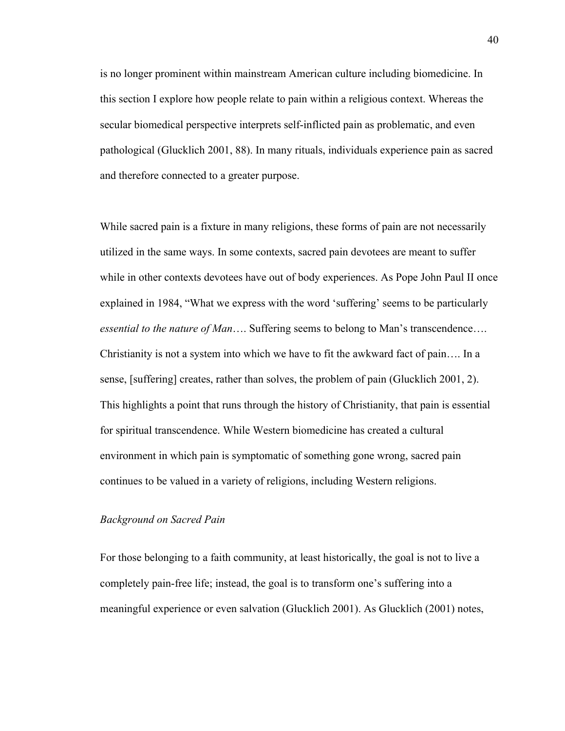is no longer prominent within mainstream American culture including biomedicine. In this section I explore how people relate to pain within a religious context. Whereas the secular biomedical perspective interprets self-inflicted pain as problematic, and even pathological (Glucklich 2001, 88). In many rituals, individuals experience pain as sacred and therefore connected to a greater purpose.

While sacred pain is a fixture in many religions, these forms of pain are not necessarily utilized in the same ways. In some contexts, sacred pain devotees are meant to suffer while in other contexts devotees have out of body experiences. As Pope John Paul II once explained in 1984, "What we express with the word 'suffering' seems to be particularly *essential to the nature of Man*…. Suffering seems to belong to Man's transcendence…. Christianity is not a system into which we have to fit the awkward fact of pain…. In a sense, [suffering] creates, rather than solves, the problem of pain (Glucklich 2001, 2). This highlights a point that runs through the history of Christianity, that pain is essential for spiritual transcendence. While Western biomedicine has created a cultural environment in which pain is symptomatic of something gone wrong, sacred pain continues to be valued in a variety of religions, including Western religions.

*Background on Sacred Pain*

For those belonging to a faith community, at least historically, the goal is not to live a completely pain-free life; instead, the goal is to transform one's suffering into a meaningful experience or even salvation (Glucklich 2001). As Glucklich (2001) notes,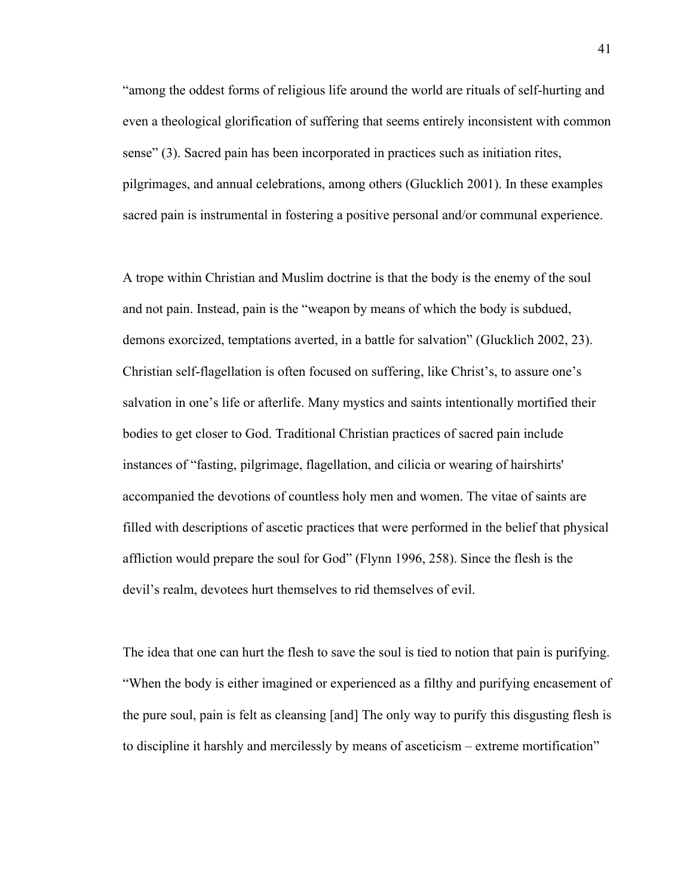"among the oddest forms of religious life around the world are rituals of self-hurting and even a theological glorification of suffering that seems entirely inconsistent with common sense" (3). Sacred pain has been incorporated in practices such as initiation rites, pilgrimages, and annual celebrations, among others (Glucklich 2001). In these examples sacred pain is instrumental in fostering a positive personal and/or communal experience.

A trope within Christian and Muslim doctrine is that the body is the enemy of the soul and not pain. Instead, pain is the "weapon by means of which the body is subdued, demons exorcized, temptations averted, in a battle for salvation" (Glucklich 2002, 23). Christian self-flagellation is often focused on suffering, like Christ's, to assure one's salvation in one's life or afterlife. Many mystics and saints intentionally mortified their bodies to get closer to God. Traditional Christian practices of sacred pain include instances of "fasting, pilgrimage, flagellation, and cilicia or wearing of hairshirts' accompanied the devotions of countless holy men and women. The vitae of saints are filled with descriptions of ascetic practices that were performed in the belief that physical affliction would prepare the soul for God" (Flynn 1996, 258). Since the flesh is the devil's realm, devotees hurt themselves to rid themselves of evil.

The idea that one can hurt the flesh to save the soul is tied to notion that pain is purifying. "When the body is either imagined or experienced as a filthy and purifying encasement of the pure soul, pain is felt as cleansing [and] The only way to purify this disgusting flesh is to discipline it harshly and mercilessly by means of asceticism – extreme mortification"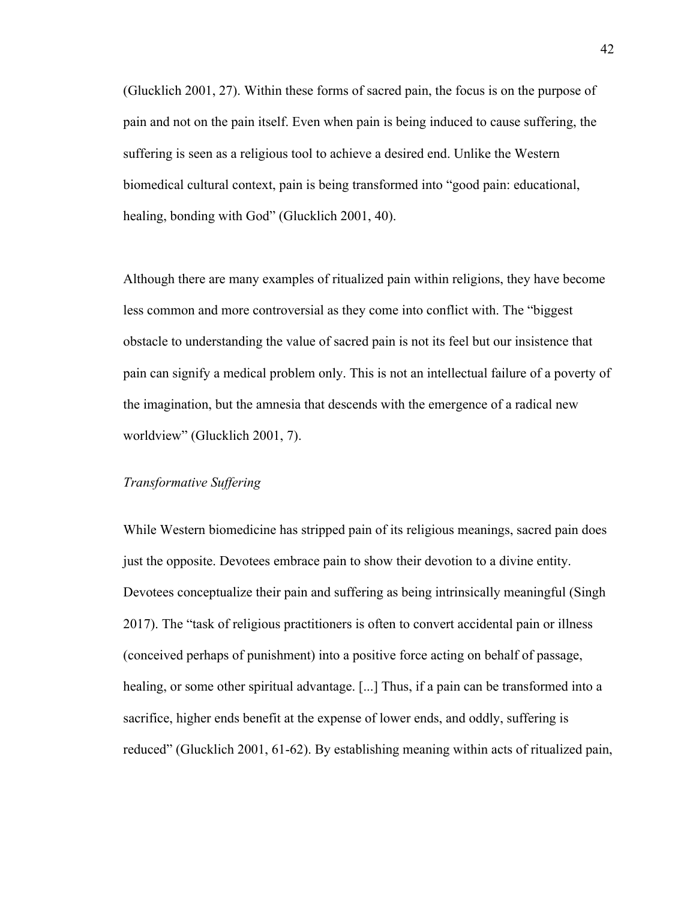(Glucklich 2001, 27). Within these forms of sacred pain, the focus is on the purpose of pain and not on the pain itself. Even when pain is being induced to cause suffering, the suffering is seen as a religious tool to achieve a desired end. Unlike the Western biomedical cultural context, pain is being transformed into "good pain: educational, healing, bonding with God" (Glucklich 2001, 40).

Although there are many examples of ritualized pain within religions, they have become less common and more controversial as they come into conflict with. The "biggest obstacle to understanding the value of sacred pain is not its feel but our insistence that pain can signify a medical problem only. This is not an intellectual failure of a poverty of the imagination, but the amnesia that descends with the emergence of a radical new worldview" (Glucklich 2001, 7).

*Transformative Suffering*

While Western biomedicine has stripped pain of its religious meanings, sacred pain does just the opposite. Devotees embrace pain to show their devotion to a divine entity. Devotees conceptualize their pain and suffering as being intrinsically meaningful (Singh 2017). The "task of religious practitioners is often to convert accidental pain or illness (conceived perhaps of punishment) into a positive force acting on behalf of passage, healing, or some other spiritual advantage. [...] Thus, if a pain can be transformed into a sacrifice, higher ends benefit at the expense of lower ends, and oddly, suffering is reduced" (Glucklich 2001, 61-62). By establishing meaning within acts of ritualized pain,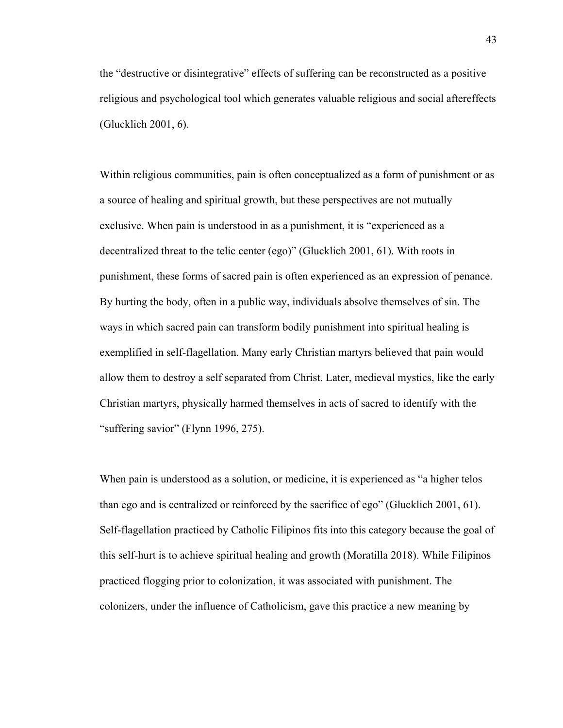the “destructive or disintegrative” effects of suffering can be reconstructed as a positive religious and psychological tool which generates valuable religious and social aftereffects (Glucklich 2001, 6).

Within religious communities, pain is often conceptualized as a form of punishment or as a source of healing and spiritual growth, but these perspectives are not mutually exclusive. When pain is understood in as a punishment, it is “experienced as a decentralized threat to the telic center (ego)” (Glucklich 2001, 61). With roots in punishment, these forms of sacred pain is often experienced as an expression of penance. By hurting the body, often in a public way, individuals absolve themselves of sin. The ways in which sacred pain can transform bodily punishment into spiritual healing is exemplified in self-flagellation. Many early Christian martyrs believed that pain would allow them to destroy a self separated from Christ. Later, medieval mystics, like the early Christian martyrs, physically harmed themselves in acts of sacred to identify with the “suffering savior” (Flynn 1996, 275).

When pain is understood as a solution, or medicine, it is experienced as “a higher telos than ego and is centralized or reinforced by the sacrifice of ego” (Glucklich 2001, 61). Self-flagellation practiced by Catholic Filipinos fits into this category because the goal of this self-hurt is to achieve spiritual healing and growth (Moratilla 2018). While Filipinos practiced flogging prior to colonization, it was associated with punishment. The colonizers, under the influence of Catholicism, gave this practice a new meaning by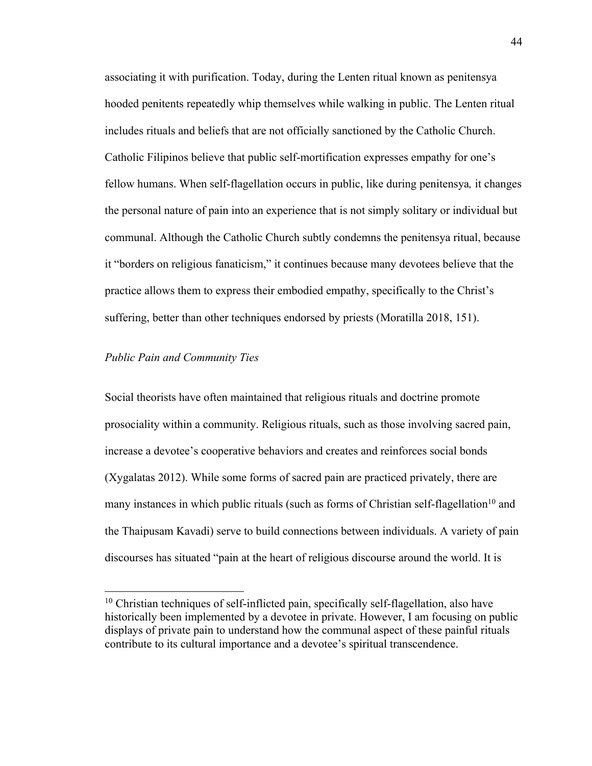associating it with purification. Today, during the Lenten ritual known as penitensya hooded penitents repeatedly whip themselves while walking in public. The Lenten ritual includes rituals and beliefs that are not officially sanctioned by the Catholic Church. Catholic Filipinos believe that public self-mortification expresses empathy for one's fellow humans. When self-flagellation occurs in public, like during penitensya*,* it changes the personal nature of pain into an experience that is not simply solitary or individual but communal. Although the Catholic Church subtly condemns the penitensya ritual, because it "borders on religious fanaticism," it continues because many devotees believe that the practice allows them to express their embodied empathy, specifically to the Christ's suffering, better than other techniques endorsed by priests (Moratilla 2018, 151).

*Public Pain and Community Ties*

Social theorists have often maintained that religious rituals and doctrine promote prosociality within a community. Religious rituals, such as those involving sacred pain, increase a devotee's cooperative behaviors and creates and reinforces social bonds (Xygalatas 2012). While some forms of sacred pain are practiced privately, there are many instances in which public rituals (such as forms of Christian self-flagellation[10] and the Thaipusam Kavadi) serve to build connections between individuals. A variety of pain discourses has situated "pain at the heart of religious discourse around the world. It is

[10] Christian techniques of self-inflicted pain, specifically self-flagellation, also have historically been implemented by a devotee in private. However, I am focusing on public displays of private pain to understand how the communal aspect of these painful rituals contribute to its cultural importance and a devotee's spiritual transcendence.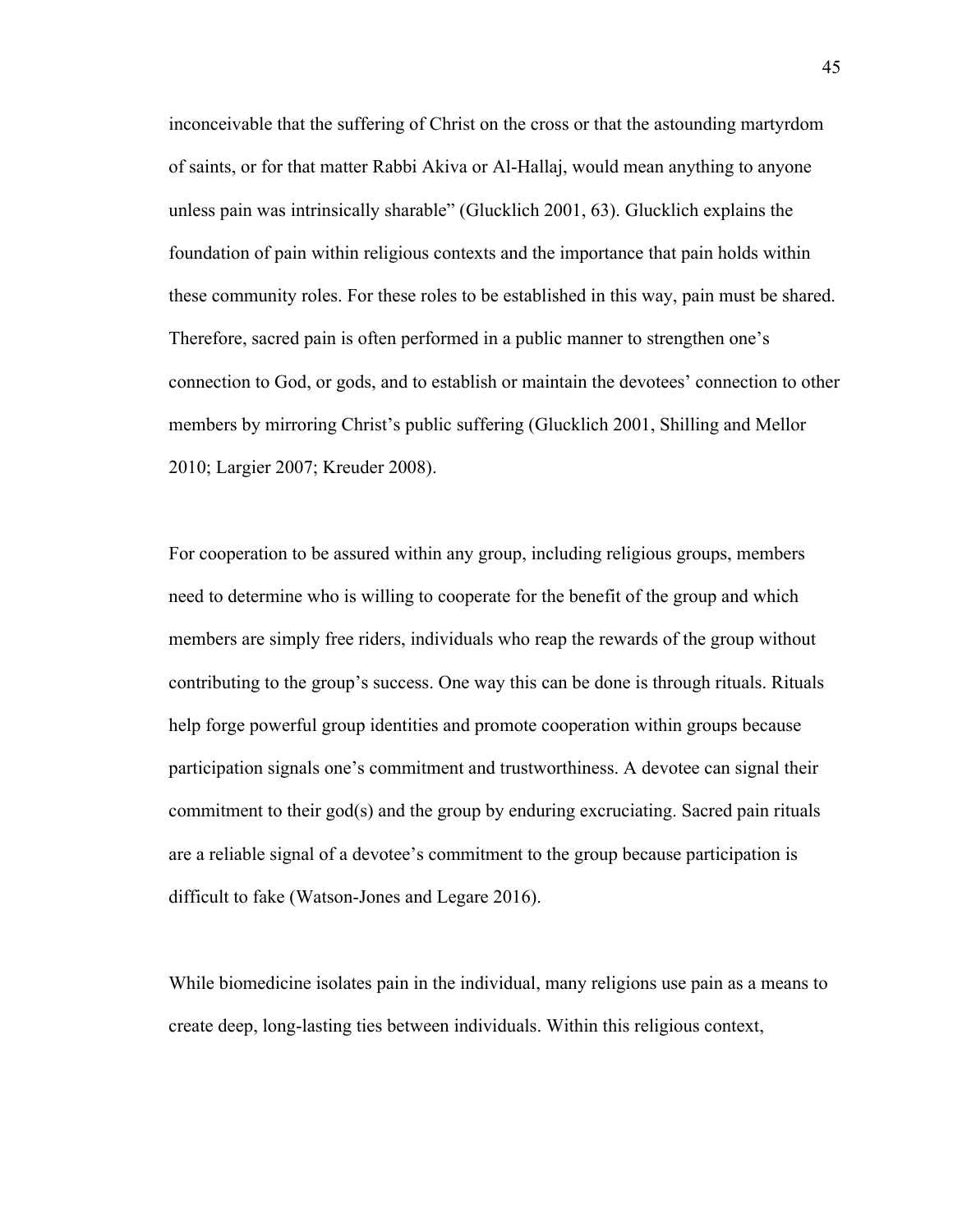inconceivable that the suffering of Christ on the cross or that the astounding martyrdom of saints, or for that matter Rabbi Akiva or Al-Hallaj, would mean anything to anyone unless pain was intrinsically sharable" (Glucklich 2001, 63). Glucklich explains the foundation of pain within religious contexts and the importance that pain holds within these community roles. For these roles to be established in this way, pain must be shared. Therefore, sacred pain is often performed in a public manner to strengthen one's connection to God, or gods, and to establish or maintain the devotees' connection to other members by mirroring Christ's public suffering (Glucklich 2001, Shilling and Mellor 2010; Largier 2007; Kreuder 2008).

For cooperation to be assured within any group, including religious groups, members need to determine who is willing to cooperate for the benefit of the group and which members are simply free riders, individuals who reap the rewards of the group without contributing to the group's success. One way this can be done is through rituals. Rituals help forge powerful group identities and promote cooperation within groups because participation signals one's commitment and trustworthiness. A devotee can signal their commitment to their god(s) and the group by enduring excruciating. Sacred pain rituals are a reliable signal of a devotee's commitment to the group because participation is difficult to fake (Watson-Jones and Legare 2016).

While biomedicine isolates pain in the individual, many religions use pain as a means to create deep, long-lasting ties between individuals. Within this religious context,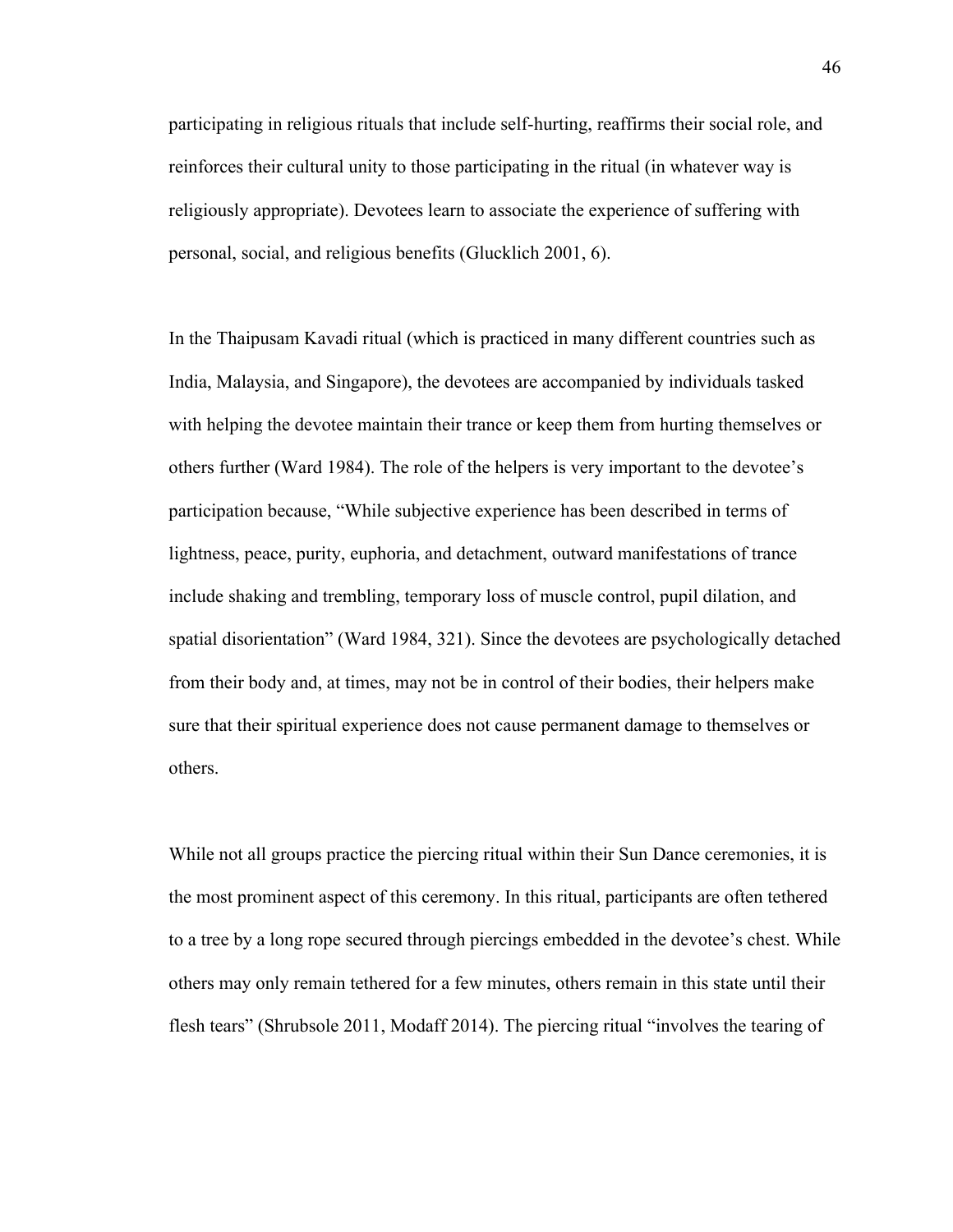participating in religious rituals that include self-hurting, reaffirms their social role, and reinforces their cultural unity to those participating in the ritual (in whatever way is religiously appropriate). Devotees learn to associate the experience of suffering with personal, social, and religious benefits (Glucklich 2001, 6).

In the Thaipusam Kavadi ritual (which is practiced in many different countries such as India, Malaysia, and Singapore), the devotees are accompanied by individuals tasked with helping the devotee maintain their trance or keep them from hurting themselves or others further (Ward 1984). The role of the helpers is very important to the devotee's participation because, "While subjective experience has been described in terms of lightness, peace, purity, euphoria, and detachment, outward manifestations of trance include shaking and trembling, temporary loss of muscle control, pupil dilation, and spatial disorientation" (Ward 1984, 321). Since the devotees are psychologically detached from their body and, at times, may not be in control of their bodies, their helpers make sure that their spiritual experience does not cause permanent damage to themselves or others.

While not all groups practice the piercing ritual within their Sun Dance ceremonies, it is the most prominent aspect of this ceremony. In this ritual, participants are often tethered to a tree by a long rope secured through piercings embedded in the devotee's chest. While others may only remain tethered for a few minutes, others remain in this state until their flesh tears" (Shrubsole 2011, Modaff 2014). The piercing ritual "involves the tearing of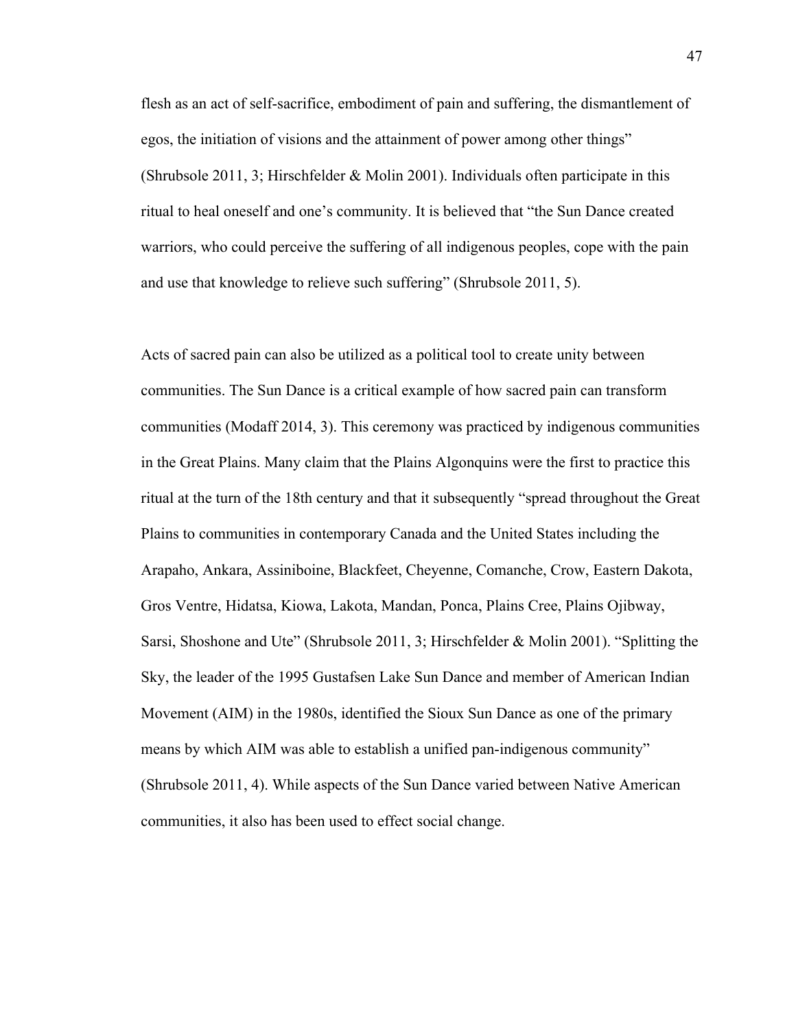flesh as an act of self-sacrifice, embodiment of pain and suffering, the dismantlement of egos, the initiation of visions and the attainment of power among other things" (Shrubsole 2011, 3; Hirschfelder & Molin 2001). Individuals often participate in this ritual to heal oneself and one's community. It is believed that "the Sun Dance created warriors, who could perceive the suffering of all indigenous peoples, cope with the pain and use that knowledge to relieve such suffering" (Shrubsole 2011, 5).

Acts of sacred pain can also be utilized as a political tool to create unity between communities. The Sun Dance is a critical example of how sacred pain can transform communities (Modaff 2014, 3). This ceremony was practiced by indigenous communities in the Great Plains. Many claim that the Plains Algonquins were the first to practice this ritual at the turn of the 18th century and that it subsequently "spread throughout the Great Plains to communities in contemporary Canada and the United States including the Arapaho, Ankara, Assiniboine, Blackfeet, Cheyenne, Comanche, Crow, Eastern Dakota, Gros Ventre, Hidatsa, Kiowa, Lakota, Mandan, Ponca, Plains Cree, Plains Ojibway, Sarsi, Shoshone and Ute" (Shrubsole 2011, 3; Hirschfelder & Molin 2001). "Splitting the Sky, the leader of the 1995 Gustafsen Lake Sun Dance and member of American Indian Movement (AIM) in the 1980s, identified the Sioux Sun Dance as one of the primary means by which AIM was able to establish a unified pan-indigenous community" (Shrubsole 2011, 4). While aspects of the Sun Dance varied between Native American communities, it also has been used to effect social change.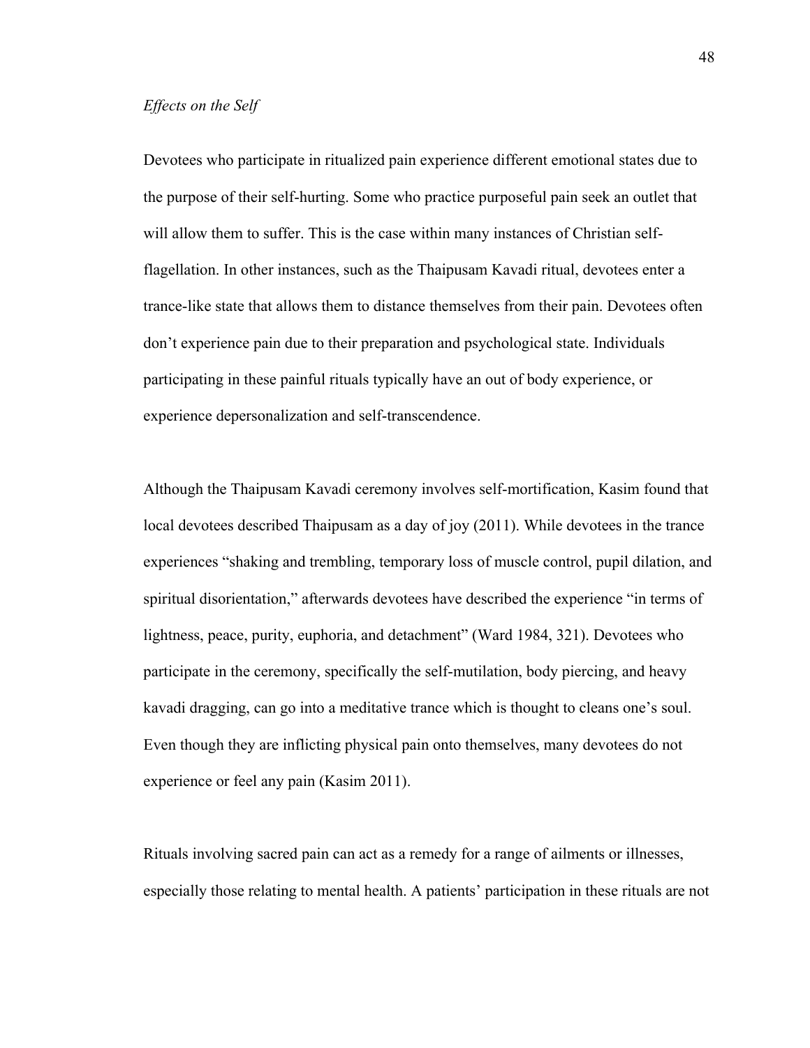*Effects on the Self*

Devotees who participate in ritualized pain experience different emotional states due to the purpose of their self-hurting. Some who practice purposeful pain seek an outlet that will allow them to suffer. This is the case within many instances of Christian self-flagellation. In other instances, such as the Thaipusam Kavadi ritual, devotees enter a trance-like state that allows them to distance themselves from their pain. Devotees often don't experience pain due to their preparation and psychological state. Individuals participating in these painful rituals typically have an out of body experience, or experience depersonalization and self-transcendence.

Although the Thaipusam Kavadi ceremony involves self-mortification, Kasim found that local devotees described Thaipusam as a day of joy (2011). While devotees in the trance experiences "shaking and trembling, temporary loss of muscle control, pupil dilation, and spiritual disorientation," afterwards devotees have described the experience "in terms of lightness, peace, purity, euphoria, and detachment" (Ward 1984, 321). Devotees who participate in the ceremony, specifically the self-mutilation, body piercing, and heavy kavadi dragging, can go into a meditative trance which is thought to cleans one's soul. Even though they are inflicting physical pain onto themselves, many devotees do not experience or feel any pain (Kasim 2011).

Rituals involving sacred pain can act as a remedy for a range of ailments or illnesses, especially those relating to mental health. A patients' participation in these rituals are not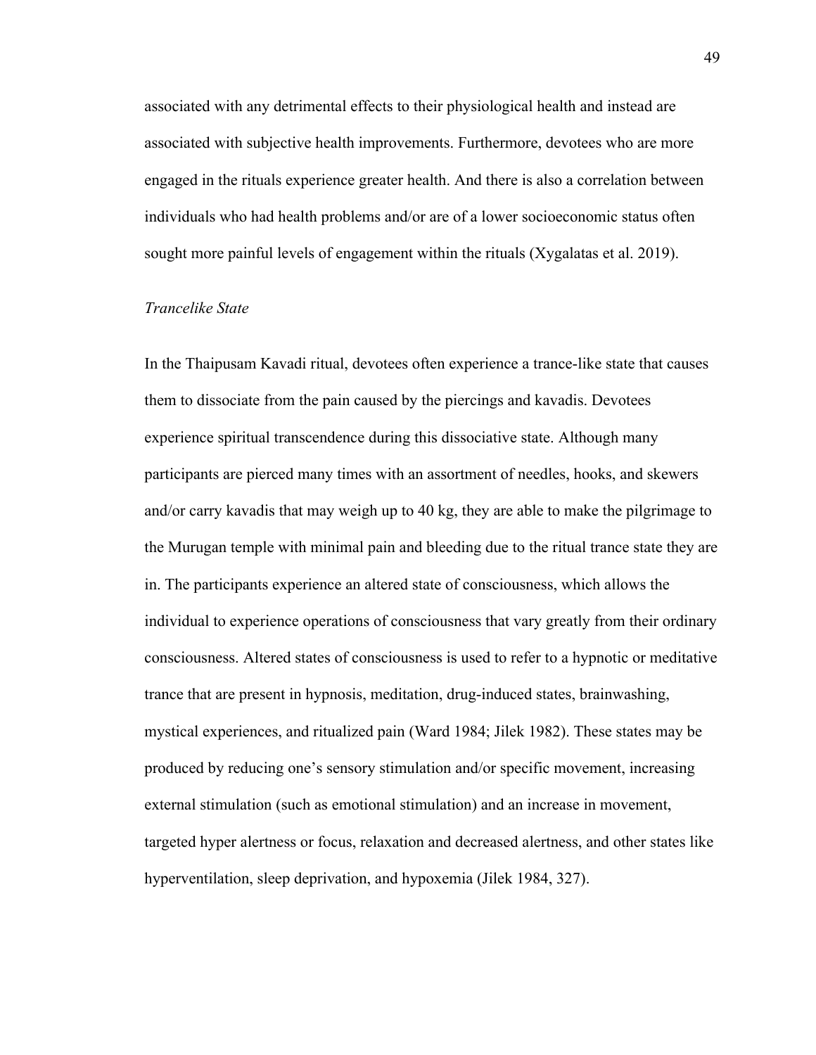associated with any detrimental effects to their physiological health and instead are associated with subjective health improvements. Furthermore, devotees who are more engaged in the rituals experience greater health. And there is also a correlation between individuals who had health problems and/or are of a lower socioeconomic status often sought more painful levels of engagement within the rituals (Xygalatas et al. 2019).

*Trancelike State*

In the Thaipusam Kavadi ritual, devotees often experience a trance-like state that causes them to dissociate from the pain caused by the piercings and kavadis. Devotees experience spiritual transcendence during this dissociative state. Although many participants are pierced many times with an assortment of needles, hooks, and skewers and/or carry kavadis that may weigh up to 40 kg, they are able to make the pilgrimage to the Murugan temple with minimal pain and bleeding due to the ritual trance state they are in. The participants experience an altered state of consciousness, which allows the individual to experience operations of consciousness that vary greatly from their ordinary consciousness. Altered states of consciousness is used to refer to a hypnotic or meditative trance that are present in hypnosis, meditation, drug-induced states, brainwashing, mystical experiences, and ritualized pain (Ward 1984; Jilek 1982). These states may be produced by reducing one's sensory stimulation and/or specific movement, increasing external stimulation (such as emotional stimulation) and an increase in movement, targeted hyper alertness or focus, relaxation and decreased alertness, and other states like hyperventilation, sleep deprivation, and hypoxemia (Jilek 1984, 327).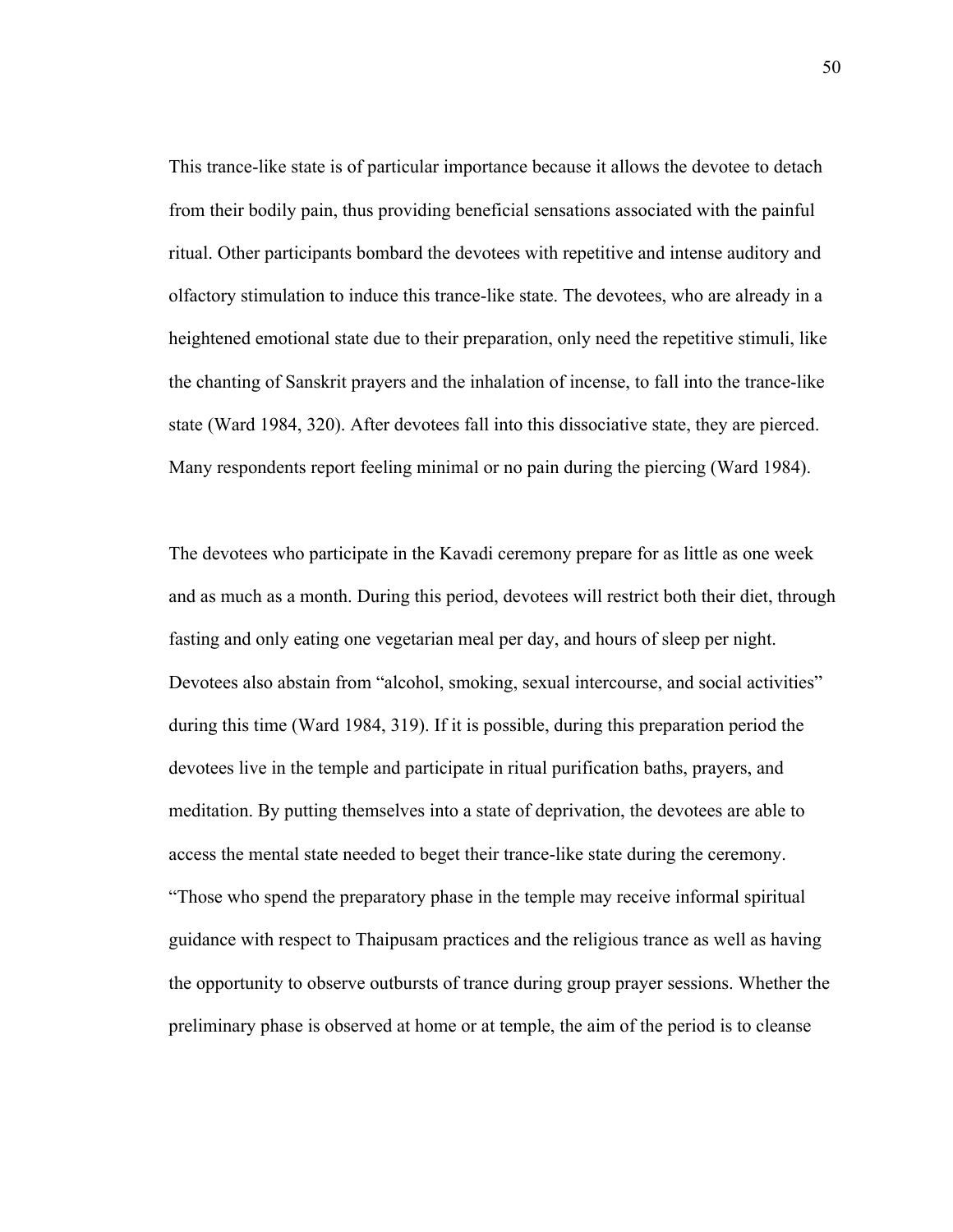This trance-like state is of particular importance because it allows the devotee to detach from their bodily pain, thus providing beneficial sensations associated with the painful ritual. Other participants bombard the devotees with repetitive and intense auditory and olfactory stimulation to induce this trance-like state. The devotees, who are already in a heightened emotional state due to their preparation, only need the repetitive stimuli, like the chanting of Sanskrit prayers and the inhalation of incense, to fall into the trance-like state (Ward 1984, 320). After devotees fall into this dissociative state, they are pierced. Many respondents report feeling minimal or no pain during the piercing (Ward 1984).

The devotees who participate in the Kavadi ceremony prepare for as little as one week and as much as a month. During this period, devotees will restrict both their diet, through fasting and only eating one vegetarian meal per day, and hours of sleep per night. Devotees also abstain from "alcohol, smoking, sexual intercourse, and social activities" during this time (Ward 1984, 319). If it is possible, during this preparation period the devotees live in the temple and participate in ritual purification baths, prayers, and meditation. By putting themselves into a state of deprivation, the devotees are able to access the mental state needed to beget their trance-like state during the ceremony. "Those who spend the preparatory phase in the temple may receive informal spiritual guidance with respect to Thaipusam practices and the religious trance as well as having the opportunity to observe outbursts of trance during group prayer sessions. Whether the preliminary phase is observed at home or at temple, the aim of the period is to cleanse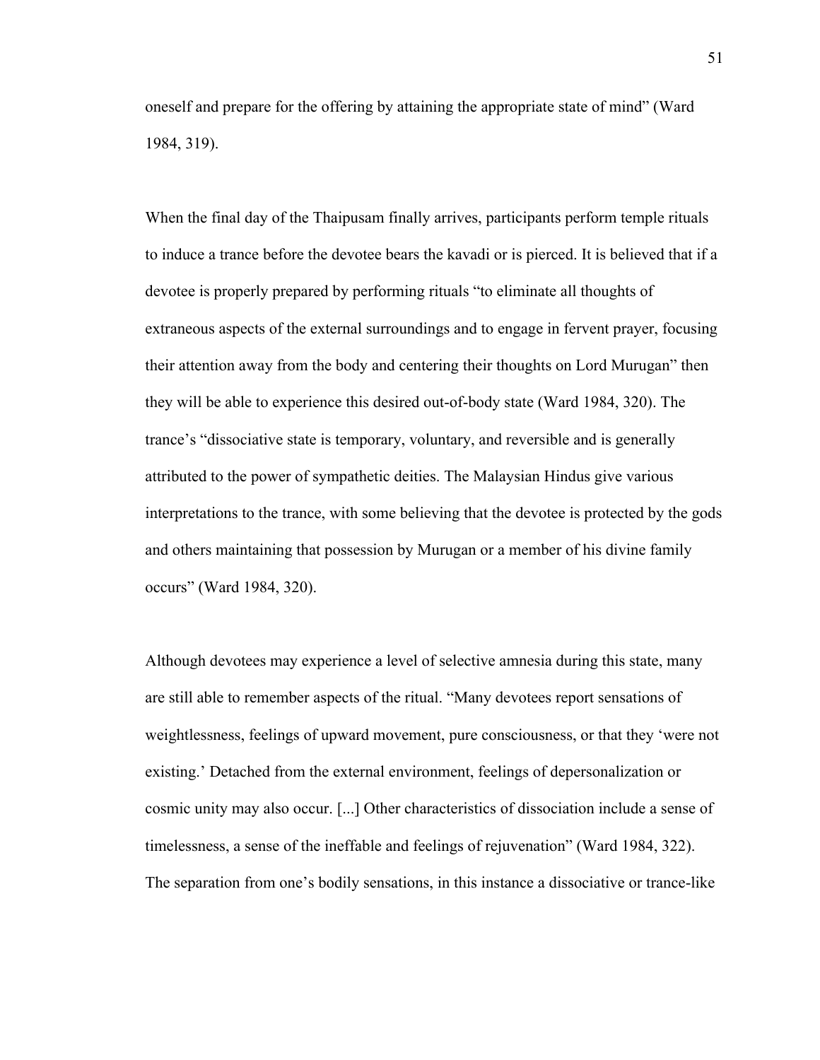oneself and prepare for the offering by attaining the appropriate state of mind" (Ward 1984, 319).

When the final day of the Thaipusam finally arrives, participants perform temple rituals to induce a trance before the devotee bears the kavadi or is pierced. It is believed that if a devotee is properly prepared by performing rituals "to eliminate all thoughts of extraneous aspects of the external surroundings and to engage in fervent prayer, focusing their attention away from the body and centering their thoughts on Lord Murugan" then they will be able to experience this desired out-of-body state (Ward 1984, 320). The trance's "dissociative state is temporary, voluntary, and reversible and is generally attributed to the power of sympathetic deities. The Malaysian Hindus give various interpretations to the trance, with some believing that the devotee is protected by the gods and others maintaining that possession by Murugan or a member of his divine family occurs" (Ward 1984, 320).

Although devotees may experience a level of selective amnesia during this state, many are still able to remember aspects of the ritual. "Many devotees report sensations of weightlessness, feelings of upward movement, pure consciousness, or that they 'were not existing.' Detached from the external environment, feelings of depersonalization or cosmic unity may also occur. [...] Other characteristics of dissociation include a sense of timelessness, a sense of the ineffable and feelings of rejuvenation" (Ward 1984, 322). The separation from one's bodily sensations, in this instance a dissociative or trance-like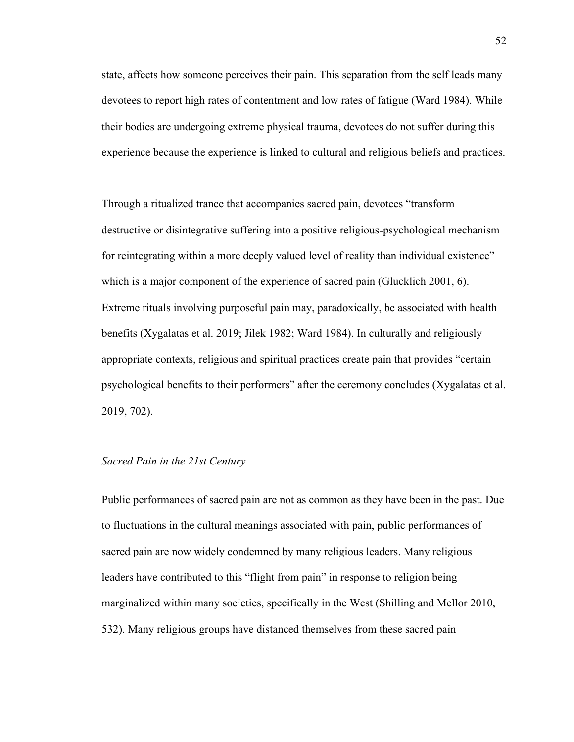state, affects how someone perceives their pain. This separation from the self leads many devotees to report high rates of contentment and low rates of fatigue (Ward 1984). While their bodies are undergoing extreme physical trauma, devotees do not suffer during this experience because the experience is linked to cultural and religious beliefs and practices.

Through a ritualized trance that accompanies sacred pain, devotees "transform destructive or disintegrative suffering into a positive religious-psychological mechanism for reintegrating within a more deeply valued level of reality than individual existence" which is a major component of the experience of sacred pain (Glucklich 2001, 6). Extreme rituals involving purposeful pain may, paradoxically, be associated with health benefits (Xygalatas et al. 2019; Jilek 1982; Ward 1984). In culturally and religiously appropriate contexts, religious and spiritual practices create pain that provides "certain psychological benefits to their performers" after the ceremony concludes (Xygalatas et al. 2019, 702).

### *Sacred Pain in the 21st Century*

Public performances of sacred pain are not as common as they have been in the past. Due to fluctuations in the cultural meanings associated with pain, public performances of sacred pain are now widely condemned by many religious leaders. Many religious leaders have contributed to this "flight from pain" in response to religion being marginalized within many societies, specifically in the West (Shilling and Mellor 2010, 532). Many religious groups have distanced themselves from these sacred pain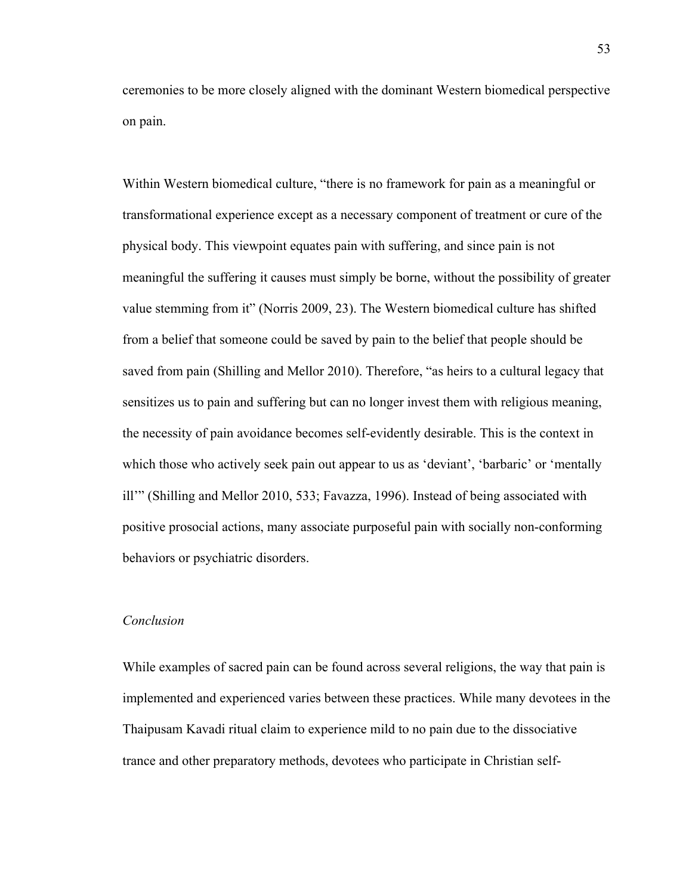ceremonies to be more closely aligned with the dominant Western biomedical perspective on pain.

Within Western biomedical culture, "there is no framework for pain as a meaningful or transformational experience except as a necessary component of treatment or cure of the physical body. This viewpoint equates pain with suffering, and since pain is not meaningful the suffering it causes must simply be borne, without the possibility of greater value stemming from it" (Norris 2009, 23). The Western biomedical culture has shifted from a belief that someone could be saved by pain to the belief that people should be saved from pain (Shilling and Mellor 2010). Therefore, "as heirs to a cultural legacy that sensitizes us to pain and suffering but can no longer invest them with religious meaning, the necessity of pain avoidance becomes self-evidently desirable. This is the context in which those who actively seek pain out appear to us as 'deviant', 'barbaric' or 'mentally ill'" (Shilling and Mellor 2010, 533; Favazza, 1996). Instead of being associated with positive prosocial actions, many associate purposeful pain with socially non-conforming behaviors or psychiatric disorders.

*Conclusion*

While examples of sacred pain can be found across several religions, the way that pain is implemented and experienced varies between these practices. While many devotees in the Thaipusam Kavadi ritual claim to experience mild to no pain due to the dissociative trance and other preparatory methods, devotees who participate in Christian self-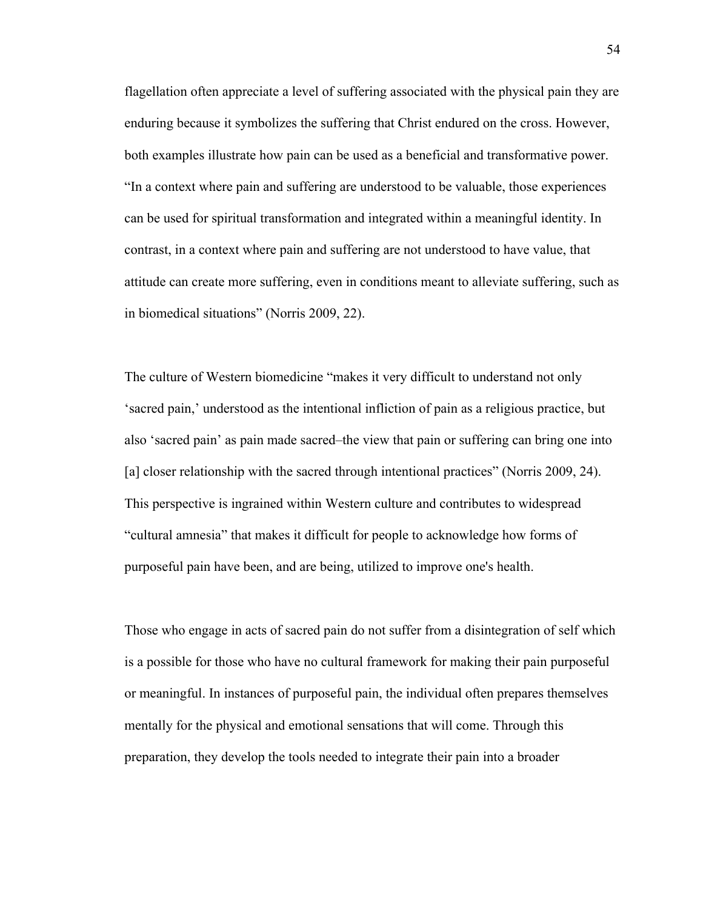flagellation often appreciate a level of suffering associated with the physical pain they are enduring because it symbolizes the suffering that Christ endured on the cross. However, both examples illustrate how pain can be used as a beneficial and transformative power. "In a context where pain and suffering are understood to be valuable, those experiences can be used for spiritual transformation and integrated within a meaningful identity. In contrast, in a context where pain and suffering are not understood to have value, that attitude can create more suffering, even in conditions meant to alleviate suffering, such as in biomedical situations" (Norris 2009, 22).

The culture of Western biomedicine "makes it very difficult to understand not only 'sacred pain,' understood as the intentional infliction of pain as a religious practice, but also 'sacred pain' as pain made sacred–the view that pain or suffering can bring one into [a] closer relationship with the sacred through intentional practices" (Norris 2009, 24). This perspective is ingrained within Western culture and contributes to widespread "cultural amnesia" that makes it difficult for people to acknowledge how forms of purposeful pain have been, and are being, utilized to improve one's health.

Those who engage in acts of sacred pain do not suffer from a disintegration of self which is a possible for those who have no cultural framework for making their pain purposeful or meaningful. In instances of purposeful pain, the individual often prepares themselves mentally for the physical and emotional sensations that will come. Through this preparation, they develop the tools needed to integrate their pain into a broader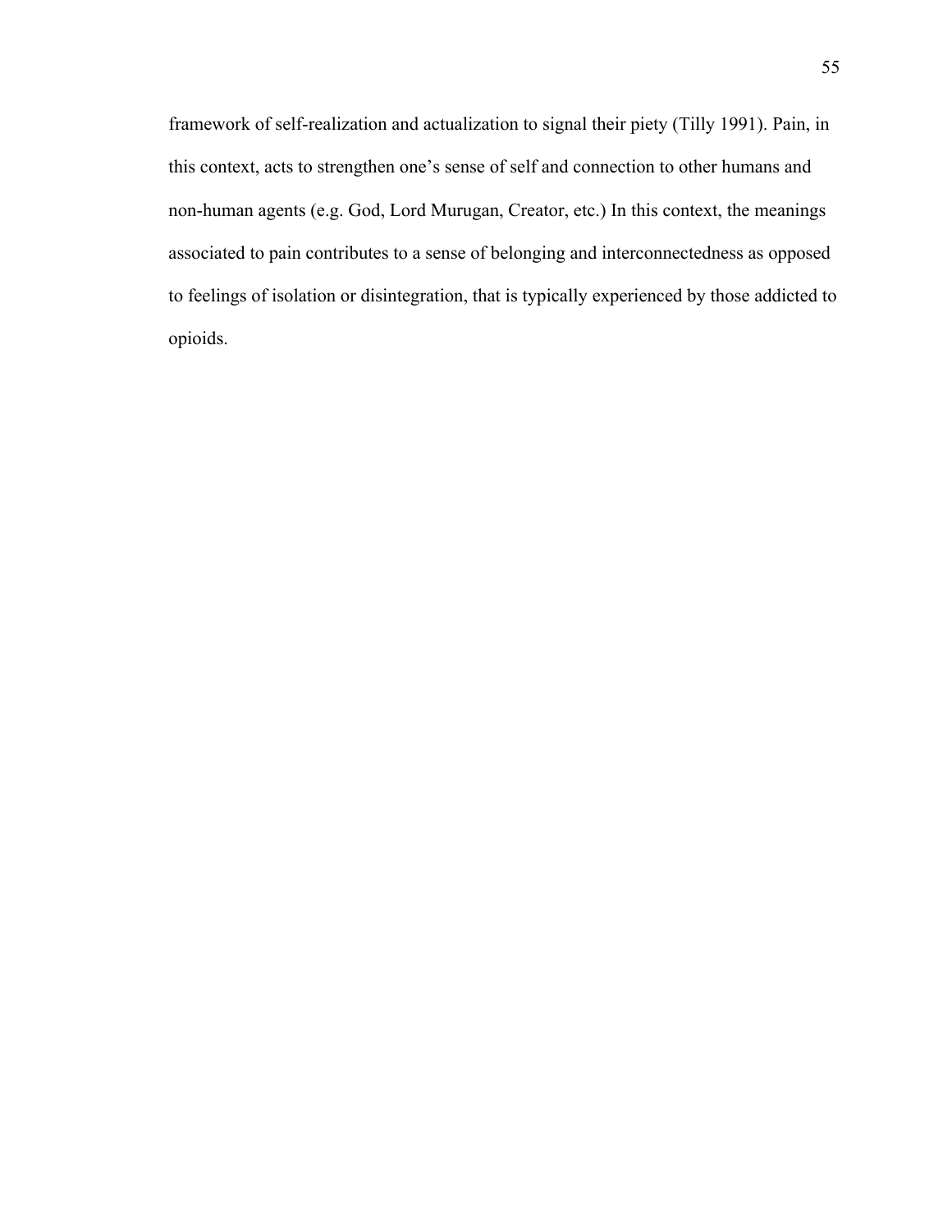framework of self-realization and actualization to signal their piety (Tilly 1991). Pain, in this context, acts to strengthen one's sense of self and connection to other humans and non-human agents (e.g. God, Lord Murugan, Creator, etc.) In this context, the meanings associated to pain contributes to a sense of belonging and interconnectedness as opposed to feelings of isolation or disintegration, that is typically experienced by those addicted to opioids.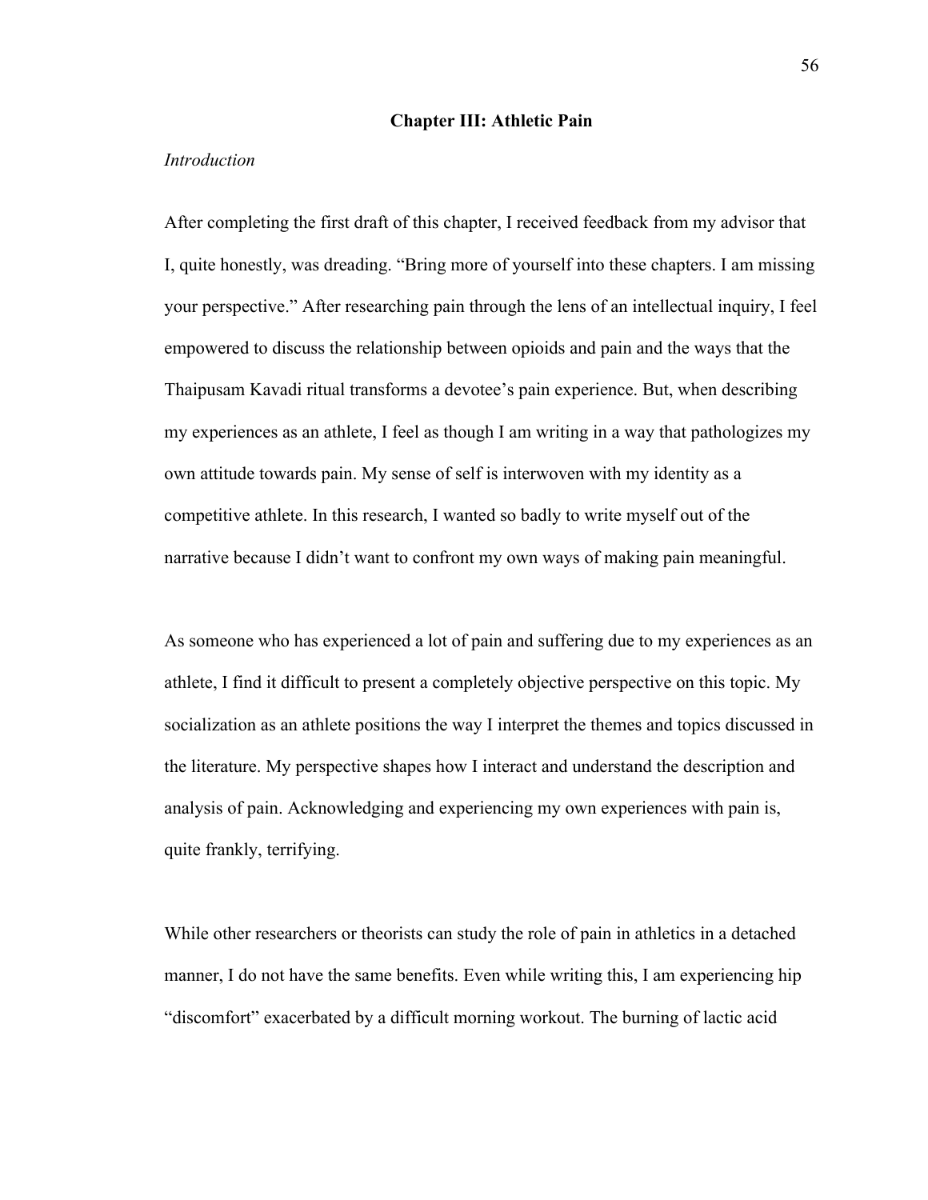## Chapter III: Athletic Pain

*Introduction*

After completing the first draft of this chapter, I received feedback from my advisor that I, quite honestly, was dreading. "Bring more of yourself into these chapters. I am missing your perspective." After researching pain through the lens of an intellectual inquiry, I feel empowered to discuss the relationship between opioids and pain and the ways that the Thaipusam Kavadi ritual transforms a devotee's pain experience. But, when describing my experiences as an athlete, I feel as though I am writing in a way that pathologizes my own attitude towards pain. My sense of self is interwoven with my identity as a competitive athlete. In this research, I wanted so badly to write myself out of the narrative because I didn't want to confront my own ways of making pain meaningful.

As someone who has experienced a lot of pain and suffering due to my experiences as an athlete, I find it difficult to present a completely objective perspective on this topic. My socialization as an athlete positions the way I interpret the themes and topics discussed in the literature. My perspective shapes how I interact and understand the description and analysis of pain. Acknowledging and experiencing my own experiences with pain is, quite frankly, terrifying.

While other researchers or theorists can study the role of pain in athletics in a detached manner, I do not have the same benefits. Even while writing this, I am experiencing hip "discomfort" exacerbated by a difficult morning workout. The burning of lactic acid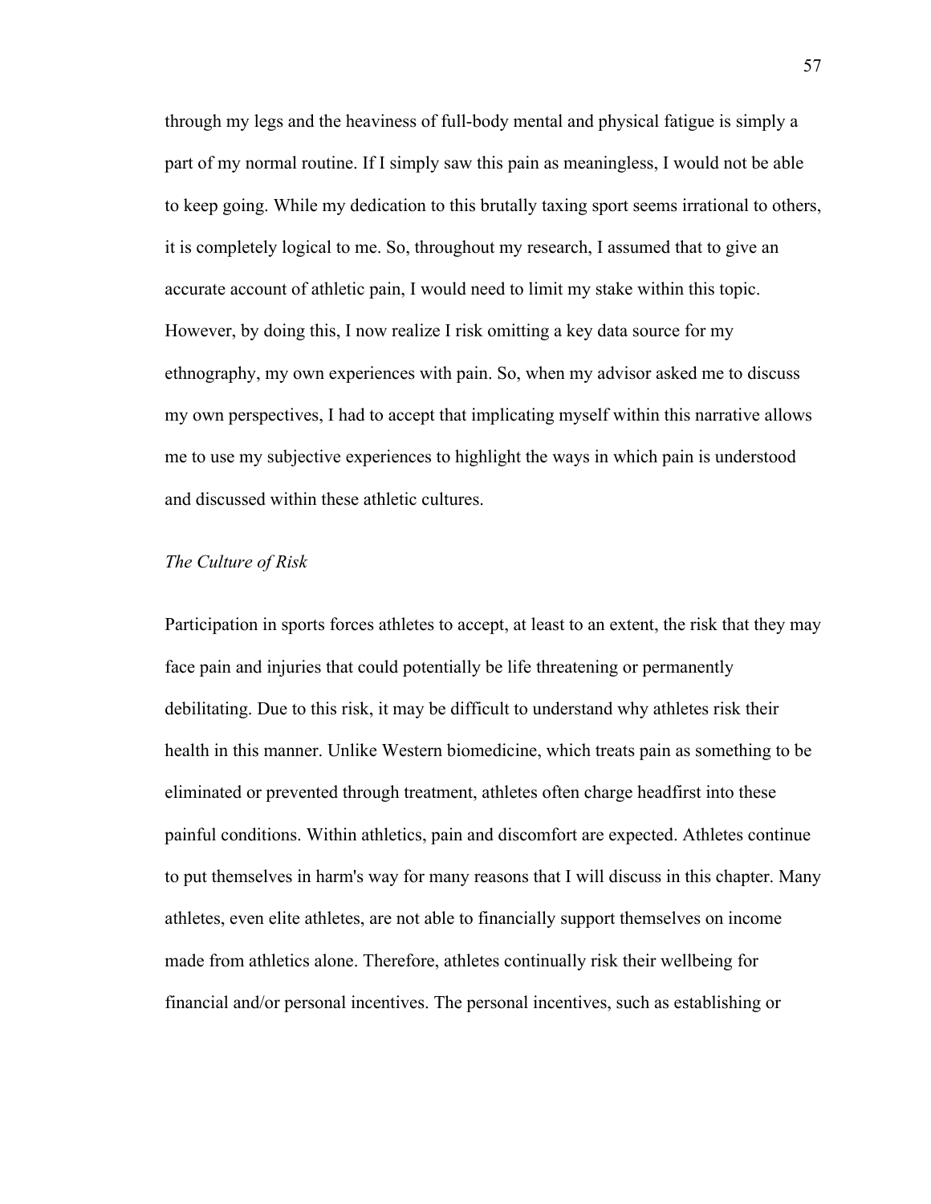through my legs and the heaviness of full-body mental and physical fatigue is simply a part of my normal routine. If I simply saw this pain as meaningless, I would not be able to keep going. While my dedication to this brutally taxing sport seems irrational to others, it is completely logical to me. So, throughout my research, I assumed that to give an accurate account of athletic pain, I would need to limit my stake within this topic. However, by doing this, I now realize I risk omitting a key data source for my ethnography, my own experiences with pain. So, when my advisor asked me to discuss my own perspectives, I had to accept that implicating myself within this narrative allows me to use my subjective experiences to highlight the ways in which pain is understood and discussed within these athletic cultures.

### *The Culture of Risk*

Participation in sports forces athletes to accept, at least to an extent, the risk that they may face pain and injuries that could potentially be life threatening or permanently debilitating. Due to this risk, it may be difficult to understand why athletes risk their health in this manner. Unlike Western biomedicine, which treats pain as something to be eliminated or prevented through treatment, athletes often charge headfirst into these painful conditions. Within athletics, pain and discomfort are expected. Athletes continue to put themselves in harm's way for many reasons that I will discuss in this chapter. Many athletes, even elite athletes, are not able to financially support themselves on income made from athletics alone. Therefore, athletes continually risk their wellbeing for financial and/or personal incentives. The personal incentives, such as establishing or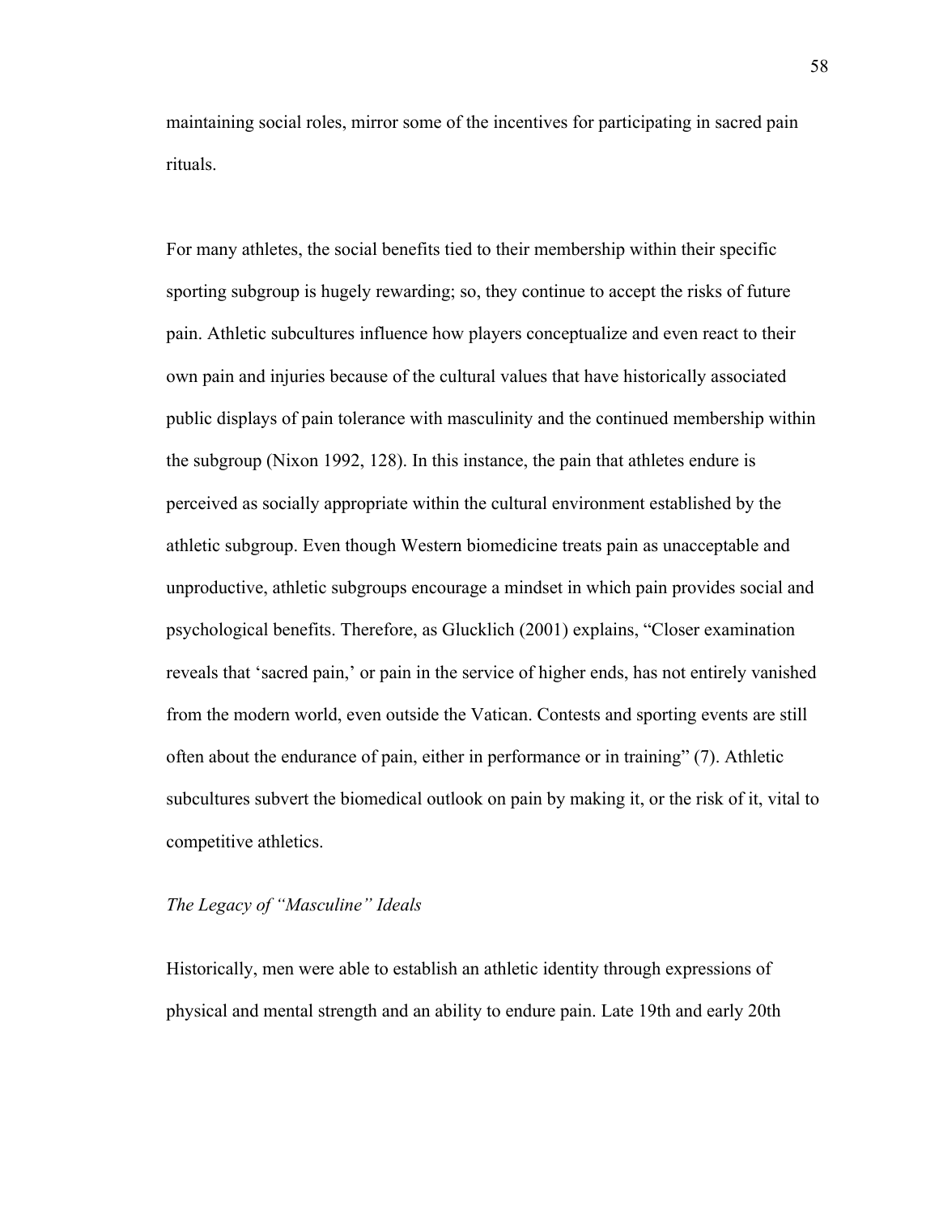maintaining social roles, mirror some of the incentives for participating in sacred pain rituals.

For many athletes, the social benefits tied to their membership within their specific sporting subgroup is hugely rewarding; so, they continue to accept the risks of future pain. Athletic subcultures influence how players conceptualize and even react to their own pain and injuries because of the cultural values that have historically associated public displays of pain tolerance with masculinity and the continued membership within the subgroup (Nixon 1992, 128). In this instance, the pain that athletes endure is perceived as socially appropriate within the cultural environment established by the athletic subgroup. Even though Western biomedicine treats pain as unacceptable and unproductive, athletic subgroups encourage a mindset in which pain provides social and psychological benefits. Therefore, as Glucklich (2001) explains, "Closer examination reveals that 'sacred pain,' or pain in the service of higher ends, has not entirely vanished from the modern world, even outside the Vatican. Contests and sporting events are still often about the endurance of pain, either in performance or in training" (7). Athletic subcultures subvert the biomedical outlook on pain by making it, or the risk of it, vital to competitive athletics.

### *The Legacy of "Masculine" Ideals*

Historically, men were able to establish an athletic identity through expressions of physical and mental strength and an ability to endure pain. Late 19th and early 20th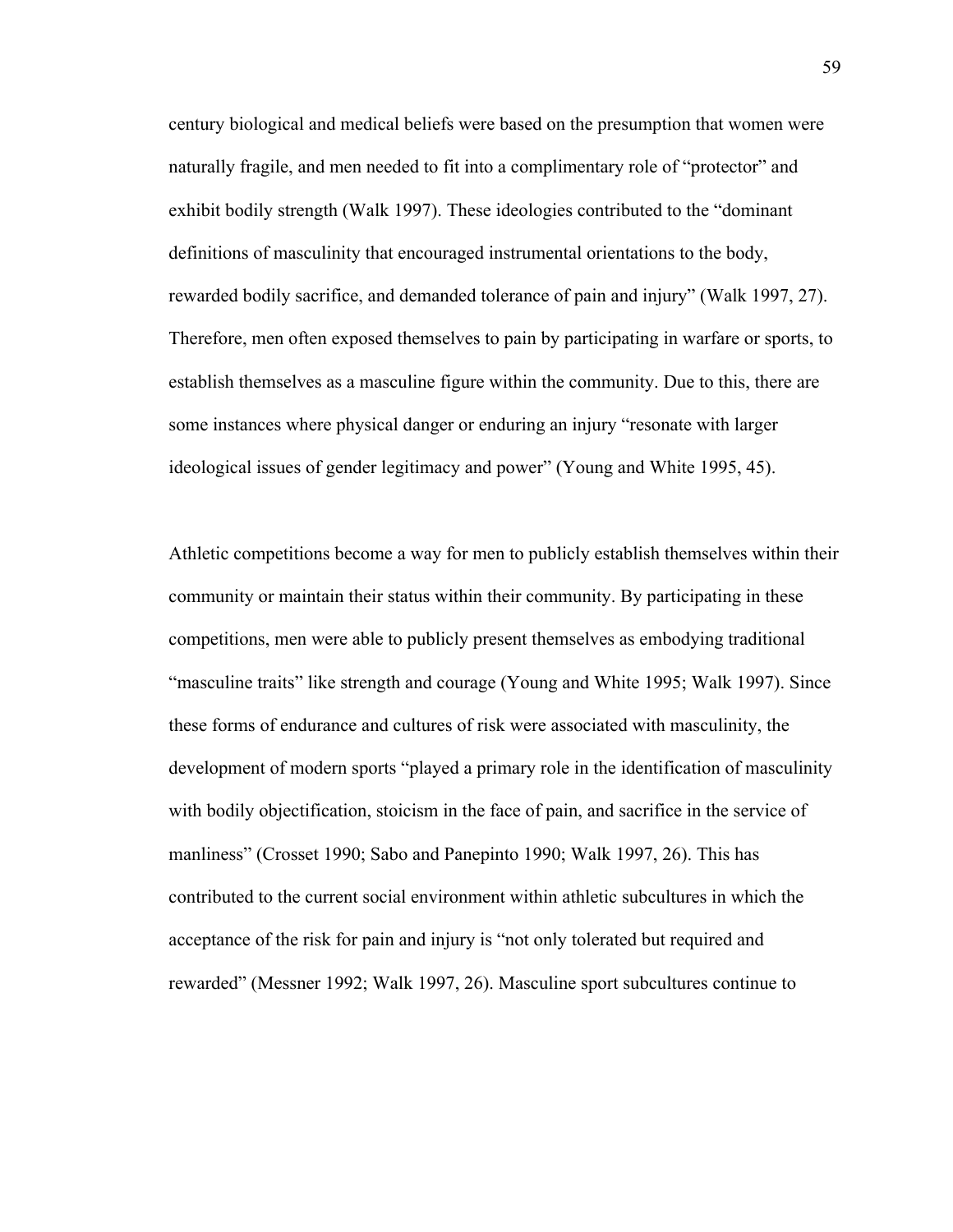century biological and medical beliefs were based on the presumption that women were naturally fragile, and men needed to fit into a complimentary role of "protector" and exhibit bodily strength (Walk 1997). These ideologies contributed to the "dominant definitions of masculinity that encouraged instrumental orientations to the body, rewarded bodily sacrifice, and demanded tolerance of pain and injury" (Walk 1997, 27). Therefore, men often exposed themselves to pain by participating in warfare or sports, to establish themselves as a masculine figure within the community. Due to this, there are some instances where physical danger or enduring an injury "resonate with larger ideological issues of gender legitimacy and power" (Young and White 1995, 45).

Athletic competitions become a way for men to publicly establish themselves within their community or maintain their status within their community. By participating in these competitions, men were able to publicly present themselves as embodying traditional "masculine traits" like strength and courage (Young and White 1995; Walk 1997). Since these forms of endurance and cultures of risk were associated with masculinity, the development of modern sports "played a primary role in the identification of masculinity with bodily objectification, stoicism in the face of pain, and sacrifice in the service of manliness" (Crosset 1990; Sabo and Panepinto 1990; Walk 1997, 26). This has contributed to the current social environment within athletic subcultures in which the acceptance of the risk for pain and injury is "not only tolerated but required and rewarded" (Messner 1992; Walk 1997, 26). Masculine sport subcultures continue to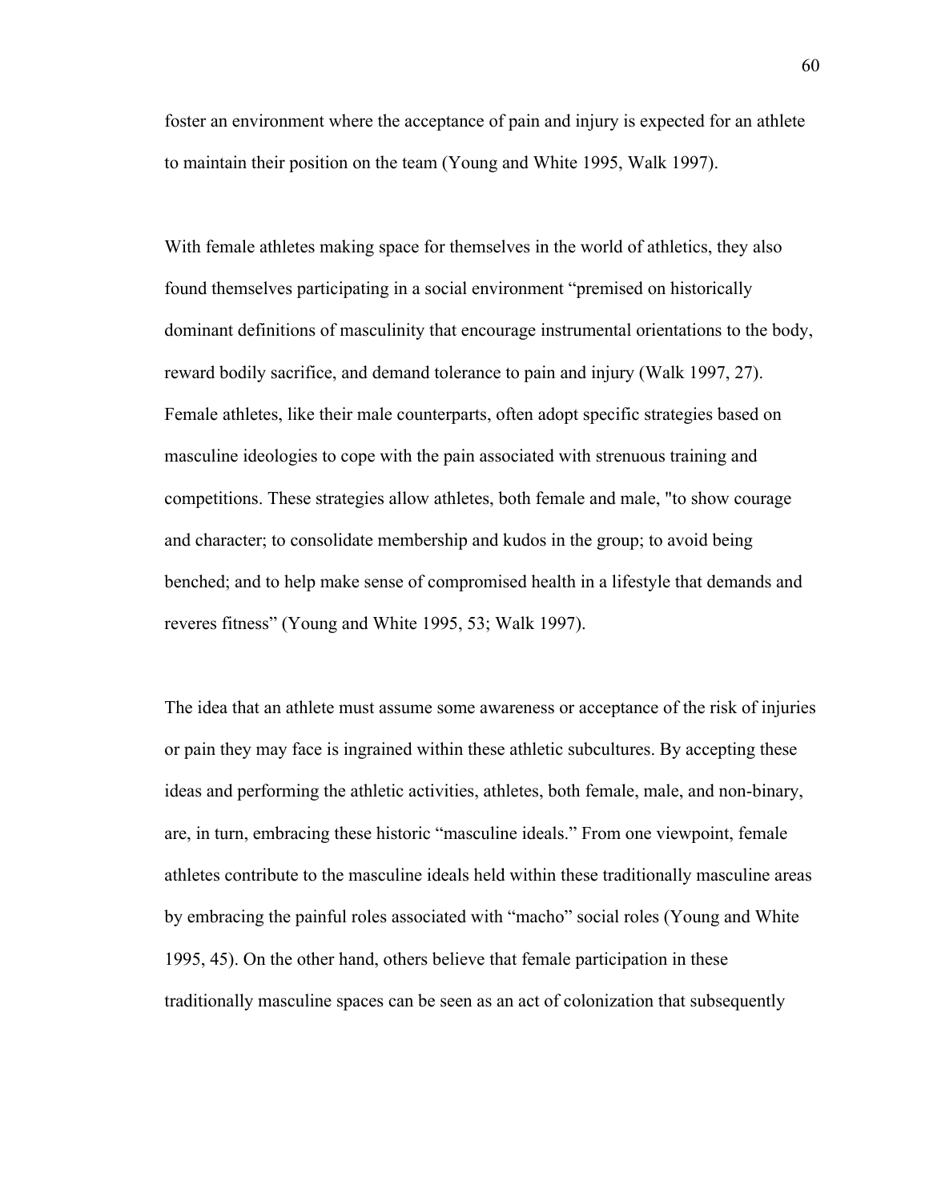foster an environment where the acceptance of pain and injury is expected for an athlete to maintain their position on the team (Young and White 1995, Walk 1997).

With female athletes making space for themselves in the world of athletics, they also found themselves participating in a social environment "premised on historically dominant definitions of masculinity that encourage instrumental orientations to the body, reward bodily sacrifice, and demand tolerance to pain and injury (Walk 1997, 27). Female athletes, like their male counterparts, often adopt specific strategies based on masculine ideologies to cope with the pain associated with strenuous training and competitions. These strategies allow athletes, both female and male, "to show courage and character; to consolidate membership and kudos in the group; to avoid being benched; and to help make sense of compromised health in a lifestyle that demands and reveres fitness" (Young and White 1995, 53; Walk 1997).

The idea that an athlete must assume some awareness or acceptance of the risk of injuries or pain they may face is ingrained within these athletic subcultures. By accepting these ideas and performing the athletic activities, athletes, both female, male, and non-binary, are, in turn, embracing these historic "masculine ideals." From one viewpoint, female athletes contribute to the masculine ideals held within these traditionally masculine areas by embracing the painful roles associated with "macho" social roles (Young and White 1995, 45). On the other hand, others believe that female participation in these traditionally masculine spaces can be seen as an act of colonization that subsequently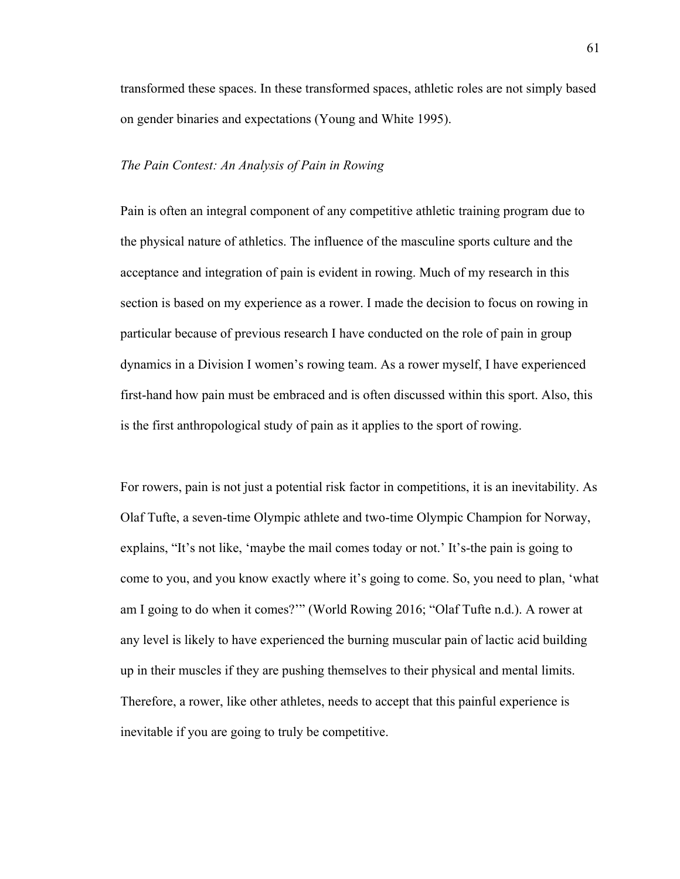transformed these spaces. In these transformed spaces, athletic roles are not simply based on gender binaries and expectations (Young and White 1995).

### *The Pain Contest: An Analysis of Pain in Rowing*

Pain is often an integral component of any competitive athletic training program due to the physical nature of athletics. The influence of the masculine sports culture and the acceptance and integration of pain is evident in rowing. Much of my research in this section is based on my experience as a rower. I made the decision to focus on rowing in particular because of previous research I have conducted on the role of pain in group dynamics in a Division I women's rowing team. As a rower myself, I have experienced first-hand how pain must be embraced and is often discussed within this sport. Also, this is the first anthropological study of pain as it applies to the sport of rowing.

For rowers, pain is not just a potential risk factor in competitions, it is an inevitability. As Olaf Tufte, a seven-time Olympic athlete and two-time Olympic Champion for Norway, explains, "It's not like, 'maybe the mail comes today or not.' It's-the pain is going to come to you, and you know exactly where it's going to come. So, you need to plan, 'what am I going to do when it comes?'" (World Rowing 2016; "Olaf Tufte n.d.). A rower at any level is likely to have experienced the burning muscular pain of lactic acid building up in their muscles if they are pushing themselves to their physical and mental limits. Therefore, a rower, like other athletes, needs to accept that this painful experience is inevitable if you are going to truly be competitive.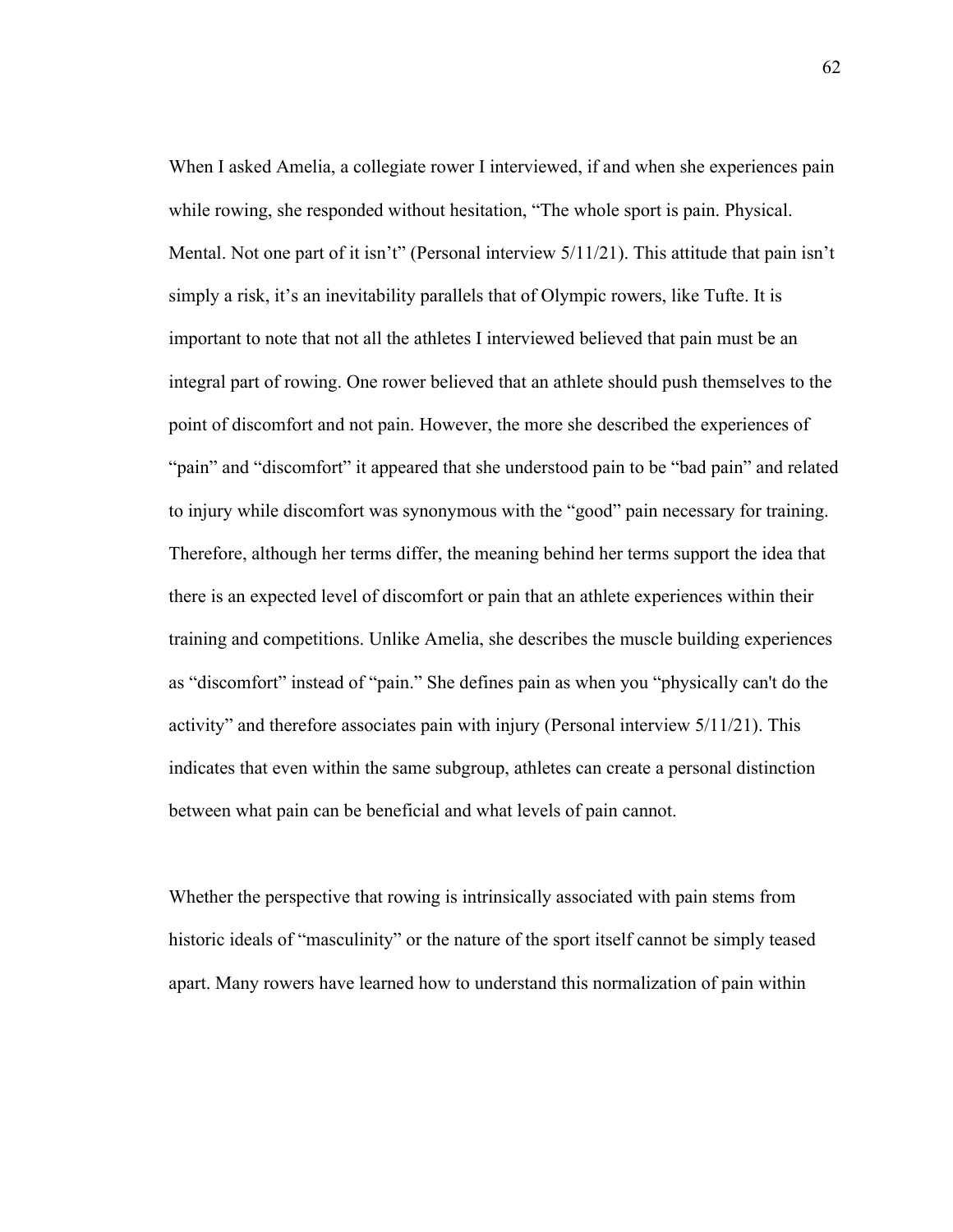When I asked Amelia, a collegiate rower I interviewed, if and when she experiences pain while rowing, she responded without hesitation, "The whole sport is pain. Physical. Mental. Not one part of it isn't" (Personal interview 5/11/21). This attitude that pain isn't simply a risk, it's an inevitability parallels that of Olympic rowers, like Tufte. It is important to note that not all the athletes I interviewed believed that pain must be an integral part of rowing. One rower believed that an athlete should push themselves to the point of discomfort and not pain. However, the more she described the experiences of "pain" and "discomfort" it appeared that she understood pain to be "bad pain" and related to injury while discomfort was synonymous with the "good" pain necessary for training. Therefore, although her terms differ, the meaning behind her terms support the idea that there is an expected level of discomfort or pain that an athlete experiences within their training and competitions. Unlike Amelia, she describes the muscle building experiences as "discomfort" instead of "pain." She defines pain as when you "physically can't do the activity" and therefore associates pain with injury (Personal interview 5/11/21). This indicates that even within the same subgroup, athletes can create a personal distinction between what pain can be beneficial and what levels of pain cannot.

Whether the perspective that rowing is intrinsically associated with pain stems from historic ideals of "masculinity" or the nature of the sport itself cannot be simply teased apart. Many rowers have learned how to understand this normalization of pain within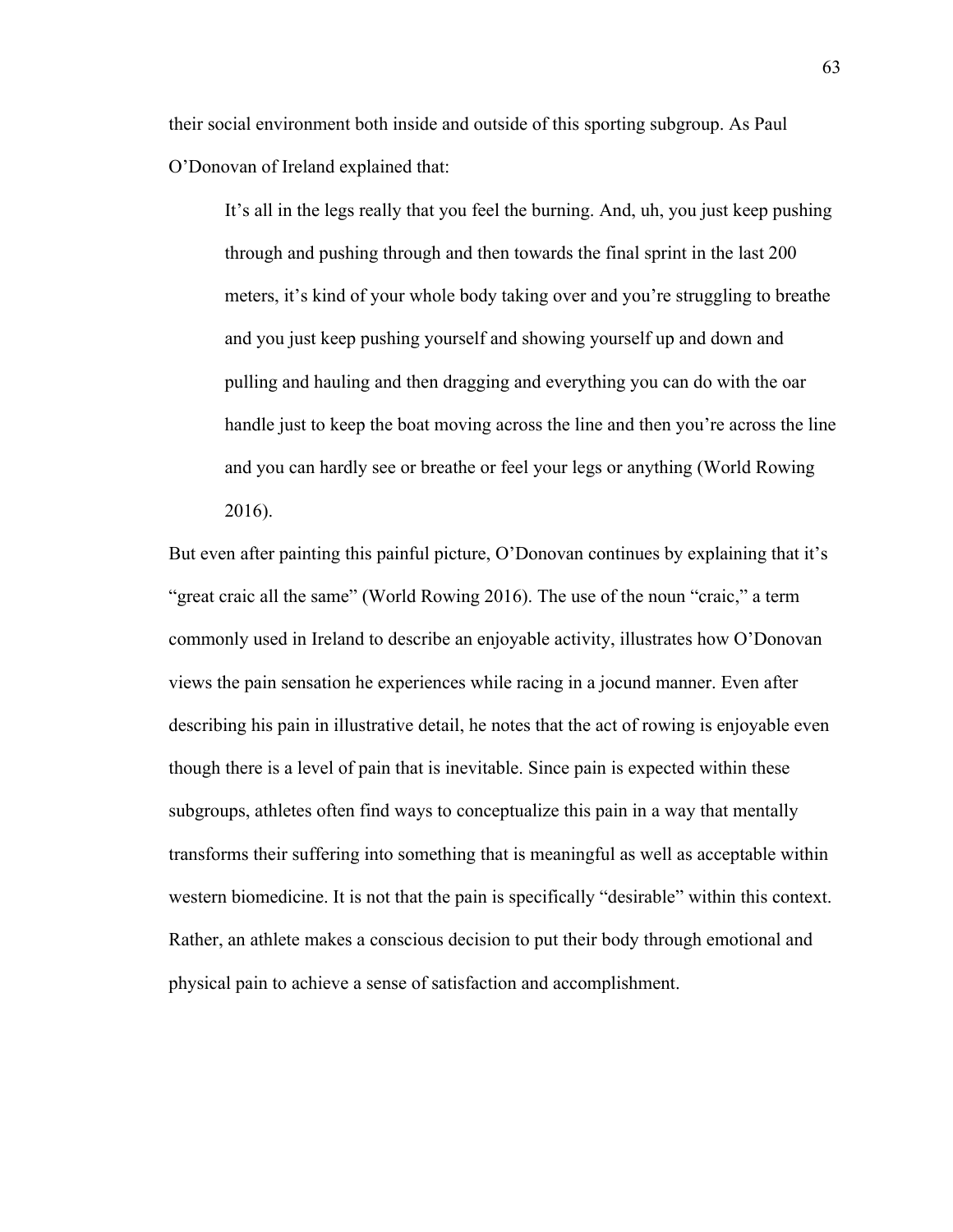their social environment both inside and outside of this sporting subgroup. As Paul O'Donovan of Ireland explained that:

> It's all in the legs really that you feel the burning. And, uh, you just keep pushing through and pushing through and then towards the final sprint in the last 200 meters, it's kind of your whole body taking over and you're struggling to breathe and you just keep pushing yourself and showing yourself up and down and pulling and hauling and then dragging and everything you can do with the oar handle just to keep the boat moving across the line and then you're across the line and you can hardly see or breathe or feel your legs or anything (World Rowing 2016).

But even after painting this painful picture, O'Donovan continues by explaining that it's "great craic all the same" (World Rowing 2016). The use of the noun "craic," a term commonly used in Ireland to describe an enjoyable activity, illustrates how O'Donovan views the pain sensation he experiences while racing in a jocund manner. Even after describing his pain in illustrative detail, he notes that the act of rowing is enjoyable even though there is a level of pain that is inevitable. Since pain is expected within these subgroups, athletes often find ways to conceptualize this pain in a way that mentally transforms their suffering into something that is meaningful as well as acceptable within western biomedicine. It is not that the pain is specifically "desirable" within this context. Rather, an athlete makes a conscious decision to put their body through emotional and physical pain to achieve a sense of satisfaction and accomplishment.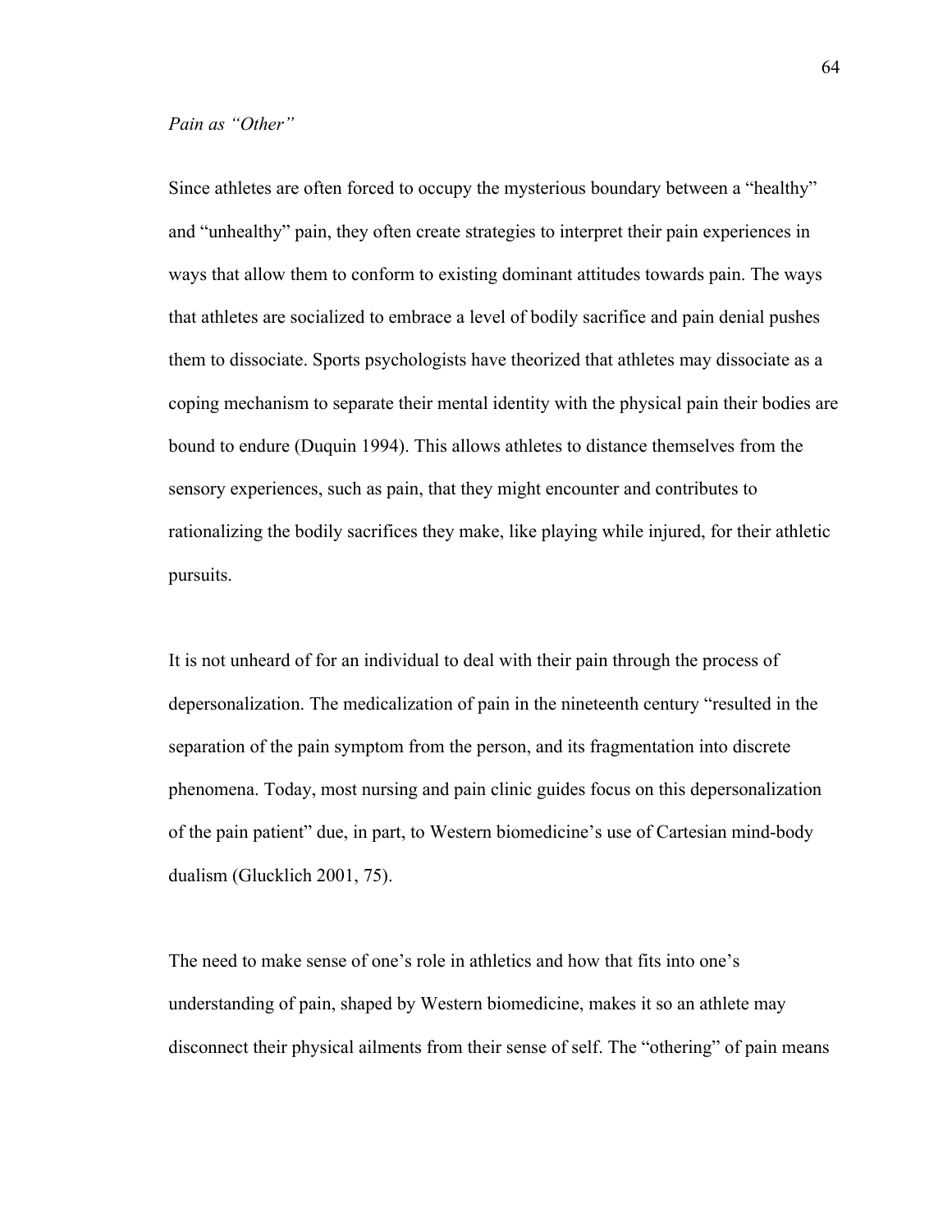*Pain as "Other"*

Since athletes are often forced to occupy the mysterious boundary between a "healthy" and "unhealthy" pain, they often create strategies to interpret their pain experiences in ways that allow them to conform to existing dominant attitudes towards pain. The ways that athletes are socialized to embrace a level of bodily sacrifice and pain denial pushes them to dissociate. Sports psychologists have theorized that athletes may dissociate as a coping mechanism to separate their mental identity with the physical pain their bodies are bound to endure (Duquin 1994). This allows athletes to distance themselves from the sensory experiences, such as pain, that they might encounter and contributes to rationalizing the bodily sacrifices they make, like playing while injured, for their athletic pursuits.

It is not unheard of for an individual to deal with their pain through the process of depersonalization. The medicalization of pain in the nineteenth century "resulted in the separation of the pain symptom from the person, and its fragmentation into discrete phenomena. Today, most nursing and pain clinic guides focus on this depersonalization of the pain patient" due, in part, to Western biomedicine's use of Cartesian mind-body dualism (Glucklich 2001, 75).

The need to make sense of one's role in athletics and how that fits into one's understanding of pain, shaped by Western biomedicine, makes it so an athlete may disconnect their physical ailments from their sense of self. The "othering" of pain means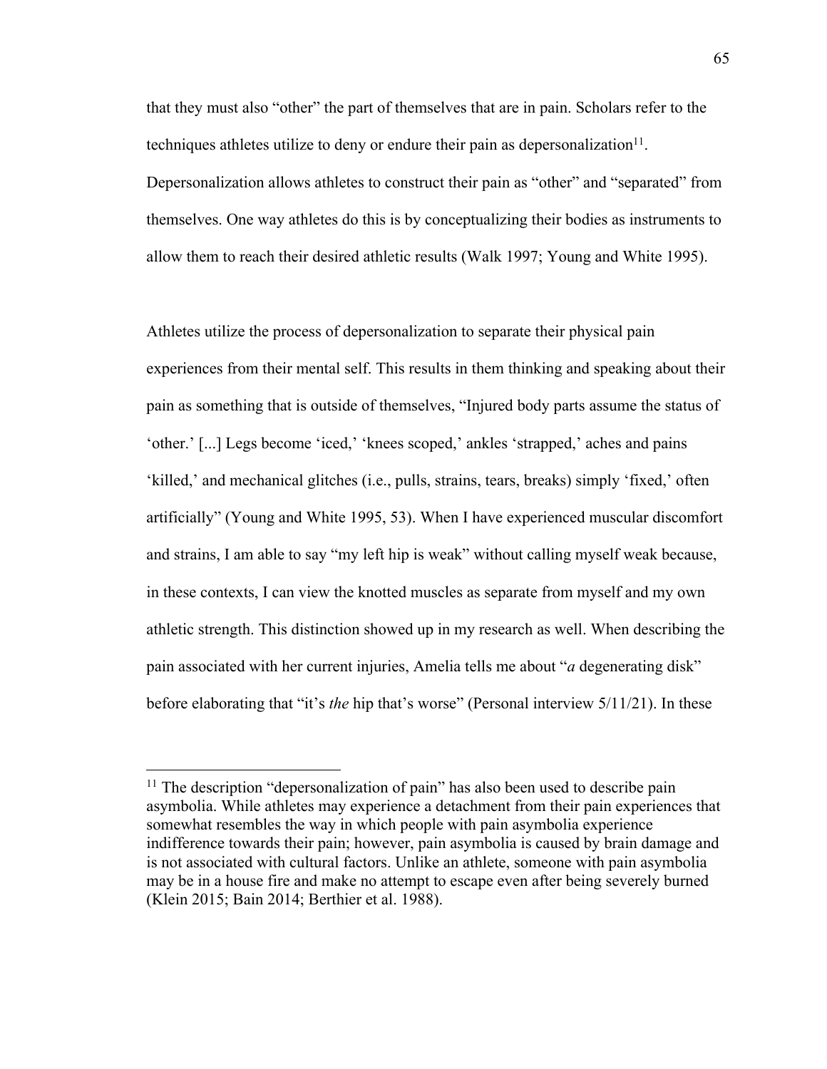that they must also "other" the part of themselves that are in pain. Scholars refer to the techniques athletes utilize to deny or endure their pain as depersonalization[11]. Depersonalization allows athletes to construct their pain as "other" and "separated" from themselves. One way athletes do this is by conceptualizing their bodies as instruments to allow them to reach their desired athletic results (Walk 1997; Young and White 1995).

Athletes utilize the process of depersonalization to separate their physical pain experiences from their mental self. This results in them thinking and speaking about their pain as something that is outside of themselves, "Injured body parts assume the status of 'other.' [...] Legs become 'iced,' 'knees scoped,' ankles 'strapped,' aches and pains 'killed,' and mechanical glitches (i.e., pulls, strains, tears, breaks) simply 'fixed,' often artificially" (Young and White 1995, 53). When I have experienced muscular discomfort and strains, I am able to say "my left hip is weak" without calling myself weak because, in these contexts, I can view the knotted muscles as separate from myself and my own athletic strength. This distinction showed up in my research as well. When describing the pain associated with her current injuries, Amelia tells me about "*a* degenerating disk" before elaborating that "it's *the* hip that's worse" (Personal interview 5/11/21). In these

[11] The description "depersonalization of pain" has also been used to describe pain asymbolia. While athletes may experience a detachment from their pain experiences that somewhat resembles the way in which people with pain asymbolia experience indifference towards their pain; however, pain asymbolia is caused by brain damage and is not associated with cultural factors. Unlike an athlete, someone with pain asymbolia may be in a house fire and make no attempt to escape even after being severely burned (Klein 2015; Bain 2014; Berthier et al. 1988).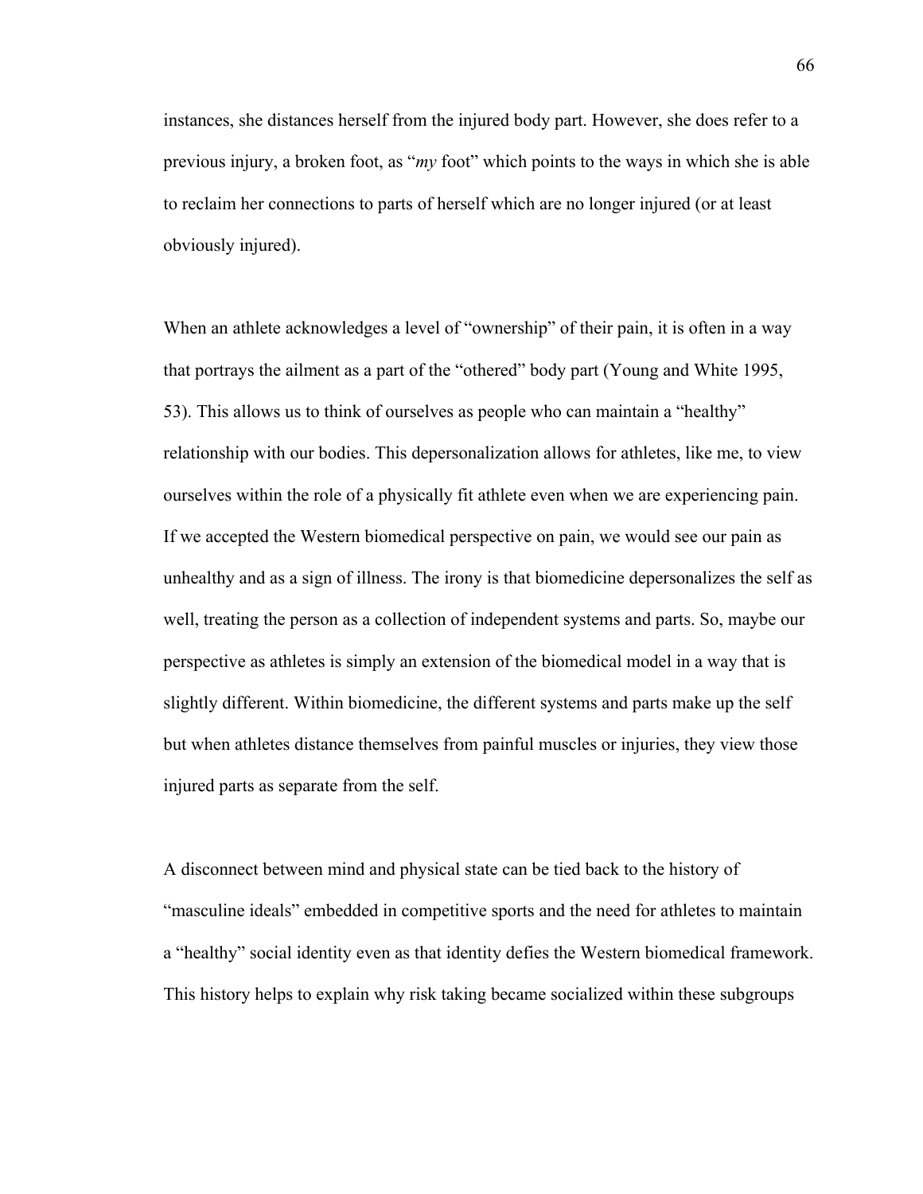instances, she distances herself from the injured body part. However, she does refer to a previous injury, a broken foot, as "*my* foot" which points to the ways in which she is able to reclaim her connections to parts of herself which are no longer injured (or at least obviously injured).

When an athlete acknowledges a level of "ownership" of their pain, it is often in a way that portrays the ailment as a part of the "othered" body part (Young and White 1995, 53). This allows us to think of ourselves as people who can maintain a "healthy" relationship with our bodies. This depersonalization allows for athletes, like me, to view ourselves within the role of a physically fit athlete even when we are experiencing pain. If we accepted the Western biomedical perspective on pain, we would see our pain as unhealthy and as a sign of illness. The irony is that biomedicine depersonalizes the self as well, treating the person as a collection of independent systems and parts. So, maybe our perspective as athletes is simply an extension of the biomedical model in a way that is slightly different. Within biomedicine, the different systems and parts make up the self but when athletes distance themselves from painful muscles or injuries, they view those injured parts as separate from the self.

A disconnect between mind and physical state can be tied back to the history of "masculine ideals" embedded in competitive sports and the need for athletes to maintain a "healthy" social identity even as that identity defies the Western biomedical framework. This history helps to explain why risk taking became socialized within these subgroups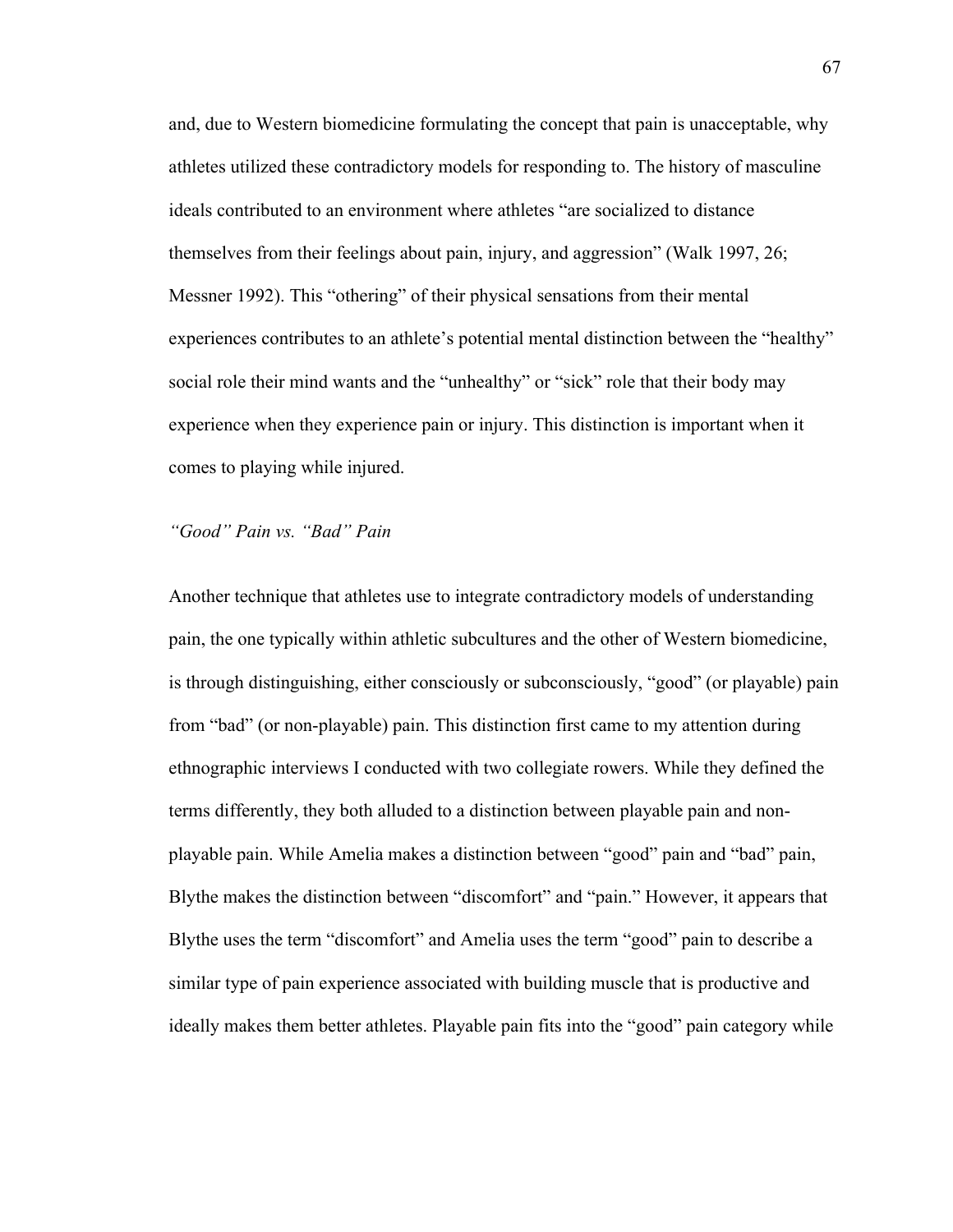and, due to Western biomedicine formulating the concept that pain is unacceptable, why athletes utilized these contradictory models for responding to. The history of masculine ideals contributed to an environment where athletes "are socialized to distance themselves from their feelings about pain, injury, and aggression" (Walk 1997, 26; Messner 1992). This "othering" of their physical sensations from their mental experiences contributes to an athlete's potential mental distinction between the "healthy" social role their mind wants and the "unhealthy" or "sick" role that their body may experience when they experience pain or injury. This distinction is important when it comes to playing while injured.

### *"Good" Pain vs. "Bad" Pain*

Another technique that athletes use to integrate contradictory models of understanding pain, the one typically within athletic subcultures and the other of Western biomedicine, is through distinguishing, either consciously or subconsciously, "good" (or playable) pain from "bad" (or non-playable) pain. This distinction first came to my attention during ethnographic interviews I conducted with two collegiate rowers. While they defined the terms differently, they both alluded to a distinction between playable pain and non-playable pain. While Amelia makes a distinction between "good" pain and "bad" pain, Blythe makes the distinction between "discomfort" and "pain." However, it appears that Blythe uses the term "discomfort" and Amelia uses the term "good" pain to describe a similar type of pain experience associated with building muscle that is productive and ideally makes them better athletes. Playable pain fits into the "good" pain category while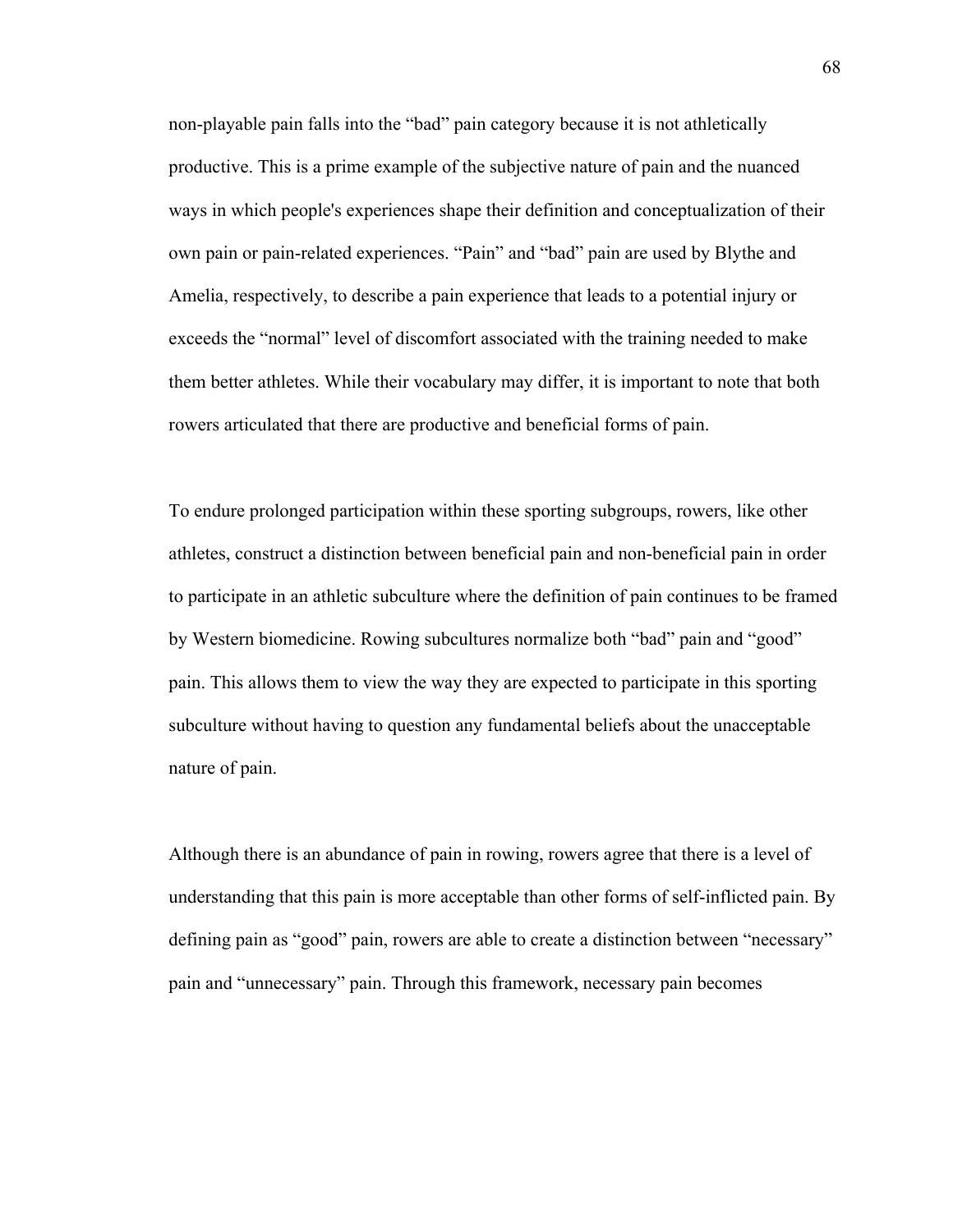non-playable pain falls into the "bad" pain category because it is not athletically productive. This is a prime example of the subjective nature of pain and the nuanced ways in which people's experiences shape their definition and conceptualization of their own pain or pain-related experiences. "Pain" and "bad" pain are used by Blythe and Amelia, respectively, to describe a pain experience that leads to a potential injury or exceeds the "normal" level of discomfort associated with the training needed to make them better athletes. While their vocabulary may differ, it is important to note that both rowers articulated that there are productive and beneficial forms of pain.

To endure prolonged participation within these sporting subgroups, rowers, like other athletes, construct a distinction between beneficial pain and non-beneficial pain in order to participate in an athletic subculture where the definition of pain continues to be framed by Western biomedicine. Rowing subcultures normalize both "bad" pain and "good" pain. This allows them to view the way they are expected to participate in this sporting subculture without having to question any fundamental beliefs about the unacceptable nature of pain.

Although there is an abundance of pain in rowing, rowers agree that there is a level of understanding that this pain is more acceptable than other forms of self-inflicted pain. By defining pain as "good" pain, rowers are able to create a distinction between "necessary" pain and "unnecessary" pain. Through this framework, necessary pain becomes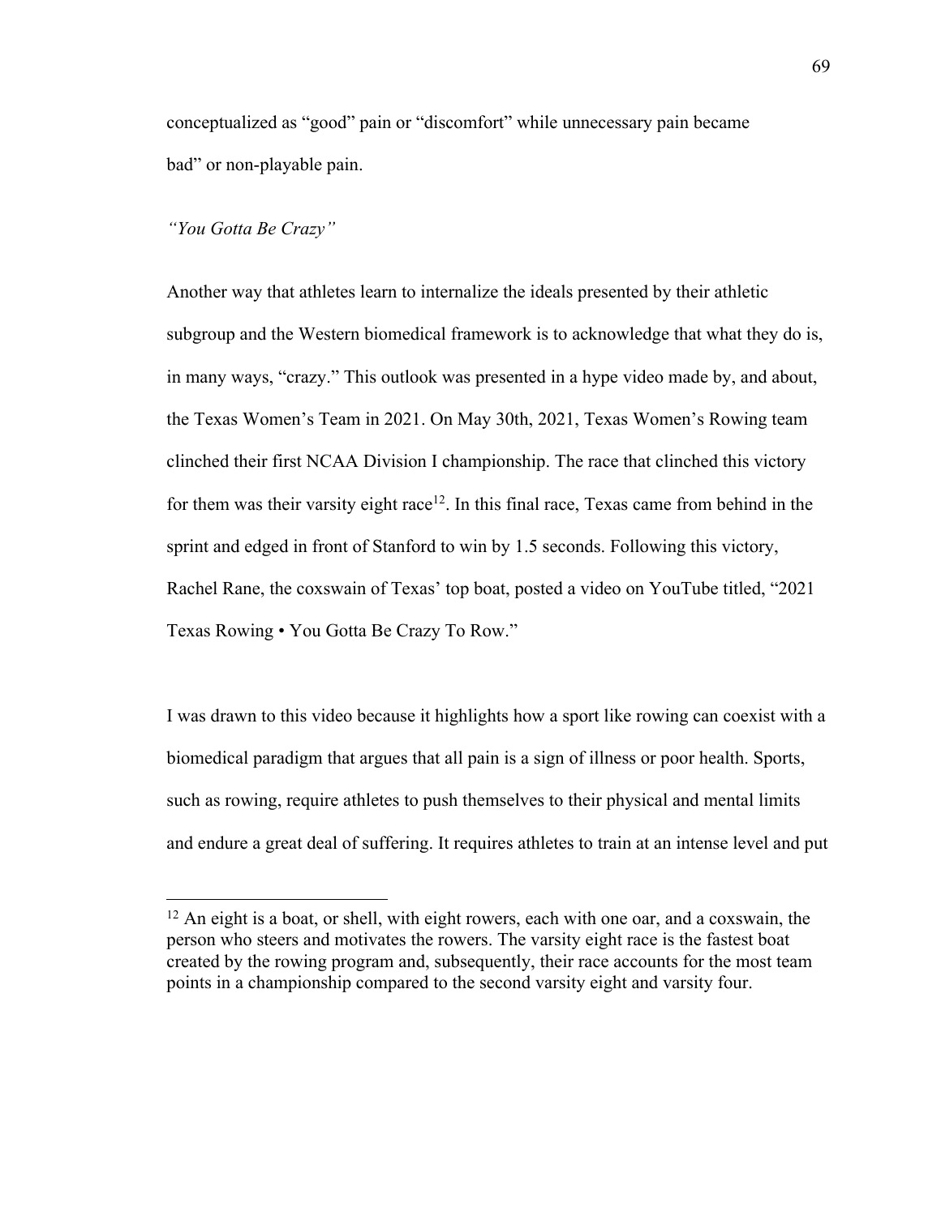conceptualized as “good” pain or “discomfort” while unnecessary pain became bad” or non-playable pain.

*“You Gotta Be Crazy”*

Another way that athletes learn to internalize the ideals presented by their athletic subgroup and the Western biomedical framework is to acknowledge that what they do is, in many ways, “crazy.” This outlook was presented in a hype video made by, and about, the Texas Women’s Team in 2021. On May 30th, 2021, Texas Women’s Rowing team clinched their first NCAA Division I championship. The race that clinched this victory for them was their varsity eight race[12]. In this final race, Texas came from behind in the sprint and edged in front of Stanford to win by 1.5 seconds. Following this victory, Rachel Rane, the coxswain of Texas’ top boat, posted a video on YouTube titled, “2021 Texas Rowing • You Gotta Be Crazy To Row.”

I was drawn to this video because it highlights how a sport like rowing can coexist with a biomedical paradigm that argues that all pain is a sign of illness or poor health. Sports, such as rowing, require athletes to push themselves to their physical and mental limits and endure a great deal of suffering. It requires athletes to train at an intense level and put

---

[12] An eight is a boat, or shell, with eight rowers, each with one oar, and a coxswain, the person who steers and motivates the rowers. The varsity eight race is the fastest boat created by the rowing program and, subsequently, their race accounts for the most team points in a championship compared to the second varsity eight and varsity four.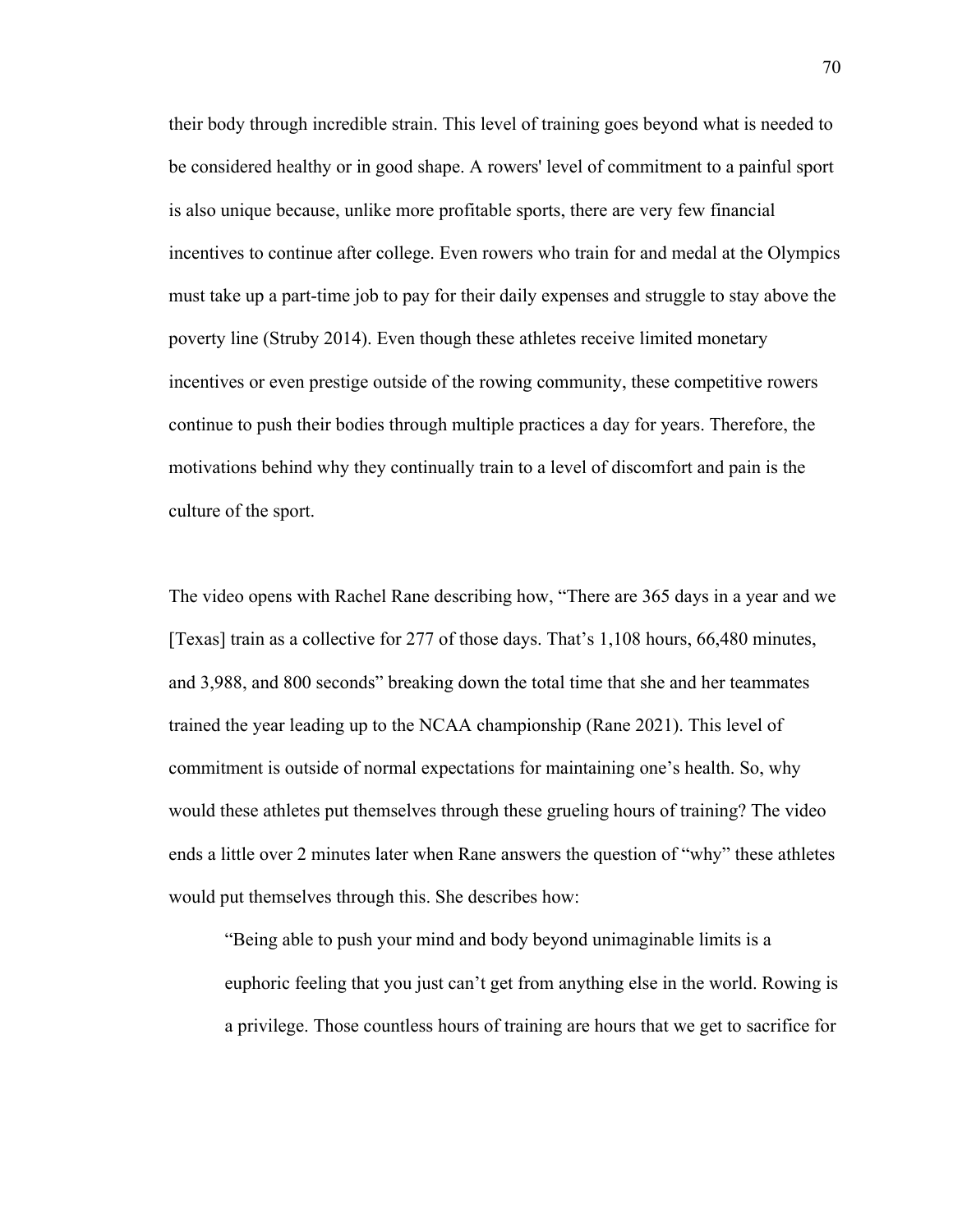their body through incredible strain. This level of training goes beyond what is needed to be considered healthy or in good shape. A rowers' level of commitment to a painful sport is also unique because, unlike more profitable sports, there are very few financial incentives to continue after college. Even rowers who train for and medal at the Olympics must take up a part-time job to pay for their daily expenses and struggle to stay above the poverty line (Struby 2014). Even though these athletes receive limited monetary incentives or even prestige outside of the rowing community, these competitive rowers continue to push their bodies through multiple practices a day for years. Therefore, the motivations behind why they continually train to a level of discomfort and pain is the culture of the sport.

The video opens with Rachel Rane describing how, "There are 365 days in a year and we [Texas] train as a collective for 277 of those days. That's 1,108 hours, 66,480 minutes, and 3,988, and 800 seconds" breaking down the total time that she and her teammates trained the year leading up to the NCAA championship (Rane 2021). This level of commitment is outside of normal expectations for maintaining one's health. So, why would these athletes put themselves through these grueling hours of training? The video ends a little over 2 minutes later when Rane answers the question of "why" these athletes would put themselves through this. She describes how:

> "Being able to push your mind and body beyond unimaginable limits is a euphoric feeling that you just can't get from anything else in the world. Rowing is a privilege. Those countless hours of training are hours that we get to sacrifice for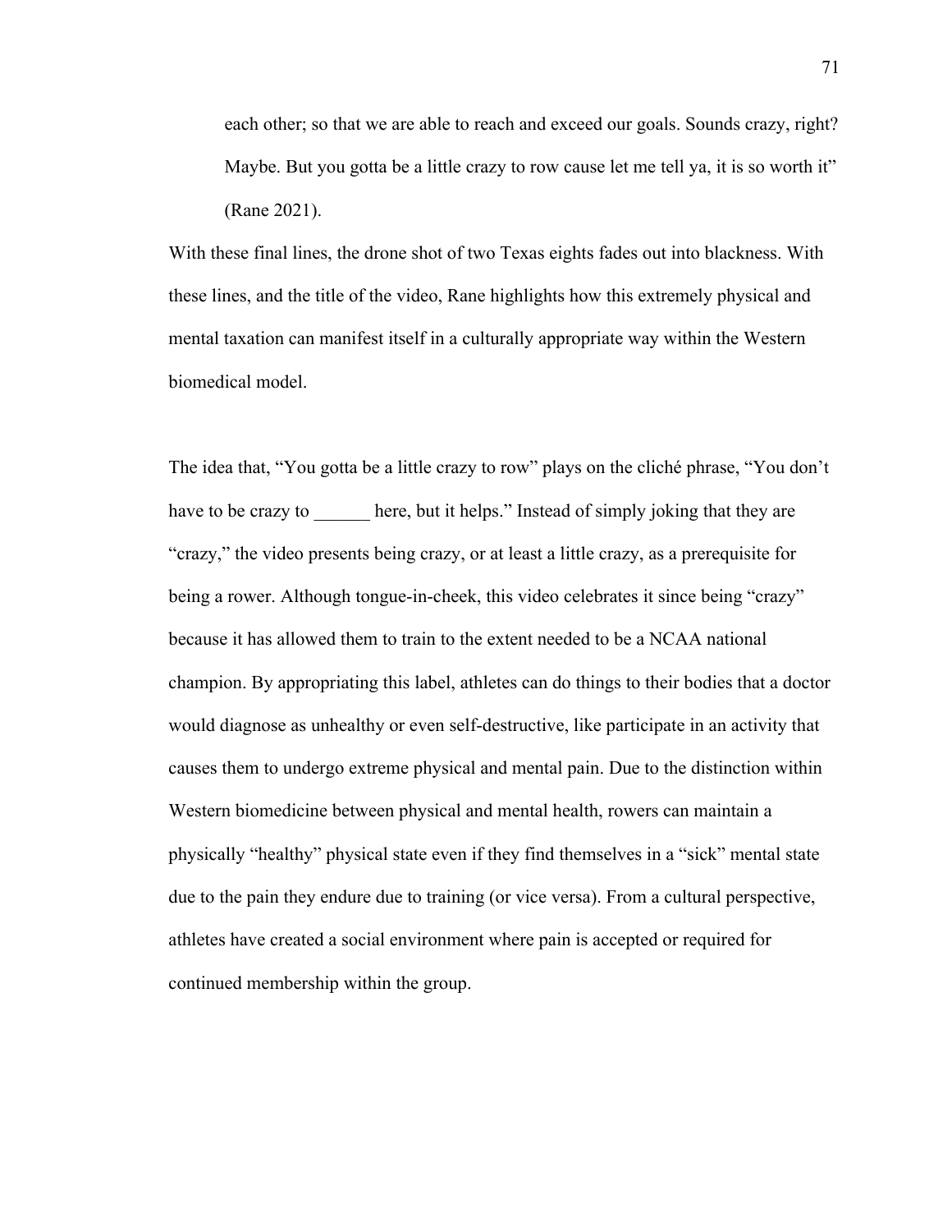> each other; so that we are able to reach and exceed our goals. Sounds crazy, right? Maybe. But you gotta be a little crazy to row cause let me tell ya, it is so worth it" (Rane 2021).

With these final lines, the drone shot of two Texas eights fades out into blackness. With these lines, and the title of the video, Rane highlights how this extremely physical and mental taxation can manifest itself in a culturally appropriate way within the Western biomedical model.

The idea that, "You gotta be a little crazy to row" plays on the cliché phrase, "You don't have to be crazy to ______ here, but it helps." Instead of simply joking that they are "crazy," the video presents being crazy, or at least a little crazy, as a prerequisite for being a rower. Although tongue-in-cheek, this video celebrates it since being "crazy" because it has allowed them to train to the extent needed to be a NCAA national champion. By appropriating this label, athletes can do things to their bodies that a doctor would diagnose as unhealthy or even self-destructive, like participate in an activity that causes them to undergo extreme physical and mental pain. Due to the distinction within Western biomedicine between physical and mental health, rowers can maintain a physically "healthy" physical state even if they find themselves in a "sick" mental state due to the pain they endure due to training (or vice versa). From a cultural perspective, athletes have created a social environment where pain is accepted or required for continued membership within the group.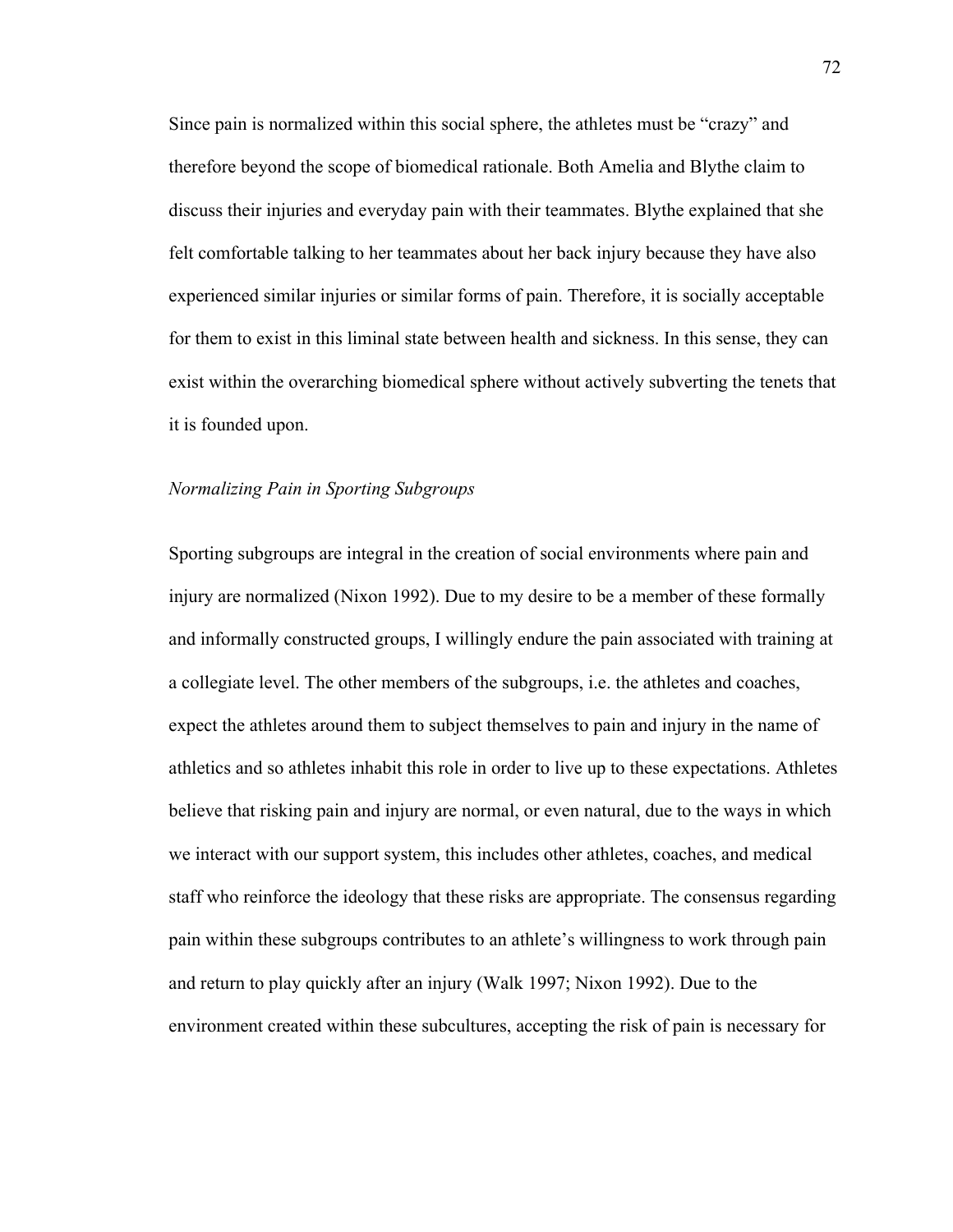Since pain is normalized within this social sphere, the athletes must be "crazy" and therefore beyond the scope of biomedical rationale. Both Amelia and Blythe claim to discuss their injuries and everyday pain with their teammates. Blythe explained that she felt comfortable talking to her teammates about her back injury because they have also experienced similar injuries or similar forms of pain. Therefore, it is socially acceptable for them to exist in this liminal state between health and sickness. In this sense, they can exist within the overarching biomedical sphere without actively subverting the tenets that it is founded upon.

*Normalizing Pain in Sporting Subgroups*

Sporting subgroups are integral in the creation of social environments where pain and injury are normalized (Nixon 1992). Due to my desire to be a member of these formally and informally constructed groups, I willingly endure the pain associated with training at a collegiate level. The other members of the subgroups, i.e. the athletes and coaches, expect the athletes around them to subject themselves to pain and injury in the name of athletics and so athletes inhabit this role in order to live up to these expectations. Athletes believe that risking pain and injury are normal, or even natural, due to the ways in which we interact with our support system, this includes other athletes, coaches, and medical staff who reinforce the ideology that these risks are appropriate. The consensus regarding pain within these subgroups contributes to an athlete's willingness to work through pain and return to play quickly after an injury (Walk 1997; Nixon 1992). Due to the environment created within these subcultures, accepting the risk of pain is necessary for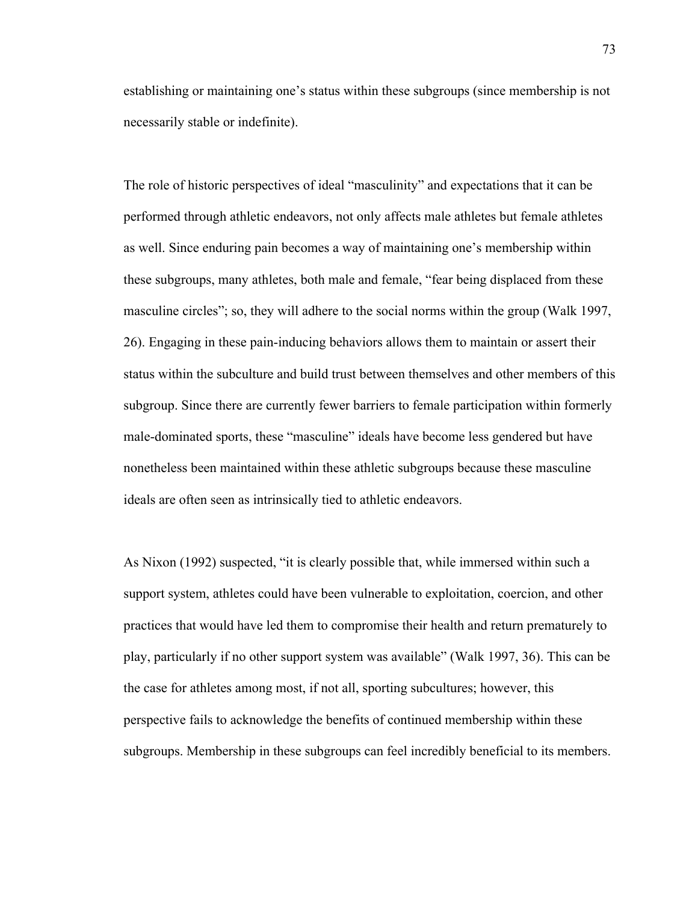establishing or maintaining one's status within these subgroups (since membership is not necessarily stable or indefinite).

The role of historic perspectives of ideal "masculinity" and expectations that it can be performed through athletic endeavors, not only affects male athletes but female athletes as well. Since enduring pain becomes a way of maintaining one's membership within these subgroups, many athletes, both male and female, "fear being displaced from these masculine circles"; so, they will adhere to the social norms within the group (Walk 1997, 26). Engaging in these pain-inducing behaviors allows them to maintain or assert their status within the subculture and build trust between themselves and other members of this subgroup. Since there are currently fewer barriers to female participation within formerly male-dominated sports, these "masculine" ideals have become less gendered but have nonetheless been maintained within these athletic subgroups because these masculine ideals are often seen as intrinsically tied to athletic endeavors.

As Nixon (1992) suspected, "it is clearly possible that, while immersed within such a support system, athletes could have been vulnerable to exploitation, coercion, and other practices that would have led them to compromise their health and return prematurely to play, particularly if no other support system was available" (Walk 1997, 36). This can be the case for athletes among most, if not all, sporting subcultures; however, this perspective fails to acknowledge the benefits of continued membership within these subgroups. Membership in these subgroups can feel incredibly beneficial to its members.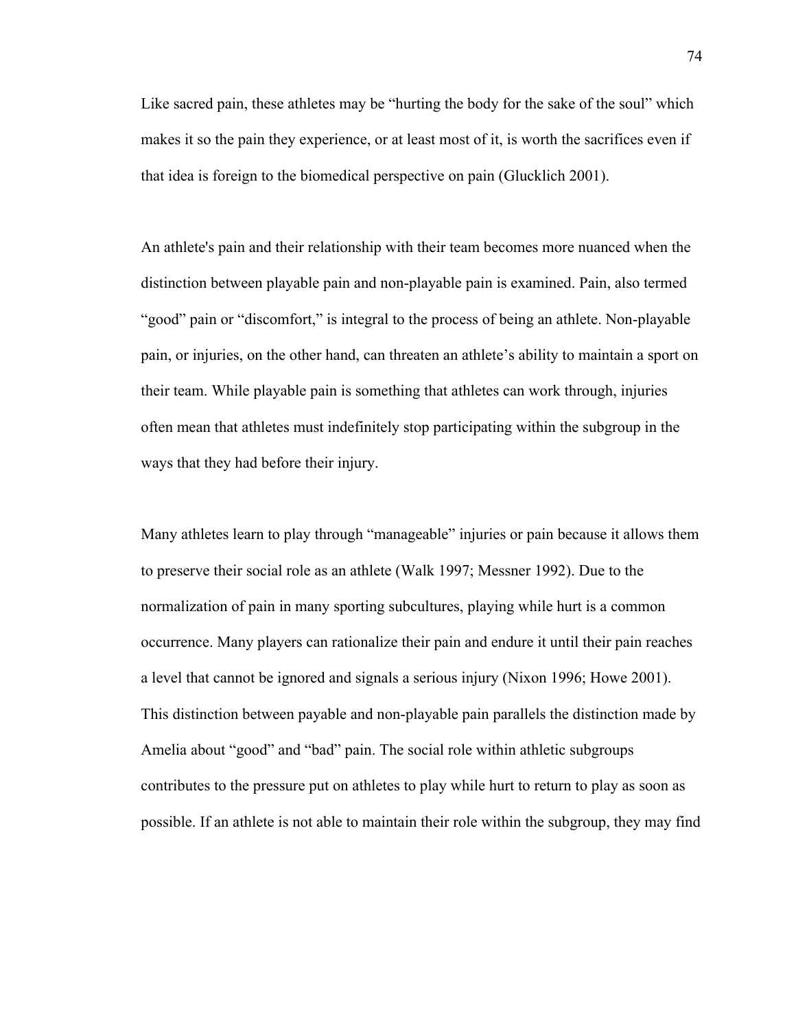Like sacred pain, these athletes may be "hurting the body for the sake of the soul" which makes it so the pain they experience, or at least most of it, is worth the sacrifices even if that idea is foreign to the biomedical perspective on pain (Glucklich 2001).

An athlete's pain and their relationship with their team becomes more nuanced when the distinction between playable pain and non-playable pain is examined. Pain, also termed "good" pain or "discomfort," is integral to the process of being an athlete. Non-playable pain, or injuries, on the other hand, can threaten an athlete's ability to maintain a sport on their team. While playable pain is something that athletes can work through, injuries often mean that athletes must indefinitely stop participating within the subgroup in the ways that they had before their injury.

Many athletes learn to play through "manageable" injuries or pain because it allows them to preserve their social role as an athlete (Walk 1997; Messner 1992). Due to the normalization of pain in many sporting subcultures, playing while hurt is a common occurrence. Many players can rationalize their pain and endure it until their pain reaches a level that cannot be ignored and signals a serious injury (Nixon 1996; Howe 2001). This distinction between payable and non-playable pain parallels the distinction made by Amelia about "good" and "bad" pain. The social role within athletic subgroups contributes to the pressure put on athletes to play while hurt to return to play as soon as possible. If an athlete is not able to maintain their role within the subgroup, they may find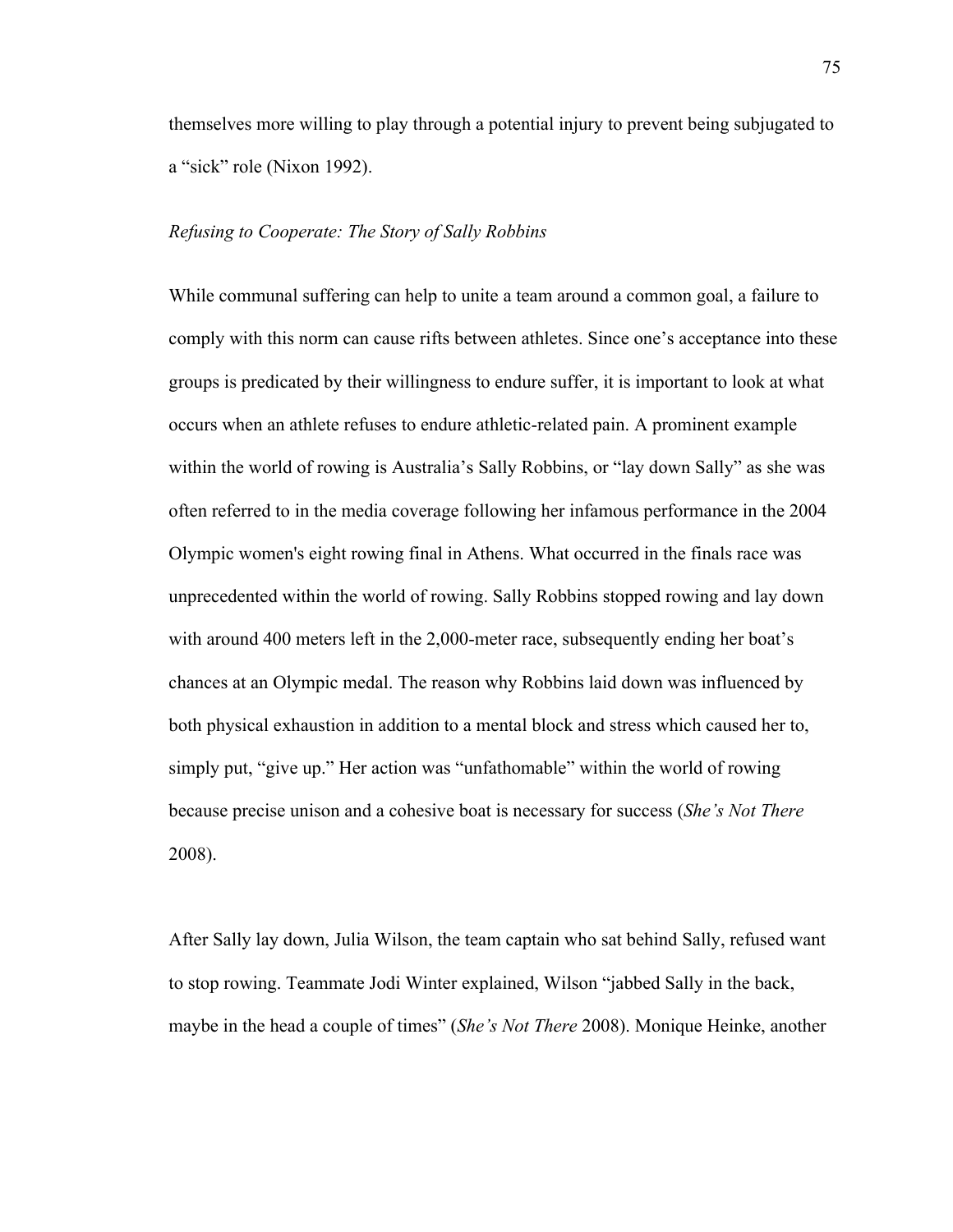themselves more willing to play through a potential injury to prevent being subjugated to a "sick" role (Nixon 1992).

### *Refusing to Cooperate: The Story of Sally Robbins*

While communal suffering can help to unite a team around a common goal, a failure to comply with this norm can cause rifts between athletes. Since one's acceptance into these groups is predicated by their willingness to endure suffer, it is important to look at what occurs when an athlete refuses to endure athletic-related pain. A prominent example within the world of rowing is Australia's Sally Robbins, or "lay down Sally" as she was often referred to in the media coverage following her infamous performance in the 2004 Olympic women's eight rowing final in Athens. What occurred in the finals race was unprecedented within the world of rowing. Sally Robbins stopped rowing and lay down with around 400 meters left in the 2,000-meter race, subsequently ending her boat's chances at an Olympic medal. The reason why Robbins laid down was influenced by both physical exhaustion in addition to a mental block and stress which caused her to, simply put, "give up." Her action was "unfathomable" within the world of rowing because precise unison and a cohesive boat is necessary for success (*She's Not There* 2008).

After Sally lay down, Julia Wilson, the team captain who sat behind Sally, refused want to stop rowing. Teammate Jodi Winter explained, Wilson "jabbed Sally in the back, maybe in the head a couple of times" (*She's Not There* 2008). Monique Heinke, another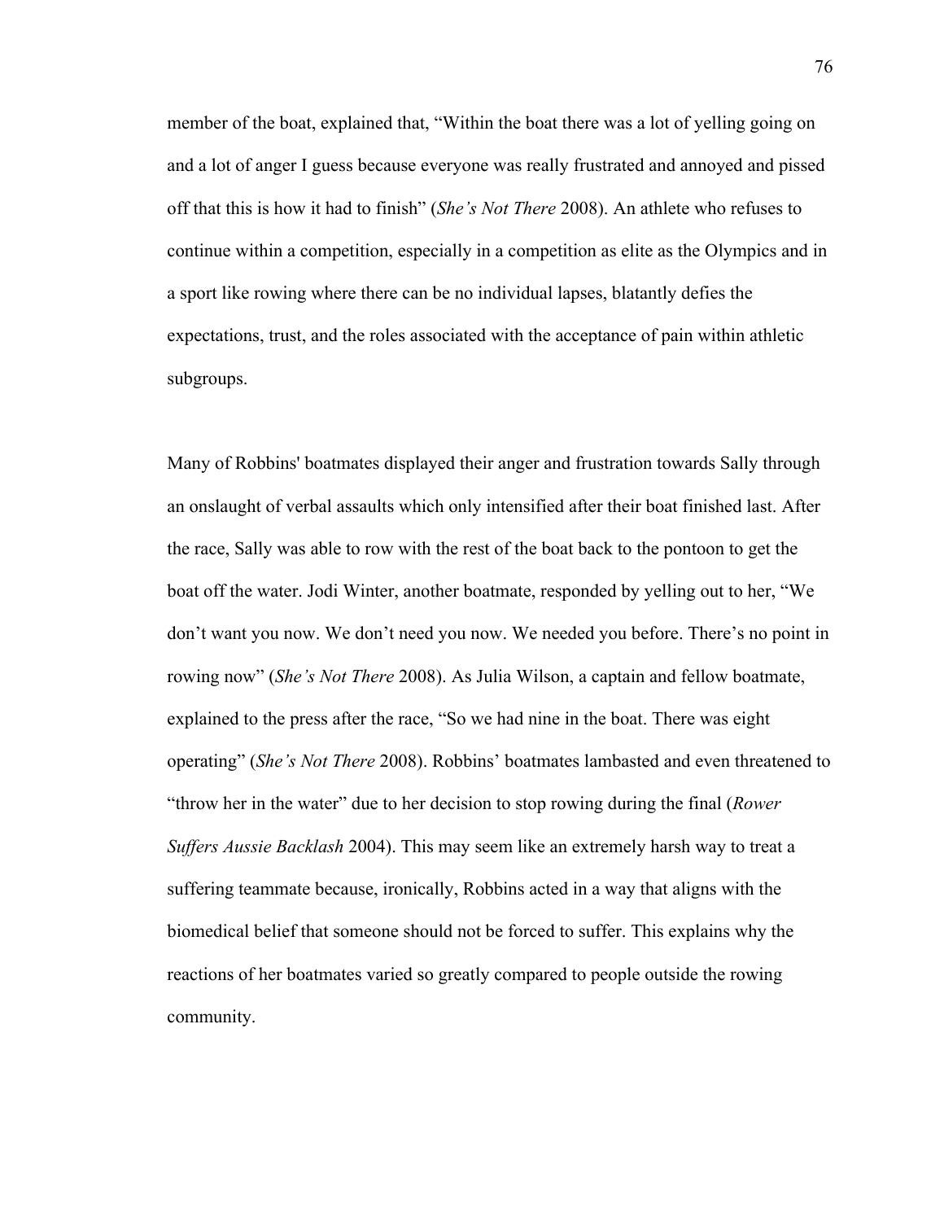member of the boat, explained that, "Within the boat there was a lot of yelling going on and a lot of anger I guess because everyone was really frustrated and annoyed and pissed off that this is how it had to finish" (*She's Not There* 2008). An athlete who refuses to continue within a competition, especially in a competition as elite as the Olympics and in a sport like rowing where there can be no individual lapses, blatantly defies the expectations, trust, and the roles associated with the acceptance of pain within athletic subgroups.

Many of Robbins' boatmates displayed their anger and frustration towards Sally through an onslaught of verbal assaults which only intensified after their boat finished last. After the race, Sally was able to row with the rest of the boat back to the pontoon to get the boat off the water. Jodi Winter, another boatmate, responded by yelling out to her, "We don't want you now. We don't need you now. We needed you before. There's no point in rowing now" (*She's Not There* 2008). As Julia Wilson, a captain and fellow boatmate, explained to the press after the race, "So we had nine in the boat. There was eight operating" (*She's Not There* 2008). Robbins' boatmates lambasted and even threatened to "throw her in the water" due to her decision to stop rowing during the final (*Rower Suffers Aussie Backlash* 2004). This may seem like an extremely harsh way to treat a suffering teammate because, ironically, Robbins acted in a way that aligns with the biomedical belief that someone should not be forced to suffer. This explains why the reactions of her boatmates varied so greatly compared to people outside the rowing community.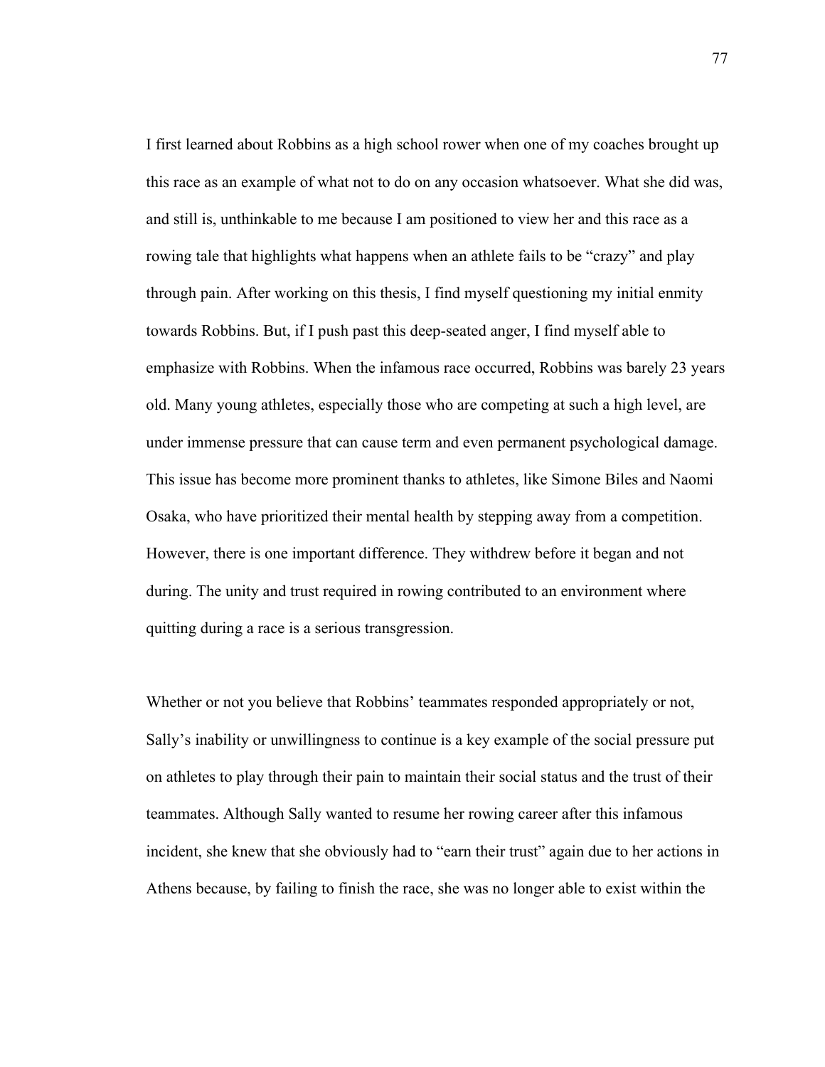I first learned about Robbins as a high school rower when one of my coaches brought up this race as an example of what not to do on any occasion whatsoever. What she did was, and still is, unthinkable to me because I am positioned to view her and this race as a rowing tale that highlights what happens when an athlete fails to be "crazy" and play through pain. After working on this thesis, I find myself questioning my initial enmity towards Robbins. But, if I push past this deep-seated anger, I find myself able to emphasize with Robbins. When the infamous race occurred, Robbins was barely 23 years old. Many young athletes, especially those who are competing at such a high level, are under immense pressure that can cause term and even permanent psychological damage. This issue has become more prominent thanks to athletes, like Simone Biles and Naomi Osaka, who have prioritized their mental health by stepping away from a competition. However, there is one important difference. They withdrew before it began and not during. The unity and trust required in rowing contributed to an environment where quitting during a race is a serious transgression.

Whether or not you believe that Robbins' teammates responded appropriately or not, Sally's inability or unwillingness to continue is a key example of the social pressure put on athletes to play through their pain to maintain their social status and the trust of their teammates. Although Sally wanted to resume her rowing career after this infamous incident, she knew that she obviously had to "earn their trust" again due to her actions in Athens because, by failing to finish the race, she was no longer able to exist within the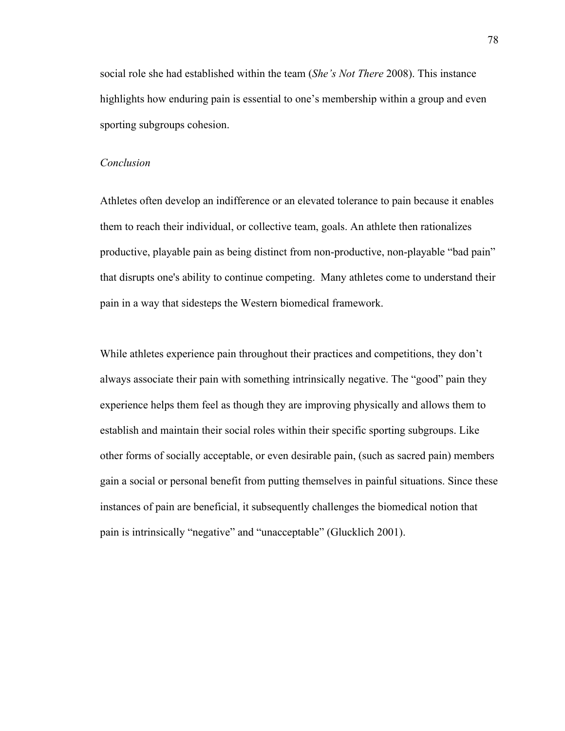social role she had established within the team (*She's Not There* 2008). This instance highlights how enduring pain is essential to one's membership within a group and even sporting subgroups cohesion.

*Conclusion*

Athletes often develop an indifference or an elevated tolerance to pain because it enables them to reach their individual, or collective team, goals. An athlete then rationalizes productive, playable pain as being distinct from non-productive, non-playable "bad pain" that disrupts one's ability to continue competing. Many athletes come to understand their pain in a way that sidesteps the Western biomedical framework.

While athletes experience pain throughout their practices and competitions, they don't always associate their pain with something intrinsically negative. The "good" pain they experience helps them feel as though they are improving physically and allows them to establish and maintain their social roles within their specific sporting subgroups. Like other forms of socially acceptable, or even desirable pain, (such as sacred pain) members gain a social or personal benefit from putting themselves in painful situations. Since these instances of pain are beneficial, it subsequently challenges the biomedical notion that pain is intrinsically "negative" and "unacceptable" (Glucklich 2001).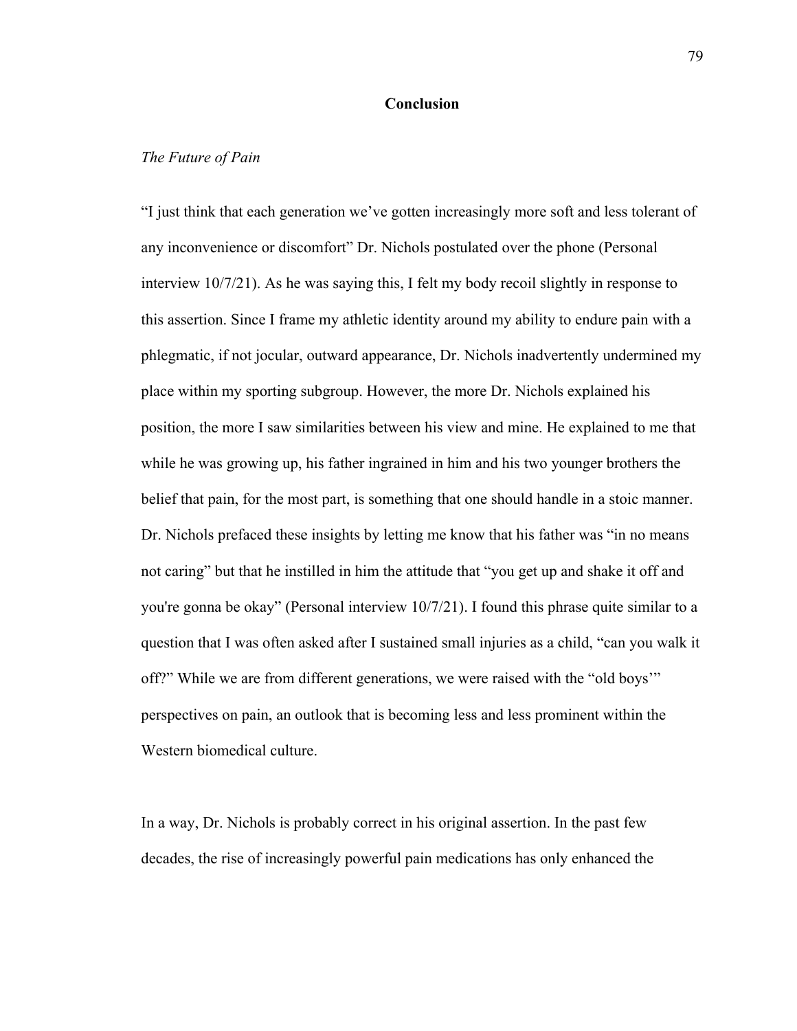# Conclusion

*The Future of Pain*

"I just think that each generation we've gotten increasingly more soft and less tolerant of any inconvenience or discomfort" Dr. Nichols postulated over the phone (Personal interview 10/7/21). As he was saying this, I felt my body recoil slightly in response to this assertion. Since I frame my athletic identity around my ability to endure pain with a phlegmatic, if not jocular, outward appearance, Dr. Nichols inadvertently undermined my place within my sporting subgroup. However, the more Dr. Nichols explained his position, the more I saw similarities between his view and mine. He explained to me that while he was growing up, his father ingrained in him and his two younger brothers the belief that pain, for the most part, is something that one should handle in a stoic manner. Dr. Nichols prefaced these insights by letting me know that his father was "in no means not caring" but that he instilled in him the attitude that "you get up and shake it off and you're gonna be okay" (Personal interview 10/7/21). I found this phrase quite similar to a question that I was often asked after I sustained small injuries as a child, "can you walk it off?" While we are from different generations, we were raised with the "old boys'" perspectives on pain, an outlook that is becoming less and less prominent within the Western biomedical culture.

In a way, Dr. Nichols is probably correct in his original assertion. In the past few decades, the rise of increasingly powerful pain medications has only enhanced the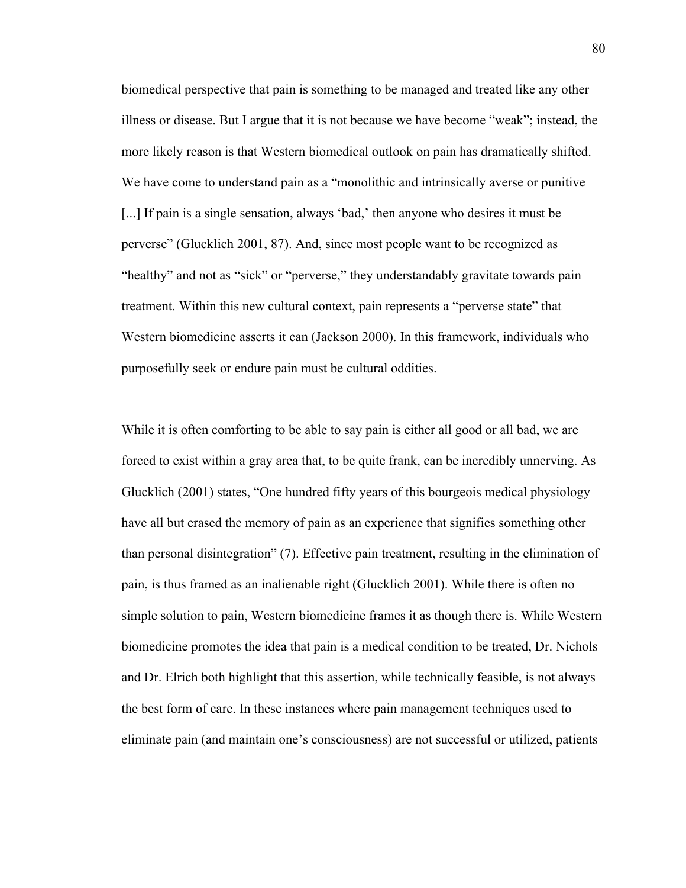biomedical perspective that pain is something to be managed and treated like any other illness or disease. But I argue that it is not because we have become "weak"; instead, the more likely reason is that Western biomedical outlook on pain has dramatically shifted. We have come to understand pain as a "monolithic and intrinsically averse or punitive [...] If pain is a single sensation, always 'bad,' then anyone who desires it must be perverse" (Glucklich 2001, 87). And, since most people want to be recognized as "healthy" and not as "sick" or "perverse," they understandably gravitate towards pain treatment. Within this new cultural context, pain represents a "perverse state" that Western biomedicine asserts it can (Jackson 2000). In this framework, individuals who purposefully seek or endure pain must be cultural oddities.

While it is often comforting to be able to say pain is either all good or all bad, we are forced to exist within a gray area that, to be quite frank, can be incredibly unnerving. As Glucklich (2001) states, "One hundred fifty years of this bourgeois medical physiology have all but erased the memory of pain as an experience that signifies something other than personal disintegration" (7). Effective pain treatment, resulting in the elimination of pain, is thus framed as an inalienable right (Glucklich 2001). While there is often no simple solution to pain, Western biomedicine frames it as though there is. While Western biomedicine promotes the idea that pain is a medical condition to be treated, Dr. Nichols and Dr. Elrich both highlight that this assertion, while technically feasible, is not always the best form of care. In these instances where pain management techniques used to eliminate pain (and maintain one's consciousness) are not successful or utilized, patients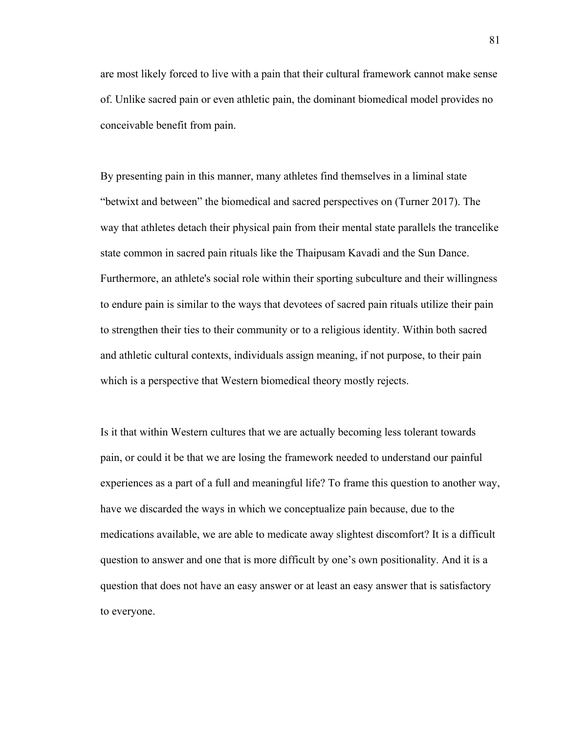are most likely forced to live with a pain that their cultural framework cannot make sense of. Unlike sacred pain or even athletic pain, the dominant biomedical model provides no conceivable benefit from pain.

By presenting pain in this manner, many athletes find themselves in a liminal state "betwixt and between" the biomedical and sacred perspectives on (Turner 2017). The way that athletes detach their physical pain from their mental state parallels the trancelike state common in sacred pain rituals like the Thaipusam Kavadi and the Sun Dance. Furthermore, an athlete's social role within their sporting subculture and their willingness to endure pain is similar to the ways that devotees of sacred pain rituals utilize their pain to strengthen their ties to their community or to a religious identity. Within both sacred and athletic cultural contexts, individuals assign meaning, if not purpose, to their pain which is a perspective that Western biomedical theory mostly rejects.

Is it that within Western cultures that we are actually becoming less tolerant towards pain, or could it be that we are losing the framework needed to understand our painful experiences as a part of a full and meaningful life? To frame this question to another way, have we discarded the ways in which we conceptualize pain because, due to the medications available, we are able to medicate away slightest discomfort? It is a difficult question to answer and one that is more difficult by one's own positionality. And it is a question that does not have an easy answer or at least an easy answer that is satisfactory to everyone.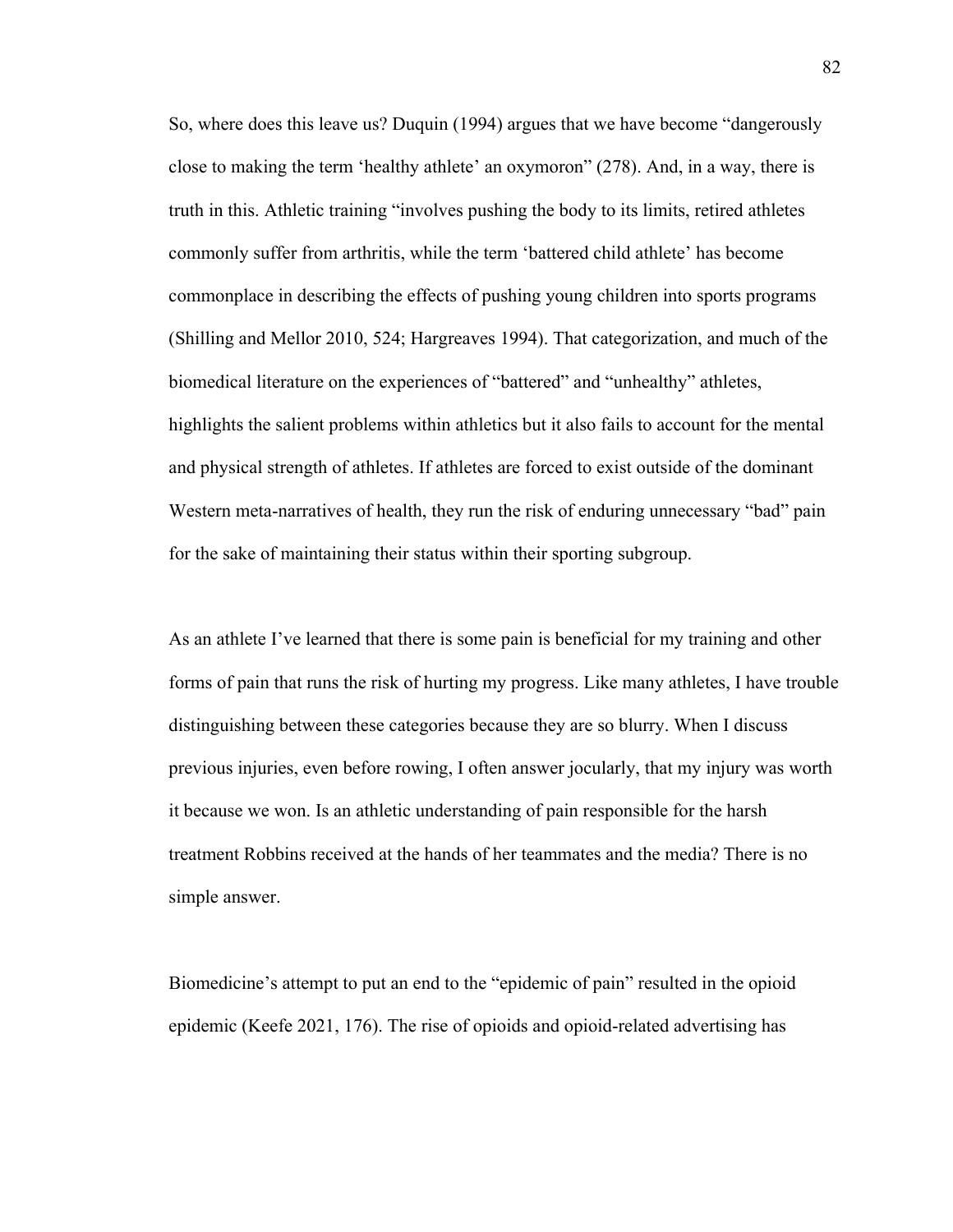So, where does this leave us? Duquin (1994) argues that we have become "dangerously close to making the term 'healthy athlete' an oxymoron" (278). And, in a way, there is truth in this. Athletic training "involves pushing the body to its limits, retired athletes commonly suffer from arthritis, while the term 'battered child athlete' has become commonplace in describing the effects of pushing young children into sports programs (Shilling and Mellor 2010, 524; Hargreaves 1994). That categorization, and much of the biomedical literature on the experiences of "battered" and "unhealthy" athletes, highlights the salient problems within athletics but it also fails to account for the mental and physical strength of athletes. If athletes are forced to exist outside of the dominant Western meta-narratives of health, they run the risk of enduring unnecessary "bad" pain for the sake of maintaining their status within their sporting subgroup.

As an athlete I've learned that there is some pain is beneficial for my training and other forms of pain that runs the risk of hurting my progress. Like many athletes, I have trouble distinguishing between these categories because they are so blurry. When I discuss previous injuries, even before rowing, I often answer jocularly, that my injury was worth it because we won. Is an athletic understanding of pain responsible for the harsh treatment Robbins received at the hands of her teammates and the media? There is no simple answer.

Biomedicine's attempt to put an end to the "epidemic of pain" resulted in the opioid epidemic (Keefe 2021, 176). The rise of opioids and opioid-related advertising has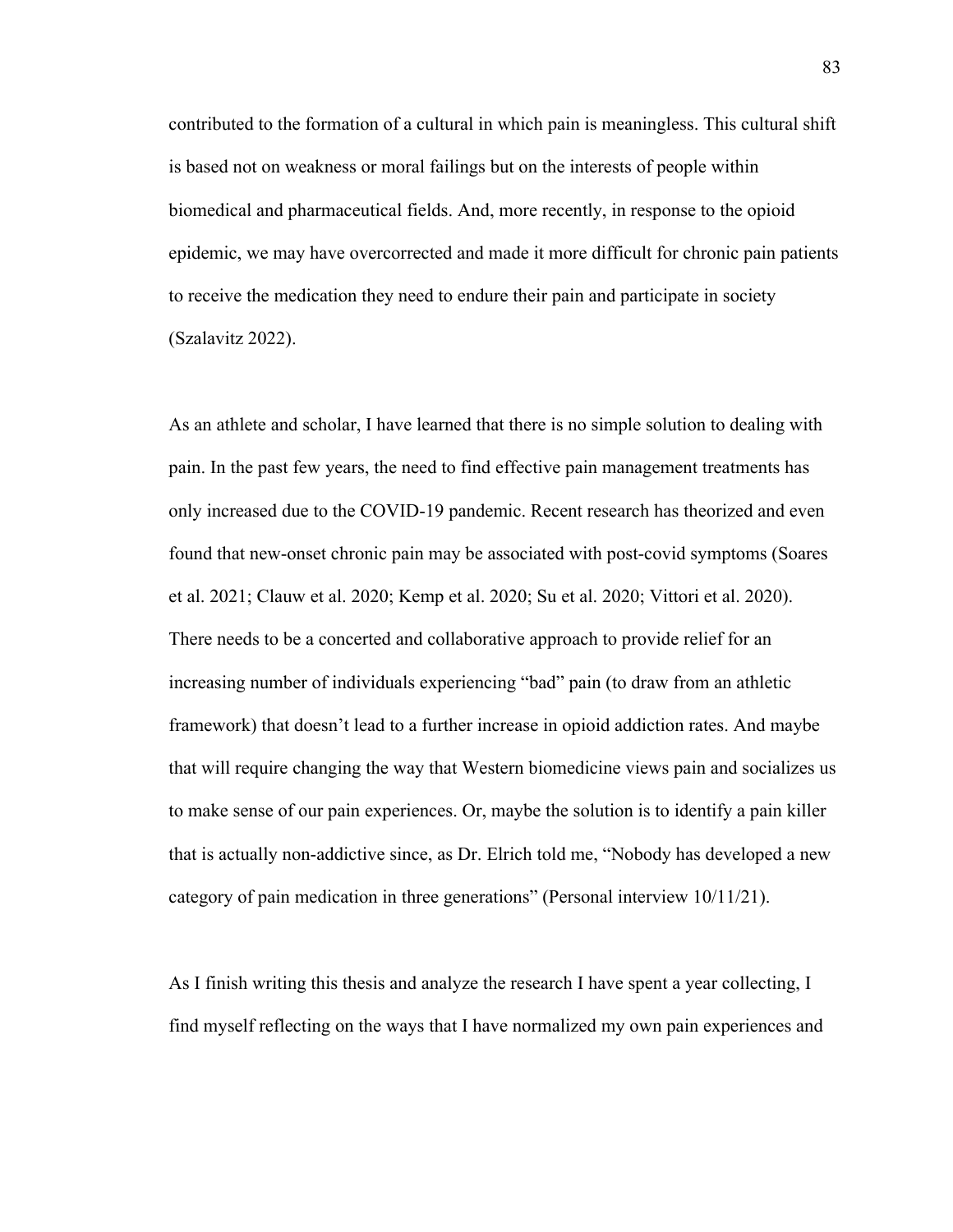contributed to the formation of a cultural in which pain is meaningless. This cultural shift is based not on weakness or moral failings but on the interests of people within biomedical and pharmaceutical fields. And, more recently, in response to the opioid epidemic, we may have overcorrected and made it more difficult for chronic pain patients to receive the medication they need to endure their pain and participate in society (Szalavitz 2022).

As an athlete and scholar, I have learned that there is no simple solution to dealing with pain. In the past few years, the need to find effective pain management treatments has only increased due to the COVID-19 pandemic. Recent research has theorized and even found that new-onset chronic pain may be associated with post-covid symptoms (Soares et al. 2021; Clauw et al. 2020; Kemp et al. 2020; Su et al. 2020; Vittori et al. 2020). There needs to be a concerted and collaborative approach to provide relief for an increasing number of individuals experiencing "bad" pain (to draw from an athletic framework) that doesn't lead to a further increase in opioid addiction rates. And maybe that will require changing the way that Western biomedicine views pain and socializes us to make sense of our pain experiences. Or, maybe the solution is to identify a pain killer that is actually non-addictive since, as Dr. Elrich told me, "Nobody has developed a new category of pain medication in three generations" (Personal interview 10/11/21).

As I finish writing this thesis and analyze the research I have spent a year collecting, I find myself reflecting on the ways that I have normalized my own pain experiences and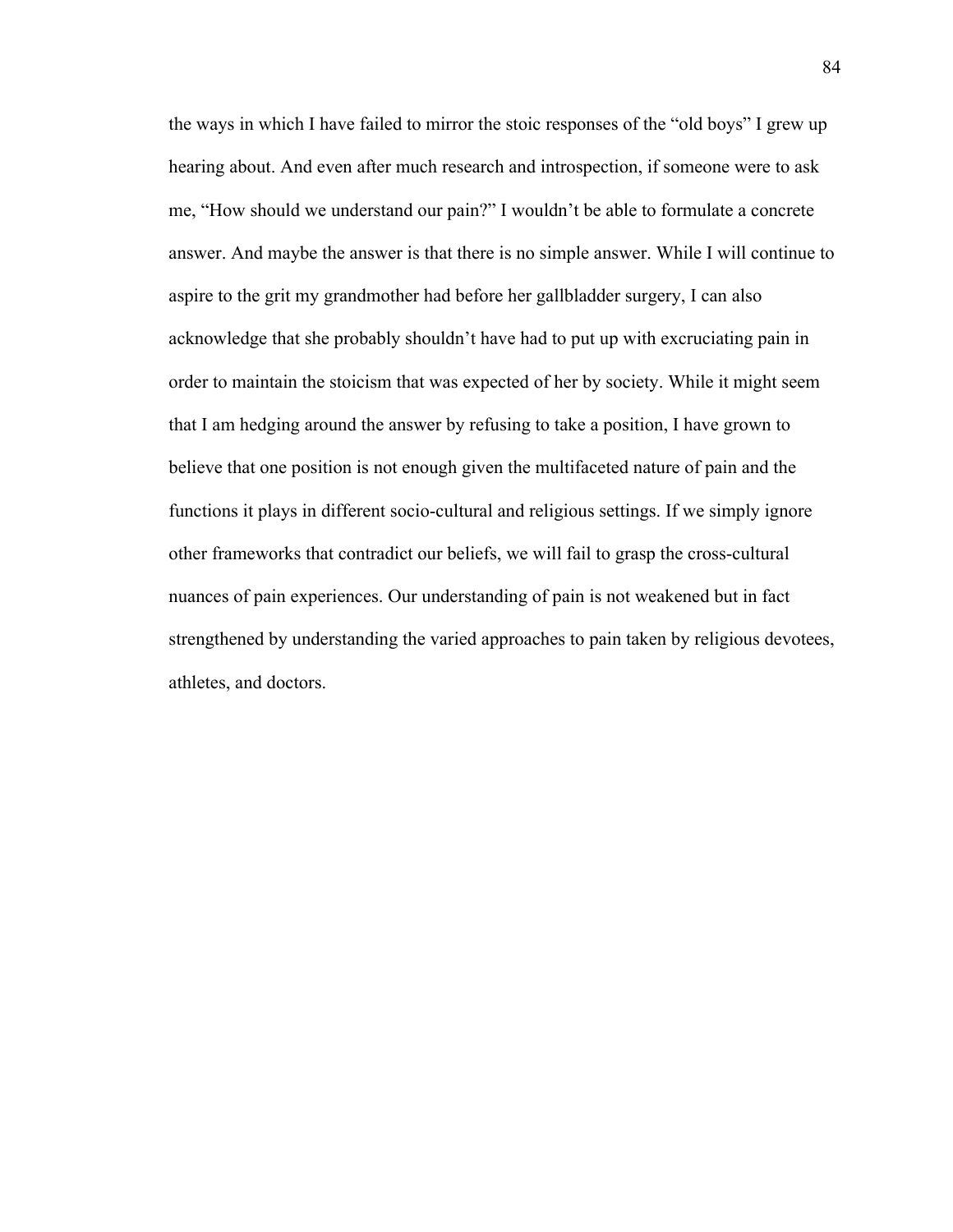the ways in which I have failed to mirror the stoic responses of the "old boys" I grew up hearing about. And even after much research and introspection, if someone were to ask me, "How should we understand our pain?" I wouldn't be able to formulate a concrete answer. And maybe the answer is that there is no simple answer. While I will continue to aspire to the grit my grandmother had before her gallbladder surgery, I can also acknowledge that she probably shouldn't have had to put up with excruciating pain in order to maintain the stoicism that was expected of her by society. While it might seem that I am hedging around the answer by refusing to take a position, I have grown to believe that one position is not enough given the multifaceted nature of pain and the functions it plays in different socio-cultural and religious settings. If we simply ignore other frameworks that contradict our beliefs, we will fail to grasp the cross-cultural nuances of pain experiences. Our understanding of pain is not weakened but in fact strengthened by understanding the varied approaches to pain taken by religious devotees, athletes, and doctors.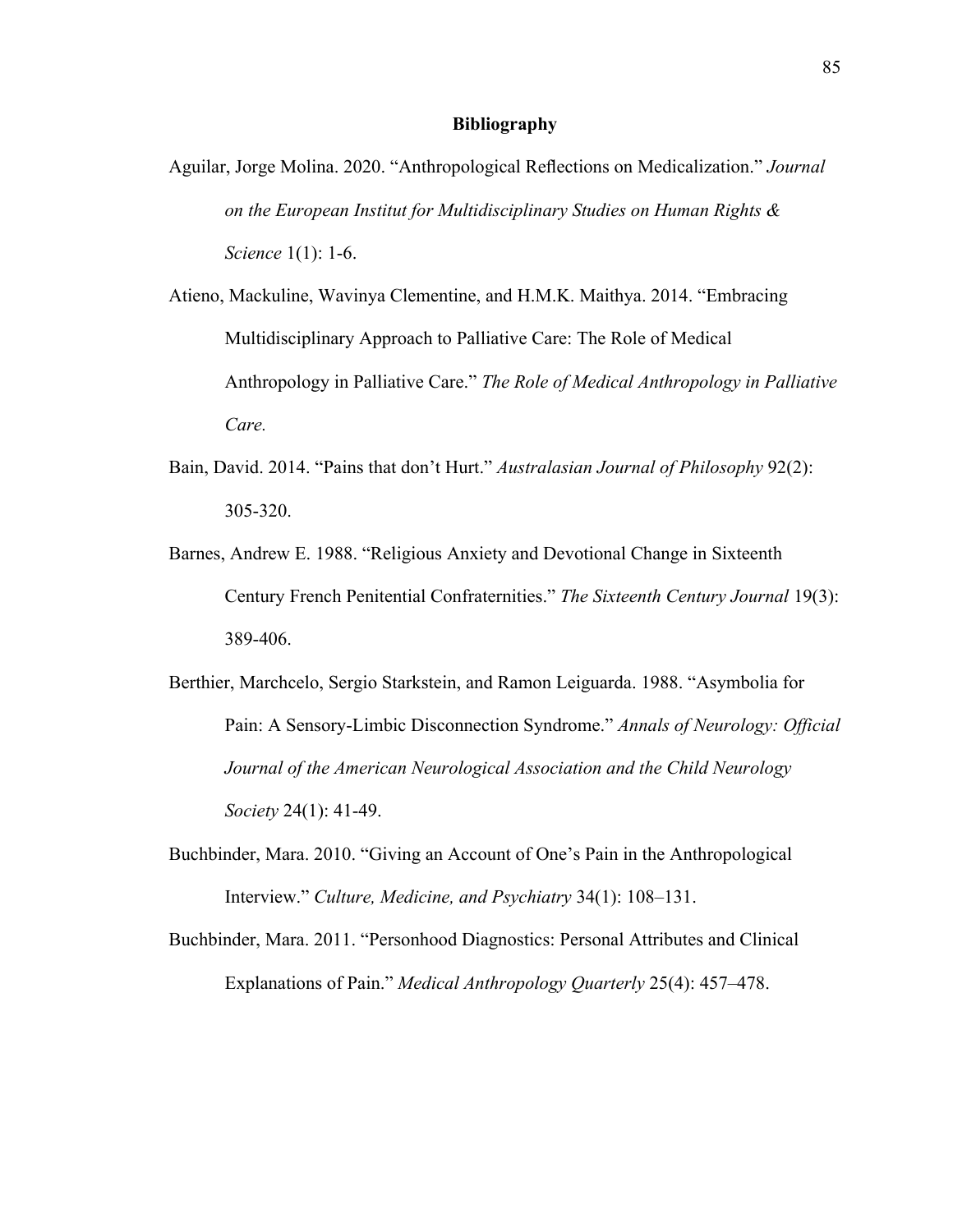# Bibliography

Aguilar, Jorge Molina. 2020. "Anthropological Reflections on Medicalization." *Journal on the European Institut for Multidisciplinary Studies on Human Rights & Science* 1(1): 1-6.

Atieno, Mackuline, Wavinya Clementine, and H.M.K. Maithya. 2014. "Embracing Multidisciplinary Approach to Palliative Care: The Role of Medical Anthropology in Palliative Care." *The Role of Medical Anthropology in Palliative Care.*

Bain, David. 2014. "Pains that don't Hurt." *Australasian Journal of Philosophy* 92(2): 305-320.

Barnes, Andrew E. 1988. "Religious Anxiety and Devotional Change in Sixteenth Century French Penitential Confraternities." *The Sixteenth Century Journal* 19(3): 389-406.

Berthier, Marchcelo, Sergio Starkstein, and Ramon Leiguarda. 1988. "Asymbolia for Pain: A Sensory-Limbic Disconnection Syndrome." *Annals of Neurology: Official Journal of the American Neurological Association and the Child Neurology Society* 24(1): 41-49.

Buchbinder, Mara. 2010. "Giving an Account of One's Pain in the Anthropological Interview." *Culture, Medicine, and Psychiatry* 34(1): 108–131.

Buchbinder, Mara. 2011. "Personhood Diagnostics: Personal Attributes and Clinical Explanations of Pain." *Medical Anthropology Quarterly* 25(4): 457–478.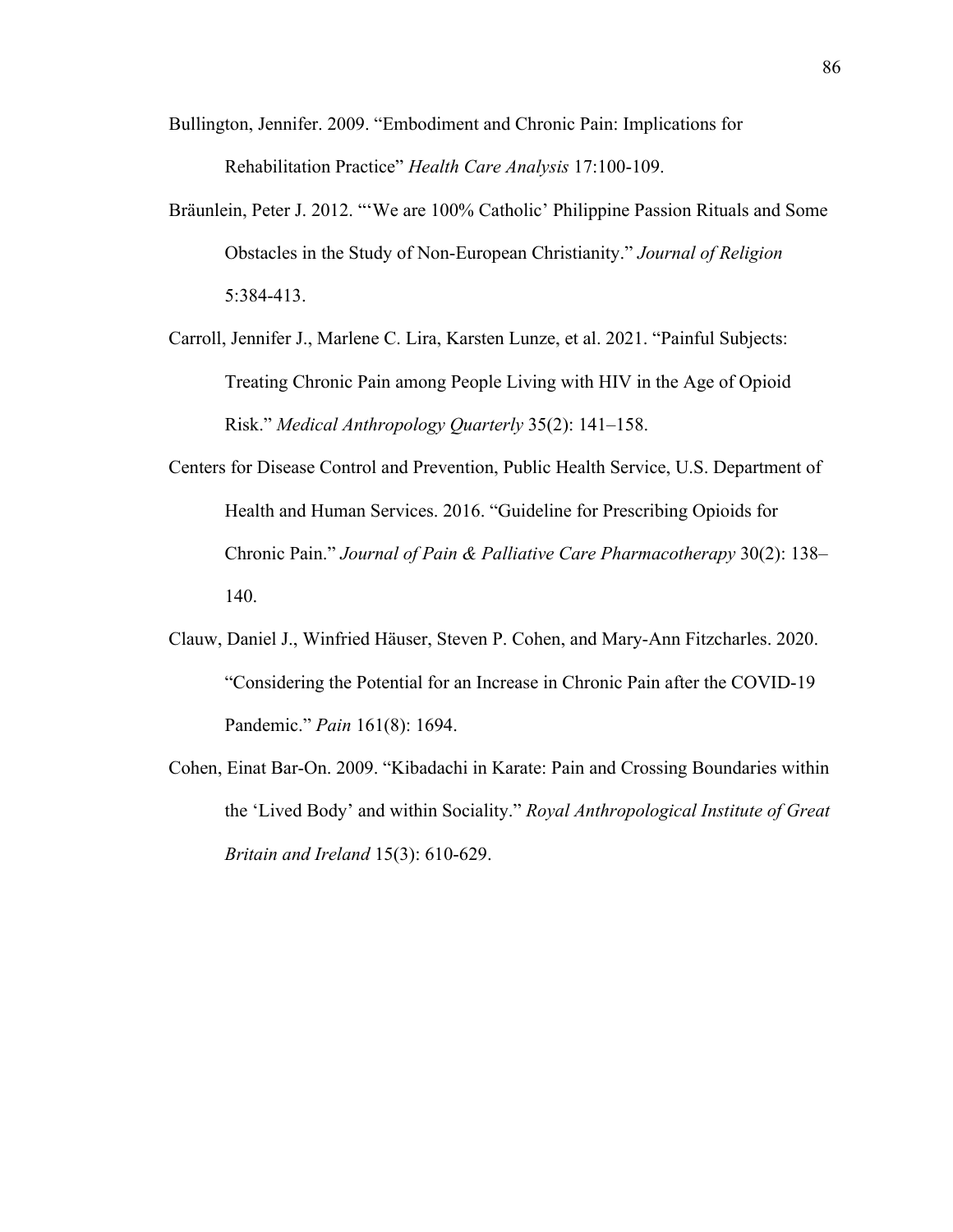Bullington, Jennifer. 2009. "Embodiment and Chronic Pain: Implications for Rehabilitation Practice" *Health Care Analysis* 17:100-109.

Bräunlein, Peter J. 2012. "'We are 100% Catholic' Philippine Passion Rituals and Some Obstacles in the Study of Non-European Christianity." *Journal of Religion* 5:384-413.

Carroll, Jennifer J., Marlene C. Lira, Karsten Lunze, et al. 2021. "Painful Subjects: Treating Chronic Pain among People Living with HIV in the Age of Opioid Risk." *Medical Anthropology Quarterly* 35(2): 141–158.

Centers for Disease Control and Prevention, Public Health Service, U.S. Department of Health and Human Services. 2016. "Guideline for Prescribing Opioids for Chronic Pain." *Journal of Pain & Palliative Care Pharmacotherapy* 30(2): 138–140.

Clauw, Daniel J., Winfried Häuser, Steven P. Cohen, and Mary-Ann Fitzcharles. 2020. "Considering the Potential for an Increase in Chronic Pain after the COVID-19 Pandemic." *Pain* 161(8): 1694.

Cohen, Einat Bar-On. 2009. "Kibadachi in Karate: Pain and Crossing Boundaries within the 'Lived Body' and within Sociality." *Royal Anthropological Institute of Great Britain and Ireland* 15(3): 610-629.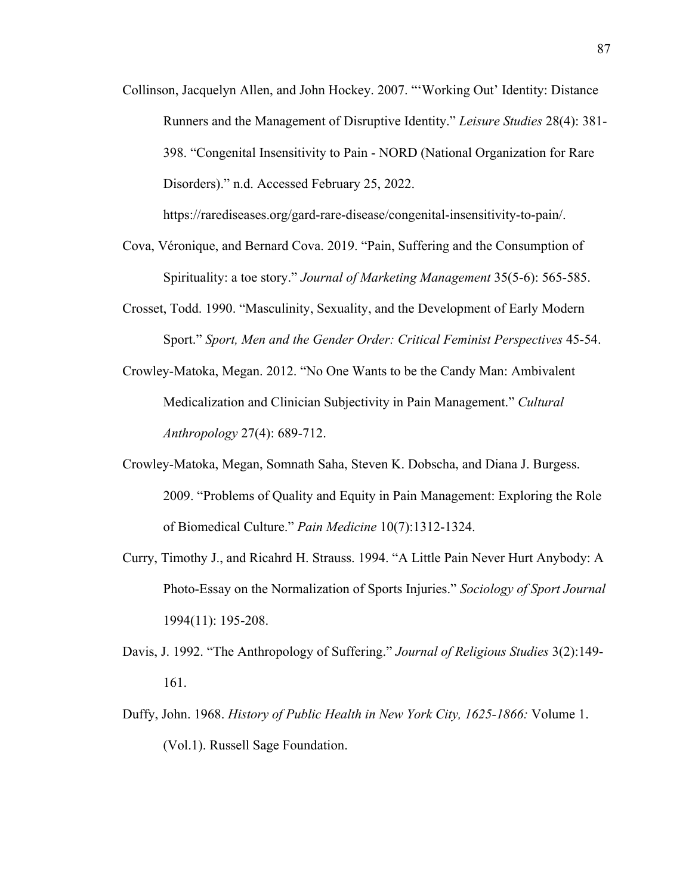Collinson, Jacquelyn Allen, and John Hockey. 2007. "'Working Out' Identity: Distance Runners and the Management of Disruptive Identity." *Leisure Studies* 28(4): 381-398. "Congenital Insensitivity to Pain - NORD (National Organization for Rare Disorders)." n.d. Accessed February 25, 2022. https://rarediseases.org/gard-rare-disease/congenital-insensitivity-to-pain/.

Cova, Véronique, and Bernard Cova. 2019. "Pain, Suffering and the Consumption of Spirituality: a toe story." *Journal of Marketing Management* 35(5-6): 565-585.

Crosset, Todd. 1990. "Masculinity, Sexuality, and the Development of Early Modern Sport." *Sport, Men and the Gender Order: Critical Feminist Perspectives* 45-54.

Crowley-Matoka, Megan. 2012. "No One Wants to be the Candy Man: Ambivalent Medicalization and Clinician Subjectivity in Pain Management." *Cultural Anthropology* 27(4): 689-712.

Crowley-Matoka, Megan, Somnath Saha, Steven K. Dobscha, and Diana J. Burgess. 2009. "Problems of Quality and Equity in Pain Management: Exploring the Role of Biomedical Culture." *Pain Medicine* 10(7):1312-1324.

Curry, Timothy J., and Ricahrd H. Strauss. 1994. "A Little Pain Never Hurt Anybody: A Photo-Essay on the Normalization of Sports Injuries." *Sociology of Sport Journal* 1994(11): 195-208.

Davis, J. 1992. "The Anthropology of Suffering." *Journal of Religious Studies* 3(2):149-161.

Duffy, John. 1968. *History of Public Health in New York City, 1625-1866:* Volume 1. (Vol.1). Russell Sage Foundation.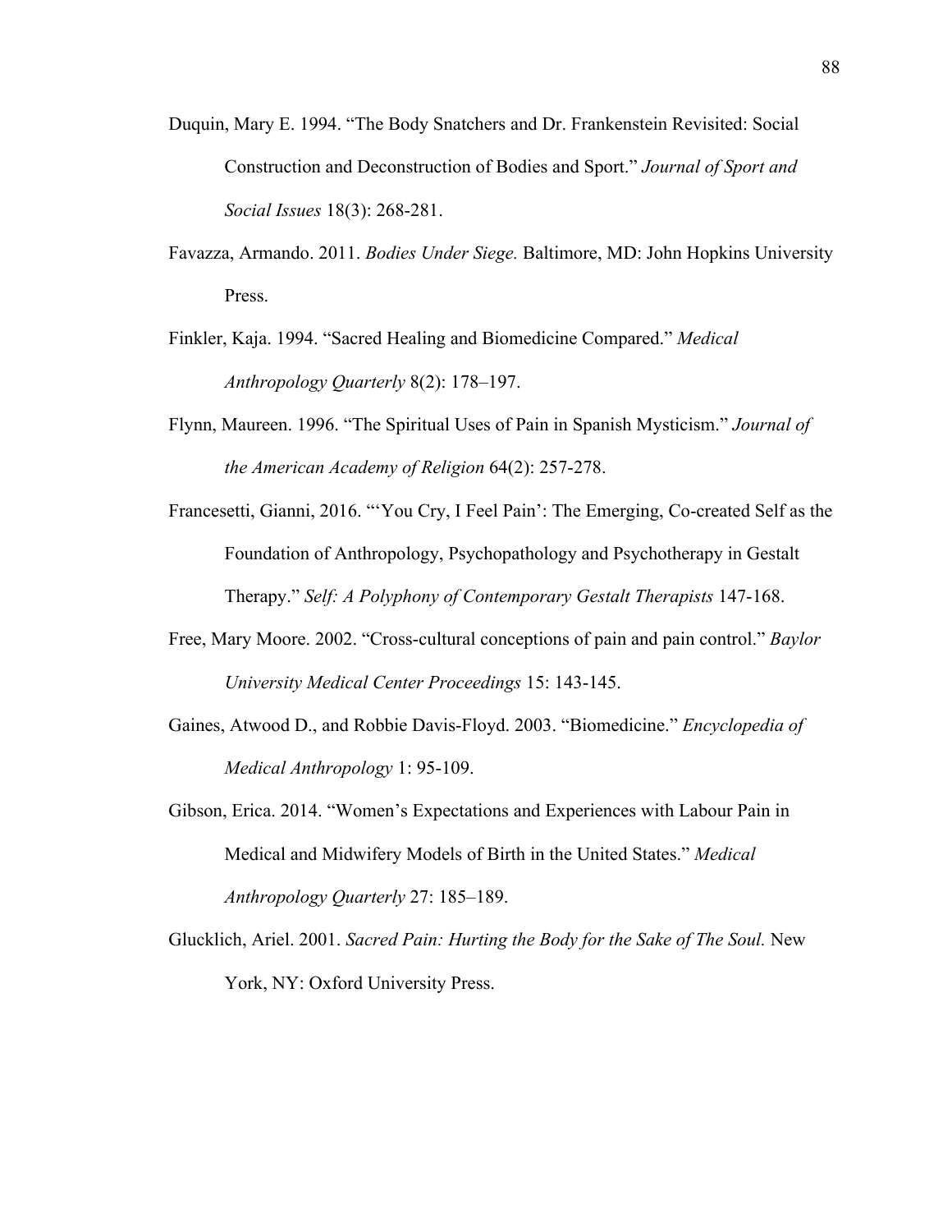Duquin, Mary E. 1994. “The Body Snatchers and Dr. Frankenstein Revisited: Social Construction and Deconstruction of Bodies and Sport.” *Journal of Sport and Social Issues* 18(3): 268-281.

Favazza, Armando. 2011. *Bodies Under Siege.* Baltimore, MD: John Hopkins University Press.

Finkler, Kaja. 1994. “Sacred Healing and Biomedicine Compared.” *Medical Anthropology Quarterly* 8(2): 178–197.

Flynn, Maureen. 1996. “The Spiritual Uses of Pain in Spanish Mysticism.” *Journal of the American Academy of Religion* 64(2): 257-278.

Francesetti, Gianni, 2016. “‘You Cry, I Feel Pain’: The Emerging, Co-created Self as the Foundation of Anthropology, Psychopathology and Psychotherapy in Gestalt Therapy.” *Self: A Polyphony of Contemporary Gestalt Therapists* 147-168.

Free, Mary Moore. 2002. “Cross-cultural conceptions of pain and pain control.” *Baylor University Medical Center Proceedings* 15: 143-145.

Gaines, Atwood D., and Robbie Davis-Floyd. 2003. “Biomedicine.” *Encyclopedia of Medical Anthropology* 1: 95-109.

Gibson, Erica. 2014. “Women’s Expectations and Experiences with Labour Pain in Medical and Midwifery Models of Birth in the United States.” *Medical Anthropology Quarterly* 27: 185–189.

Glucklich, Ariel. 2001. *Sacred Pain: Hurting the Body for the Sake of The Soul.* New York, NY: Oxford University Press.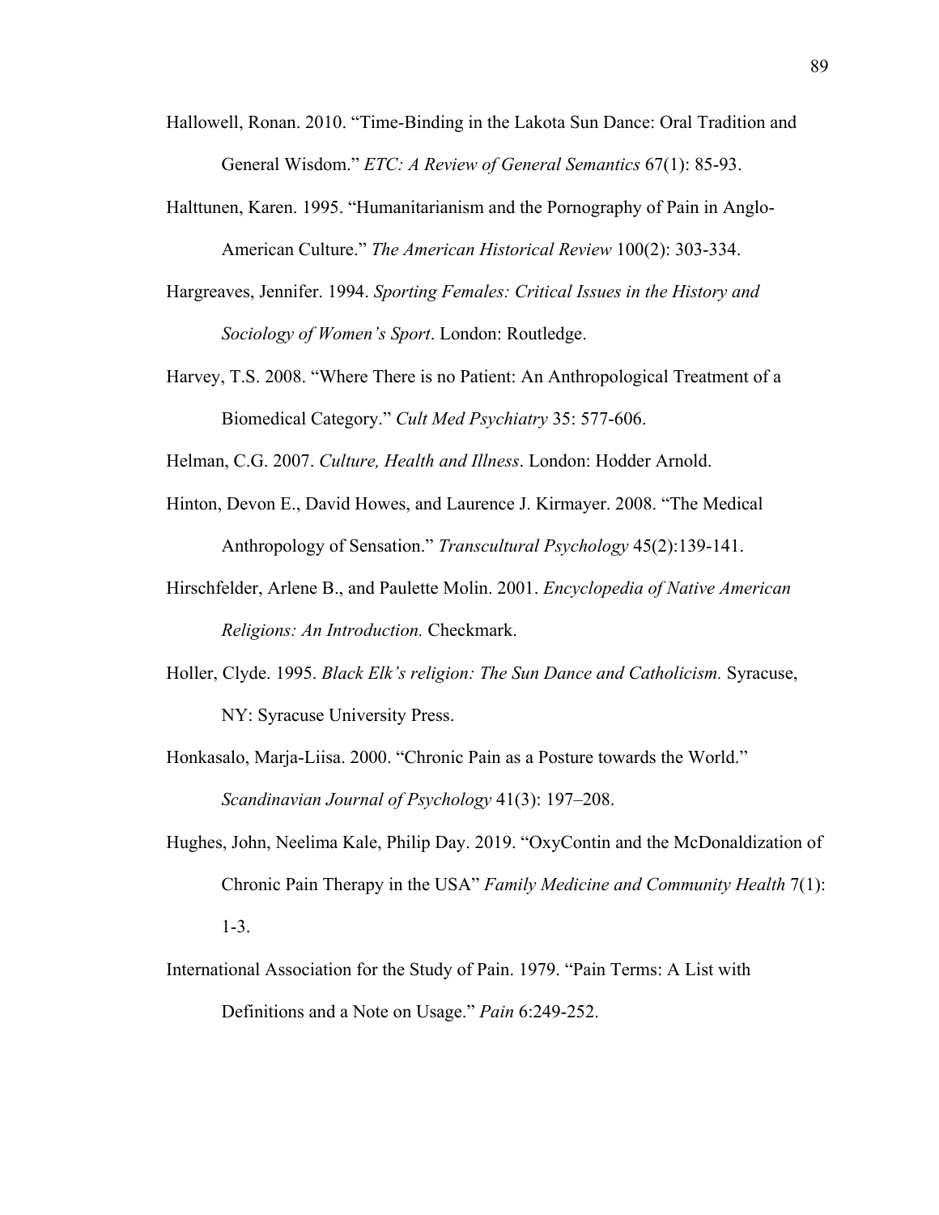Hallowell, Ronan. 2010. "Time-Binding in the Lakota Sun Dance: Oral Tradition and General Wisdom." *ETC: A Review of General Semantics* 67(1): 85-93.

Halttunen, Karen. 1995. "Humanitarianism and the Pornography of Pain in Anglo-American Culture." *The American Historical Review* 100(2): 303-334.

Hargreaves, Jennifer. 1994. *Sporting Females: Critical Issues in the History and Sociology of Women's Sport*. London: Routledge.

Harvey, T.S. 2008. "Where There is no Patient: An Anthropological Treatment of a Biomedical Category." *Cult Med Psychiatry* 35: 577-606.

Helman, C.G. 2007. *Culture, Health and Illness*. London: Hodder Arnold.

Hinton, Devon E., David Howes, and Laurence J. Kirmayer. 2008. "The Medical Anthropology of Sensation." *Transcultural Psychology* 45(2):139-141.

Hirschfelder, Arlene B., and Paulette Molin. 2001. *Encyclopedia of Native American Religions: An Introduction.* Checkmark.

Holler, Clyde. 1995. *Black Elk's religion: The Sun Dance and Catholicism.* Syracuse, NY: Syracuse University Press.

Honkasalo, Marja-Liisa. 2000. "Chronic Pain as a Posture towards the World." *Scandinavian Journal of Psychology* 41(3): 197–208.

Hughes, John, Neelima Kale, Philip Day. 2019. "OxyContin and the McDonaldization of Chronic Pain Therapy in the USA" *Family Medicine and Community Health* 7(1): 1-3.

International Association for the Study of Pain. 1979. "Pain Terms: A List with Definitions and a Note on Usage." *Pain* 6:249-252.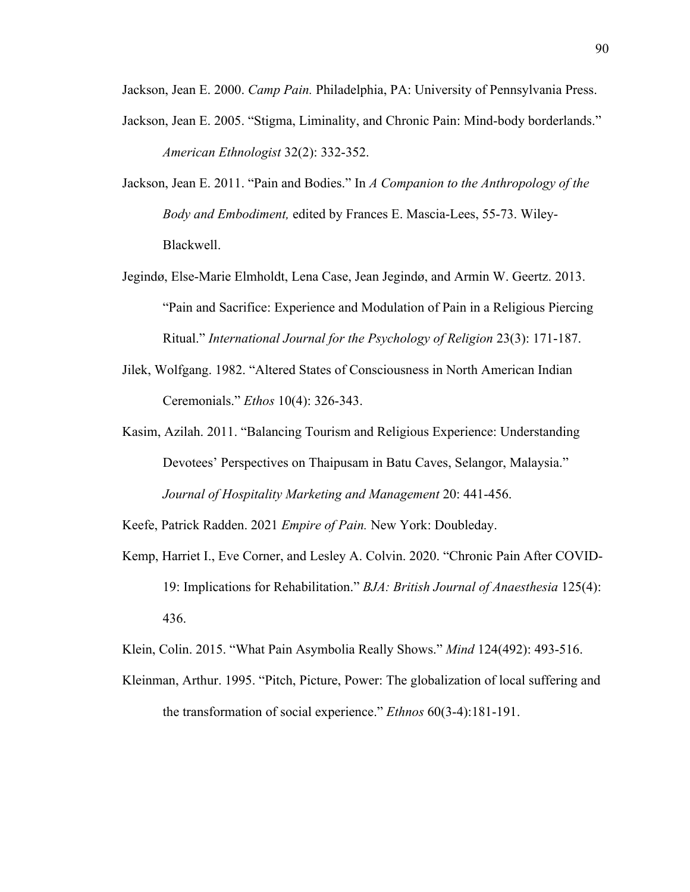Jackson, Jean E. 2000. *Camp Pain.* Philadelphia, PA: University of Pennsylvania Press.

Jackson, Jean E. 2005. "Stigma, Liminality, and Chronic Pain: Mind-body borderlands." *American Ethnologist* 32(2): 332-352.

Jackson, Jean E. 2011. "Pain and Bodies." In *A Companion to the Anthropology of the Body and Embodiment,* edited by Frances E. Mascia-Lees, 55-73. Wiley-Blackwell.

Jegindø, Else-Marie Elmholdt, Lena Case, Jean Jegindø, and Armin W. Geertz. 2013. "Pain and Sacrifice: Experience and Modulation of Pain in a Religious Piercing Ritual." *International Journal for the Psychology of Religion* 23(3): 171-187.

Jilek, Wolfgang. 1982. "Altered States of Consciousness in North American Indian Ceremonials." *Ethos* 10(4): 326-343.

Kasim, Azilah. 2011. "Balancing Tourism and Religious Experience: Understanding Devotees' Perspectives on Thaipusam in Batu Caves, Selangor, Malaysia." *Journal of Hospitality Marketing and Management* 20: 441-456.

Keefe, Patrick Radden. 2021 *Empire of Pain.* New York: Doubleday.

Kemp, Harriet I., Eve Corner, and Lesley A. Colvin. 2020. "Chronic Pain After COVID-19: Implications for Rehabilitation." *BJA: British Journal of Anaesthesia* 125(4): 436.

Klein, Colin. 2015. "What Pain Asymbolia Really Shows." *Mind* 124(492): 493-516.

Kleinman, Arthur. 1995. "Pitch, Picture, Power: The globalization of local suffering and the transformation of social experience." *Ethnos* 60(3-4):181-191.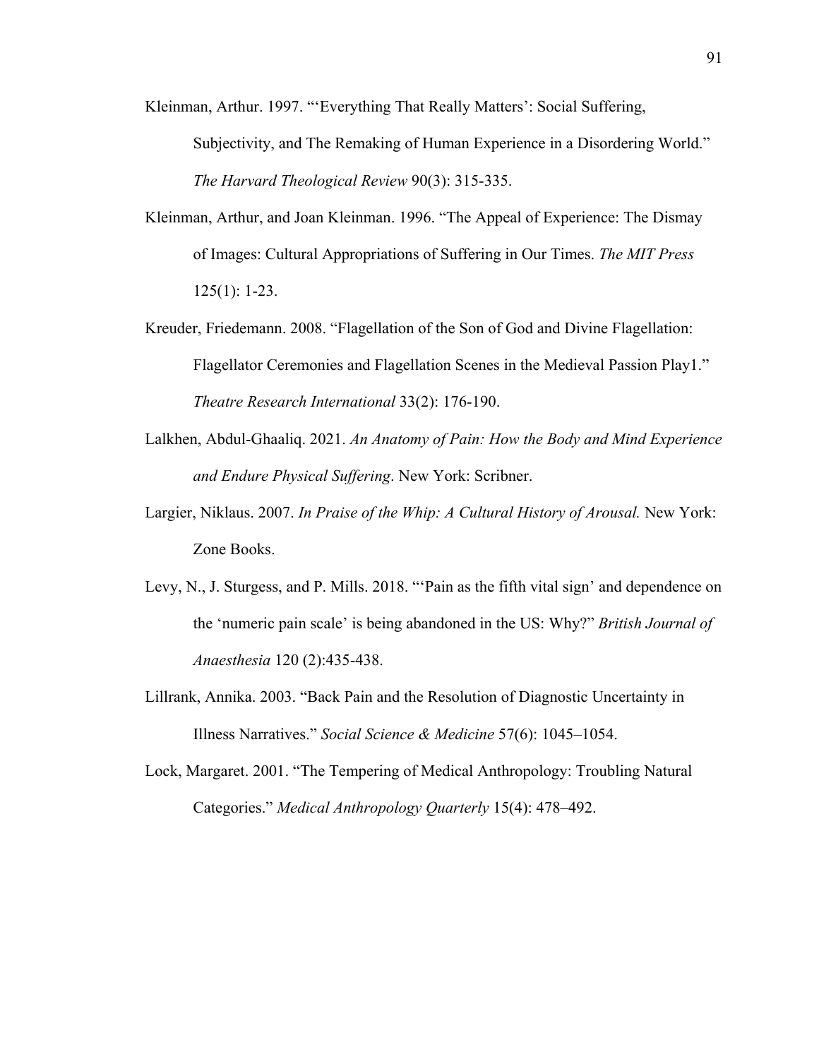Kleinman, Arthur. 1997. "'Everything That Really Matters': Social Suffering, Subjectivity, and The Remaking of Human Experience in a Disordering World." *The Harvard Theological Review* 90(3): 315-335.

Kleinman, Arthur, and Joan Kleinman. 1996. "The Appeal of Experience: The Dismay of Images: Cultural Appropriations of Suffering in Our Times. *The MIT Press* 125(1): 1-23.

Kreuder, Friedemann. 2008. "Flagellation of the Son of God and Divine Flagellation: Flagellator Ceremonies and Flagellation Scenes in the Medieval Passion Play1." *Theatre Research International* 33(2): 176-190.

Lalkhen, Abdul-Ghaaliq. 2021. *An Anatomy of Pain: How the Body and Mind Experience and Endure Physical Suffering*. New York: Scribner.

Largier, Niklaus. 2007. *In Praise of the Whip: A Cultural History of Arousal.* New York: Zone Books.

Levy, N., J. Sturgess, and P. Mills. 2018. "'Pain as the fifth vital sign' and dependence on the 'numeric pain scale' is being abandoned in the US: Why?" *British Journal of Anaesthesia* 120 (2):435-438.

Lillrank, Annika. 2003. "Back Pain and the Resolution of Diagnostic Uncertainty in Illness Narratives." *Social Science & Medicine* 57(6): 1045–1054.

Lock, Margaret. 2001. "The Tempering of Medical Anthropology: Troubling Natural Categories." *Medical Anthropology Quarterly* 15(4): 478–492.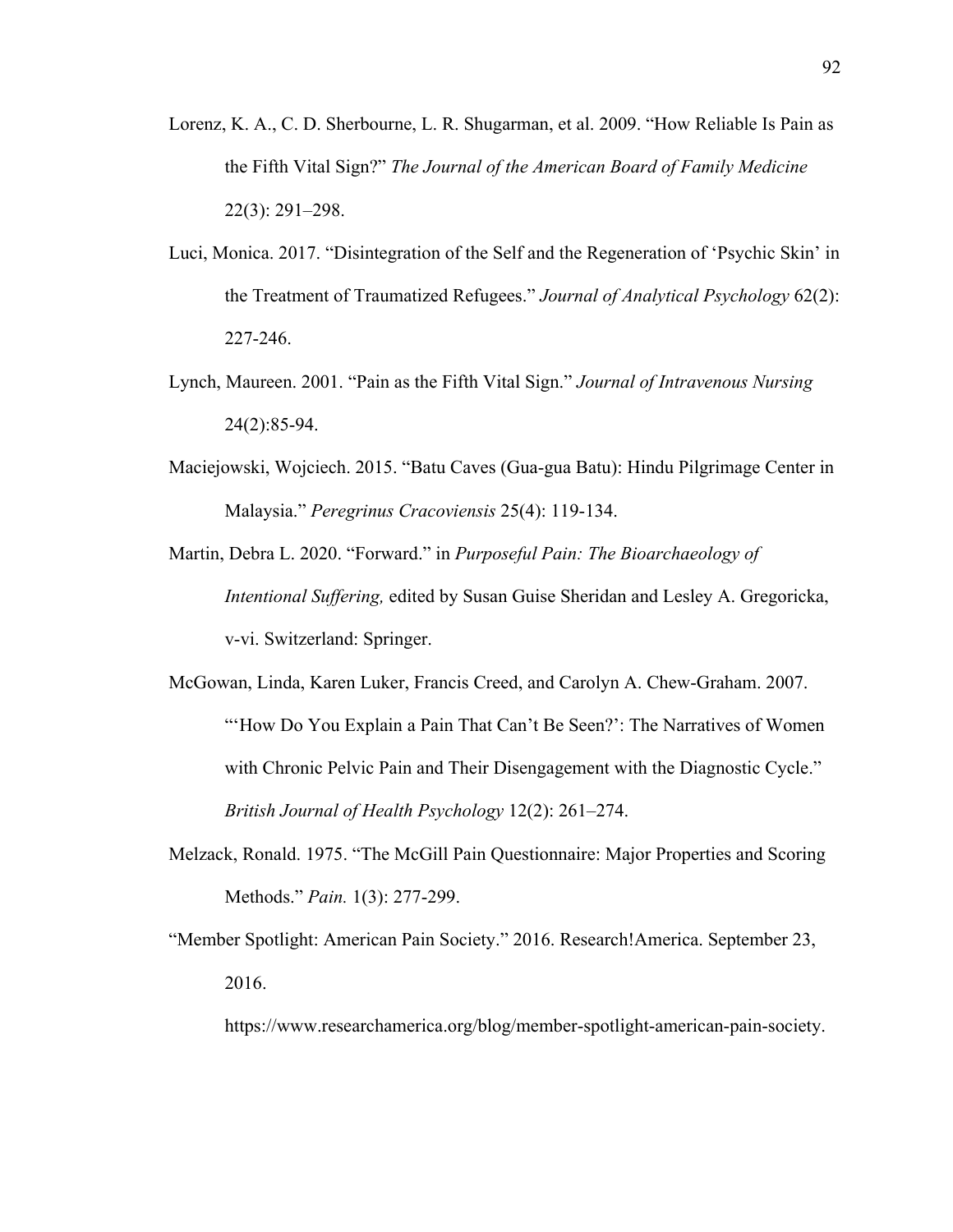Lorenz, K. A., C. D. Sherbourne, L. R. Shugarman, et al. 2009. "How Reliable Is Pain as the Fifth Vital Sign?" *The Journal of the American Board of Family Medicine* 22(3): 291–298.

Luci, Monica. 2017. "Disintegration of the Self and the Regeneration of 'Psychic Skin' in the Treatment of Traumatized Refugees." *Journal of Analytical Psychology* 62(2): 227-246.

Lynch, Maureen. 2001. "Pain as the Fifth Vital Sign." *Journal of Intravenous Nursing* 24(2):85-94.

Maciejowski, Wojciech. 2015. "Batu Caves (Gua-gua Batu): Hindu Pilgrimage Center in Malaysia." *Peregrinus Cracoviensis* 25(4): 119-134.

Martin, Debra L. 2020. "Forward." in *Purposeful Pain: The Bioarchaeology of Intentional Suffering,* edited by Susan Guise Sheridan and Lesley A. Gregoricka, v-vi. Switzerland: Springer.

McGowan, Linda, Karen Luker, Francis Creed, and Carolyn A. Chew-Graham. 2007. "'How Do You Explain a Pain That Can't Be Seen?': The Narratives of Women with Chronic Pelvic Pain and Their Disengagement with the Diagnostic Cycle." *British Journal of Health Psychology* 12(2): 261–274.

Melzack, Ronald. 1975. "The McGill Pain Questionnaire: Major Properties and Scoring Methods." *Pain.* 1(3): 277-299.

"Member Spotlight: American Pain Society." 2016. Research!America. September 23, 2016. https://www.researchamerica.org/blog/member-spotlight-american-pain-society.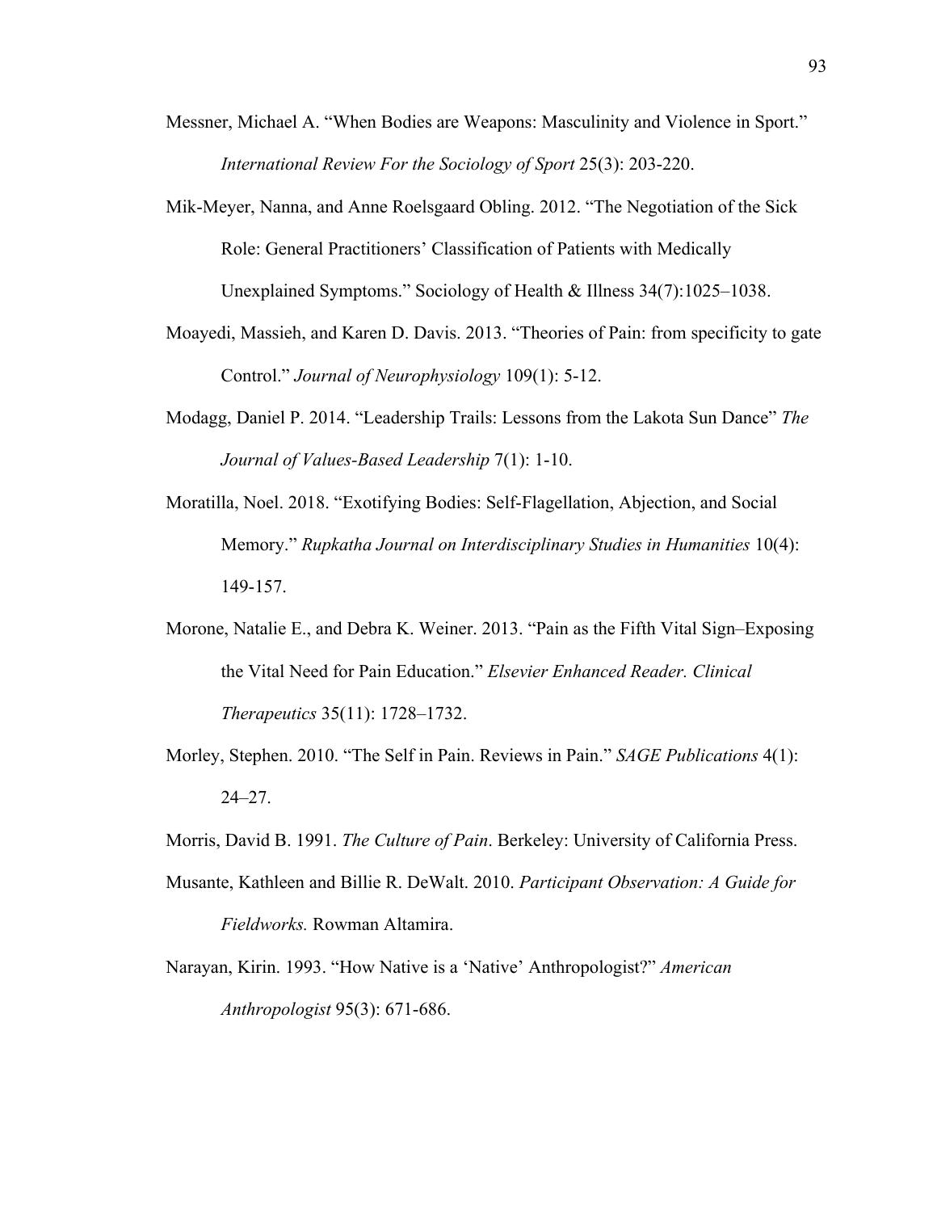Messner, Michael A. “When Bodies are Weapons: Masculinity and Violence in Sport.” *International Review For the Sociology of Sport* 25(3): 203-220.

Mik-Meyer, Nanna, and Anne Roelsgaard Obling. 2012. “The Negotiation of the Sick Role: General Practitioners’ Classification of Patients with Medically Unexplained Symptoms.” Sociology of Health & Illness 34(7):1025–1038.

Moayedi, Massieh, and Karen D. Davis. 2013. “Theories of Pain: from specificity to gate Control.” *Journal of Neurophysiology* 109(1): 5-12.

Modagg, Daniel P. 2014. “Leadership Trails: Lessons from the Lakota Sun Dance” *The Journal of Values-Based Leadership* 7(1): 1-10.

Moratilla, Noel. 2018. “Exotifying Bodies: Self-Flagellation, Abjection, and Social Memory.” *Rupkatha Journal on Interdisciplinary Studies in Humanities* 10(4): 149-157.

Morone, Natalie E., and Debra K. Weiner. 2013. “Pain as the Fifth Vital Sign–Exposing the Vital Need for Pain Education.” *Elsevier Enhanced Reader. Clinical Therapeutics* 35(11): 1728–1732.

Morley, Stephen. 2010. “The Self in Pain. Reviews in Pain.” *SAGE Publications* 4(1): 24–27.

Morris, David B. 1991. *The Culture of Pain*. Berkeley: University of California Press.

Musante, Kathleen and Billie R. DeWalt. 2010. *Participant Observation: A Guide for Fieldworks.* Rowman Altamira.

Narayan, Kirin. 1993. “How Native is a ‘Native’ Anthropologist?” *American Anthropologist* 95(3): 671-686.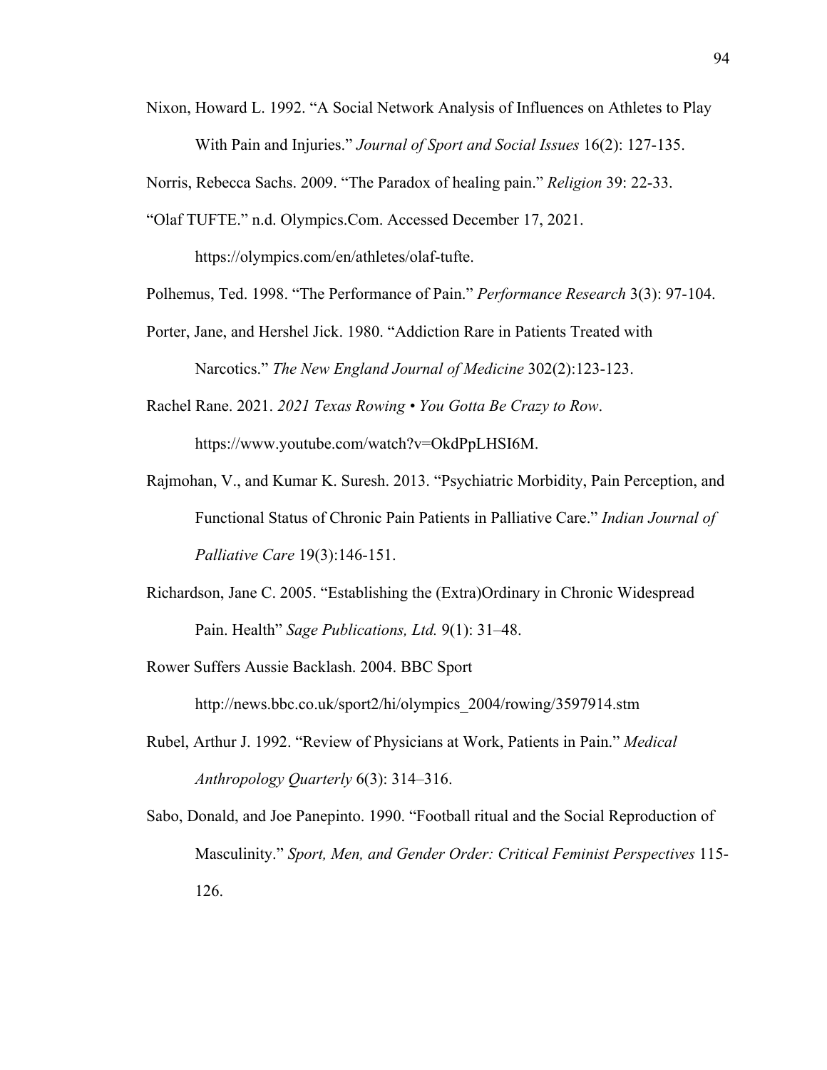Nixon, Howard L. 1992. "A Social Network Analysis of Influences on Athletes to Play With Pain and Injuries." *Journal of Sport and Social Issues* 16(2): 127-135.

Norris, Rebecca Sachs. 2009. "The Paradox of healing pain." *Religion* 39: 22-33.

"Olaf TUFTE." n.d. Olympics.Com. Accessed December 17, 2021. https://olympics.com/en/athletes/olaf-tufte.

Polhemus, Ted. 1998. "The Performance of Pain." *Performance Research* 3(3): 97-104.

Porter, Jane, and Hershel Jick. 1980. "Addiction Rare in Patients Treated with Narcotics." *The New England Journal of Medicine* 302(2):123-123.

Rachel Rane. 2021. *2021 Texas Rowing • You Gotta Be Crazy to Row*. https://www.youtube.com/watch?v=OkdPpLHSI6M.

Rajmohan, V., and Kumar K. Suresh. 2013. "Psychiatric Morbidity, Pain Perception, and Functional Status of Chronic Pain Patients in Palliative Care." *Indian Journal of Palliative Care* 19(3):146-151.

Richardson, Jane C. 2005. "Establishing the (Extra)Ordinary in Chronic Widespread Pain. Health" *Sage Publications, Ltd.* 9(1): 31–48.

Rower Suffers Aussie Backlash. 2004. BBC Sport http://news.bbc.co.uk/sport2/hi/olympics_2004/rowing/3597914.stm

Rubel, Arthur J. 1992. "Review of Physicians at Work, Patients in Pain." *Medical Anthropology Quarterly* 6(3): 314–316.

Sabo, Donald, and Joe Panepinto. 1990. "Football ritual and the Social Reproduction of Masculinity." *Sport, Men, and Gender Order: Critical Feminist Perspectives* 115-126.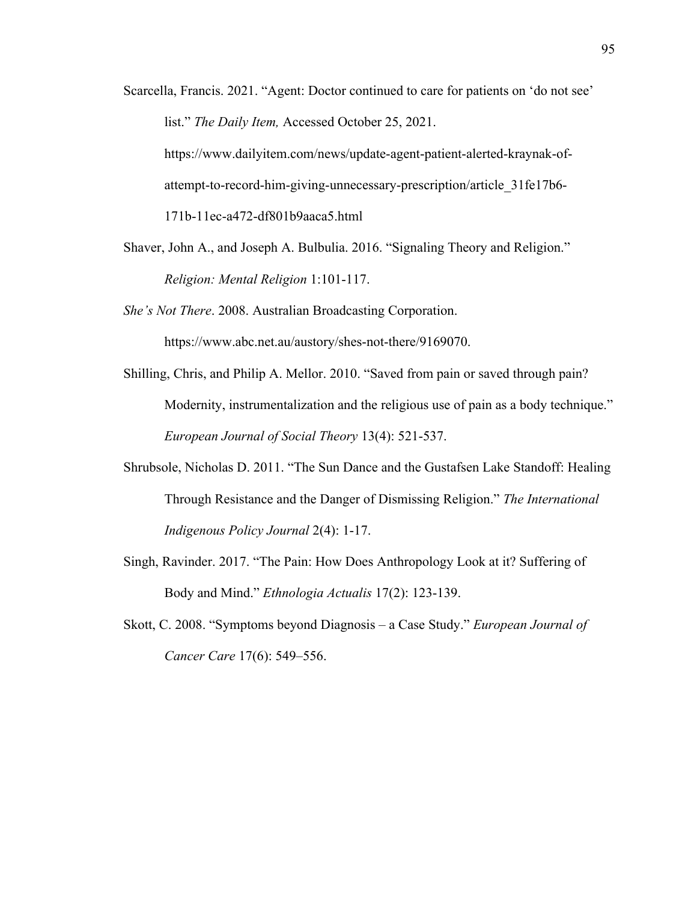Scarcella, Francis. 2021. "Agent: Doctor continued to care for patients on 'do not see' list." *The Daily Item,* Accessed October 25, 2021. https://www.dailyitem.com/news/update-agent-patient-alerted-kraynak-of-attempt-to-record-him-giving-unnecessary-prescription/article_31fe17b6-171b-11ec-a472-df801b9aaca5.html

Shaver, John A., and Joseph A. Bulbulia. 2016. "Signaling Theory and Religion." *Religion: Mental Religion* 1:101-117.

*She's Not There*. 2008. Australian Broadcasting Corporation. https://www.abc.net.au/austory/shes-not-there/9169070.

Shilling, Chris, and Philip A. Mellor. 2010. "Saved from pain or saved through pain? Modernity, instrumentalization and the religious use of pain as a body technique." *European Journal of Social Theory* 13(4): 521-537.

Shrubsole, Nicholas D. 2011. "The Sun Dance and the Gustafsen Lake Standoff: Healing Through Resistance and the Danger of Dismissing Religion." *The International Indigenous Policy Journal* 2(4): 1-17.

Singh, Ravinder. 2017. "The Pain: How Does Anthropology Look at it? Suffering of Body and Mind." *Ethnologia Actualis* 17(2): 123-139.

Skott, C. 2008. "Symptoms beyond Diagnosis – a Case Study." *European Journal of Cancer Care* 17(6): 549–556.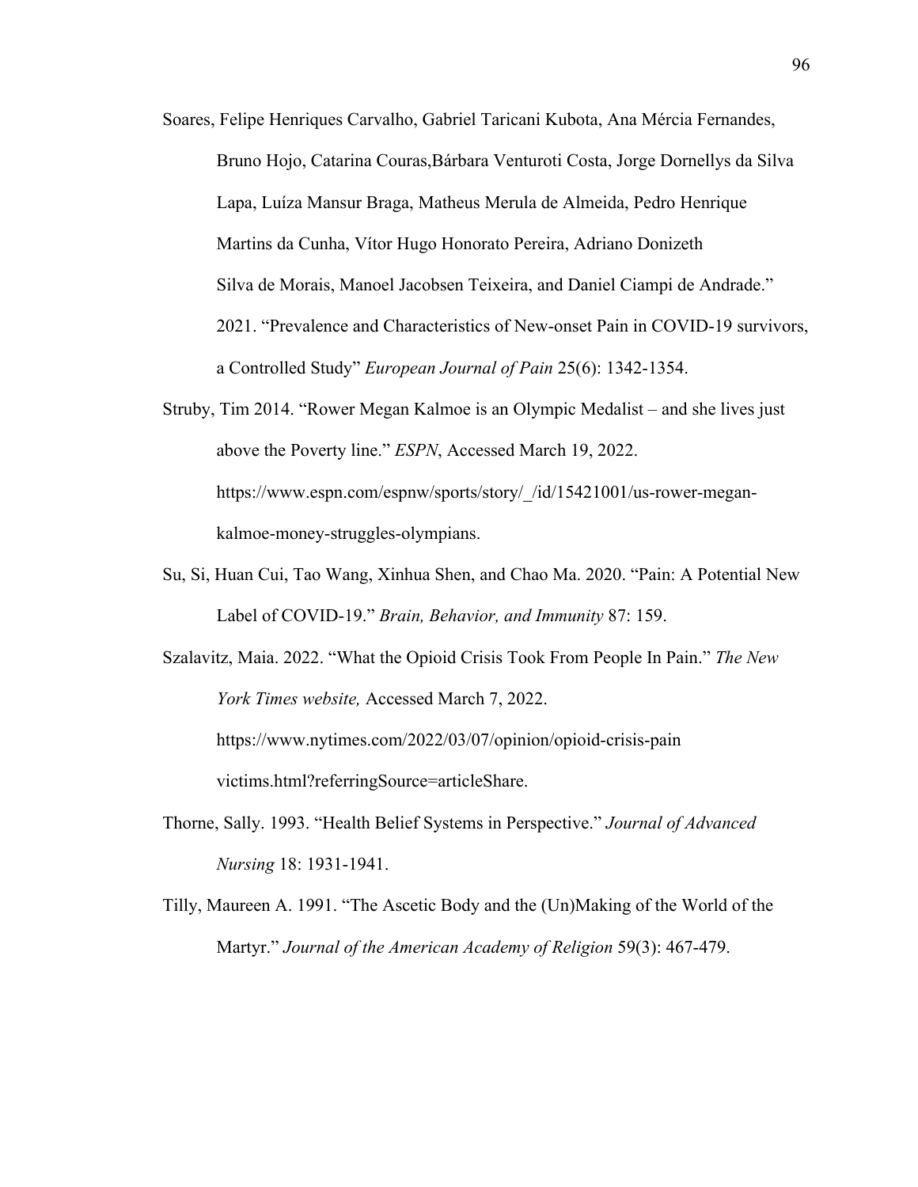Soares, Felipe Henriques Carvalho, Gabriel Taricani Kubota, Ana Mércia Fernandes, Bruno Hojo, Catarina Couras,Bárbara Venturoti Costa, Jorge Dornellys da Silva Lapa, Luíza Mansur Braga, Matheus Merula de Almeida, Pedro Henrique Martins da Cunha, Vítor Hugo Honorato Pereira, Adriano Donizeth Silva de Morais, Manoel Jacobsen Teixeira, and Daniel Ciampi de Andrade." 2021. "Prevalence and Characteristics of New-onset Pain in COVID-19 survivors, a Controlled Study" *European Journal of Pain* 25(6): 1342-1354.

Struby, Tim 2014. "Rower Megan Kalmoe is an Olympic Medalist – and she lives just above the Poverty line." *ESPN*, Accessed March 19, 2022. https://www.espn.com/espnw/sports/story/_/id/15421001/us-rower-megan-kalmoe-money-struggles-olympians.

Su, Si, Huan Cui, Tao Wang, Xinhua Shen, and Chao Ma. 2020. "Pain: A Potential New Label of COVID-19." *Brain, Behavior, and Immunity* 87: 159.

Szalavitz, Maia. 2022. "What the Opioid Crisis Took From People In Pain." *The New York Times website,* Accessed March 7, 2022. https://www.nytimes.com/2022/03/07/opinion/opioid-crisis-pain victims.html?referringSource=articleShare.

Thorne, Sally. 1993. "Health Belief Systems in Perspective." *Journal of Advanced Nursing* 18: 1931-1941.

Tilly, Maureen A. 1991. "The Ascetic Body and the (Un)Making of the World of the Martyr." *Journal of the American Academy of Religion* 59(3): 467-479.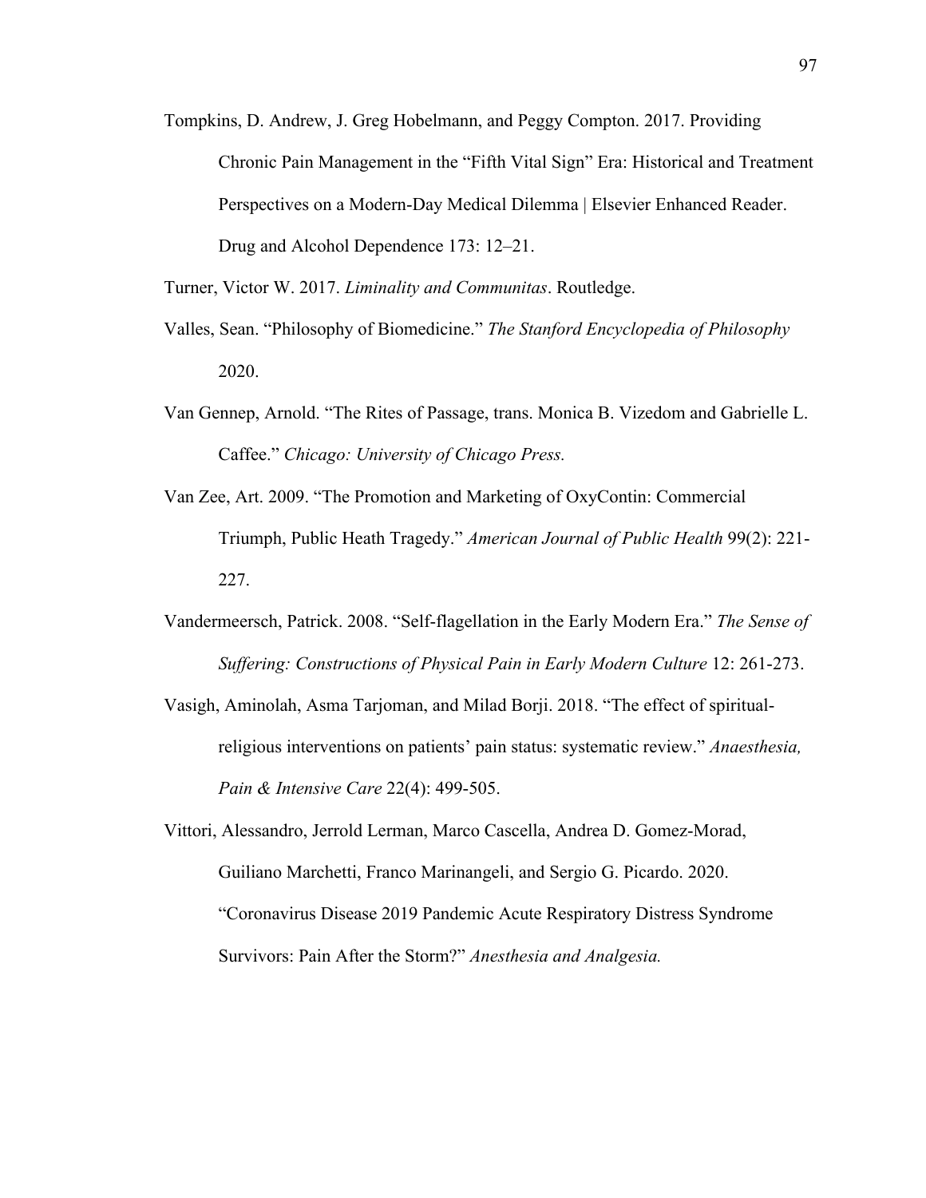Tompkins, D. Andrew, J. Greg Hobelmann, and Peggy Compton. 2017. Providing Chronic Pain Management in the "Fifth Vital Sign" Era: Historical and Treatment Perspectives on a Modern-Day Medical Dilemma | Elsevier Enhanced Reader. Drug and Alcohol Dependence 173: 12–21.

Turner, Victor W. 2017. *Liminality and Communitas*. Routledge.

Valles, Sean. "Philosophy of Biomedicine." *The Stanford Encyclopedia of Philosophy* 2020.

Van Gennep, Arnold. "The Rites of Passage, trans. Monica B. Vizedom and Gabrielle L. Caffee." *Chicago: University of Chicago Press.*

Van Zee, Art. 2009. "The Promotion and Marketing of OxyContin: Commercial Triumph, Public Heath Tragedy." *American Journal of Public Health* 99(2): 221-227.

Vandermeersch, Patrick. 2008. "Self-flagellation in the Early Modern Era." *The Sense of Suffering: Constructions of Physical Pain in Early Modern Culture* 12: 261-273.

Vasigh, Aminolah, Asma Tarjoman, and Milad Borji. 2018. "The effect of spiritual-religious interventions on patients' pain status: systematic review." *Anaesthesia, Pain & Intensive Care* 22(4): 499-505.

Vittori, Alessandro, Jerrold Lerman, Marco Cascella, Andrea D. Gomez-Morad, Guiliano Marchetti, Franco Marinangeli, and Sergio G. Picardo. 2020. "Coronavirus Disease 2019 Pandemic Acute Respiratory Distress Syndrome Survivors: Pain After the Storm?" *Anesthesia and Analgesia.*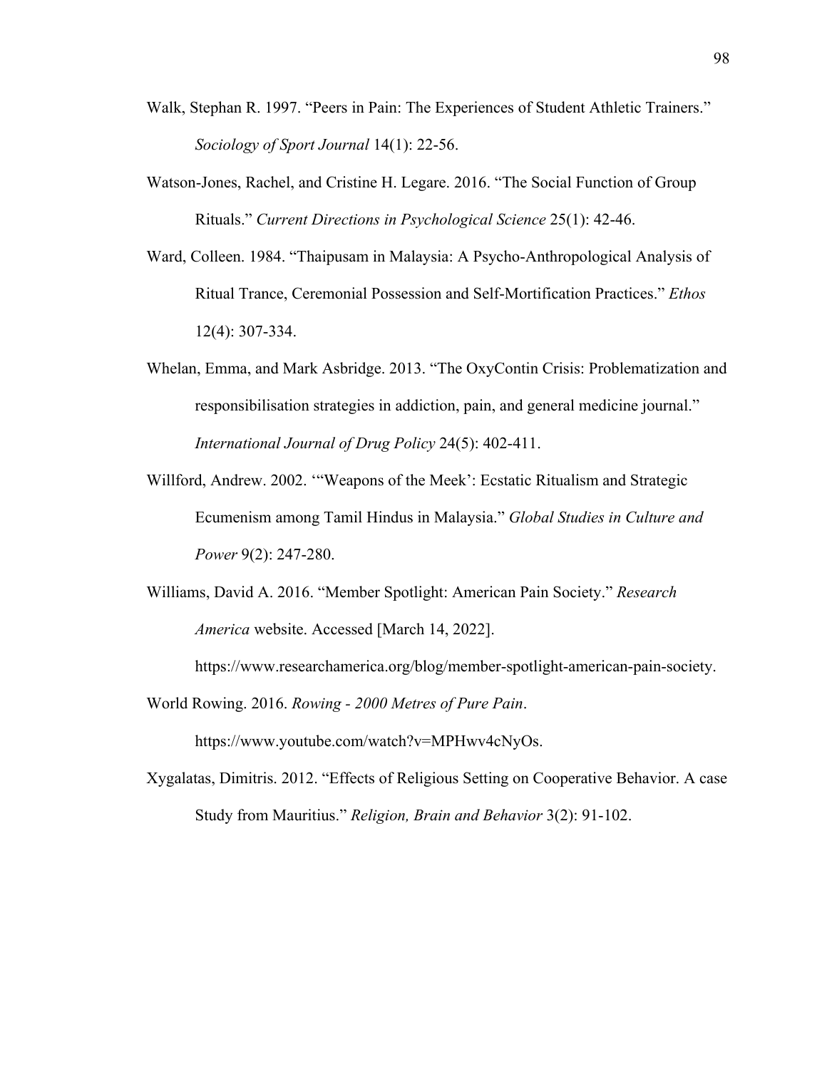Walk, Stephan R. 1997. “Peers in Pain: The Experiences of Student Athletic Trainers.” *Sociology of Sport Journal* 14(1): 22-56.

Watson-Jones, Rachel, and Cristine H. Legare. 2016. “The Social Function of Group Rituals.” *Current Directions in Psychological Science* 25(1): 42-46.

Ward, Colleen. 1984. “Thaipusam in Malaysia: A Psycho-Anthropological Analysis of Ritual Trance, Ceremonial Possession and Self-Mortification Practices.” *Ethos* 12(4): 307-334.

Whelan, Emma, and Mark Asbridge. 2013. “The OxyContin Crisis: Problematization and responsibilisation strategies in addiction, pain, and general medicine journal.” *International Journal of Drug Policy* 24(5): 402-411.

Willford, Andrew. 2002. ‘“Weapons of the Meek’: Ecstatic Ritualism and Strategic Ecumenism among Tamil Hindus in Malaysia.” *Global Studies in Culture and Power* 9(2): 247-280.

Williams, David A. 2016. “Member Spotlight: American Pain Society.” *Research America* website. Accessed [March 14, 2022]. https://www.researchamerica.org/blog/member-spotlight-american-pain-society.

World Rowing. 2016. *Rowing - 2000 Metres of Pure Pain*. https://www.youtube.com/watch?v=MPHwv4cNyOs.

Xygalatas, Dimitris. 2012. “Effects of Religious Setting on Cooperative Behavior. A case Study from Mauritius.” *Religion, Brain and Behavior* 3(2): 91-102.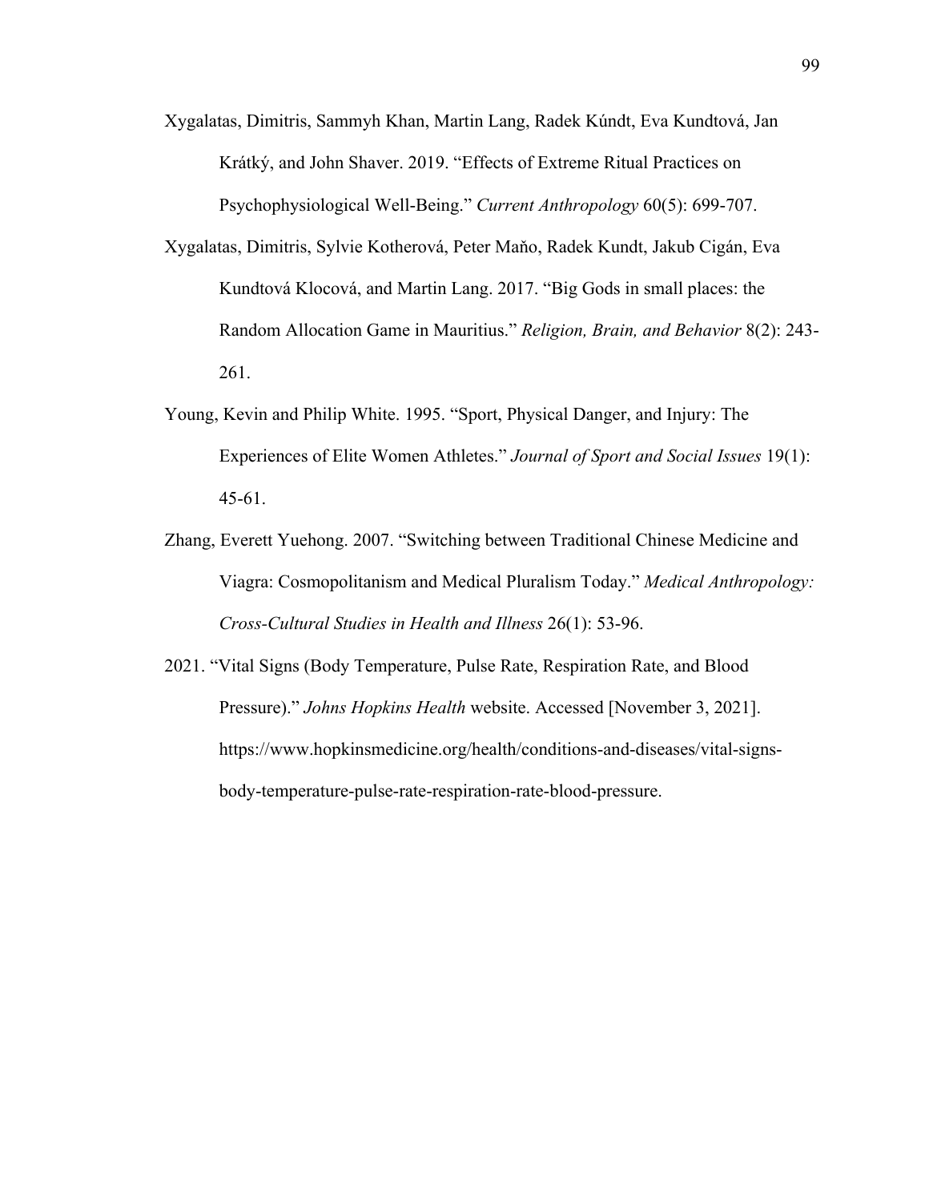Xygalatas, Dimitris, Sammyh Khan, Martin Lang, Radek Kúndt, Eva Kundtová, Jan Krátký, and John Shaver. 2019. "Effects of Extreme Ritual Practices on Psychophysiological Well-Being." *Current Anthropology* 60(5): 699-707.

Xygalatas, Dimitris, Sylvie Kotherová, Peter Maňo, Radek Kundt, Jakub Cigán, Eva Kundtová Klocová, and Martin Lang. 2017. "Big Gods in small places: the Random Allocation Game in Mauritius." *Religion, Brain, and Behavior* 8(2): 243-261.

Young, Kevin and Philip White. 1995. "Sport, Physical Danger, and Injury: The Experiences of Elite Women Athletes." *Journal of Sport and Social Issues* 19(1): 45-61.

Zhang, Everett Yuehong. 2007. "Switching between Traditional Chinese Medicine and Viagra: Cosmopolitanism and Medical Pluralism Today." *Medical Anthropology: Cross-Cultural Studies in Health and Illness* 26(1): 53-96.

2021. "Vital Signs (Body Temperature, Pulse Rate, Respiration Rate, and Blood Pressure)." *Johns Hopkins Health* website. Accessed [November 3, 2021]. https://www.hopkinsmedicine.org/health/conditions-and-diseases/vital-signs-body-temperature-pulse-rate-respiration-rate-blood-pressure.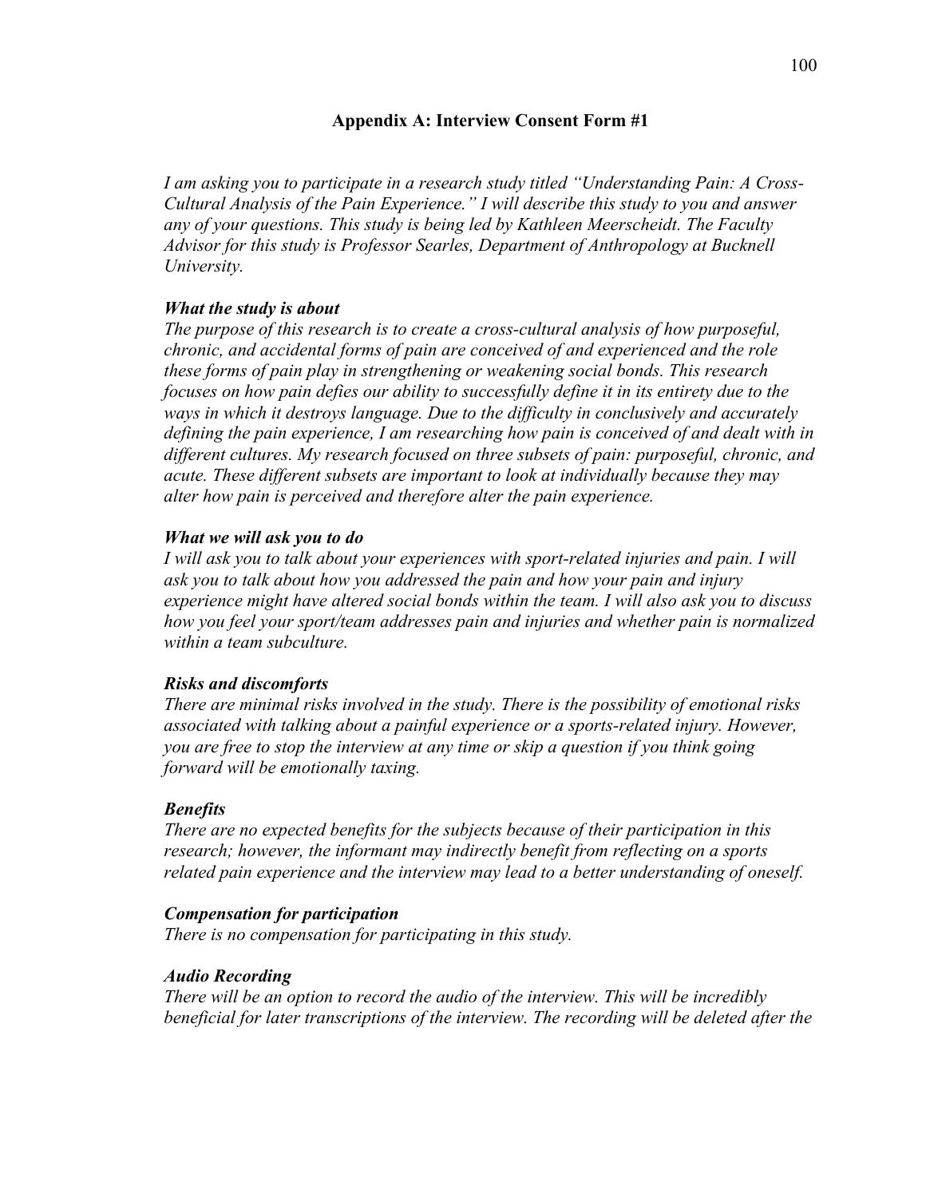## Appendix A: Interview Consent Form #1

*I am asking you to participate in a research study titled "Understanding Pain: A Cross-Cultural Analysis of the Pain Experience." I will describe this study to you and answer any of your questions. This study is being led by Kathleen Meerscheidt. The Faculty Advisor for this study is Professor Searles, Department of Anthropology at Bucknell University.*

***What the study is about***

*The purpose of this research is to create a cross-cultural analysis of how purposeful, chronic, and accidental forms of pain are conceived of and experienced and the role these forms of pain play in strengthening or weakening social bonds. This research focuses on how pain defies our ability to successfully define it in its entirety due to the ways in which it destroys language. Due to the difficulty in conclusively and accurately defining the pain experience, I am researching how pain is conceived of and dealt with in different cultures. My research focused on three subsets of pain: purposeful, chronic, and acute. These different subsets are important to look at individually because they may alter how pain is perceived and therefore alter the pain experience.*

***What we will ask you to do***

*I will ask you to talk about your experiences with sport-related injuries and pain. I will ask you to talk about how you addressed the pain and how your pain and injury experience might have altered social bonds within the team. I will also ask you to discuss how you feel your sport/team addresses pain and injuries and whether pain is normalized within a team subculture.*

***Risks and discomforts***

*There are minimal risks involved in the study. There is the possibility of emotional risks associated with talking about a painful experience or a sports-related injury. However, you are free to stop the interview at any time or skip a question if you think going forward will be emotionally taxing.*

***Benefits***

*There are no expected benefits for the subjects because of their participation in this research; however, the informant may indirectly benefit from reflecting on a sports related pain experience and the interview may lead to a better understanding of oneself.*

***Compensation for participation***

*There is no compensation for participating in this study.*

***Audio Recording***

*There will be an option to record the audio of the interview. This will be incredibly beneficial for later transcriptions of the interview. The recording will be deleted after the*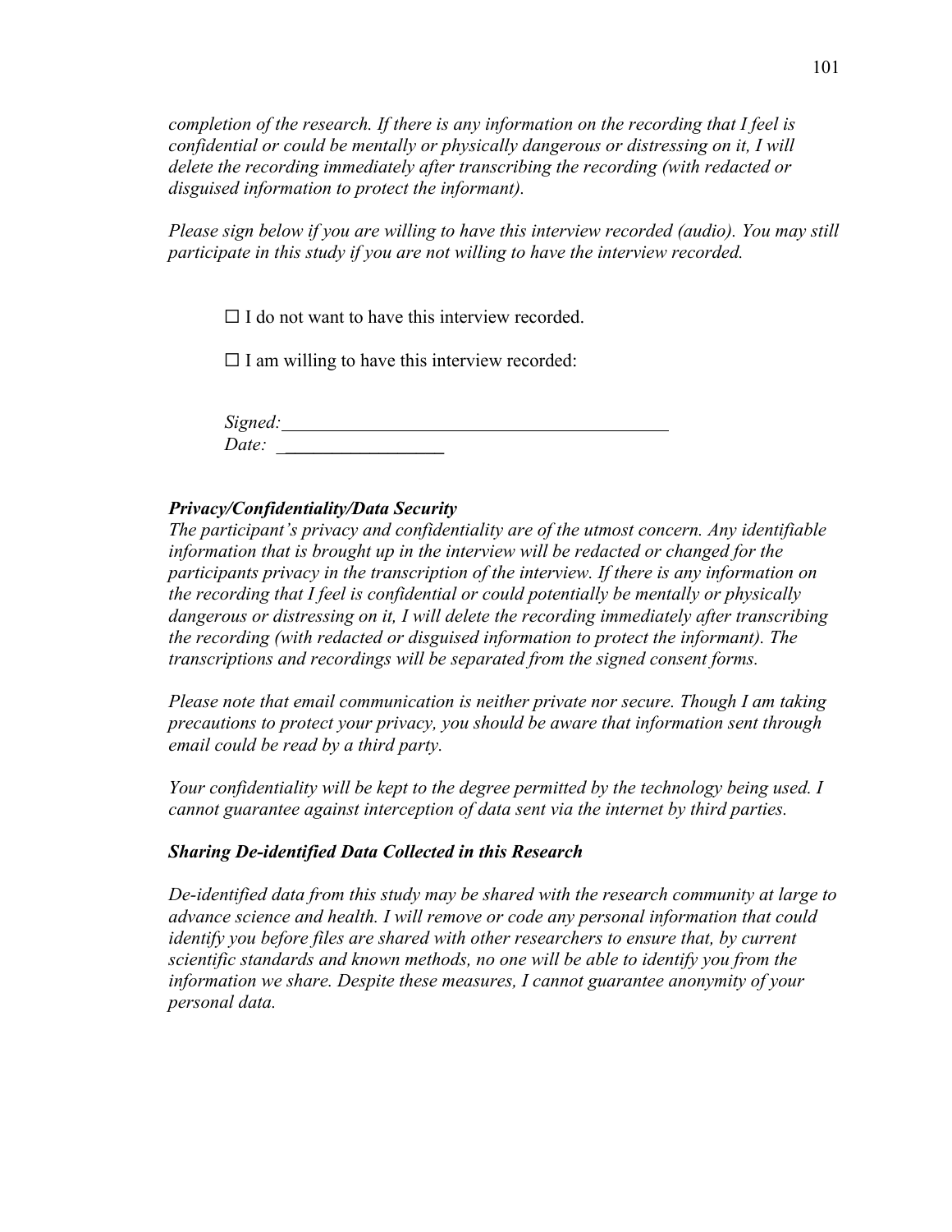*completion of the research. If there is any information on the recording that I feel is confidential or could be mentally or physically dangerous or distressing on it, I will delete the recording immediately after transcribing the recording (with redacted or disguised information to protect the informant).*

*Please sign below if you are willing to have this interview recorded (audio). You may still participate in this study if you are not willing to have the interview recorded.*

☐ I do not want to have this interview recorded.

☐ I am willing to have this interview recorded:

*Signed:*___________________________________________
*Date:* __________________

***Privacy/Confidentiality/Data Security***
*The participant's privacy and confidentiality are of the utmost concern. Any identifiable information that is brought up in the interview will be redacted or changed for the participants privacy in the transcription of the interview. If there is any information on the recording that I feel is confidential or could potentially be mentally or physically dangerous or distressing on it, I will delete the recording immediately after transcribing the recording (with redacted or disguised information to protect the informant). The transcriptions and recordings will be separated from the signed consent forms.*

*Please note that email communication is neither private nor secure. Though I am taking precautions to protect your privacy, you should be aware that information sent through email could be read by a third party.*

*Your confidentiality will be kept to the degree permitted by the technology being used. I cannot guarantee against interception of data sent via the internet by third parties.*

***Sharing De-identified Data Collected in this Research***

*De-identified data from this study may be shared with the research community at large to advance science and health. I will remove or code any personal information that could identify you before files are shared with other researchers to ensure that, by current scientific standards and known methods, no one will be able to identify you from the information we share. Despite these measures, I cannot guarantee anonymity of your personal data.*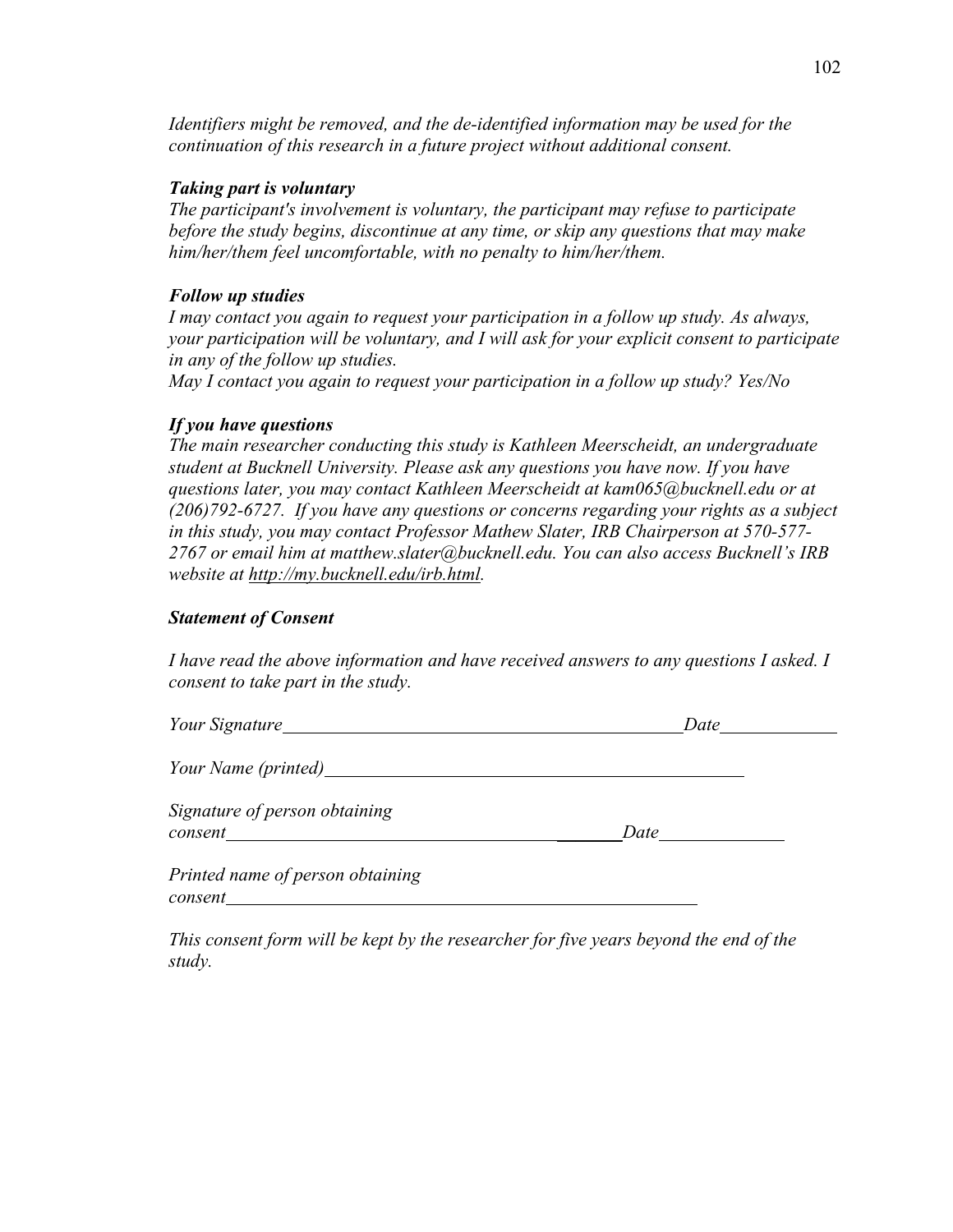*Identifiers might be removed, and the de-identified information may be used for the continuation of this research in a future project without additional consent.*

***Taking part is voluntary***

*The participant's involvement is voluntary, the participant may refuse to participate before the study begins, discontinue at any time, or skip any questions that may make him/her/them feel uncomfortable, with no penalty to him/her/them.*

***Follow up studies***

*I may contact you again to request your participation in a follow up study. As always, your participation will be voluntary, and I will ask for your explicit consent to participate in any of the follow up studies.*

*May I contact you again to request your participation in a follow up study? Yes/No*

***If you have questions***

*The main researcher conducting this study is Kathleen Meerscheidt, an undergraduate student at Bucknell University. Please ask any questions you have now. If you have questions later, you may contact Kathleen Meerscheidt at kam065@bucknell.edu or at (206)792-6727. If you have any questions or concerns regarding your rights as a subject in this study, you may contact Professor Mathew Slater, IRB Chairperson at 570-577-2767 or email him at matthew.slater@bucknell.edu. You can also access Bucknell's IRB website at http://my.bucknell.edu/irb.html.*

***Statement of Consent***

*I have read the above information and have received answers to any questions I asked. I consent to take part in the study.*

*Your Signature*\_\_\_\_\_\_\_\_\_\_\_\_\_\_\_\_\_\_\_\_\_\_\_\_\_\_\_\_\_\_\_\_\_\_\_\_\_\_\_\_\_\_\_\_ *Date*\_\_\_\_\_\_\_\_\_\_\_\_

*Your Name (printed)*\_\_\_\_\_\_\_\_\_\_\_\_\_\_\_\_\_\_\_\_\_\_\_\_\_\_\_\_\_\_\_\_\_\_\_\_\_\_\_\_\_\_\_\_\_\_

*Signature of person obtaining consent*\_\_\_\_\_\_\_\_\_\_\_\_\_\_\_\_\_\_\_\_\_\_\_\_\_\_\_\_\_\_\_\_\_\_\_\_\_\_\_\_\_\_\_\_ *Date*\_\_\_\_\_\_\_\_\_\_\_\_\_

*Printed name of person obtaining consent*\_\_\_\_\_\_\_\_\_\_\_\_\_\_\_\_\_\_\_\_\_\_\_\_\_\_\_\_\_\_\_\_\_\_\_\_\_\_\_\_\_\_\_\_\_\_\_\_\_\_\_\_\_

*This consent form will be kept by the researcher for five years beyond the end of the study.*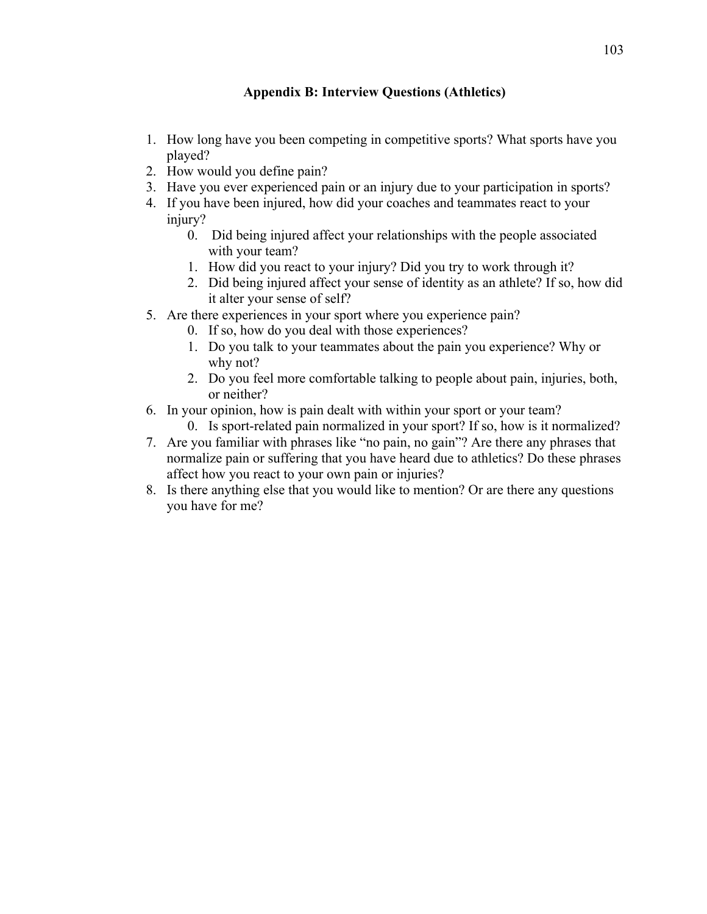## Appendix B: Interview Questions (Athletics)

1. How long have you been competing in competitive sports? What sports have you played?
2. How would you define pain?
3. Have you ever experienced pain or an injury due to your participation in sports?
4. If you have been injured, how did your coaches and teammates react to your injury?
    0. Did being injured affect your relationships with the people associated with your team?
    1. How did you react to your injury? Did you try to work through it?
    2. Did being injured affect your sense of identity as an athlete? If so, how did it alter your sense of self?
5. Are there experiences in your sport where you experience pain?
    0. If so, how do you deal with those experiences?
    1. Do you talk to your teammates about the pain you experience? Why or why not?
    2. Do you feel more comfortable talking to people about pain, injuries, both, or neither?
6. In your opinion, how is pain dealt with within your sport or your team?
    0. Is sport-related pain normalized in your sport? If so, how is it normalized?
7. Are you familiar with phrases like "no pain, no gain"? Are there any phrases that normalize pain or suffering that you have heard due to athletics? Do these phrases affect how you react to your own pain or injuries?
8. Is there anything else that you would like to mention? Or are there any questions you have for me?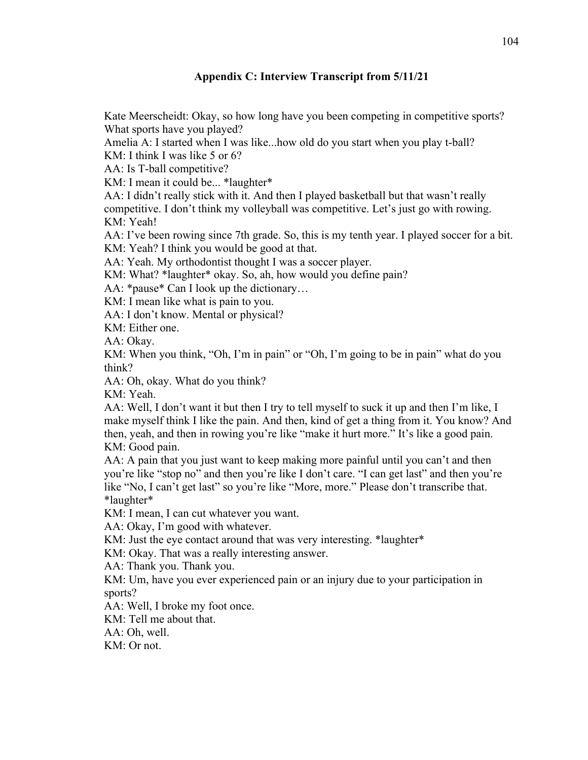### Appendix C: Interview Transcript from 5/11/21

Kate Meerscheidt: Okay, so how long have you been competing in competitive sports? What sports have you played?

Amelia A: I started when I was like...how old do you start when you play t-ball?

KM: I think I was like 5 or 6?

AA: Is T-ball competitive?

KM: I mean it could be... *laughter*

AA: I didn't really stick with it. And then I played basketball but that wasn't really competitive. I don't think my volleyball was competitive. Let's just go with rowing.

KM: Yeah!

AA: I've been rowing since 7th grade. So, this is my tenth year. I played soccer for a bit.

KM: Yeah? I think you would be good at that.

AA: Yeah. My orthodontist thought I was a soccer player.

KM: What? *laughter* okay. So, ah, how would you define pain?

AA: *pause* Can I look up the dictionary…

KM: I mean like what is pain to you.

AA: I don't know. Mental or physical?

KM: Either one.

AA: Okay.

KM: When you think, "Oh, I'm in pain" or "Oh, I'm going to be in pain" what do you think?

AA: Oh, okay. What do you think?

KM: Yeah.

AA: Well, I don't want it but then I try to tell myself to suck it up and then I'm like, I make myself think I like the pain. And then, kind of get a thing from it. You know? And then, yeah, and then in rowing you're like "make it hurt more." It's like a good pain.

KM: Good pain.

AA: A pain that you just want to keep making more painful until you can't and then you're like "stop no" and then you're like I don't care. "I can get last" and then you're like "No, I can't get last" so you're like "More, more." Please don't transcribe that. *laughter*

KM: I mean, I can cut whatever you want.

AA: Okay, I'm good with whatever.

KM: Just the eye contact around that was very interesting. *laughter*

KM: Okay. That was a really interesting answer.

AA: Thank you. Thank you.

KM: Um, have you ever experienced pain or an injury due to your participation in sports?

AA: Well, I broke my foot once.

KM: Tell me about that.

AA: Oh, well.

KM: Or not.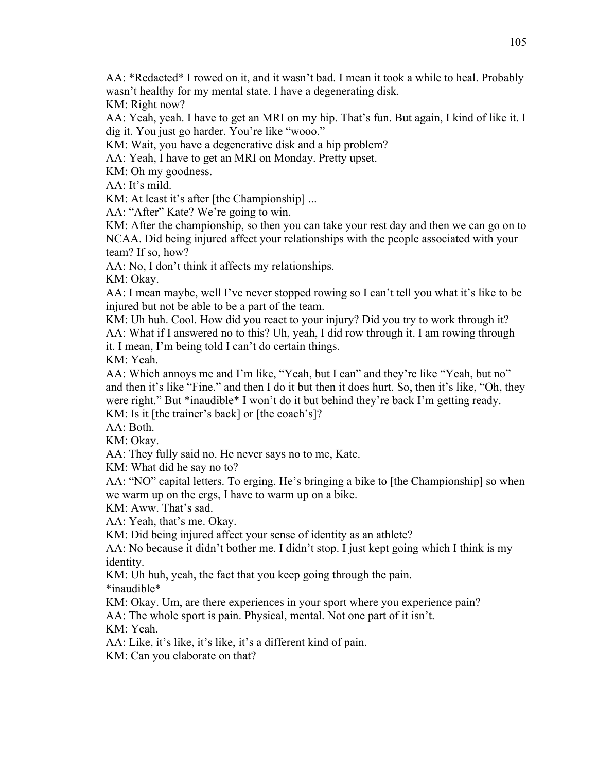AA: *Redacted* I rowed on it, and it wasn't bad. I mean it took a while to heal. Probably wasn't healthy for my mental state. I have a degenerating disk.

KM: Right now?

AA: Yeah, yeah. I have to get an MRI on my hip. That's fun. But again, I kind of like it. I dig it. You just go harder. You're like "wooo."

KM: Wait, you have a degenerative disk and a hip problem?

AA: Yeah, I have to get an MRI on Monday. Pretty upset.

KM: Oh my goodness.

AA: It's mild.

KM: At least it's after [the Championship] ...

AA: "After" Kate? We're going to win.

KM: After the championship, so then you can take your rest day and then we can go on to NCAA. Did being injured affect your relationships with the people associated with your team? If so, how?

AA: No, I don't think it affects my relationships.

KM: Okay.

AA: I mean maybe, well I've never stopped rowing so I can't tell you what it's like to be injured but not be able to be a part of the team.

KM: Uh huh. Cool. How did you react to your injury? Did you try to work through it?

AA: What if I answered no to this? Uh, yeah, I did row through it. I am rowing through it. I mean, I'm being told I can't do certain things.

KM: Yeah.

AA: Which annoys me and I'm like, "Yeah, but I can" and they're like "Yeah, but no" and then it's like "Fine." and then I do it but then it does hurt. So, then it's like, "Oh, they were right." But *inaudible* I won't do it but behind they're back I'm getting ready.

KM: Is it [the trainer's back] or [the coach's]?

AA: Both.

KM: Okay.

AA: They fully said no. He never says no to me, Kate.

KM: What did he say no to?

AA: "NO" capital letters. To erging. He's bringing a bike to [the Championship] so when we warm up on the ergs, I have to warm up on a bike.

KM: Aww. That's sad.

AA: Yeah, that's me. Okay.

KM: Did being injured affect your sense of identity as an athlete?

AA: No because it didn't bother me. I didn't stop. I just kept going which I think is my identity.

KM: Uh huh, yeah, the fact that you keep going through the pain.

*inaudible*

KM: Okay. Um, are there experiences in your sport where you experience pain?

AA: The whole sport is pain. Physical, mental. Not one part of it isn't.

KM: Yeah.

AA: Like, it's like, it's like, it's a different kind of pain.

KM: Can you elaborate on that?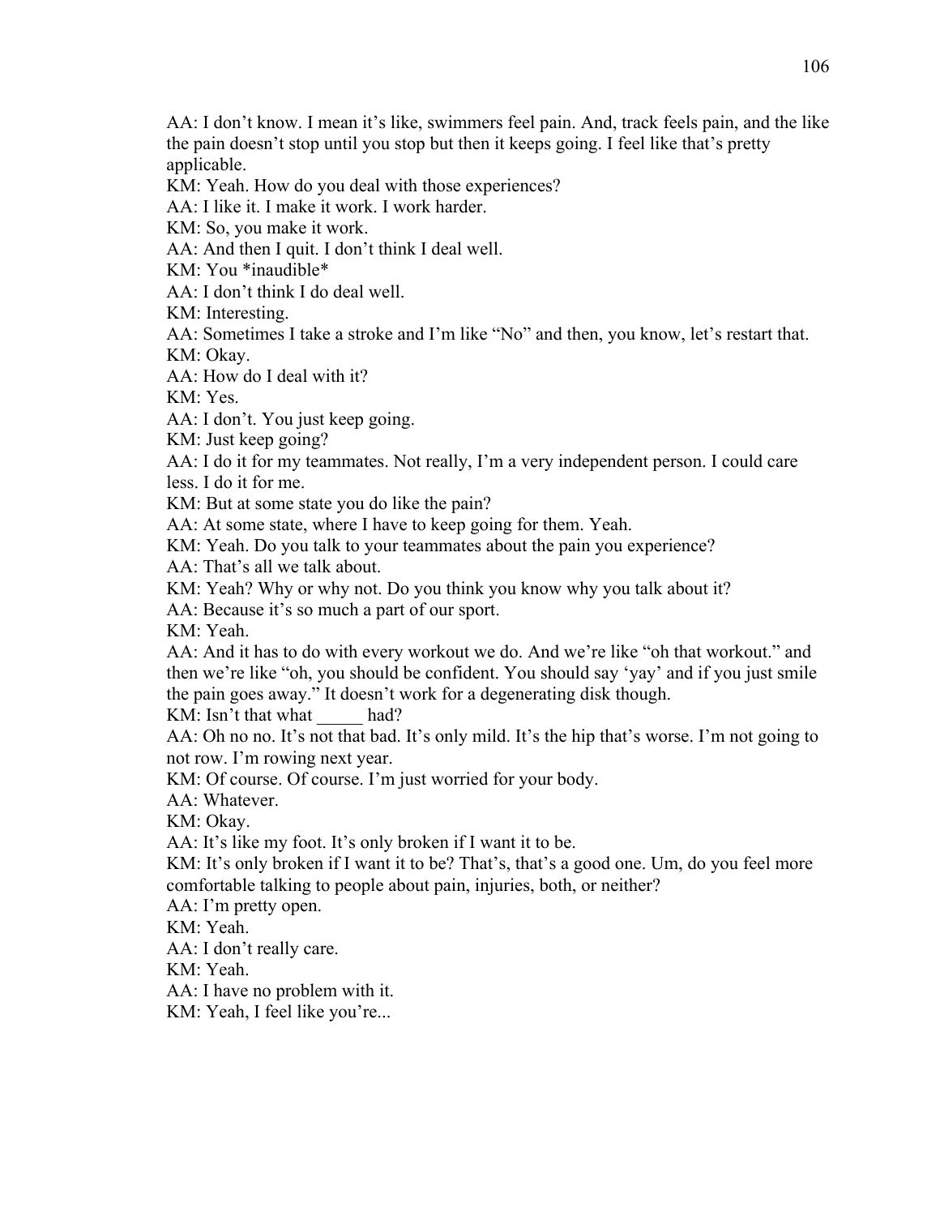AA: I don't know. I mean it's like, swimmers feel pain. And, track feels pain, and the like the pain doesn't stop until you stop but then it keeps going. I feel like that's pretty applicable.

KM: Yeah. How do you deal with those experiences?

AA: I like it. I make it work. I work harder.

KM: So, you make it work.

AA: And then I quit. I don't think I deal well.

KM: You *inaudible*

AA: I don't think I do deal well.

KM: Interesting.

AA: Sometimes I take a stroke and I'm like "No" and then, you know, let's restart that.

KM: Okay.

AA: How do I deal with it?

KM: Yes.

AA: I don't. You just keep going.

KM: Just keep going?

AA: I do it for my teammates. Not really, I'm a very independent person. I could care less. I do it for me.

KM: But at some state you do like the pain?

AA: At some state, where I have to keep going for them. Yeah.

KM: Yeah. Do you talk to your teammates about the pain you experience?

AA: That's all we talk about.

KM: Yeah? Why or why not. Do you think you know why you talk about it?

AA: Because it's so much a part of our sport.

KM: Yeah.

AA: And it has to do with every workout we do. And we're like "oh that workout." and then we're like "oh, you should be confident. You should say 'yay' and if you just smile the pain goes away." It doesn't work for a degenerating disk though.

KM: Isn't that what _____ had?

AA: Oh no no. It's not that bad. It's only mild. It's the hip that's worse. I'm not going to not row. I'm rowing next year.

KM: Of course. Of course. I'm just worried for your body.

AA: Whatever.

KM: Okay.

AA: It's like my foot. It's only broken if I want it to be.

KM: It's only broken if I want it to be? That's, that's a good one. Um, do you feel more comfortable talking to people about pain, injuries, both, or neither?

AA: I'm pretty open.

KM: Yeah.

AA: I don't really care.

KM: Yeah.

AA: I have no problem with it.

KM: Yeah, I feel like you're...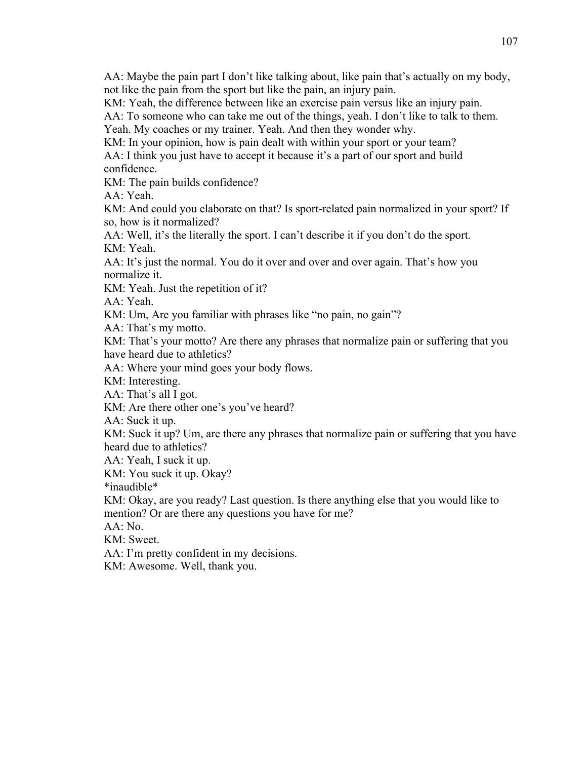AA: Maybe the pain part I don't like talking about, like pain that's actually on my body, not like the pain from the sport but like the pain, an injury pain.

KM: Yeah, the difference between like an exercise pain versus like an injury pain.

AA: To someone who can take me out of the things, yeah. I don't like to talk to them. Yeah. My coaches or my trainer. Yeah. And then they wonder why.

KM: In your opinion, how is pain dealt with within your sport or your team?

AA: I think you just have to accept it because it's a part of our sport and build confidence.

KM: The pain builds confidence?

AA: Yeah.

KM: And could you elaborate on that? Is sport-related pain normalized in your sport? If so, how is it normalized?

AA: Well, it's the literally the sport. I can't describe it if you don't do the sport.

KM: Yeah.

AA: It's just the normal. You do it over and over and over again. That's how you normalize it.

KM: Yeah. Just the repetition of it?

AA: Yeah.

KM: Um, Are you familiar with phrases like "no pain, no gain"?

AA: That's my motto.

KM: That's your motto? Are there any phrases that normalize pain or suffering that you have heard due to athletics?

AA: Where your mind goes your body flows.

KM: Interesting.

AA: That's all I got.

KM: Are there other one's you've heard?

AA: Suck it up.

KM: Suck it up? Um, are there any phrases that normalize pain or suffering that you have heard due to athletics?

AA: Yeah, I suck it up.

KM: You suck it up. Okay?

*inaudible*

KM: Okay, are you ready? Last question. Is there anything else that you would like to mention? Or are there any questions you have for me?

AA: No.

KM: Sweet.

AA: I'm pretty confident in my decisions.

KM: Awesome. Well, thank you.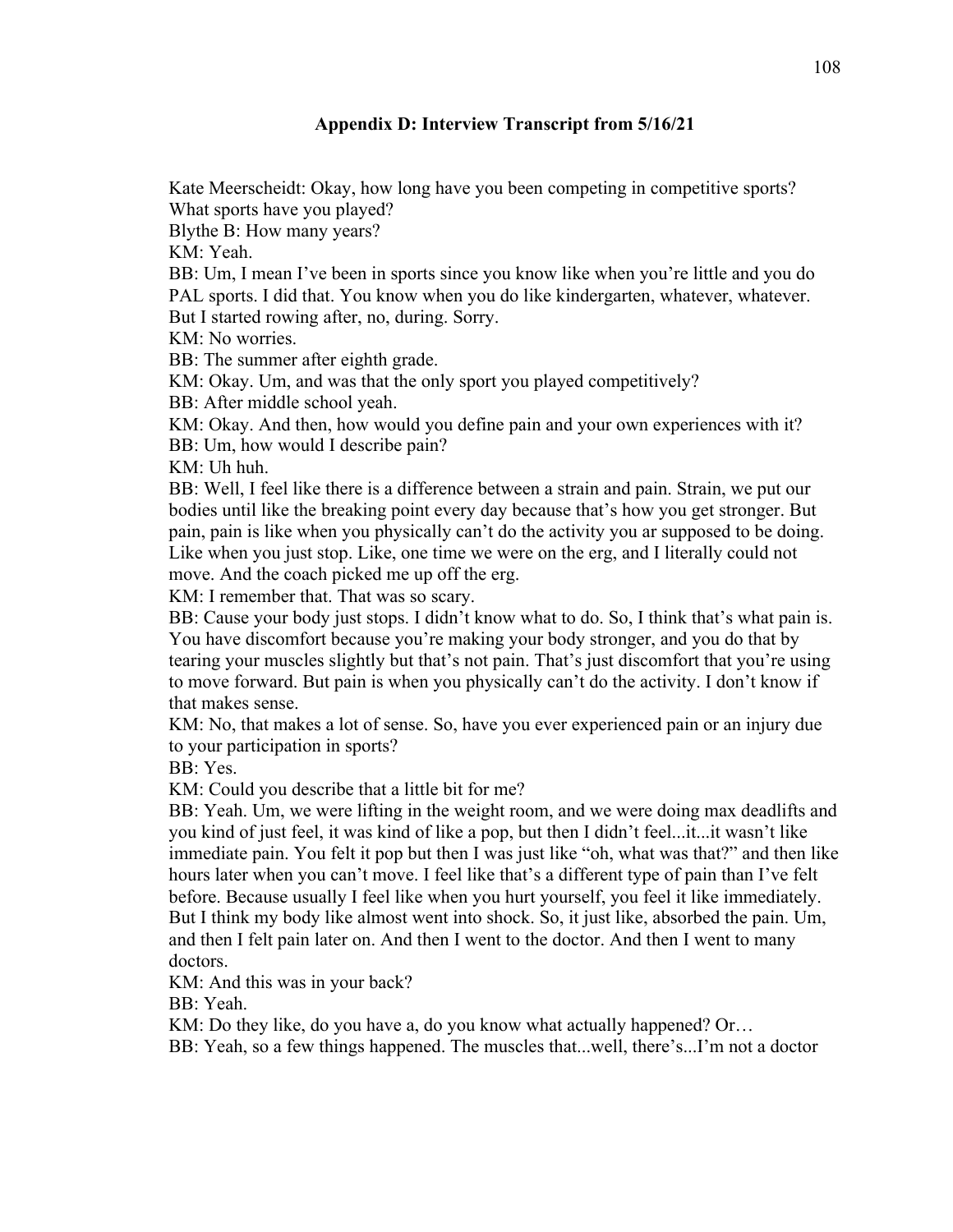### Appendix D: Interview Transcript from 5/16/21

Kate Meerscheidt: Okay, how long have you been competing in competitive sports? What sports have you played?
Blythe B: How many years?
KM: Yeah.
BB: Um, I mean I've been in sports since you know like when you're little and you do PAL sports. I did that. You know when you do like kindergarten, whatever, whatever. But I started rowing after, no, during. Sorry.
KM: No worries.
BB: The summer after eighth grade.
KM: Okay. Um, and was that the only sport you played competitively?
BB: After middle school yeah.
KM: Okay. And then, how would you define pain and your own experiences with it?
BB: Um, how would I describe pain?
KM: Uh huh.
BB: Well, I feel like there is a difference between a strain and pain. Strain, we put our bodies until like the breaking point every day because that's how you get stronger. But pain, pain is like when you physically can't do the activity you ar supposed to be doing. Like when you just stop. Like, one time we were on the erg, and I literally could not move. And the coach picked me up off the erg.
KM: I remember that. That was so scary.
BB: Cause your body just stops. I didn't know what to do. So, I think that's what pain is. You have discomfort because you're making your body stronger, and you do that by tearing your muscles slightly but that's not pain. That's just discomfort that you're using to move forward. But pain is when you physically can't do the activity. I don't know if that makes sense.
KM: No, that makes a lot of sense. So, have you ever experienced pain or an injury due to your participation in sports?
BB: Yes.
KM: Could you describe that a little bit for me?
BB: Yeah. Um, we were lifting in the weight room, and we were doing max deadlifts and you kind of just feel, it was kind of like a pop, but then I didn't feel...it...it wasn't like immediate pain. You felt it pop but then I was just like "oh, what was that?" and then like hours later when you can't move. I feel like that's a different type of pain than I've felt before. Because usually I feel like when you hurt yourself, you feel it like immediately. But I think my body like almost went into shock. So, it just like, absorbed the pain. Um, and then I felt pain later on. And then I went to the doctor. And then I went to many doctors.
KM: And this was in your back?
BB: Yeah.
KM: Do they like, do you have a, do you know what actually happened? Or…
BB: Yeah, so a few things happened. The muscles that...well, there's...I'm not a doctor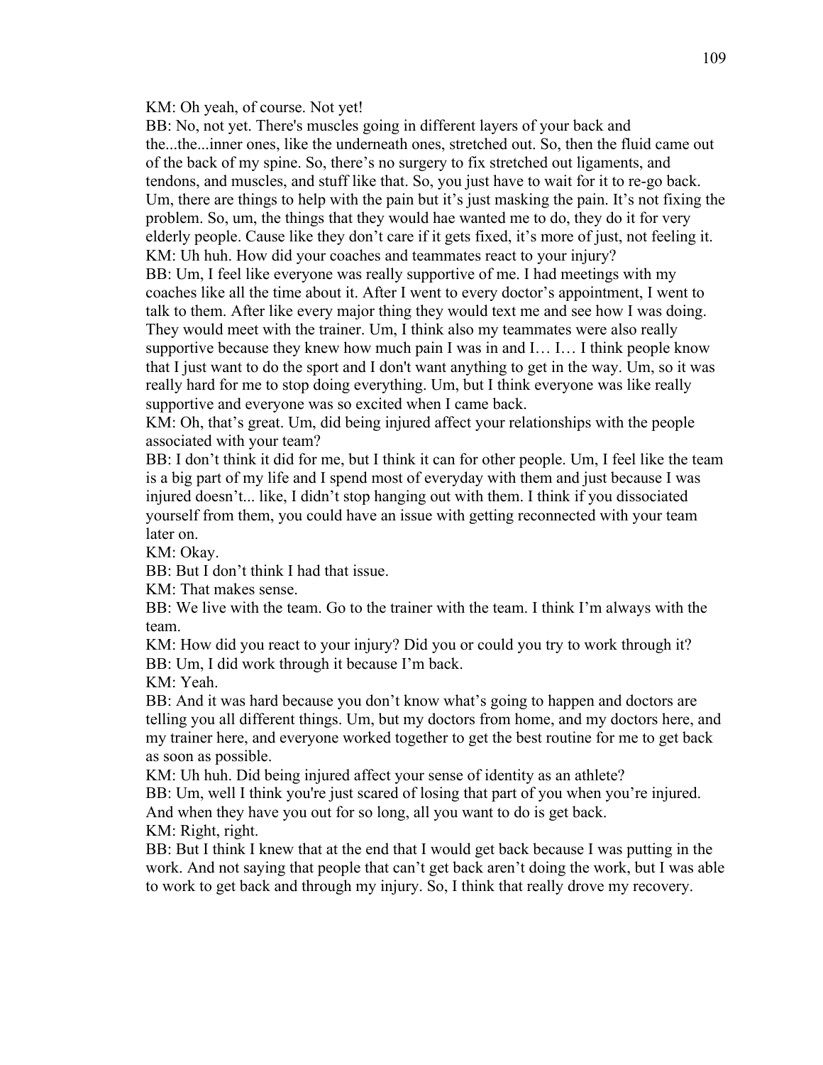KM: Oh yeah, of course. Not yet!

BB: No, not yet. There's muscles going in different layers of your back and the...the...inner ones, like the underneath ones, stretched out. So, then the fluid came out of the back of my spine. So, there's no surgery to fix stretched out ligaments, and tendons, and muscles, and stuff like that. So, you just have to wait for it to re-go back. Um, there are things to help with the pain but it's just masking the pain. It's not fixing the problem. So, um, the things that they would hae wanted me to do, they do it for very elderly people. Cause like they don't care if it gets fixed, it's more of just, not feeling it.

KM: Uh huh. How did your coaches and teammates react to your injury?

BB: Um, I feel like everyone was really supportive of me. I had meetings with my coaches like all the time about it. After I went to every doctor's appointment, I went to talk to them. After like every major thing they would text me and see how I was doing. They would meet with the trainer. Um, I think also my teammates were also really supportive because they knew how much pain I was in and I… I… I think people know that I just want to do the sport and I don't want anything to get in the way. Um, so it was really hard for me to stop doing everything. Um, but I think everyone was like really supportive and everyone was so excited when I came back.

KM: Oh, that's great. Um, did being injured affect your relationships with the people associated with your team?

BB: I don't think it did for me, but I think it can for other people. Um, I feel like the team is a big part of my life and I spend most of everyday with them and just because I was injured doesn't... like, I didn't stop hanging out with them. I think if you dissociated yourself from them, you could have an issue with getting reconnected with your team later on.

KM: Okay.

BB: But I don't think I had that issue.

KM: That makes sense.

BB: We live with the team. Go to the trainer with the team. I think I'm always with the team.

KM: How did you react to your injury? Did you or could you try to work through it?

BB: Um, I did work through it because I'm back.

KM: Yeah.

BB: And it was hard because you don't know what's going to happen and doctors are telling you all different things. Um, but my doctors from home, and my doctors here, and my trainer here, and everyone worked together to get the best routine for me to get back as soon as possible.

KM: Uh huh. Did being injured affect your sense of identity as an athlete?

BB: Um, well I think you're just scared of losing that part of you when you're injured. And when they have you out for so long, all you want to do is get back.

KM: Right, right.

BB: But I think I knew that at the end that I would get back because I was putting in the work. And not saying that people that can't get back aren't doing the work, but I was able to work to get back and through my injury. So, I think that really drove my recovery.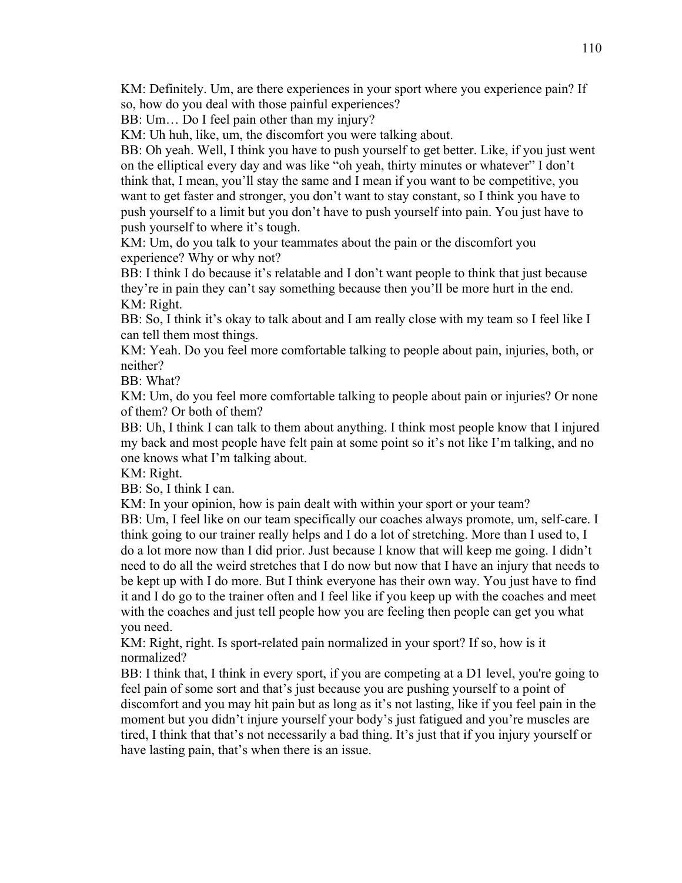KM: Definitely. Um, are there experiences in your sport where you experience pain? If so, how do you deal with those painful experiences?

BB: Um… Do I feel pain other than my injury?

KM: Uh huh, like, um, the discomfort you were talking about.

BB: Oh yeah. Well, I think you have to push yourself to get better. Like, if you just went on the elliptical every day and was like "oh yeah, thirty minutes or whatever" I don't think that, I mean, you'll stay the same and I mean if you want to be competitive, you want to get faster and stronger, you don't want to stay constant, so I think you have to push yourself to a limit but you don't have to push yourself into pain. You just have to push yourself to where it's tough.

KM: Um, do you talk to your teammates about the pain or the discomfort you experience? Why or why not?

BB: I think I do because it's relatable and I don't want people to think that just because they're in pain they can't say something because then you'll be more hurt in the end.

KM: Right.

BB: So, I think it's okay to talk about and I am really close with my team so I feel like I can tell them most things.

KM: Yeah. Do you feel more comfortable talking to people about pain, injuries, both, or neither?

BB: What?

KM: Um, do you feel more comfortable talking to people about pain or injuries? Or none of them? Or both of them?

BB: Uh, I think I can talk to them about anything. I think most people know that I injured my back and most people have felt pain at some point so it's not like I'm talking, and no one knows what I'm talking about.

KM: Right.

BB: So, I think I can.

KM: In your opinion, how is pain dealt with within your sport or your team?

BB: Um, I feel like on our team specifically our coaches always promote, um, self-care. I think going to our trainer really helps and I do a lot of stretching. More than I used to, I do a lot more now than I did prior. Just because I know that will keep me going. I didn't need to do all the weird stretches that I do now but now that I have an injury that needs to be kept up with I do more. But I think everyone has their own way. You just have to find it and I do go to the trainer often and I feel like if you keep up with the coaches and meet with the coaches and just tell people how you are feeling then people can get you what you need.

KM: Right, right. Is sport-related pain normalized in your sport? If so, how is it normalized?

BB: I think that, I think in every sport, if you are competing at a D1 level, you're going to feel pain of some sort and that's just because you are pushing yourself to a point of discomfort and you may hit pain but as long as it's not lasting, like if you feel pain in the moment but you didn't injure yourself your body's just fatigued and you're muscles are tired, I think that that's not necessarily a bad thing. It's just that if you injury yourself or have lasting pain, that's when there is an issue.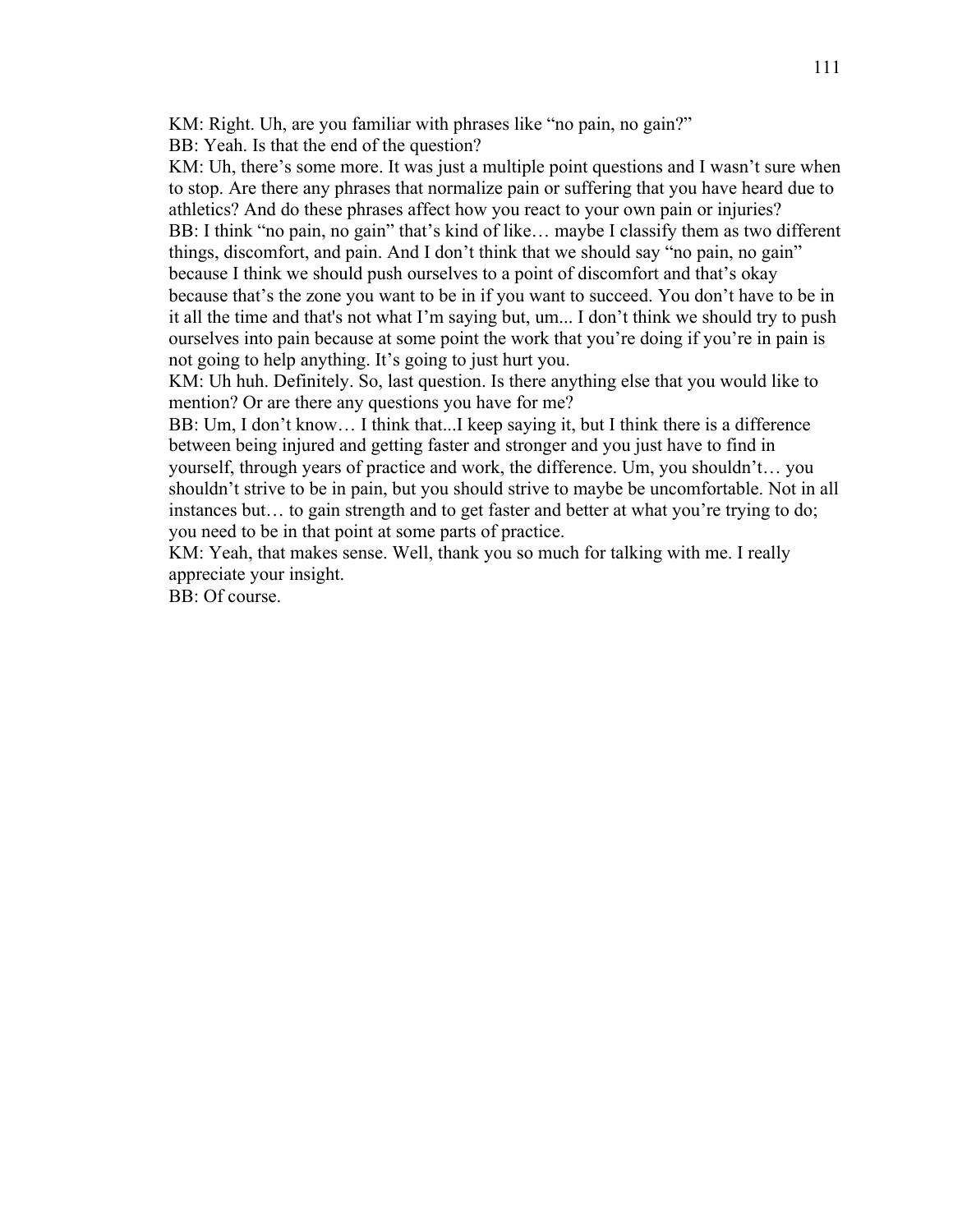KM: Right. Uh, are you familiar with phrases like "no pain, no gain?"

BB: Yeah. Is that the end of the question?

KM: Uh, there's some more. It was just a multiple point questions and I wasn't sure when to stop. Are there any phrases that normalize pain or suffering that you have heard due to athletics? And do these phrases affect how you react to your own pain or injuries?

BB: I think "no pain, no gain" that's kind of like… maybe I classify them as two different things, discomfort, and pain. And I don't think that we should say "no pain, no gain" because I think we should push ourselves to a point of discomfort and that's okay because that's the zone you want to be in if you want to succeed. You don't have to be in it all the time and that's not what I'm saying but, um... I don't think we should try to push ourselves into pain because at some point the work that you're doing if you're in pain is not going to help anything. It's going to just hurt you.

KM: Uh huh. Definitely. So, last question. Is there anything else that you would like to mention? Or are there any questions you have for me?

BB: Um, I don't know… I think that...I keep saying it, but I think there is a difference between being injured and getting faster and stronger and you just have to find in yourself, through years of practice and work, the difference. Um, you shouldn't… you shouldn't strive to be in pain, but you should strive to maybe be uncomfortable. Not in all instances but… to gain strength and to get faster and better at what you're trying to do; you need to be in that point at some parts of practice.

KM: Yeah, that makes sense. Well, thank you so much for talking with me. I really appreciate your insight.

BB: Of course.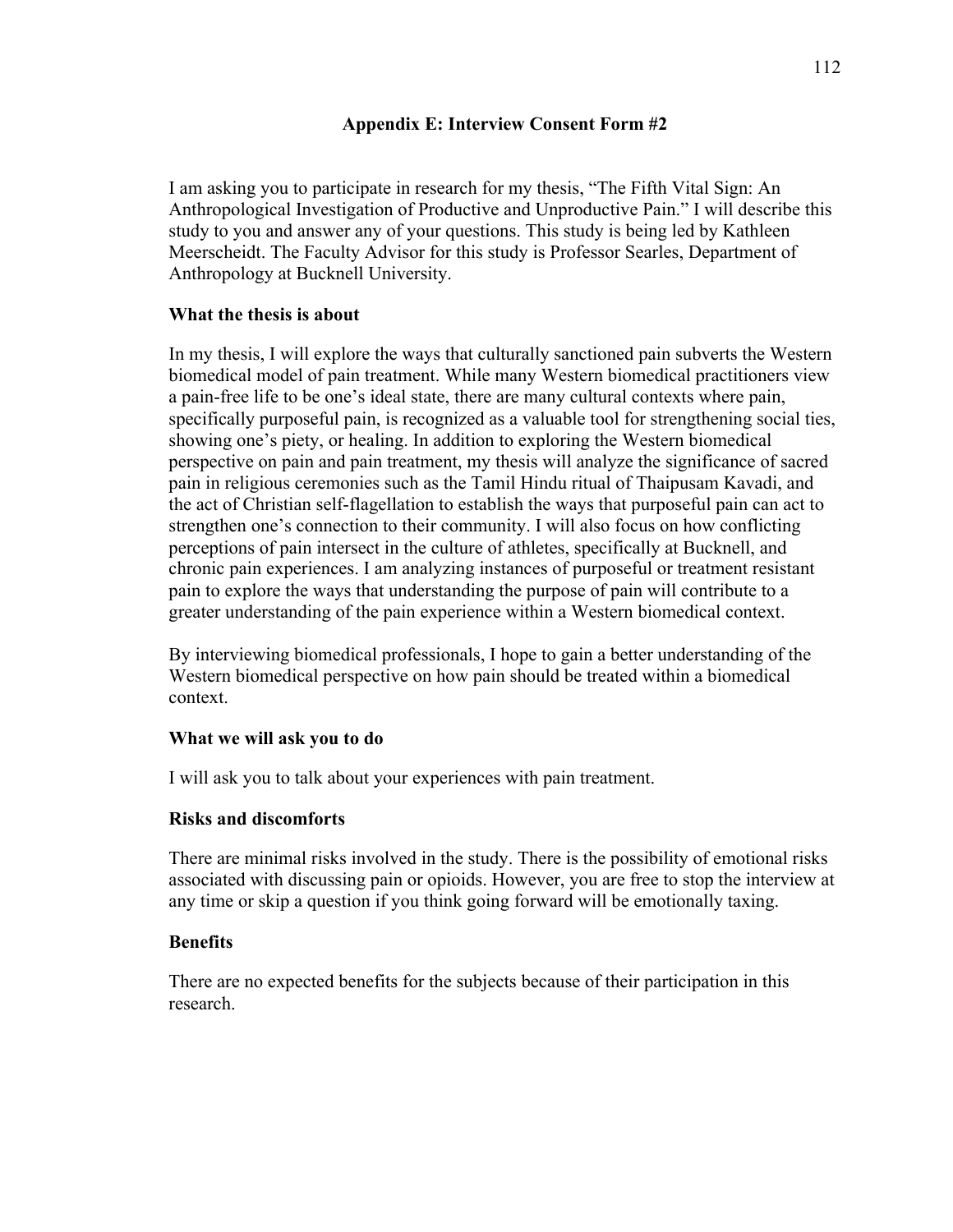## Appendix E: Interview Consent Form #2

I am asking you to participate in research for my thesis, "The Fifth Vital Sign: An Anthropological Investigation of Productive and Unproductive Pain." I will describe this study to you and answer any of your questions. This study is being led by Kathleen Meerscheidt. The Faculty Advisor for this study is Professor Searles, Department of Anthropology at Bucknell University.

### What the thesis is about

In my thesis, I will explore the ways that culturally sanctioned pain subverts the Western biomedical model of pain treatment. While many Western biomedical practitioners view a pain-free life to be one's ideal state, there are many cultural contexts where pain, specifically purposeful pain, is recognized as a valuable tool for strengthening social ties, showing one's piety, or healing. In addition to exploring the Western biomedical perspective on pain and pain treatment, my thesis will analyze the significance of sacred pain in religious ceremonies such as the Tamil Hindu ritual of Thaipusam Kavadi, and the act of Christian self-flagellation to establish the ways that purposeful pain can act to strengthen one's connection to their community. I will also focus on how conflicting perceptions of pain intersect in the culture of athletes, specifically at Bucknell, and chronic pain experiences. I am analyzing instances of purposeful or treatment resistant pain to explore the ways that understanding the purpose of pain will contribute to a greater understanding of the pain experience within a Western biomedical context.

By interviewing biomedical professionals, I hope to gain a better understanding of the Western biomedical perspective on how pain should be treated within a biomedical context.

### What we will ask you to do

I will ask you to talk about your experiences with pain treatment.

### Risks and discomforts

There are minimal risks involved in the study. There is the possibility of emotional risks associated with discussing pain or opioids. However, you are free to stop the interview at any time or skip a question if you think going forward will be emotionally taxing.

### Benefits

There are no expected benefits for the subjects because of their participation in this research.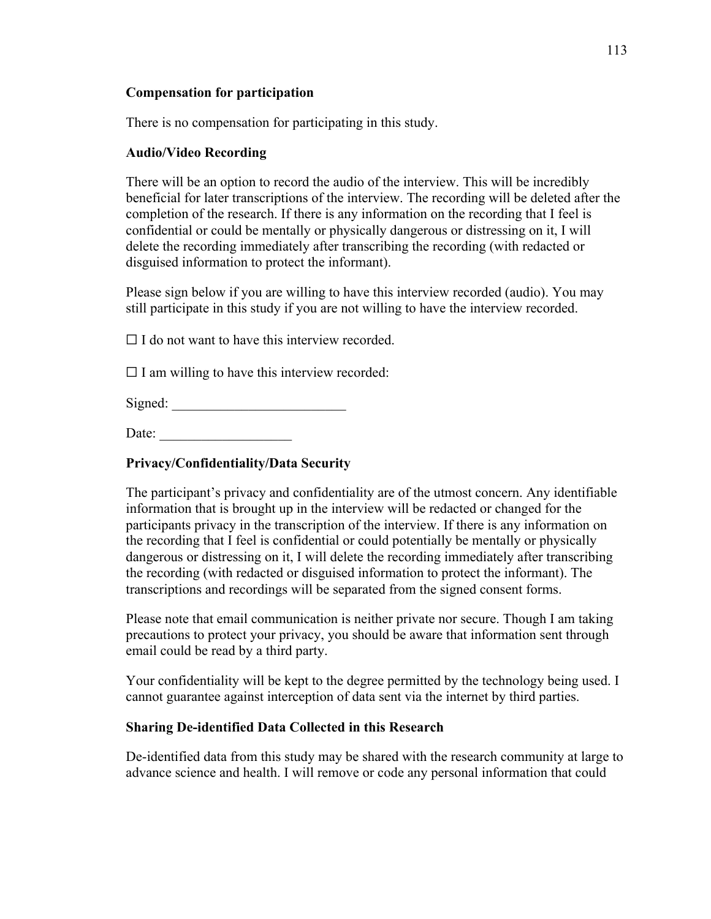**Compensation for participation**

There is no compensation for participating in this study.

**Audio/Video Recording**

There will be an option to record the audio of the interview. This will be incredibly beneficial for later transcriptions of the interview. The recording will be deleted after the completion of the research. If there is any information on the recording that I feel is confidential or could be mentally or physically dangerous or distressing on it, I will delete the recording immediately after transcribing the recording (with redacted or disguised information to protect the informant).

Please sign below if you are willing to have this interview recorded (audio). You may still participate in this study if you are not willing to have the interview recorded.

☐ I do not want to have this interview recorded.

☐ I am willing to have this interview recorded:

Signed: ________________________

Date: __________________

**Privacy/Confidentiality/Data Security**

The participant's privacy and confidentiality are of the utmost concern. Any identifiable information that is brought up in the interview will be redacted or changed for the participants privacy in the transcription of the interview. If there is any information on the recording that I feel is confidential or could potentially be mentally or physically dangerous or distressing on it, I will delete the recording immediately after transcribing the recording (with redacted or disguised information to protect the informant). The transcriptions and recordings will be separated from the signed consent forms.

Please note that email communication is neither private nor secure. Though I am taking precautions to protect your privacy, you should be aware that information sent through email could be read by a third party.

Your confidentiality will be kept to the degree permitted by the technology being used. I cannot guarantee against interception of data sent via the internet by third parties.

**Sharing De-identified Data Collected in this Research**

De-identified data from this study may be shared with the research community at large to advance science and health. I will remove or code any personal information that could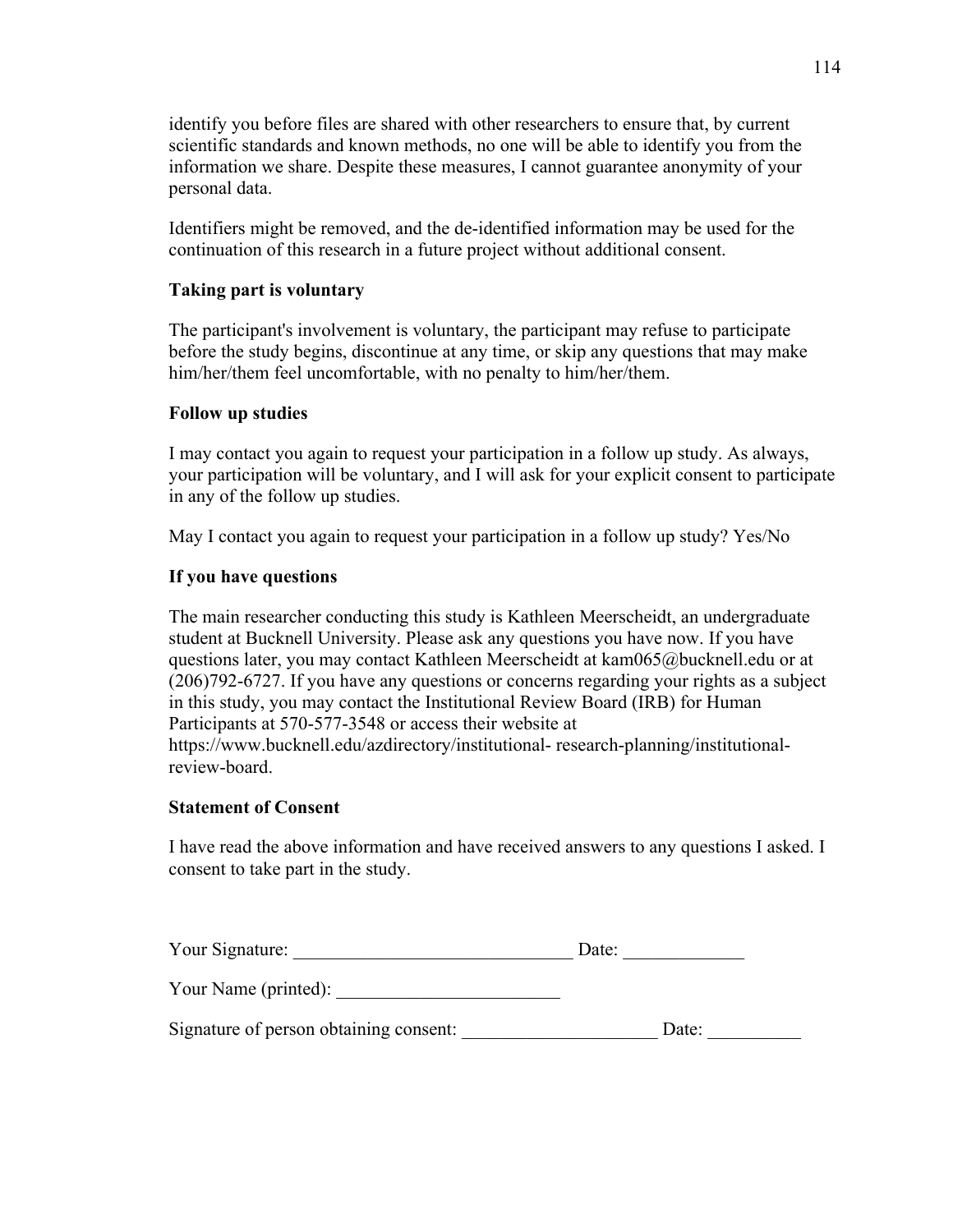identify you before files are shared with other researchers to ensure that, by current scientific standards and known methods, no one will be able to identify you from the information we share. Despite these measures, I cannot guarantee anonymity of your personal data.

Identifiers might be removed, and the de-identified information may be used for the continuation of this research in a future project without additional consent.

**Taking part is voluntary**

The participant's involvement is voluntary, the participant may refuse to participate before the study begins, discontinue at any time, or skip any questions that may make him/her/them feel uncomfortable, with no penalty to him/her/them.

**Follow up studies**

I may contact you again to request your participation in a follow up study. As always, your participation will be voluntary, and I will ask for your explicit consent to participate in any of the follow up studies.

May I contact you again to request your participation in a follow up study? Yes/No

**If you have questions**

The main researcher conducting this study is Kathleen Meerscheidt, an undergraduate student at Bucknell University. Please ask any questions you have now. If you have questions later, you may contact Kathleen Meerscheidt at kam065@bucknell.edu or at (206)792-6727. If you have any questions or concerns regarding your rights as a subject in this study, you may contact the Institutional Review Board (IRB) for Human Participants at 570-577-3548 or access their website at https://www.bucknell.edu/azdirectory/institutional- research-planning/institutional-review-board.

**Statement of Consent**

I have read the above information and have received answers to any questions I asked. I consent to take part in the study.

Your Signature: ______________________________ Date: _____________

Your Name (printed): ________________________

Signature of person obtaining consent: ____________________ Date: __________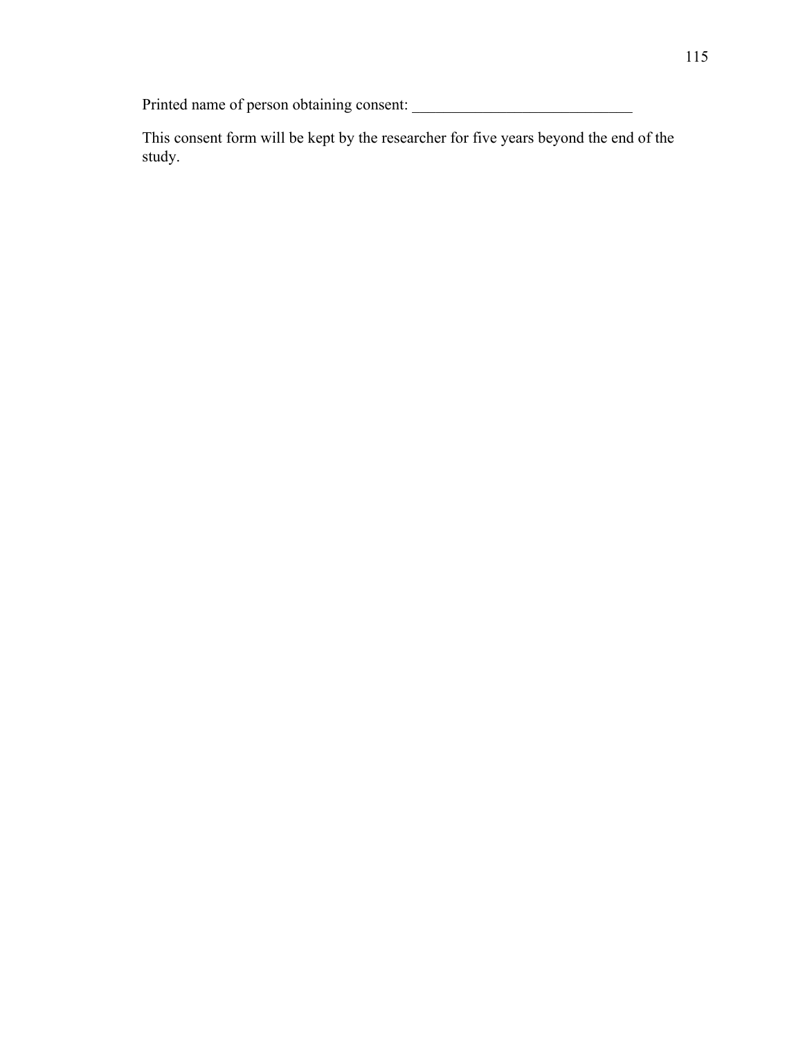Printed name of person obtaining consent: ____________________________

This consent form will be kept by the researcher for five years beyond the end of the study.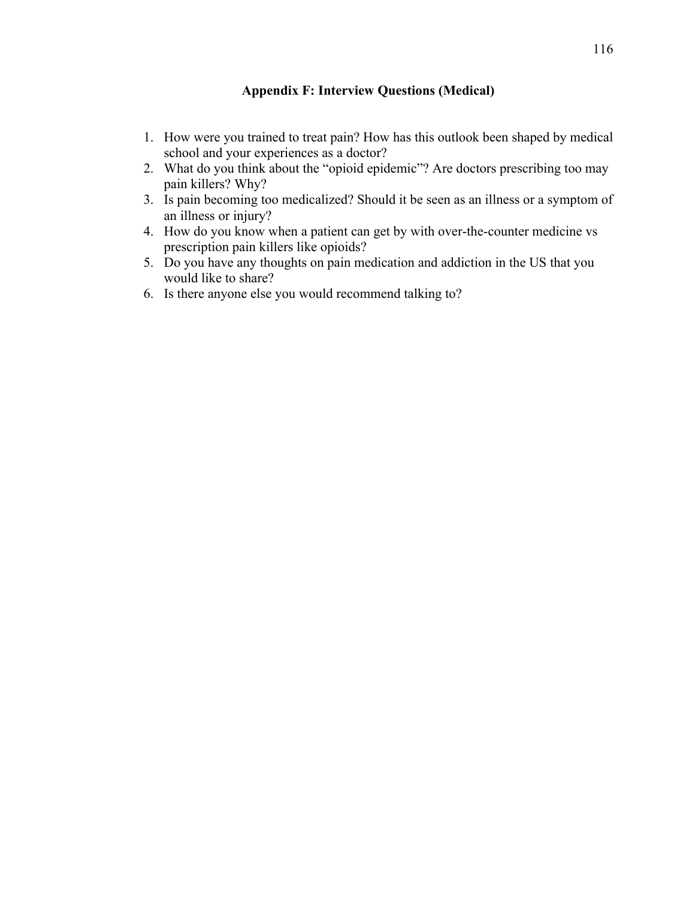## Appendix F: Interview Questions (Medical)

1. How were you trained to treat pain? How has this outlook been shaped by medical school and your experiences as a doctor?
2. What do you think about the "opioid epidemic"? Are doctors prescribing too may pain killers? Why?
3. Is pain becoming too medicalized? Should it be seen as an illness or a symptom of an illness or injury?
4. How do you know when a patient can get by with over-the-counter medicine vs prescription pain killers like opioids?
5. Do you have any thoughts on pain medication and addiction in the US that you would like to share?
6. Is there anyone else you would recommend talking to?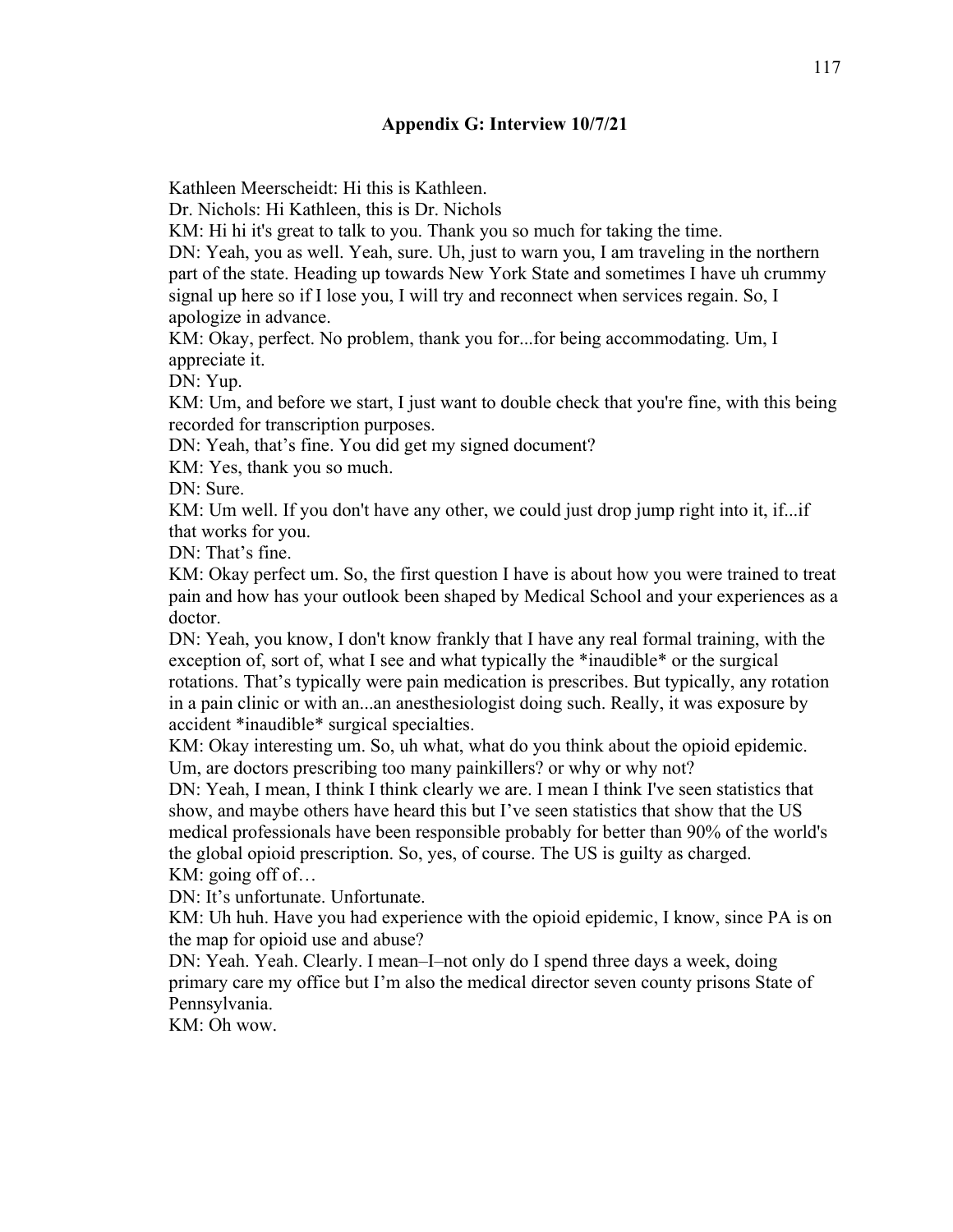## Appendix G: Interview 10/7/21

Kathleen Meerscheidt: Hi this is Kathleen.
Dr. Nichols: Hi Kathleen, this is Dr. Nichols
KM: Hi hi it's great to talk to you. Thank you so much for taking the time.
DN: Yeah, you as well. Yeah, sure. Uh, just to warn you, I am traveling in the northern part of the state. Heading up towards New York State and sometimes I have uh crummy signal up here so if I lose you, I will try and reconnect when services regain. So, I apologize in advance.
KM: Okay, perfect. No problem, thank you for...for being accommodating. Um, I appreciate it.
DN: Yup.
KM: Um, and before we start, I just want to double check that you're fine, with this being recorded for transcription purposes.
DN: Yeah, that's fine. You did get my signed document?
KM: Yes, thank you so much.
DN: Sure.
KM: Um well. If you don't have any other, we could just drop jump right into it, if...if that works for you.
DN: That's fine.
KM: Okay perfect um. So, the first question I have is about how you were trained to treat pain and how has your outlook been shaped by Medical School and your experiences as a doctor.
DN: Yeah, you know, I don't know frankly that I have any real formal training, with the exception of, sort of, what I see and what typically the *inaudible* or the surgical rotations. That's typically were pain medication is prescribes. But typically, any rotation in a pain clinic or with an...an anesthesiologist doing such. Really, it was exposure by accident *inaudible* surgical specialties.
KM: Okay interesting um. So, uh what, what do you think about the opioid epidemic. Um, are doctors prescribing too many painkillers? or why or why not?
DN: Yeah, I mean, I think I think clearly we are. I mean I think I've seen statistics that show, and maybe others have heard this but I've seen statistics that show that the US medical professionals have been responsible probably for better than 90% of the world's the global opioid prescription. So, yes, of course. The US is guilty as charged.
KM: going off of…
DN: It's unfortunate. Unfortunate.
KM: Uh huh. Have you had experience with the opioid epidemic, I know, since PA is on the map for opioid use and abuse?
DN: Yeah. Yeah. Clearly. I mean–I–not only do I spend three days a week, doing primary care my office but I'm also the medical director seven county prisons State of Pennsylvania.
KM: Oh wow.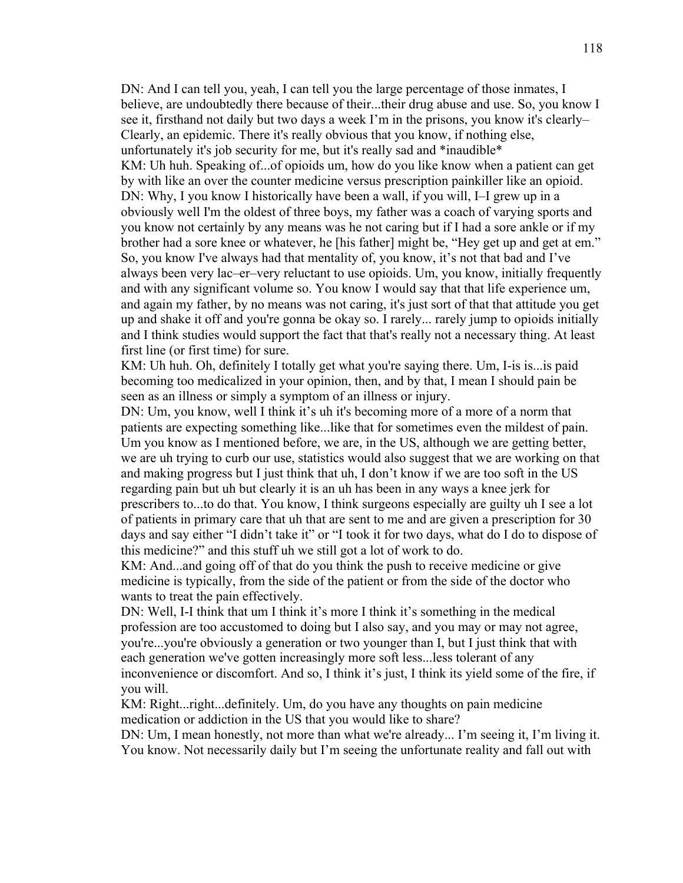DN: And I can tell you, yeah, I can tell you the large percentage of those inmates, I believe, are undoubtedly there because of their...their drug abuse and use. So, you know I see it, firsthand not daily but two days a week I'm in the prisons, you know it's clearly– Clearly, an epidemic. There it's really obvious that you know, if nothing else, unfortunately it's job security for me, but it's really sad and *inaudible*

KM: Uh huh. Speaking of...of opioids um, how do you like know when a patient can get by with like an over the counter medicine versus prescription painkiller like an opioid.

DN: Why, I you know I historically have been a wall, if you will, I–I grew up in a obviously well I'm the oldest of three boys, my father was a coach of varying sports and you know not certainly by any means was he not caring but if I had a sore ankle or if my brother had a sore knee or whatever, he [his father] might be, "Hey get up and get at em." So, you know I've always had that mentality of, you know, it's not that bad and I've always been very lac–er–very reluctant to use opioids. Um, you know, initially frequently and with any significant volume so. You know I would say that that life experience um, and again my father, by no means was not caring, it's just sort of that that attitude you get up and shake it off and you're gonna be okay so. I rarely... rarely jump to opioids initially and I think studies would support the fact that that's really not a necessary thing. At least first line (or first time) for sure.

KM: Uh huh. Oh, definitely I totally get what you're saying there. Um, I-is is...is paid becoming too medicalized in your opinion, then, and by that, I mean I should pain be seen as an illness or simply a symptom of an illness or injury.

DN: Um, you know, well I think it's uh it's becoming more of a more of a norm that patients are expecting something like...like that for sometimes even the mildest of pain. Um you know as I mentioned before, we are, in the US, although we are getting better, we are uh trying to curb our use, statistics would also suggest that we are working on that and making progress but I just think that uh, I don't know if we are too soft in the US regarding pain but uh but clearly it is an uh has been in any ways a knee jerk for prescribers to...to do that. You know, I think surgeons especially are guilty uh I see a lot of patients in primary care that uh that are sent to me and are given a prescription for 30 days and say either "I didn't take it" or "I took it for two days, what do I do to dispose of this medicine?" and this stuff uh we still got a lot of work to do.

KM: And...and going off of that do you think the push to receive medicine or give medicine is typically, from the side of the patient or from the side of the doctor who wants to treat the pain effectively.

DN: Well, I-I think that um I think it's more I think it's something in the medical profession are too accustomed to doing but I also say, and you may or may not agree, you're...you're obviously a generation or two younger than I, but I just think that with each generation we've gotten increasingly more soft less...less tolerant of any inconvenience or discomfort. And so, I think it's just, I think its yield some of the fire, if you will.

KM: Right...right...definitely. Um, do you have any thoughts on pain medicine medication or addiction in the US that you would like to share?

DN: Um, I mean honestly, not more than what we're already... I'm seeing it, I'm living it. You know. Not necessarily daily but I'm seeing the unfortunate reality and fall out with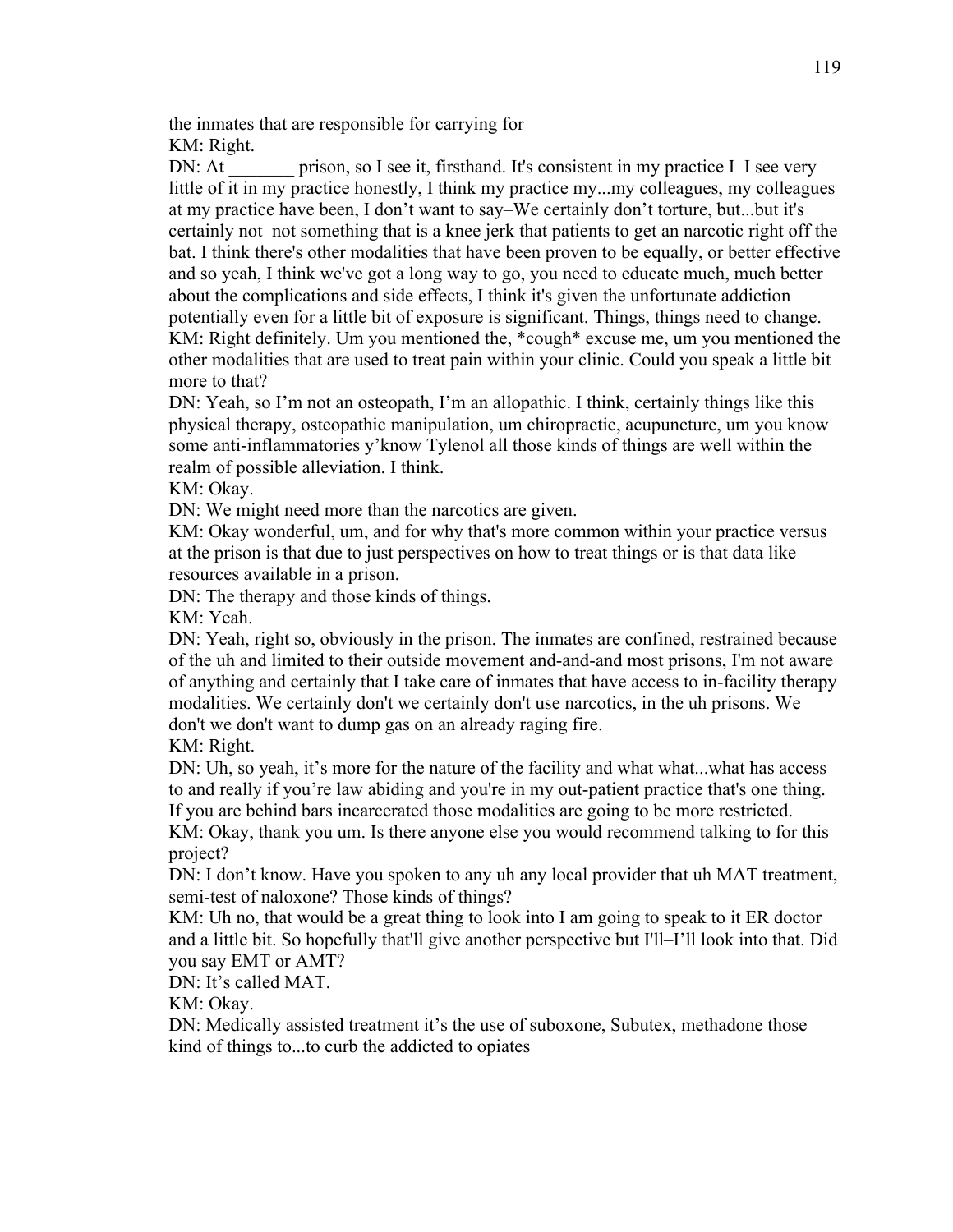the inmates that are responsible for carrying for

KM: Right.

DN: At _______ prison, so I see it, firsthand. It's consistent in my practice I–I see very little of it in my practice honestly, I think my practice my...my colleagues, my colleagues at my practice have been, I don't want to say–We certainly don't torture, but...but it's certainly not–not something that is a knee jerk that patients to get an narcotic right off the bat. I think there's other modalities that have been proven to be equally, or better effective and so yeah, I think we've got a long way to go, you need to educate much, much better about the complications and side effects, I think it's given the unfortunate addiction potentially even for a little bit of exposure is significant. Things, things need to change.

KM: Right definitely. Um you mentioned the, *cough* excuse me, um you mentioned the other modalities that are used to treat pain within your clinic. Could you speak a little bit more to that?

DN: Yeah, so I'm not an osteopath, I'm an allopathic. I think, certainly things like this physical therapy, osteopathic manipulation, um chiropractic, acupuncture, um you know some anti-inflammatories y'know Tylenol all those kinds of things are well within the realm of possible alleviation. I think.

KM: Okay.

DN: We might need more than the narcotics are given.

KM: Okay wonderful, um, and for why that's more common within your practice versus at the prison is that due to just perspectives on how to treat things or is that data like resources available in a prison.

DN: The therapy and those kinds of things.

KM: Yeah.

DN: Yeah, right so, obviously in the prison. The inmates are confined, restrained because of the uh and limited to their outside movement and-and-and most prisons, I'm not aware of anything and certainly that I take care of inmates that have access to in-facility therapy modalities. We certainly don't we certainly don't use narcotics, in the uh prisons. We don't we don't want to dump gas on an already raging fire.

KM: Right.

DN: Uh, so yeah, it's more for the nature of the facility and what what...what has access to and really if you're law abiding and you're in my out-patient practice that's one thing. If you are behind bars incarcerated those modalities are going to be more restricted.

KM: Okay, thank you um. Is there anyone else you would recommend talking to for this project?

DN: I don't know. Have you spoken to any uh any local provider that uh MAT treatment, semi-test of naloxone? Those kinds of things?

KM: Uh no, that would be a great thing to look into I am going to speak to it ER doctor and a little bit. So hopefully that'll give another perspective but I'll–I'll look into that. Did you say EMT or AMT?

DN: It's called MAT.

KM: Okay.

DN: Medically assisted treatment it's the use of suboxone, Subutex, methadone those kind of things to...to curb the addicted to opiates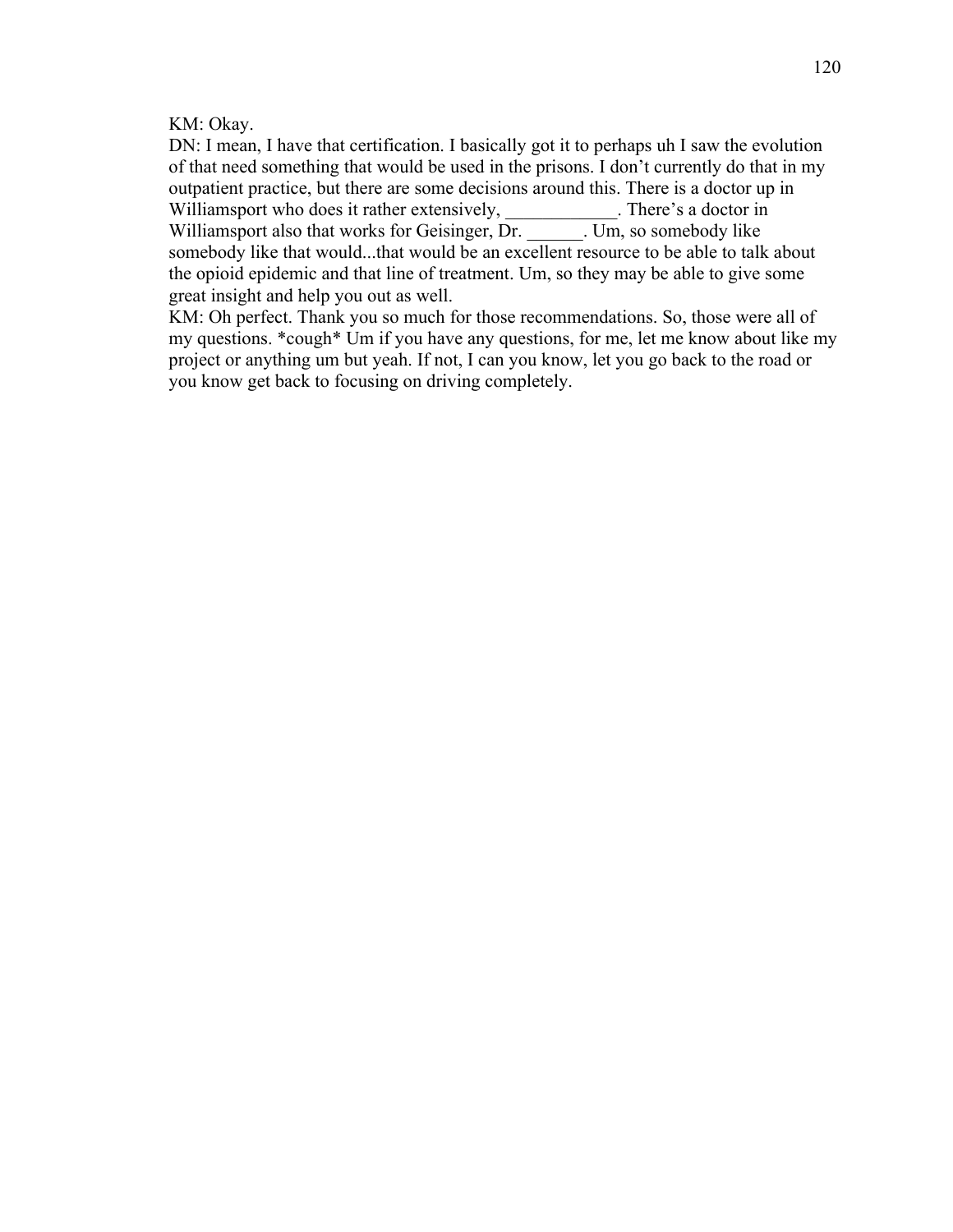KM: Okay.

DN: I mean, I have that certification. I basically got it to perhaps uh I saw the evolution of that need something that would be used in the prisons. I don't currently do that in my outpatient practice, but there are some decisions around this. There is a doctor up in Williamsport who does it rather extensively, ____________. There's a doctor in Williamsport also that works for Geisinger, Dr. ______. Um, so somebody like somebody like that would...that would be an excellent resource to be able to talk about the opioid epidemic and that line of treatment. Um, so they may be able to give some great insight and help you out as well.

KM: Oh perfect. Thank you so much for those recommendations. So, those were all of my questions. *cough* Um if you have any questions, for me, let me know about like my project or anything um but yeah. If not, I can you know, let you go back to the road or you know get back to focusing on driving completely.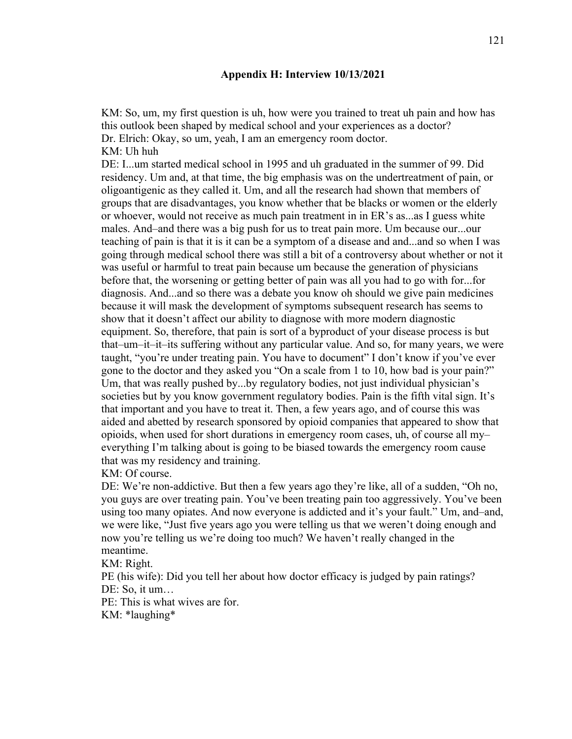**Appendix H: Interview 10/13/2021**

KM: So, um, my first question is uh, how were you trained to treat uh pain and how has this outlook been shaped by medical school and your experiences as a doctor?
Dr. Elrich: Okay, so um, yeah, I am an emergency room doctor.
KM: Uh huh
DE: I...um started medical school in 1995 and uh graduated in the summer of 99. Did residency. Um and, at that time, the big emphasis was on the undertreatment of pain, or oligoantigenic as they called it. Um, and all the research had shown that members of groups that are disadvantages, you know whether that be blacks or women or the elderly or whoever, would not receive as much pain treatment in in ER's as...as I guess white males. And–and there was a big push for us to treat pain more. Um because our...our teaching of pain is that it is it can be a symptom of a disease and and...and so when I was going through medical school there was still a bit of a controversy about whether or not it was useful or harmful to treat pain because um because the generation of physicians before that, the worsening or getting better of pain was all you had to go with for...for diagnosis. And...and so there was a debate you know oh should we give pain medicines because it will mask the development of symptoms subsequent research has seems to show that it doesn't affect our ability to diagnose with more modern diagnostic equipment. So, therefore, that pain is sort of a byproduct of your disease process is but that–um–it–it–its suffering without any particular value. And so, for many years, we were taught, "you're under treating pain. You have to document" I don't know if you've ever gone to the doctor and they asked you "On a scale from 1 to 10, how bad is your pain?" Um, that was really pushed by...by regulatory bodies, not just individual physician's societies but by you know government regulatory bodies. Pain is the fifth vital sign. It's that important and you have to treat it. Then, a few years ago, and of course this was aided and abetted by research sponsored by opioid companies that appeared to show that opioids, when used for short durations in emergency room cases, uh, of course all my– everything I'm talking about is going to be biased towards the emergency room cause that was my residency and training.
KM: Of course.
DE: We're non-addictive. But then a few years ago they're like, all of a sudden, "Oh no, you guys are over treating pain. You've been treating pain too aggressively. You've been using too many opiates. And now everyone is addicted and it's your fault." Um, and–and, we were like, "Just five years ago you were telling us that we weren't doing enough and now you're telling us we're doing too much? We haven't really changed in the meantime.
KM: Right.
PE (his wife): Did you tell her about how doctor efficacy is judged by pain ratings?
DE: So, it um…
PE: This is what wives are for.
KM: *laughing*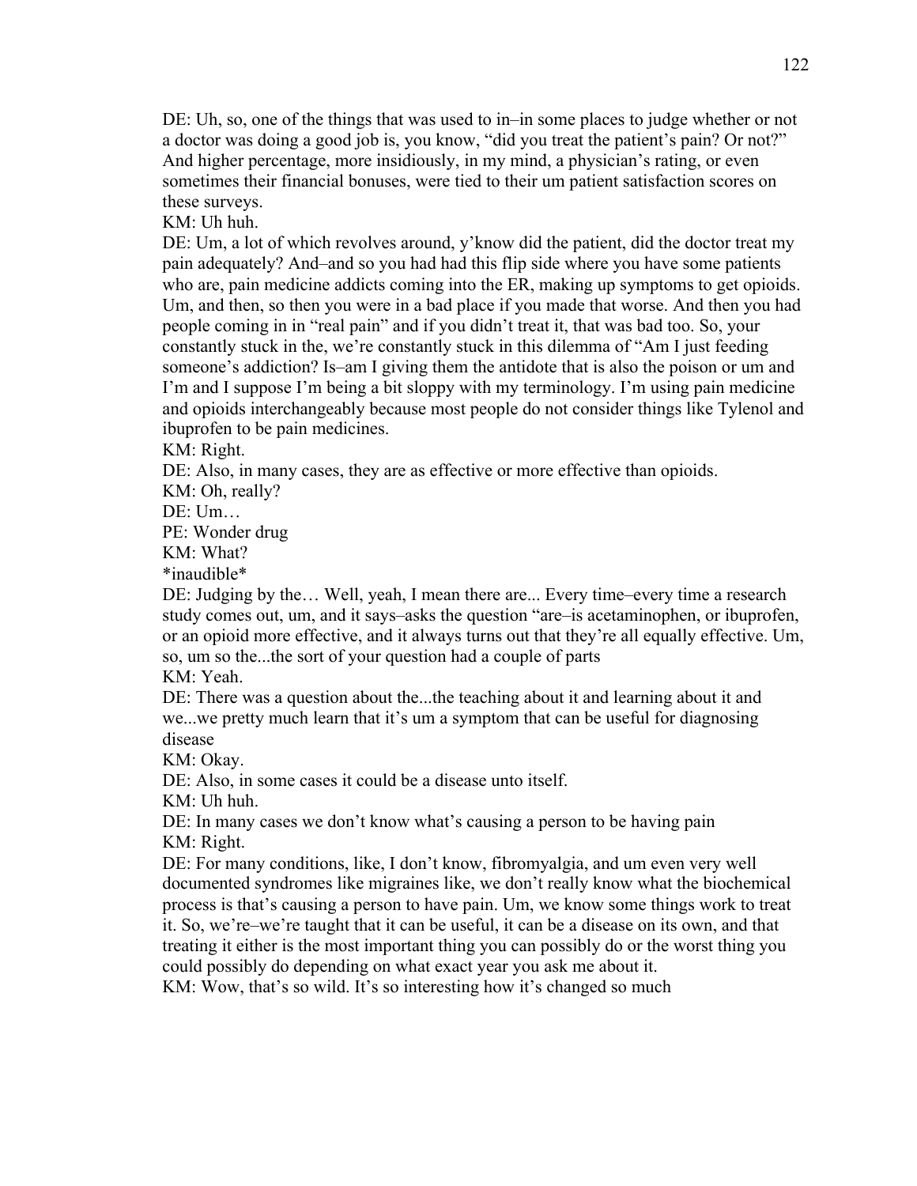DE: Uh, so, one of the things that was used to in–in some places to judge whether or not a doctor was doing a good job is, you know, "did you treat the patient's pain? Or not?" And higher percentage, more insidiously, in my mind, a physician's rating, or even sometimes their financial bonuses, were tied to their um patient satisfaction scores on these surveys.

KM: Uh huh.

DE: Um, a lot of which revolves around, y'know did the patient, did the doctor treat my pain adequately? And–and so you had had this flip side where you have some patients who are, pain medicine addicts coming into the ER, making up symptoms to get opioids. Um, and then, so then you were in a bad place if you made that worse. And then you had people coming in in "real pain" and if you didn't treat it, that was bad too. So, your constantly stuck in the, we're constantly stuck in this dilemma of "Am I just feeding someone's addiction? Is–am I giving them the antidote that is also the poison or um and I'm and I suppose I'm being a bit sloppy with my terminology. I'm using pain medicine and opioids interchangeably because most people do not consider things like Tylenol and ibuprofen to be pain medicines.

KM: Right.

DE: Also, in many cases, they are as effective or more effective than opioids.

KM: Oh, really?

DE: Um…

PE: Wonder drug

KM: What?

*inaudible*

DE: Judging by the… Well, yeah, I mean there are... Every time–every time a research study comes out, um, and it says–asks the question "are–is acetaminophen, or ibuprofen, or an opioid more effective, and it always turns out that they're all equally effective. Um, so, um so the...the sort of your question had a couple of parts

KM: Yeah.

DE: There was a question about the...the teaching about it and learning about it and we...we pretty much learn that it's um a symptom that can be useful for diagnosing disease

KM: Okay.

DE: Also, in some cases it could be a disease unto itself.

KM: Uh huh.

DE: In many cases we don't know what's causing a person to be having pain

KM: Right.

DE: For many conditions, like, I don't know, fibromyalgia, and um even very well documented syndromes like migraines like, we don't really know what the biochemical process is that's causing a person to have pain. Um, we know some things work to treat it. So, we're–we're taught that it can be useful, it can be a disease on its own, and that treating it either is the most important thing you can possibly do or the worst thing you could possibly do depending on what exact year you ask me about it.

KM: Wow, that's so wild. It's so interesting how it's changed so much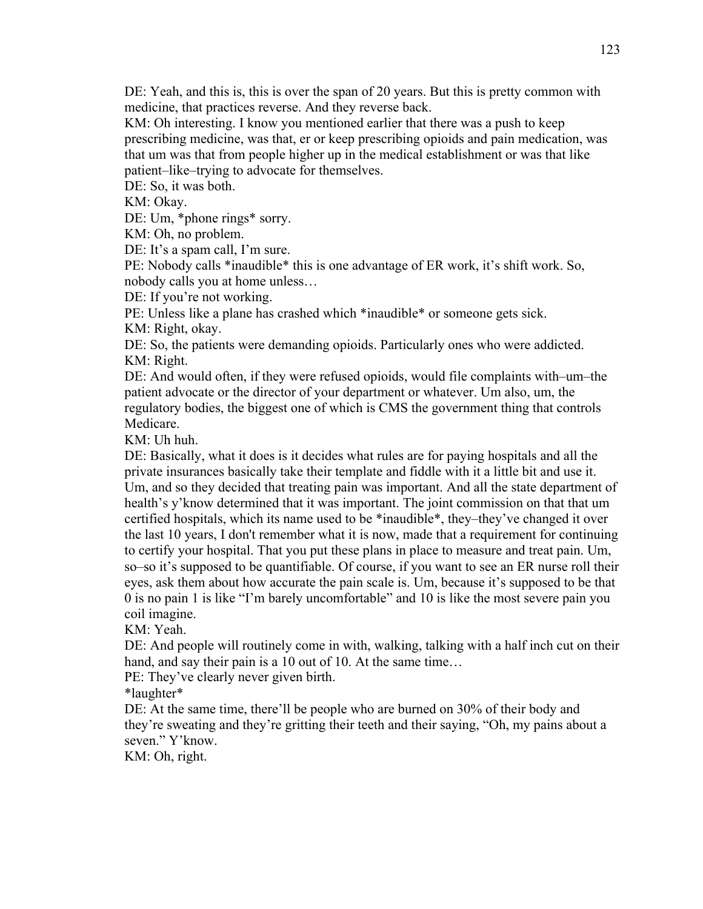DE: Yeah, and this is, this is over the span of 20 years. But this is pretty common with medicine, that practices reverse. And they reverse back.

KM: Oh interesting. I know you mentioned earlier that there was a push to keep prescribing medicine, was that, er or keep prescribing opioids and pain medication, was that um was that from people higher up in the medical establishment or was that like patient–like–trying to advocate for themselves.

DE: So, it was both.

KM: Okay.

DE: Um, *phone rings* sorry.

KM: Oh, no problem.

DE: It's a spam call, I'm sure.

PE: Nobody calls *inaudible* this is one advantage of ER work, it's shift work. So, nobody calls you at home unless…

DE: If you're not working.

PE: Unless like a plane has crashed which *inaudible* or someone gets sick.

KM: Right, okay.

DE: So, the patients were demanding opioids. Particularly ones who were addicted.

KM: Right.

DE: And would often, if they were refused opioids, would file complaints with–um–the patient advocate or the director of your department or whatever. Um also, um, the regulatory bodies, the biggest one of which is CMS the government thing that controls Medicare.

KM: Uh huh.

DE: Basically, what it does is it decides what rules are for paying hospitals and all the private insurances basically take their template and fiddle with it a little bit and use it. Um, and so they decided that treating pain was important. And all the state department of health's y'know determined that it was important. The joint commission on that that um certified hospitals, which its name used to be *inaudible*, they–they've changed it over the last 10 years, I don't remember what it is now, made that a requirement for continuing to certify your hospital. That you put these plans in place to measure and treat pain. Um, so–so it's supposed to be quantifiable. Of course, if you want to see an ER nurse roll their eyes, ask them about how accurate the pain scale is. Um, because it's supposed to be that 0 is no pain 1 is like "I'm barely uncomfortable" and 10 is like the most severe pain you coil imagine.

KM: Yeah.

DE: And people will routinely come in with, walking, talking with a half inch cut on their hand, and say their pain is a 10 out of 10. At the same time…

PE: They've clearly never given birth.

*laughter*

DE: At the same time, there'll be people who are burned on 30% of their body and they're sweating and they're gritting their teeth and their saying, "Oh, my pains about a seven." Y'know.

KM: Oh, right.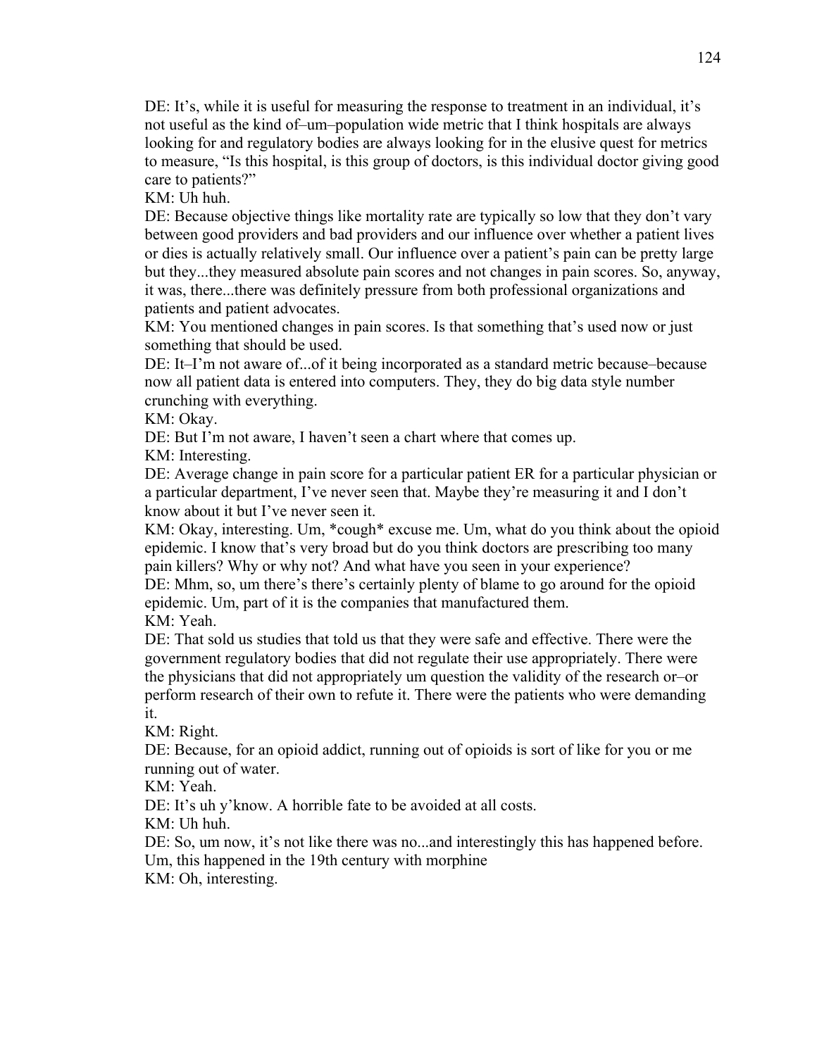DE: It's, while it is useful for measuring the response to treatment in an individual, it's not useful as the kind of–um–population wide metric that I think hospitals are always looking for and regulatory bodies are always looking for in the elusive quest for metrics to measure, "Is this hospital, is this group of doctors, is this individual doctor giving good care to patients?"

KM: Uh huh.

DE: Because objective things like mortality rate are typically so low that they don't vary between good providers and bad providers and our influence over whether a patient lives or dies is actually relatively small. Our influence over a patient's pain can be pretty large but they...they measured absolute pain scores and not changes in pain scores. So, anyway, it was, there...there was definitely pressure from both professional organizations and patients and patient advocates.

KM: You mentioned changes in pain scores. Is that something that's used now or just something that should be used.

DE: It–I'm not aware of...of it being incorporated as a standard metric because–because now all patient data is entered into computers. They, they do big data style number crunching with everything.

KM: Okay.

DE: But I'm not aware, I haven't seen a chart where that comes up.

KM: Interesting.

DE: Average change in pain score for a particular patient ER for a particular physician or a particular department, I've never seen that. Maybe they're measuring it and I don't know about it but I've never seen it.

KM: Okay, interesting. Um, *cough* excuse me. Um, what do you think about the opioid epidemic. I know that's very broad but do you think doctors are prescribing too many pain killers? Why or why not? And what have you seen in your experience?

DE: Mhm, so, um there's there's certainly plenty of blame to go around for the opioid epidemic. Um, part of it is the companies that manufactured them.

KM: Yeah.

DE: That sold us studies that told us that they were safe and effective. There were the government regulatory bodies that did not regulate their use appropriately. There were the physicians that did not appropriately um question the validity of the research or–or perform research of their own to refute it. There were the patients who were demanding it.

KM: Right.

DE: Because, for an opioid addict, running out of opioids is sort of like for you or me running out of water.

KM: Yeah.

DE: It's uh y'know. A horrible fate to be avoided at all costs.

KM: Uh huh.

DE: So, um now, it's not like there was no...and interestingly this has happened before. Um, this happened in the 19th century with morphine

KM: Oh, interesting.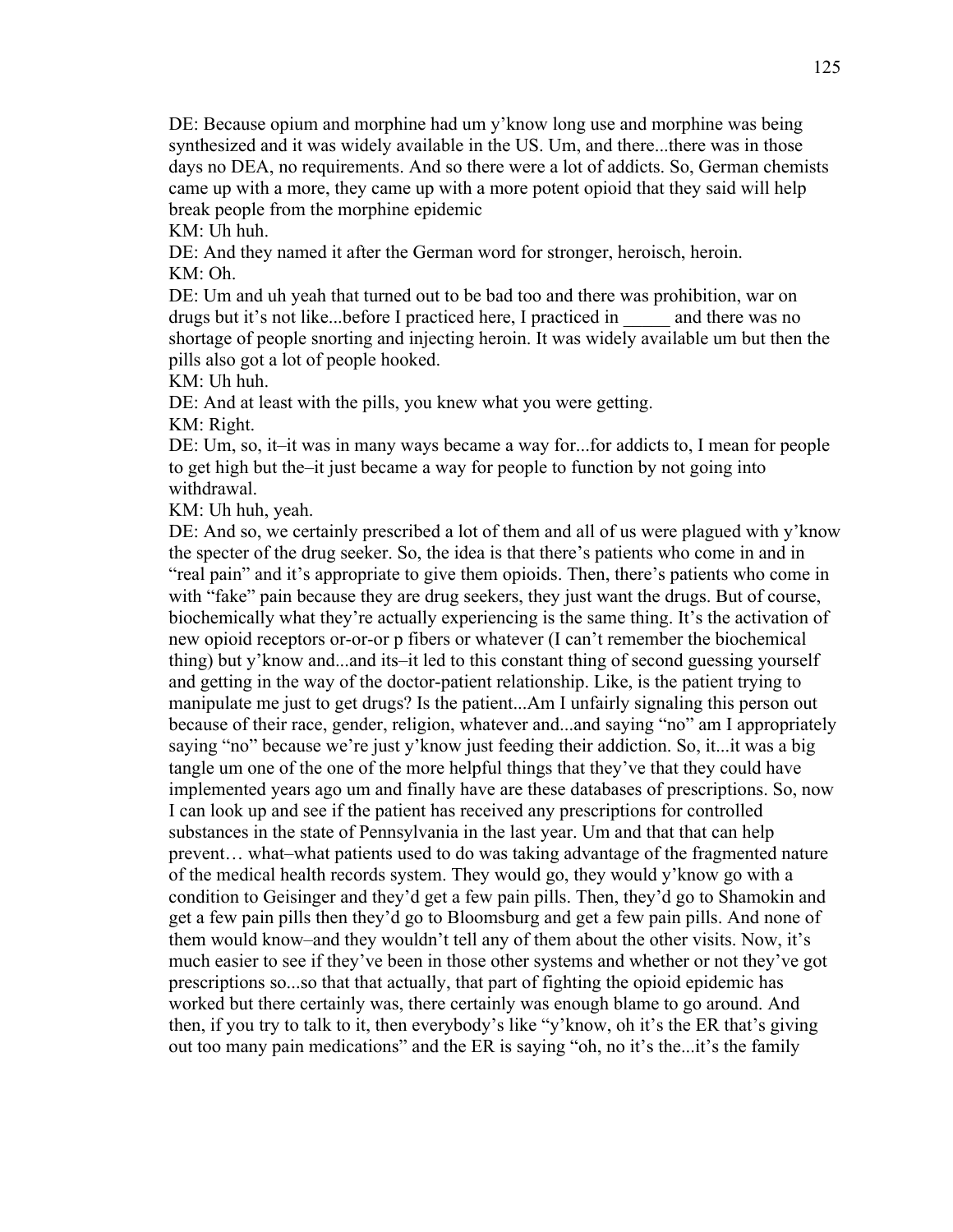DE: Because opium and morphine had um y'know long use and morphine was being synthesized and it was widely available in the US. Um, and there...there was in those days no DEA, no requirements. And so there were a lot of addicts. So, German chemists came up with a more, they came up with a more potent opioid that they said will help break people from the morphine epidemic

KM: Uh huh.

DE: And they named it after the German word for stronger, heroisch, heroin.

KM: Oh.

DE: Um and uh yeah that turned out to be bad too and there was prohibition, war on drugs but it's not like...before I practiced here, I practiced in _____ and there was no shortage of people snorting and injecting heroin. It was widely available um but then the pills also got a lot of people hooked.

KM: Uh huh.

DE: And at least with the pills, you knew what you were getting.

KM: Right.

DE: Um, so, it–it was in many ways became a way for...for addicts to, I mean for people to get high but the–it just became a way for people to function by not going into withdrawal.

KM: Uh huh, yeah.

DE: And so, we certainly prescribed a lot of them and all of us were plagued with y'know the specter of the drug seeker. So, the idea is that there's patients who come in and in "real pain" and it's appropriate to give them opioids. Then, there's patients who come in with "fake" pain because they are drug seekers, they just want the drugs. But of course, biochemically what they're actually experiencing is the same thing. It's the activation of new opioid receptors or-or-or p fibers or whatever (I can't remember the biochemical thing) but y'know and...and its–it led to this constant thing of second guessing yourself and getting in the way of the doctor-patient relationship. Like, is the patient trying to manipulate me just to get drugs? Is the patient...Am I unfairly signaling this person out because of their race, gender, religion, whatever and...and saying "no" am I appropriately saying "no" because we're just y'know just feeding their addiction. So, it...it was a big tangle um one of the one of the more helpful things that they've that they could have implemented years ago um and finally have are these databases of prescriptions. So, now I can look up and see if the patient has received any prescriptions for controlled substances in the state of Pennsylvania in the last year. Um and that that can help prevent… what–what patients used to do was taking advantage of the fragmented nature of the medical health records system. They would go, they would y'know go with a condition to Geisinger and they'd get a few pain pills. Then, they'd go to Shamokin and get a few pain pills then they'd go to Bloomsburg and get a few pain pills. And none of them would know–and they wouldn't tell any of them about the other visits. Now, it's much easier to see if they've been in those other systems and whether or not they've got prescriptions so...so that that actually, that part of fighting the opioid epidemic has worked but there certainly was, there certainly was enough blame to go around. And then, if you try to talk to it, then everybody's like "y'know, oh it's the ER that's giving out too many pain medications" and the ER is saying "oh, no it's the...it's the family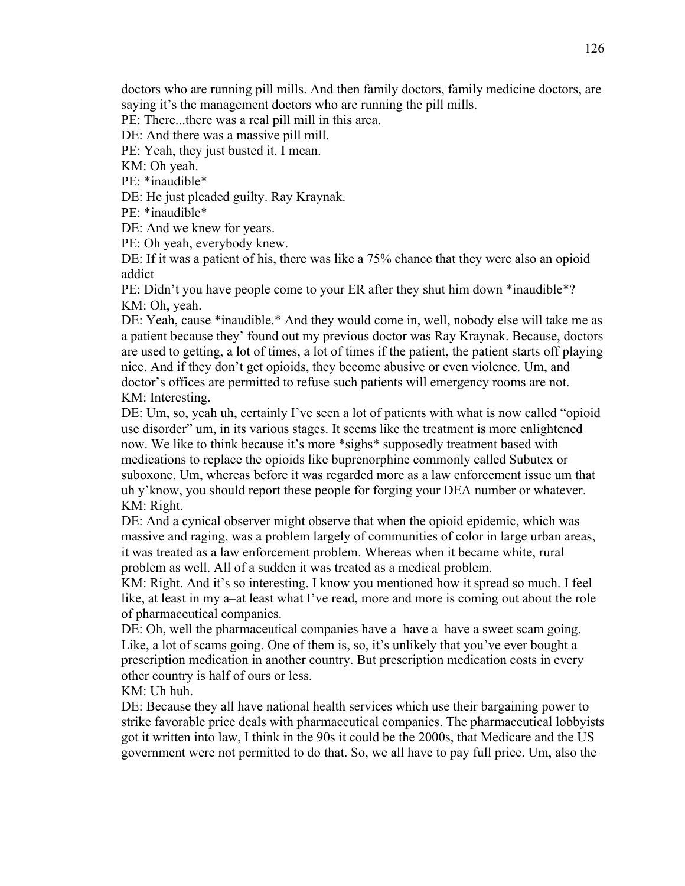doctors who are running pill mills. And then family doctors, family medicine doctors, are saying it's the management doctors who are running the pill mills.

PE: There...there was a real pill mill in this area.

DE: And there was a massive pill mill.

PE: Yeah, they just busted it. I mean.

KM: Oh yeah.

PE: *inaudible*

DE: He just pleaded guilty. Ray Kraynak.

PE: *inaudible*

DE: And we knew for years.

PE: Oh yeah, everybody knew.

DE: If it was a patient of his, there was like a 75% chance that they were also an opioid addict

PE: Didn't you have people come to your ER after they shut him down *inaudible*?

KM: Oh, yeah.

DE: Yeah, cause *inaudible.* And they would come in, well, nobody else will take me as a patient because they' found out my previous doctor was Ray Kraynak. Because, doctors are used to getting, a lot of times, a lot of times if the patient, the patient starts off playing nice. And if they don't get opioids, they become abusive or even violence. Um, and doctor's offices are permitted to refuse such patients will emergency rooms are not.

KM: Interesting.

DE: Um, so, yeah uh, certainly I've seen a lot of patients with what is now called "opioid use disorder" um, in its various stages. It seems like the treatment is more enlightened now. We like to think because it's more *sighs* supposedly treatment based with medications to replace the opioids like buprenorphine commonly called Subutex or suboxone. Um, whereas before it was regarded more as a law enforcement issue um that uh y'know, you should report these people for forging your DEA number or whatever.

KM: Right.

DE: And a cynical observer might observe that when the opioid epidemic, which was massive and raging, was a problem largely of communities of color in large urban areas, it was treated as a law enforcement problem. Whereas when it became white, rural problem as well. All of a sudden it was treated as a medical problem.

KM: Right. And it's so interesting. I know you mentioned how it spread so much. I feel like, at least in my a–at least what I've read, more and more is coming out about the role of pharmaceutical companies.

DE: Oh, well the pharmaceutical companies have a–have a–have a sweet scam going. Like, a lot of scams going. One of them is, so, it's unlikely that you've ever bought a prescription medication in another country. But prescription medication costs in every other country is half of ours or less.

KM: Uh huh.

DE: Because they all have national health services which use their bargaining power to strike favorable price deals with pharmaceutical companies. The pharmaceutical lobbyists got it written into law, I think in the 90s it could be the 2000s, that Medicare and the US government were not permitted to do that. So, we all have to pay full price. Um, also the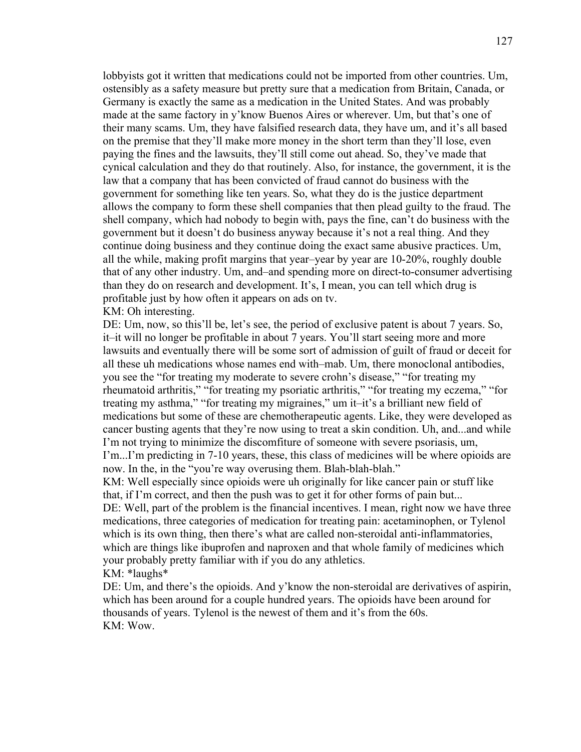lobbyists got it written that medications could not be imported from other countries. Um, ostensibly as a safety measure but pretty sure that a medication from Britain, Canada, or Germany is exactly the same as a medication in the United States. And was probably made at the same factory in y'know Buenos Aires or wherever. Um, but that's one of their many scams. Um, they have falsified research data, they have um, and it's all based on the premise that they'll make more money in the short term than they'll lose, even paying the fines and the lawsuits, they'll still come out ahead. So, they've made that cynical calculation and they do that routinely. Also, for instance, the government, it is the law that a company that has been convicted of fraud cannot do business with the government for something like ten years. So, what they do is the justice department allows the company to form these shell companies that then plead guilty to the fraud. The shell company, which had nobody to begin with, pays the fine, can't do business with the government but it doesn't do business anyway because it's not a real thing. And they continue doing business and they continue doing the exact same abusive practices. Um, all the while, making profit margins that year–year by year are 10-20%, roughly double that of any other industry. Um, and–and spending more on direct-to-consumer advertising than they do on research and development. It's, I mean, you can tell which drug is profitable just by how often it appears on ads on tv.

KM: Oh interesting.

DE: Um, now, so this'll be, let's see, the period of exclusive patent is about 7 years. So, it–it will no longer be profitable in about 7 years. You'll start seeing more and more lawsuits and eventually there will be some sort of admission of guilt of fraud or deceit for all these uh medications whose names end with–mab. Um, there monoclonal antibodies, you see the "for treating my moderate to severe crohn's disease," "for treating my rheumatoid arthritis," "for treating my psoriatic arthritis," "for treating my eczema," "for treating my asthma," "for treating my migraines," um it–it's a brilliant new field of medications but some of these are chemotherapeutic agents. Like, they were developed as cancer busting agents that they're now using to treat a skin condition. Uh, and...and while I'm not trying to minimize the discomfiture of someone with severe psoriasis, um, I'm...I'm predicting in 7-10 years, these, this class of medicines will be where opioids are now. In the, in the "you're way overusing them. Blah-blah-blah."

KM: Well especially since opioids were uh originally for like cancer pain or stuff like that, if I'm correct, and then the push was to get it for other forms of pain but...

DE: Well, part of the problem is the financial incentives. I mean, right now we have three medications, three categories of medication for treating pain: acetaminophen, or Tylenol which is its own thing, then there's what are called non-steroidal anti-inflammatories, which are things like ibuprofen and naproxen and that whole family of medicines which your probably pretty familiar with if you do any athletics.

KM: *laughs*

DE: Um, and there's the opioids. And y'know the non-steroidal are derivatives of aspirin, which has been around for a couple hundred years. The opioids have been around for thousands of years. Tylenol is the newest of them and it's from the 60s.

KM: Wow.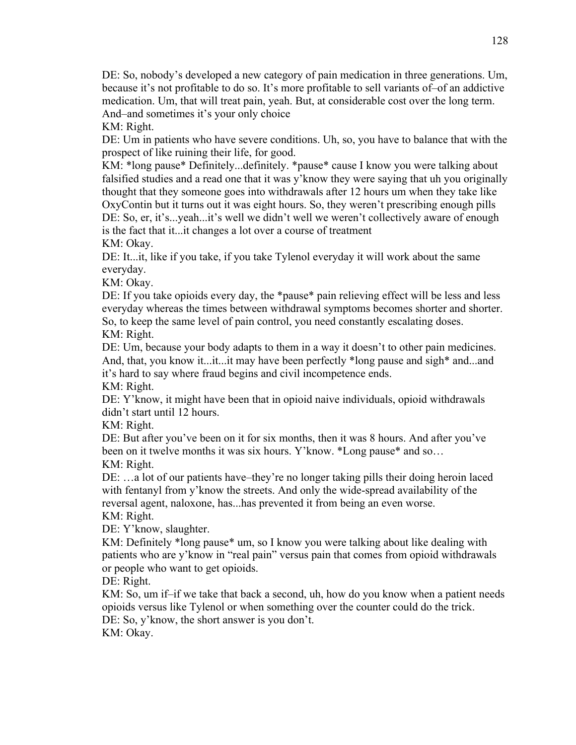DE: So, nobody's developed a new category of pain medication in three generations. Um, because it's not profitable to do so. It's more profitable to sell variants of–of an addictive medication. Um, that will treat pain, yeah. But, at considerable cost over the long term. And–and sometimes it's your only choice

KM: Right.

DE: Um in patients who have severe conditions. Uh, so, you have to balance that with the prospect of like ruining their life, for good.

KM: *long pause* Definitely...definitely. *pause* cause I know you were talking about falsified studies and a read one that it was y'know they were saying that uh you originally thought that they someone goes into withdrawals after 12 hours um when they take like OxyContin but it turns out it was eight hours. So, they weren't prescribing enough pills

DE: So, er, it's...yeah...it's well we didn't well we weren't collectively aware of enough is the fact that it...it changes a lot over a course of treatment

KM: Okay.

DE: It...it, like if you take, if you take Tylenol everyday it will work about the same everyday.

KM: Okay.

DE: If you take opioids every day, the *pause* pain relieving effect will be less and less everyday whereas the times between withdrawal symptoms becomes shorter and shorter. So, to keep the same level of pain control, you need constantly escalating doses.

KM: Right.

DE: Um, because your body adapts to them in a way it doesn't to other pain medicines. And, that, you know it...it...it may have been perfectly *long pause and sigh* and...and it's hard to say where fraud begins and civil incompetence ends.

KM: Right.

DE: Y'know, it might have been that in opioid naive individuals, opioid withdrawals didn't start until 12 hours.

KM: Right.

DE: But after you've been on it for six months, then it was 8 hours. And after you've been on it twelve months it was six hours. Y'know. *Long pause* and so…

KM: Right.

DE: …a lot of our patients have–they're no longer taking pills their doing heroin laced with fentanyl from y'know the streets. And only the wide-spread availability of the reversal agent, naloxone, has...has prevented it from being an even worse.

KM: Right.

DE: Y'know, slaughter.

KM: Definitely *long pause* um, so I know you were talking about like dealing with patients who are y'know in "real pain" versus pain that comes from opioid withdrawals or people who want to get opioids.

DE: Right.

KM: So, um if–if we take that back a second, uh, how do you know when a patient needs opioids versus like Tylenol or when something over the counter could do the trick.

DE: So, y'know, the short answer is you don't.

KM: Okay.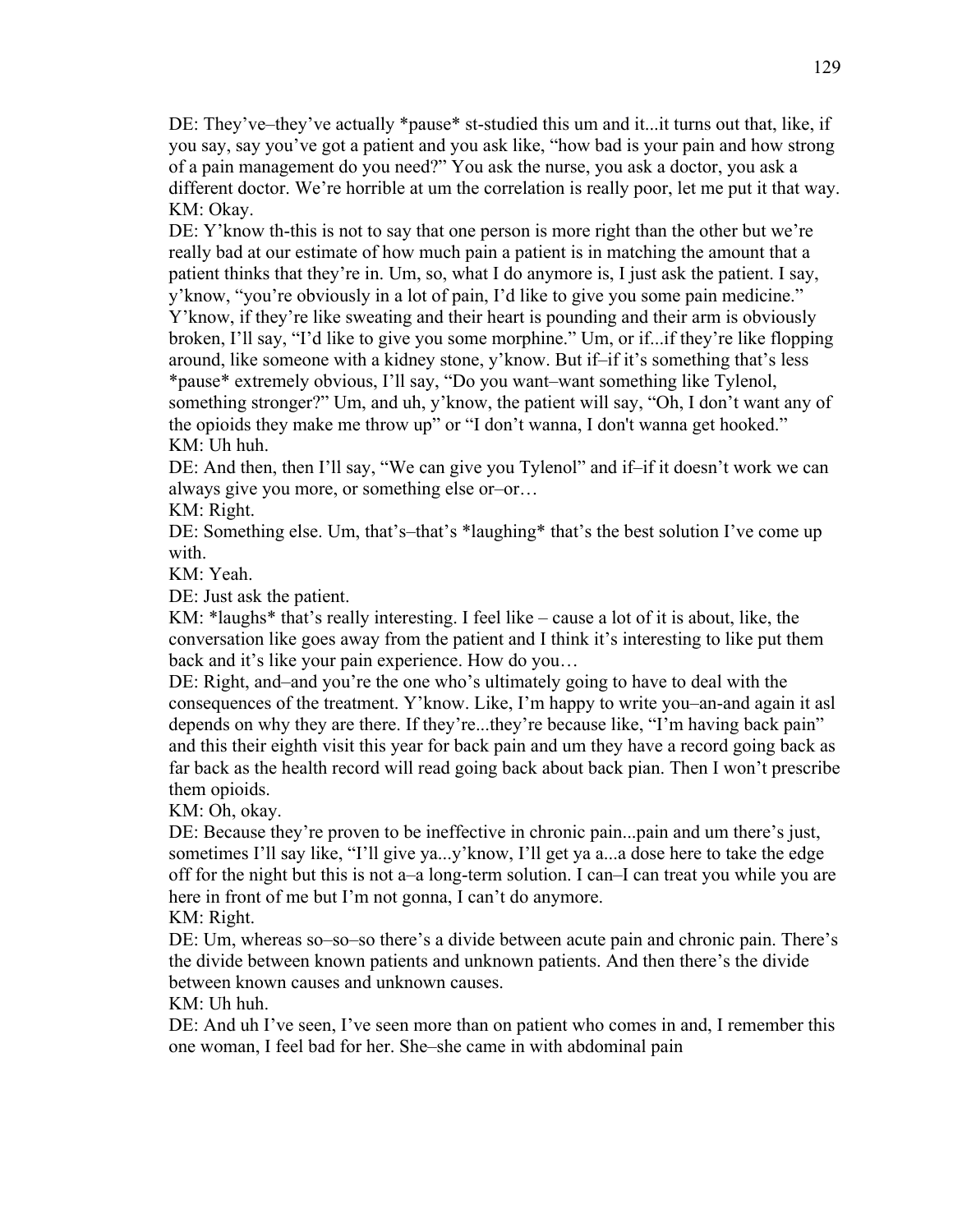DE: They've–they've actually *pause* st-studied this um and it...it turns out that, like, if you say, say you've got a patient and you ask like, "how bad is your pain and how strong of a pain management do you need?" You ask the nurse, you ask a doctor, you ask a different doctor. We're horrible at um the correlation is really poor, let me put it that way.
KM: Okay.
DE: Y'know th-this is not to say that one person is more right than the other but we're really bad at our estimate of how much pain a patient is in matching the amount that a patient thinks that they're in. Um, so, what I do anymore is, I just ask the patient. I say, y'know, "you're obviously in a lot of pain, I'd like to give you some pain medicine." Y'know, if they're like sweating and their heart is pounding and their arm is obviously broken, I'll say, "I'd like to give you some morphine." Um, or if...if they're like flopping around, like someone with a kidney stone, y'know. But if–if it's something that's less *pause* extremely obvious, I'll say, "Do you want–want something like Tylenol, something stronger?" Um, and uh, y'know, the patient will say, "Oh, I don't want any of the opioids they make me throw up" or "I don't wanna, I don't wanna get hooked."
KM: Uh huh.
DE: And then, then I'll say, "We can give you Tylenol" and if–if it doesn't work we can always give you more, or something else or–or…
KM: Right.
DE: Something else. Um, that's–that's *laughing* that's the best solution I've come up with.
KM: Yeah.
DE: Just ask the patient.
KM: *laughs* that's really interesting. I feel like – cause a lot of it is about, like, the conversation like goes away from the patient and I think it's interesting to like put them back and it's like your pain experience. How do you…
DE: Right, and–and you're the one who's ultimately going to have to deal with the consequences of the treatment. Y'know. Like, I'm happy to write you–an-and again it asl depends on why they are there. If they're...they're because like, "I'm having back pain" and this their eighth visit this year for back pain and um they have a record going back as far back as the health record will read going back about back pian. Then I won't prescribe them opioids.
KM: Oh, okay.
DE: Because they're proven to be ineffective in chronic pain...pain and um there's just, sometimes I'll say like, "I'll give ya...y'know, I'll get ya a...a dose here to take the edge off for the night but this is not a–a long-term solution. I can–I can treat you while you are here in front of me but I'm not gonna, I can't do anymore.
KM: Right.
DE: Um, whereas so–so–so there's a divide between acute pain and chronic pain. There's the divide between known patients and unknown patients. And then there's the divide between known causes and unknown causes.
KM: Uh huh.
DE: And uh I've seen, I've seen more than on patient who comes in and, I remember this one woman, I feel bad for her. She–she came in with abdominal pain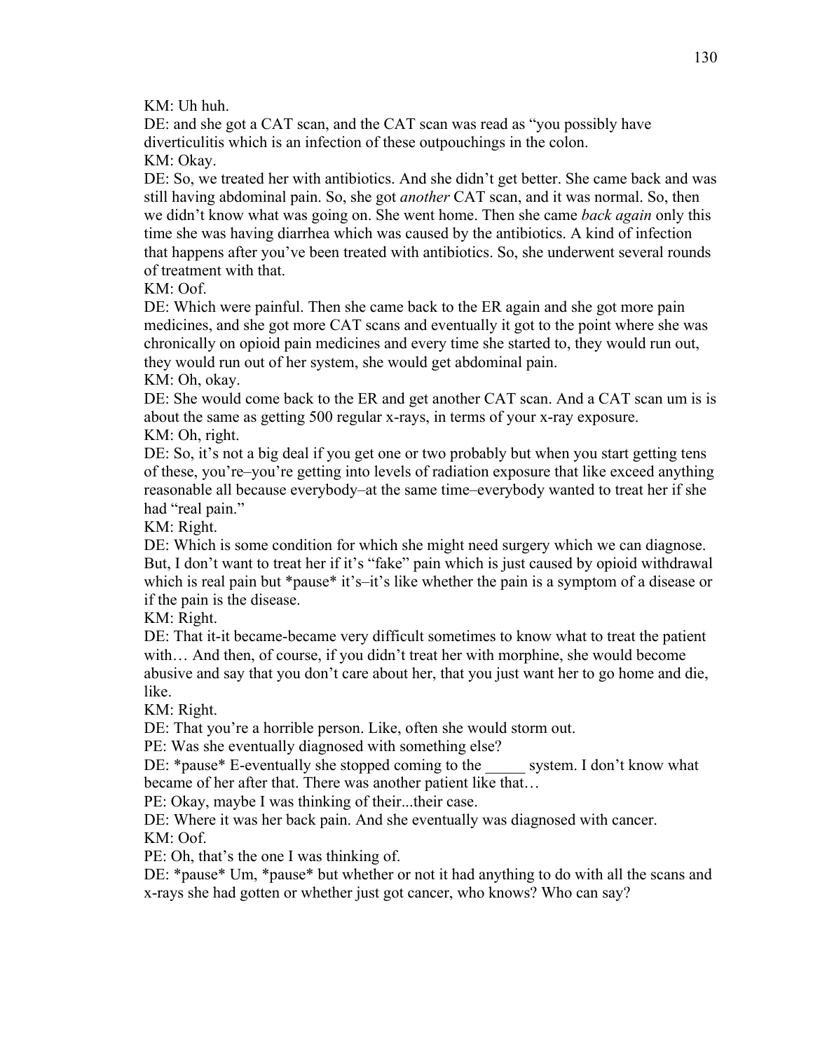KM: Uh huh.

DE: and she got a CAT scan, and the CAT scan was read as "you possibly have diverticulitis which is an infection of these outpouchings in the colon.

KM: Okay.

DE: So, we treated her with antibiotics. And she didn't get better. She came back and was still having abdominal pain. So, she got *another* CAT scan, and it was normal. So, then we didn't know what was going on. She went home. Then she came *back again* only this time she was having diarrhea which was caused by the antibiotics. A kind of infection that happens after you've been treated with antibiotics. So, she underwent several rounds of treatment with that.

KM: Oof.

DE: Which were painful. Then she came back to the ER again and she got more pain medicines, and she got more CAT scans and eventually it got to the point where she was chronically on opioid pain medicines and every time she started to, they would run out, they would run out of her system, she would get abdominal pain.

KM: Oh, okay.

DE: She would come back to the ER and get another CAT scan. And a CAT scan um is is about the same as getting 500 regular x-rays, in terms of your x-ray exposure.

KM: Oh, right.

DE: So, it's not a big deal if you get one or two probably but when you start getting tens of these, you're–you're getting into levels of radiation exposure that like exceed anything reasonable all because everybody–at the same time–everybody wanted to treat her if she had "real pain."

KM: Right.

DE: Which is some condition for which she might need surgery which we can diagnose. But, I don't want to treat her if it's "fake" pain which is just caused by opioid withdrawal which is real pain but *pause* it's–it's like whether the pain is a symptom of a disease or if the pain is the disease.

KM: Right.

DE: That it-it became-became very difficult sometimes to know what to treat the patient with… And then, of course, if you didn't treat her with morphine, she would become abusive and say that you don't care about her, that you just want her to go home and die, like.

KM: Right.

DE: That you're a horrible person. Like, often she would storm out.

PE: Was she eventually diagnosed with something else?

DE: *pause* E-eventually she stopped coming to the _____ system. I don't know what became of her after that. There was another patient like that…

PE: Okay, maybe I was thinking of their...their case.

DE: Where it was her back pain. And she eventually was diagnosed with cancer.

KM: Oof.

PE: Oh, that's the one I was thinking of.

DE: *pause* Um, *pause* but whether or not it had anything to do with all the scans and x-rays she had gotten or whether just got cancer, who knows? Who can say?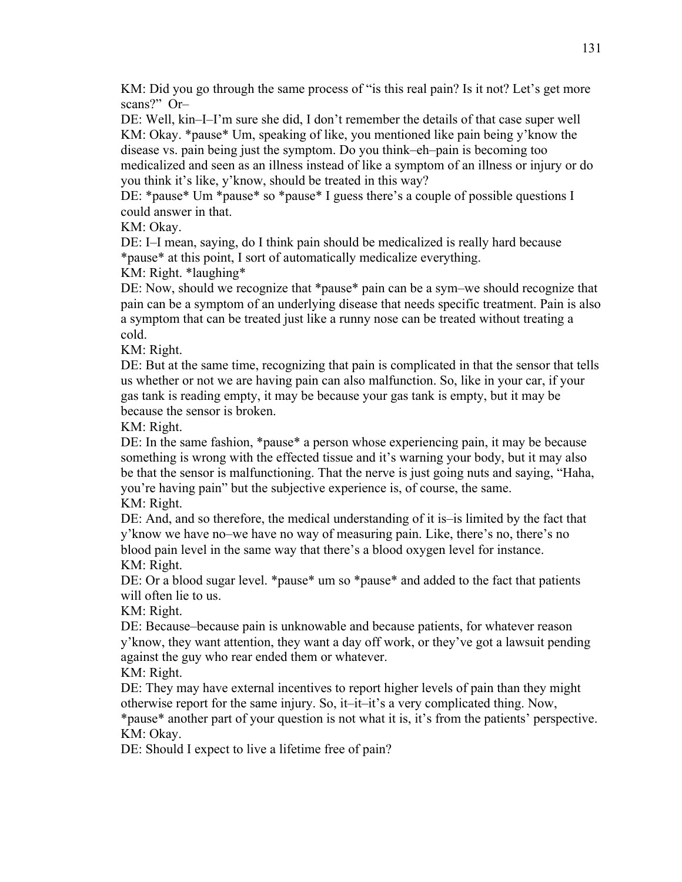KM: Did you go through the same process of "is this real pain? Is it not? Let's get more scans?" Or–

DE: Well, kin–I–I'm sure she did, I don't remember the details of that case super well

KM: Okay. *pause* Um, speaking of like, you mentioned like pain being y'know the disease vs. pain being just the symptom. Do you think–eh–pain is becoming too medicalized and seen as an illness instead of like a symptom of an illness or injury or do you think it's like, y'know, should be treated in this way?

DE: *pause* Um *pause* so *pause* I guess there's a couple of possible questions I could answer in that.

KM: Okay.

DE: I–I mean, saying, do I think pain should be medicalized is really hard because *pause* at this point, I sort of automatically medicalize everything.

KM: Right. *laughing*

DE: Now, should we recognize that *pause* pain can be a sym–we should recognize that pain can be a symptom of an underlying disease that needs specific treatment. Pain is also a symptom that can be treated just like a runny nose can be treated without treating a cold.

KM: Right.

DE: But at the same time, recognizing that pain is complicated in that the sensor that tells us whether or not we are having pain can also malfunction. So, like in your car, if your gas tank is reading empty, it may be because your gas tank is empty, but it may be because the sensor is broken.

KM: Right.

DE: In the same fashion, *pause* a person whose experiencing pain, it may be because something is wrong with the effected tissue and it's warning your body, but it may also be that the sensor is malfunctioning. That the nerve is just going nuts and saying, "Haha, you're having pain" but the subjective experience is, of course, the same.

KM: Right.

DE: And, and so therefore, the medical understanding of it is–is limited by the fact that y'know we have no–we have no way of measuring pain. Like, there's no, there's no blood pain level in the same way that there's a blood oxygen level for instance.

KM: Right.

DE: Or a blood sugar level. *pause* um so *pause* and added to the fact that patients will often lie to us.

KM: Right.

DE: Because–because pain is unknowable and because patients, for whatever reason y'know, they want attention, they want a day off work, or they've got a lawsuit pending against the guy who rear ended them or whatever.

KM: Right.

DE: They may have external incentives to report higher levels of pain than they might otherwise report for the same injury. So, it–it–it's a very complicated thing. Now, *pause* another part of your question is not what it is, it's from the patients' perspective.

KM: Okay.

DE: Should I expect to live a lifetime free of pain?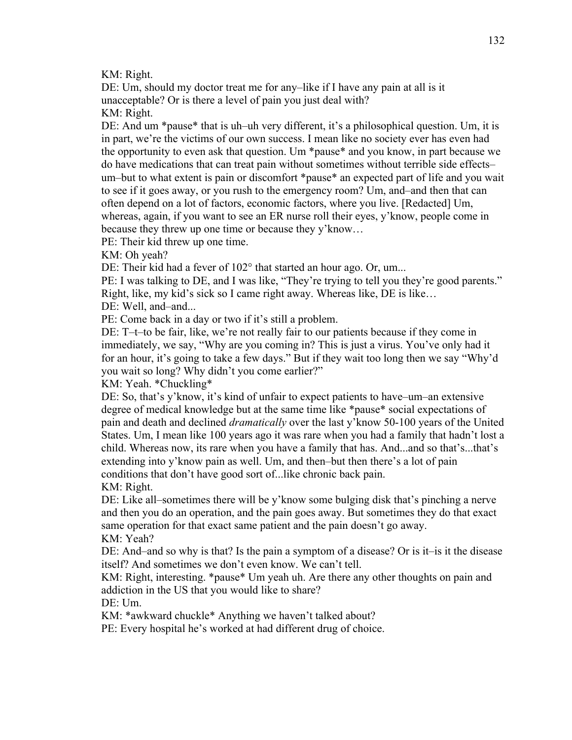KM: Right.

DE: Um, should my doctor treat me for any–like if I have any pain at all is it unacceptable? Or is there a level of pain you just deal with?

KM: Right.

DE: And um *pause* that is uh–uh very different, it's a philosophical question. Um, it is in part, we're the victims of our own success. I mean like no society ever has even had the opportunity to even ask that question. Um *pause* and you know, in part because we do have medications that can treat pain without sometimes without terrible side effects–um–but to what extent is pain or discomfort *pause* an expected part of life and you wait to see if it goes away, or you rush to the emergency room? Um, and–and then that can often depend on a lot of factors, economic factors, where you live. [Redacted] Um, whereas, again, if you want to see an ER nurse roll their eyes, y'know, people come in because they threw up one time or because they y'know…

PE: Their kid threw up one time.

KM: Oh yeah?

DE: Their kid had a fever of 102° that started an hour ago. Or, um...

PE: I was talking to DE, and I was like, "They're trying to tell you they're good parents." Right, like, my kid's sick so I came right away. Whereas like, DE is like…

DE: Well, and–and...

PE: Come back in a day or two if it's still a problem.

DE: T–t–to be fair, like, we're not really fair to our patients because if they come in immediately, we say, "Why are you coming in? This is just a virus. You've only had it for an hour, it's going to take a few days." But if they wait too long then we say "Why'd you wait so long? Why didn't you come earlier?"

KM: Yeah. *Chuckling*

DE: So, that's y'know, it's kind of unfair to expect patients to have–um–an extensive degree of medical knowledge but at the same time like *pause* social expectations of pain and death and declined *dramatically* over the last y'know 50-100 years of the United States. Um, I mean like 100 years ago it was rare when you had a family that hadn't lost a child. Whereas now, its rare when you have a family that has. And...and so that's...that's extending into y'know pain as well. Um, and then–but then there's a lot of pain conditions that don't have good sort of...like chronic back pain.

KM: Right.

DE: Like all–sometimes there will be y'know some bulging disk that's pinching a nerve and then you do an operation, and the pain goes away. But sometimes they do that exact same operation for that exact same patient and the pain doesn't go away.

KM: Yeah?

DE: And–and so why is that? Is the pain a symptom of a disease? Or is it–is it the disease itself? And sometimes we don't even know. We can't tell.

KM: Right, interesting. *pause* Um yeah uh. Are there any other thoughts on pain and addiction in the US that you would like to share?

DE: Um.

KM: *awkward chuckle* Anything we haven't talked about?

PE: Every hospital he's worked at had different drug of choice.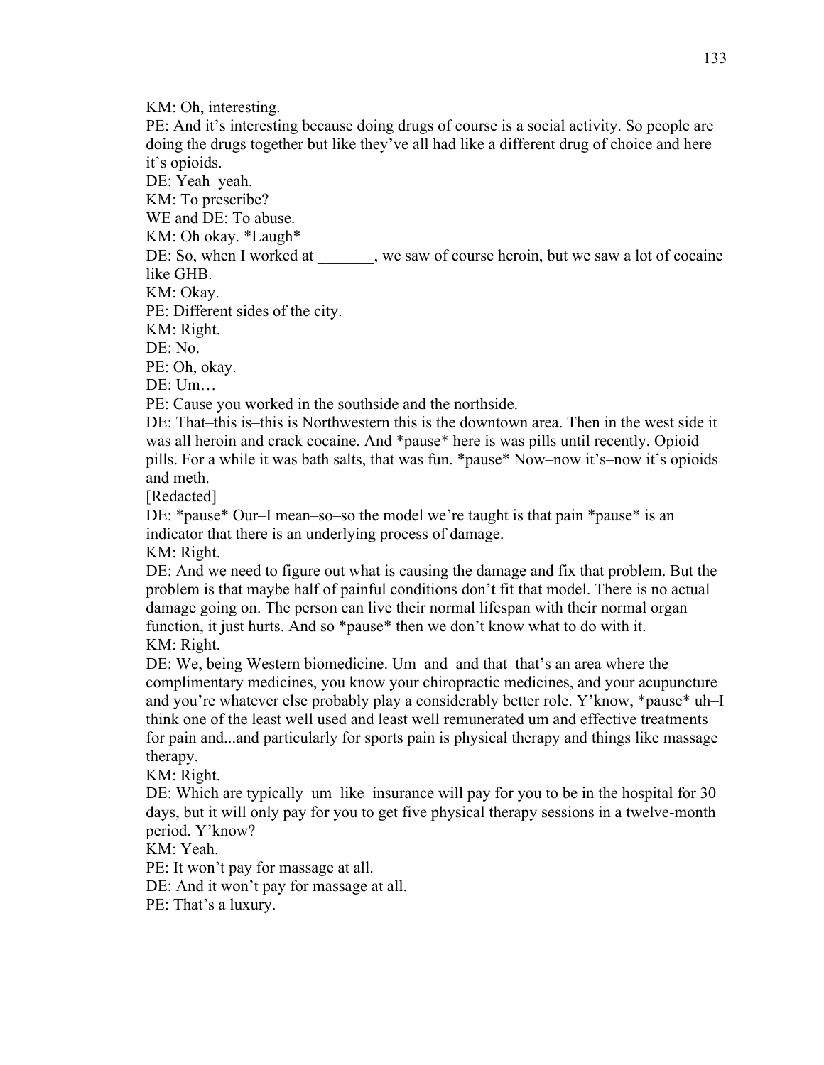KM: Oh, interesting.

PE: And it's interesting because doing drugs of course is a social activity. So people are doing the drugs together but like they've all had like a different drug of choice and here it's opioids.

DE: Yeah–yeah.

KM: To prescribe?

WE and DE: To abuse.

KM: Oh okay. *Laugh*

DE: So, when I worked at _______, we saw of course heroin, but we saw a lot of cocaine like GHB.

KM: Okay.

PE: Different sides of the city.

KM: Right.

DE: No.

PE: Oh, okay.

DE: Um…

PE: Cause you worked in the southside and the northside.

DE: That–this is–this is Northwestern this is the downtown area. Then in the west side it was all heroin and crack cocaine. And *pause* here is was pills until recently. Opioid pills. For a while it was bath salts, that was fun. *pause* Now–now it's–now it's opioids and meth.

[Redacted]

DE: *pause* Our–I mean–so–so the model we're taught is that pain *pause* is an indicator that there is an underlying process of damage.

KM: Right.

DE: And we need to figure out what is causing the damage and fix that problem. But the problem is that maybe half of painful conditions don't fit that model. There is no actual damage going on. The person can live their normal lifespan with their normal organ function, it just hurts. And so *pause* then we don't know what to do with it.

KM: Right.

DE: We, being Western biomedicine. Um–and–and that–that's an area where the complimentary medicines, you know your chiropractic medicines, and your acupuncture and you're whatever else probably play a considerably better role. Y'know, *pause* uh–I think one of the least well used and least well remunerated um and effective treatments for pain and...and particularly for sports pain is physical therapy and things like massage therapy.

KM: Right.

DE: Which are typically–um–like–insurance will pay for you to be in the hospital for 30 days, but it will only pay for you to get five physical therapy sessions in a twelve-month period. Y'know?

KM: Yeah.

PE: It won't pay for massage at all.

DE: And it won't pay for massage at all.

PE: That's a luxury.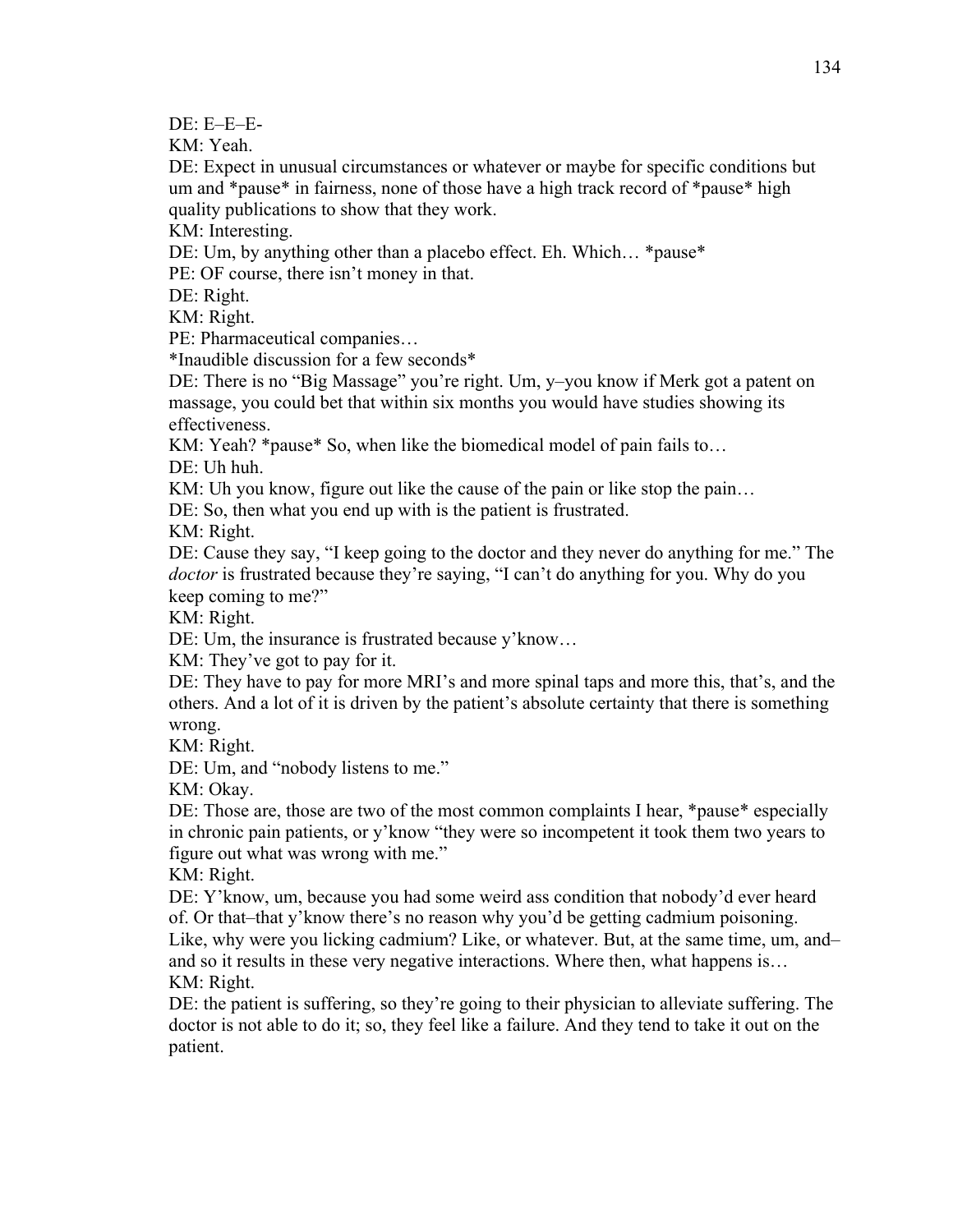DE: E–E–E-

KM: Yeah.

DE: Expect in unusual circumstances or whatever or maybe for specific conditions but um and *pause* in fairness, none of those have a high track record of *pause* high quality publications to show that they work.

KM: Interesting.

DE: Um, by anything other than a placebo effect. Eh. Which… *pause*

PE: OF course, there isn't money in that.

DE: Right.

KM: Right.

PE: Pharmaceutical companies…

*Inaudible discussion for a few seconds*

DE: There is no "Big Massage" you're right. Um, y–you know if Merk got a patent on massage, you could bet that within six months you would have studies showing its effectiveness.

KM: Yeah? *pause* So, when like the biomedical model of pain fails to…

DE: Uh huh.

KM: Uh you know, figure out like the cause of the pain or like stop the pain…

DE: So, then what you end up with is the patient is frustrated.

KM: Right.

DE: Cause they say, "I keep going to the doctor and they never do anything for me." The *doctor* is frustrated because they're saying, "I can't do anything for you. Why do you keep coming to me?"

KM: Right.

DE: Um, the insurance is frustrated because y'know…

KM: They've got to pay for it.

DE: They have to pay for more MRI's and more spinal taps and more this, that's, and the others. And a lot of it is driven by the patient's absolute certainty that there is something wrong.

KM: Right.

DE: Um, and "nobody listens to me."

KM: Okay.

DE: Those are, those are two of the most common complaints I hear, *pause* especially in chronic pain patients, or y'know "they were so incompetent it took them two years to figure out what was wrong with me."

KM: Right.

DE: Y'know, um, because you had some weird ass condition that nobody'd ever heard of. Or that–that y'know there's no reason why you'd be getting cadmium poisoning. Like, why were you licking cadmium? Like, or whatever. But, at the same time, um, and–and so it results in these very negative interactions. Where then, what happens is…

KM: Right.

DE: the patient is suffering, so they're going to their physician to alleviate suffering. The doctor is not able to do it; so, they feel like a failure. And they tend to take it out on the patient.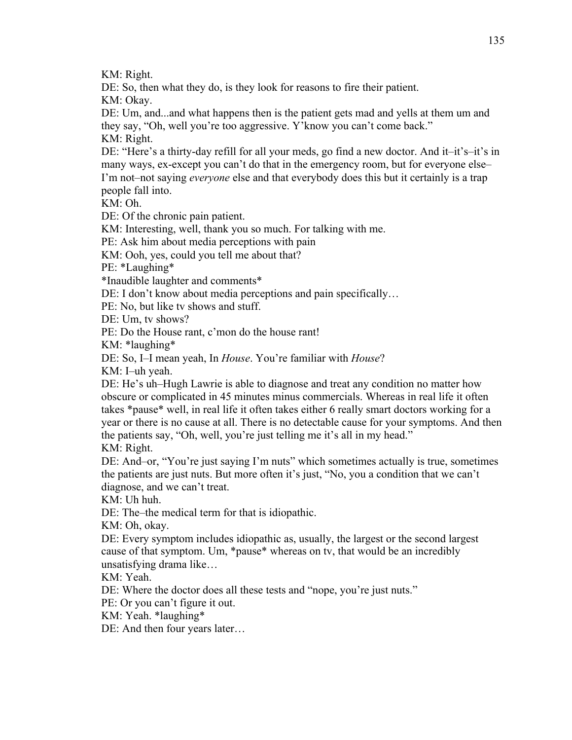KM: Right.

DE: So, then what they do, is they look for reasons to fire their patient.

KM: Okay.

DE: Um, and...and what happens then is the patient gets mad and yells at them um and they say, "Oh, well you're too aggressive. Y'know you can't come back."

KM: Right.

DE: "Here's a thirty-day refill for all your meds, go find a new doctor. And it–it's–it's in many ways, ex-except you can't do that in the emergency room, but for everyone else–I'm not–not saying *everyone* else and that everybody does this but it certainly is a trap people fall into.

KM: Oh.

DE: Of the chronic pain patient.

KM: Interesting, well, thank you so much. For talking with me.

PE: Ask him about media perceptions with pain

KM: Ooh, yes, could you tell me about that?

PE: *Laughing*

*Inaudible laughter and comments*

DE: I don't know about media perceptions and pain specifically…

PE: No, but like tv shows and stuff.

DE: Um, tv shows?

PE: Do the House rant, c'mon do the house rant!

KM: *laughing*

DE: So, I–I mean yeah, In *House*. You're familiar with *House*?

KM: I–uh yeah.

DE: He's uh–Hugh Lawrie is able to diagnose and treat any condition no matter how obscure or complicated in 45 minutes minus commercials. Whereas in real life it often takes *pause* well, in real life it often takes either 6 really smart doctors working for a year or there is no cause at all. There is no detectable cause for your symptoms. And then the patients say, "Oh, well, you're just telling me it's all in my head."

KM: Right.

DE: And–or, "You're just saying I'm nuts" which sometimes actually is true, sometimes the patients are just nuts. But more often it's just, "No, you a condition that we can't diagnose, and we can't treat.

KM: Uh huh.

DE: The–the medical term for that is idiopathic.

KM: Oh, okay.

DE: Every symptom includes idiopathic as, usually, the largest or the second largest cause of that symptom. Um, *pause* whereas on tv, that would be an incredibly unsatisfying drama like…

KM: Yeah.

DE: Where the doctor does all these tests and "nope, you're just nuts."

PE: Or you can't figure it out.

KM: Yeah. *laughing*

DE: And then four years later…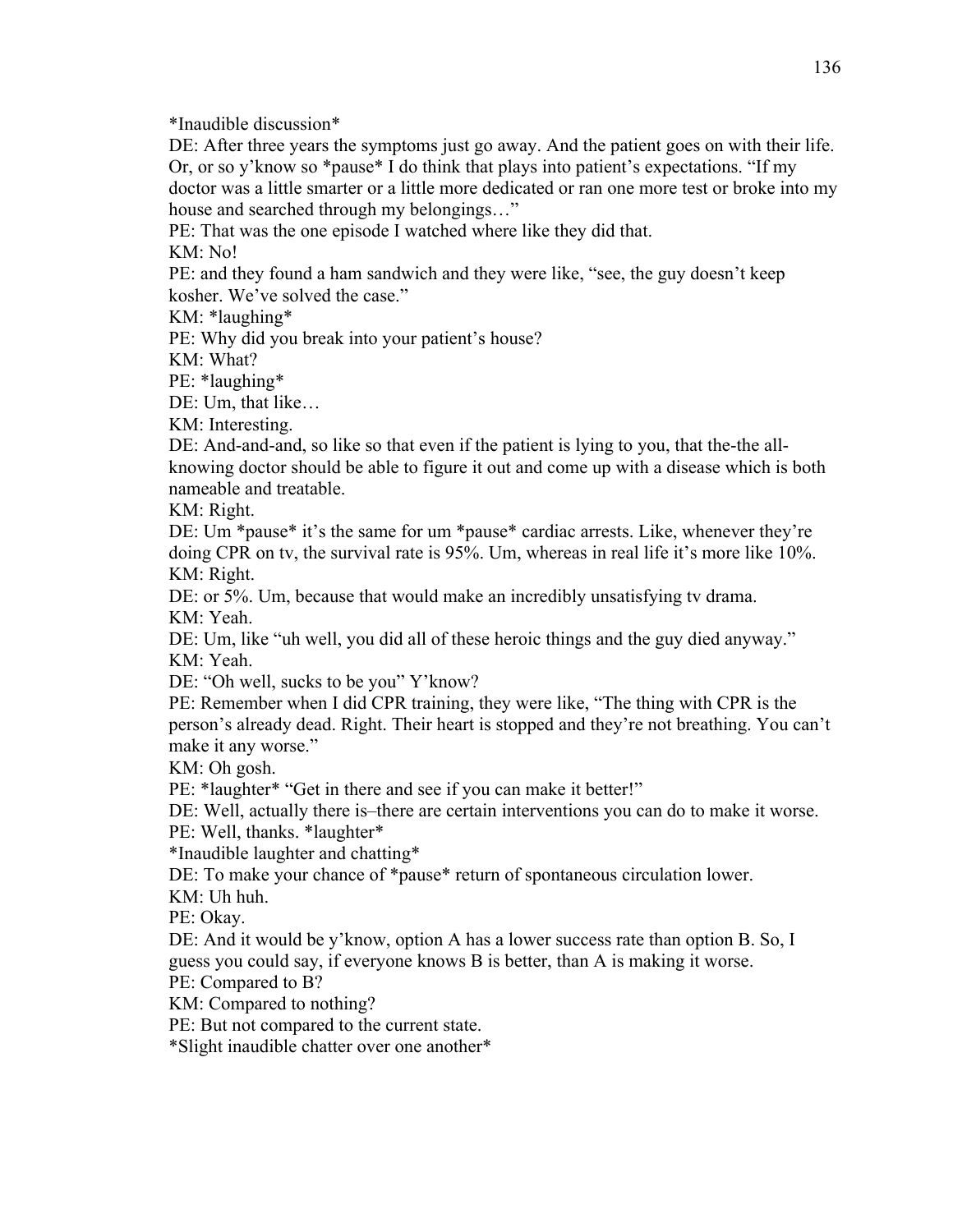*Inaudible discussion*

DE: After three years the symptoms just go away. And the patient goes on with their life. Or, or so y'know so *pause* I do think that plays into patient's expectations. "If my doctor was a little smarter or a little more dedicated or ran one more test or broke into my house and searched through my belongings…"

PE: That was the one episode I watched where like they did that.

KM: No!

PE: and they found a ham sandwich and they were like, "see, the guy doesn't keep kosher. We've solved the case."

KM: *laughing*

PE: Why did you break into your patient's house?

KM: What?

PE: *laughing*

DE: Um, that like…

KM: Interesting.

DE: And-and-and, so like so that even if the patient is lying to you, that the-the all-knowing doctor should be able to figure it out and come up with a disease which is both nameable and treatable.

KM: Right.

DE: Um *pause* it's the same for um *pause* cardiac arrests. Like, whenever they're doing CPR on tv, the survival rate is 95%. Um, whereas in real life it's more like 10%.

KM: Right.

DE: or 5%. Um, because that would make an incredibly unsatisfying tv drama.

KM: Yeah.

DE: Um, like "uh well, you did all of these heroic things and the guy died anyway."

KM: Yeah.

DE: "Oh well, sucks to be you" Y'know?

PE: Remember when I did CPR training, they were like, "The thing with CPR is the person's already dead. Right. Their heart is stopped and they're not breathing. You can't make it any worse."

KM: Oh gosh.

PE: *laughter* "Get in there and see if you can make it better!"

DE: Well, actually there is–there are certain interventions you can do to make it worse.

PE: Well, thanks. *laughter*

*Inaudible laughter and chatting*

DE: To make your chance of *pause* return of spontaneous circulation lower.

KM: Uh huh.

PE: Okay.

DE: And it would be y'know, option A has a lower success rate than option B. So, I guess you could say, if everyone knows B is better, than A is making it worse.

PE: Compared to B?

KM: Compared to nothing?

PE: But not compared to the current state.

*Slight inaudible chatter over one another*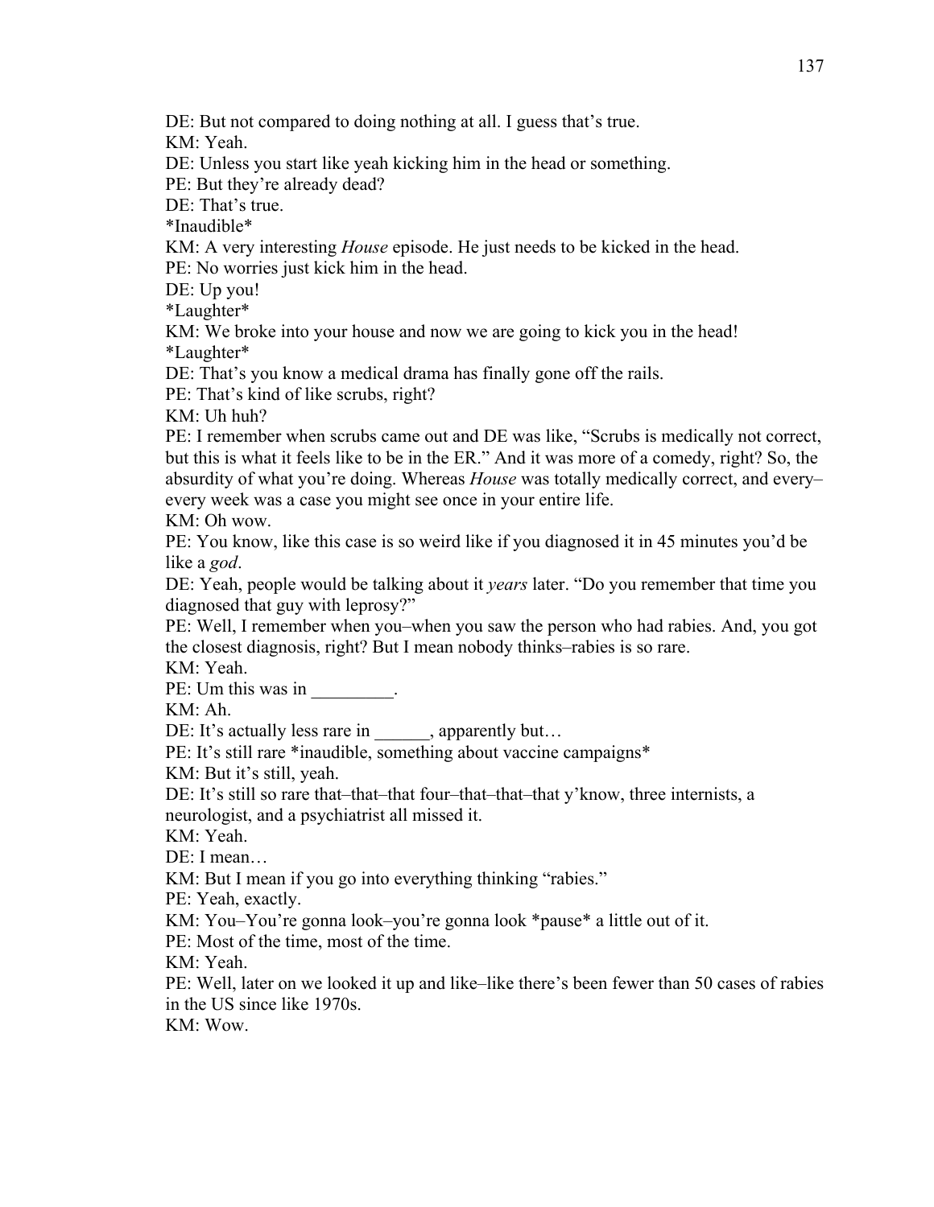DE: But not compared to doing nothing at all. I guess that's true.  
KM: Yeah.  
DE: Unless you start like yeah kicking him in the head or something.  
PE: But they're already dead?  
DE: That's true.  
*Inaudible*  
KM: A very interesting *House* episode. He just needs to be kicked in the head.  
PE: No worries just kick him in the head.  
DE: Up you!  
*Laughter*  
KM: We broke into your house and now we are going to kick you in the head!  
*Laughter*  
DE: That's you know a medical drama has finally gone off the rails.  
PE: That's kind of like scrubs, right?  
KM: Uh huh?  
PE: I remember when scrubs came out and DE was like, "Scrubs is medically not correct, but this is what it feels like to be in the ER." And it was more of a comedy, right? So, the absurdity of what you're doing. Whereas *House* was totally medically correct, and every–every week was a case you might see once in your entire life.  
KM: Oh wow.  
PE: You know, like this case is so weird like if you diagnosed it in 45 minutes you'd be like a *god*.  
DE: Yeah, people would be talking about it *years* later. "Do you remember that time you diagnosed that guy with leprosy?"  
PE: Well, I remember when you–when you saw the person who had rabies. And, you got the closest diagnosis, right? But I mean nobody thinks–rabies is so rare.  
KM: Yeah.  
PE: Um this was in _________.  
KM: Ah.  
DE: It's actually less rare in ______, apparently but…  
PE: It's still rare *inaudible, something about vaccine campaigns*  
KM: But it's still, yeah.  
DE: It's still so rare that–that–that four–that–that–that y'know, three internists, a neurologist, and a psychiatrist all missed it.  
KM: Yeah.  
DE: I mean…  
KM: But I mean if you go into everything thinking "rabies."  
PE: Yeah, exactly.  
KM: You–You're gonna look–you're gonna look *pause* a little out of it.  
PE: Most of the time, most of the time.  
KM: Yeah.  
PE: Well, later on we looked it up and like–like there's been fewer than 50 cases of rabies in the US since like 1970s.  
KM: Wow.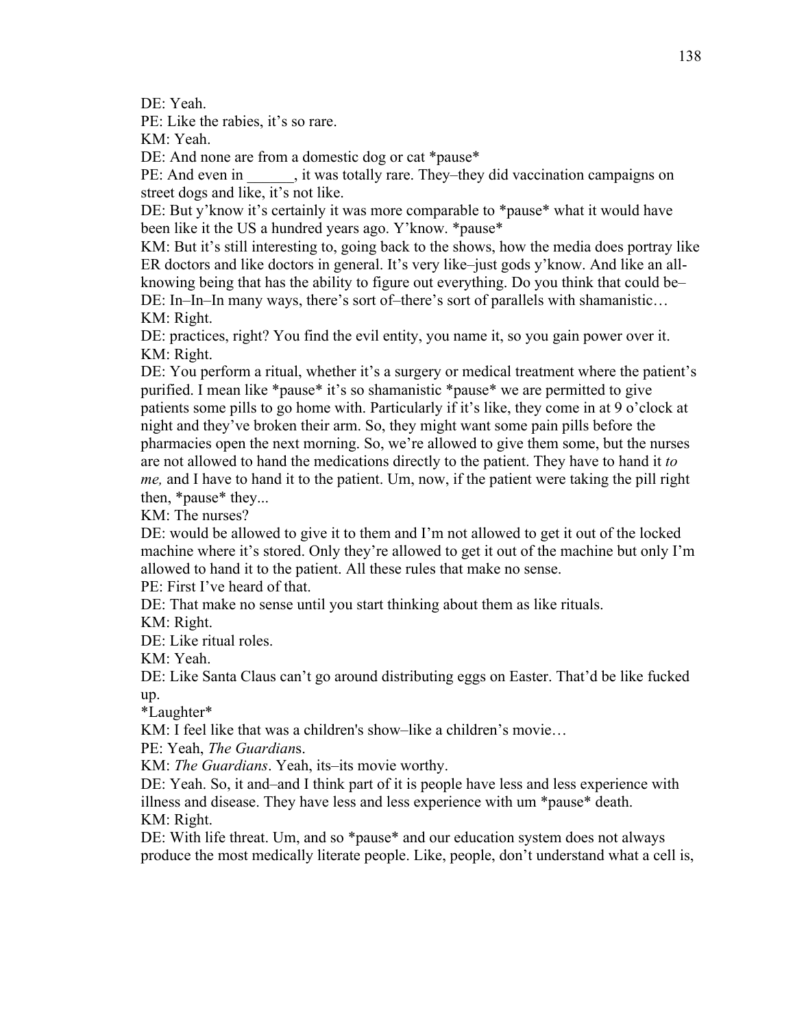DE: Yeah.

PE: Like the rabies, it's so rare.

KM: Yeah.

DE: And none are from a domestic dog or cat *pause*

PE: And even in ______, it was totally rare. They–they did vaccination campaigns on street dogs and like, it's not like.

DE: But y'know it's certainly it was more comparable to *pause* what it would have been like it the US a hundred years ago. Y'know. *pause*

KM: But it's still interesting to, going back to the shows, how the media does portray like ER doctors and like doctors in general. It's very like–just gods y'know. And like an all-knowing being that has the ability to figure out everything. Do you think that could be–

DE: In–In–In many ways, there's sort of–there's sort of parallels with shamanistic…

KM: Right.

DE: practices, right? You find the evil entity, you name it, so you gain power over it.

KM: Right.

DE: You perform a ritual, whether it's a surgery or medical treatment where the patient's purified. I mean like *pause* it's so shamanistic *pause* we are permitted to give patients some pills to go home with. Particularly if it's like, they come in at 9 o'clock at night and they've broken their arm. So, they might want some pain pills before the pharmacies open the next morning. So, we're allowed to give them some, but the nurses are not allowed to hand the medications directly to the patient. They have to hand it *to me,* and I have to hand it to the patient. Um, now, if the patient were taking the pill right then, *pause* they...

KM: The nurses?

DE: would be allowed to give it to them and I'm not allowed to get it out of the locked machine where it's stored. Only they're allowed to get it out of the machine but only I'm allowed to hand it to the patient. All these rules that make no sense.

PE: First I've heard of that.

DE: That make no sense until you start thinking about them as like rituals.

KM: Right.

DE: Like ritual roles.

KM: Yeah.

DE: Like Santa Claus can't go around distributing eggs on Easter. That'd be like fucked up.

*Laughter*

KM: I feel like that was a children's show–like a children's movie…

PE: Yeah, *The Guardian*s.

KM: *The Guardians*. Yeah, its–its movie worthy.

DE: Yeah. So, it and–and I think part of it is people have less and less experience with illness and disease. They have less and less experience with um *pause* death.

KM: Right.

DE: With life threat. Um, and so *pause* and our education system does not always produce the most medically literate people. Like, people, don't understand what a cell is,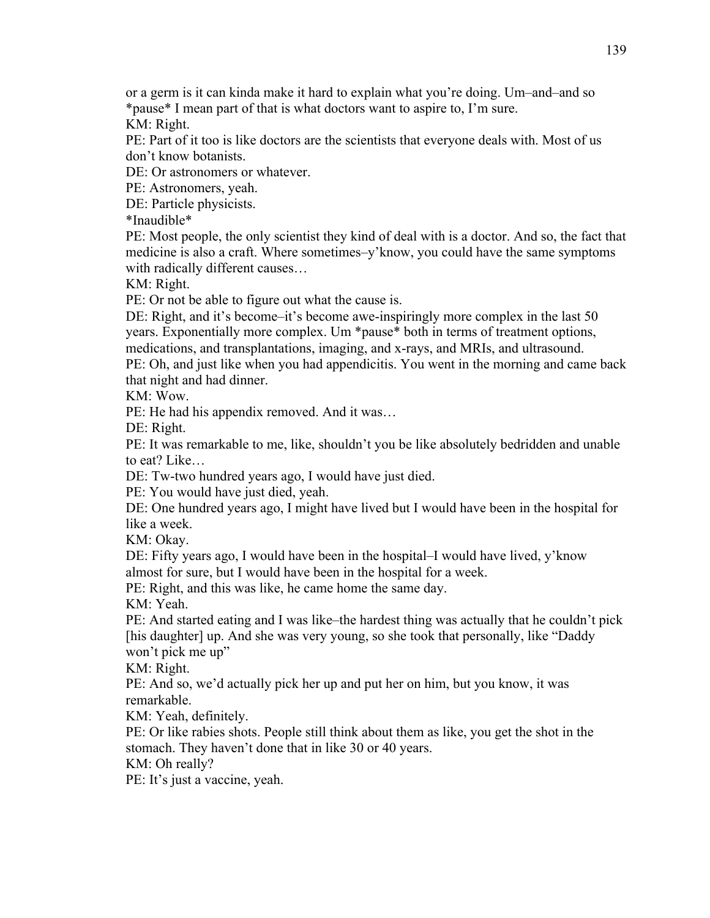or a germ is it can kinda make it hard to explain what you're doing. Um–and–and so *pause* I mean part of that is what doctors want to aspire to, I'm sure.

KM: Right.

PE: Part of it too is like doctors are the scientists that everyone deals with. Most of us don't know botanists.

DE: Or astronomers or whatever.

PE: Astronomers, yeah.

DE: Particle physicists.

*Inaudible*

PE: Most people, the only scientist they kind of deal with is a doctor. And so, the fact that medicine is also a craft. Where sometimes–y'know, you could have the same symptoms with radically different causes…

KM: Right.

PE: Or not be able to figure out what the cause is.

DE: Right, and it's become–it's become awe-inspiringly more complex in the last 50 years. Exponentially more complex. Um *pause* both in terms of treatment options, medications, and transplantations, imaging, and x-rays, and MRIs, and ultrasound.

PE: Oh, and just like when you had appendicitis. You went in the morning and came back that night and had dinner.

KM: Wow.

PE: He had his appendix removed. And it was…

DE: Right.

PE: It was remarkable to me, like, shouldn't you be like absolutely bedridden and unable to eat? Like…

DE: Tw-two hundred years ago, I would have just died.

PE: You would have just died, yeah.

DE: One hundred years ago, I might have lived but I would have been in the hospital for like a week.

KM: Okay.

DE: Fifty years ago, I would have been in the hospital–I would have lived, y'know almost for sure, but I would have been in the hospital for a week.

PE: Right, and this was like, he came home the same day.

KM: Yeah.

PE: And started eating and I was like–the hardest thing was actually that he couldn't pick [his daughter] up. And she was very young, so she took that personally, like "Daddy won't pick me up"

KM: Right.

PE: And so, we'd actually pick her up and put her on him, but you know, it was remarkable.

KM: Yeah, definitely.

PE: Or like rabies shots. People still think about them as like, you get the shot in the stomach. They haven't done that in like 30 or 40 years.

KM: Oh really?

PE: It's just a vaccine, yeah.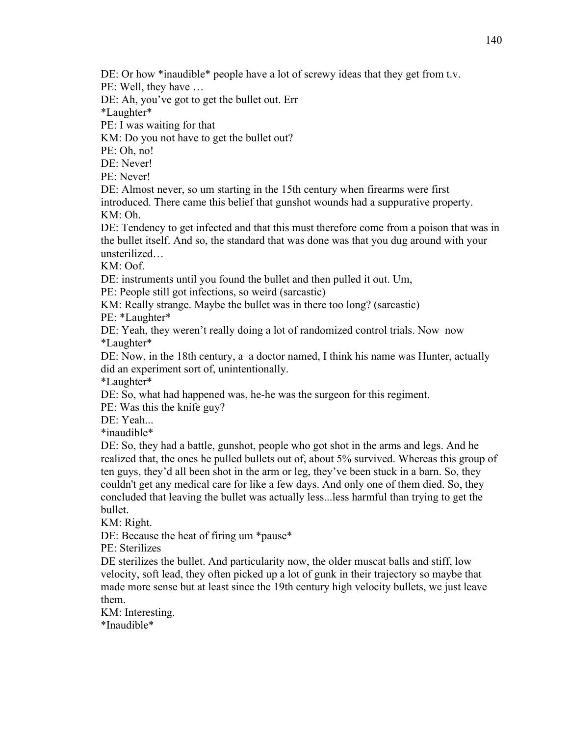DE: Or how *inaudible* people have a lot of screwy ideas that they get from t.v.

PE: Well, they have …

DE: Ah, you've got to get the bullet out. Err

*Laughter*

PE: I was waiting for that

KM: Do you not have to get the bullet out?

PE: Oh, no!

DE: Never!

PE: Never!

DE: Almost never, so um starting in the 15th century when firearms were first introduced. There came this belief that gunshot wounds had a suppurative property.

KM: Oh.

DE: Tendency to get infected and that this must therefore come from a poison that was in the bullet itself. And so, the standard that was done was that you dug around with your unsterilized…

KM: Oof.

DE: instruments until you found the bullet and then pulled it out. Um,

PE: People still got infections, so weird (sarcastic)

KM: Really strange. Maybe the bullet was in there too long? (sarcastic)

PE: *Laughter*

DE: Yeah, they weren't really doing a lot of randomized control trials. Now–now

*Laughter*

DE: Now, in the 18th century, a–a doctor named, I think his name was Hunter, actually did an experiment sort of, unintentionally.

*Laughter*

DE: So, what had happened was, he-he was the surgeon for this regiment.

PE: Was this the knife guy?

DE: Yeah...

*inaudible*

DE: So, they had a battle, gunshot, people who got shot in the arms and legs. And he realized that, the ones he pulled bullets out of, about 5% survived. Whereas this group of ten guys, they'd all been shot in the arm or leg, they've been stuck in a barn. So, they couldn't get any medical care for like a few days. And only one of them died. So, they concluded that leaving the bullet was actually less...less harmful than trying to get the bullet.

KM: Right.

DE: Because the heat of firing um *pause*

PE: Sterilizes

DE sterilizes the bullet. And particularity now, the older muscat balls and stiff, low velocity, soft lead, they often picked up a lot of gunk in their trajectory so maybe that made more sense but at least since the 19th century high velocity bullets, we just leave them.

KM: Interesting.

*Inaudible*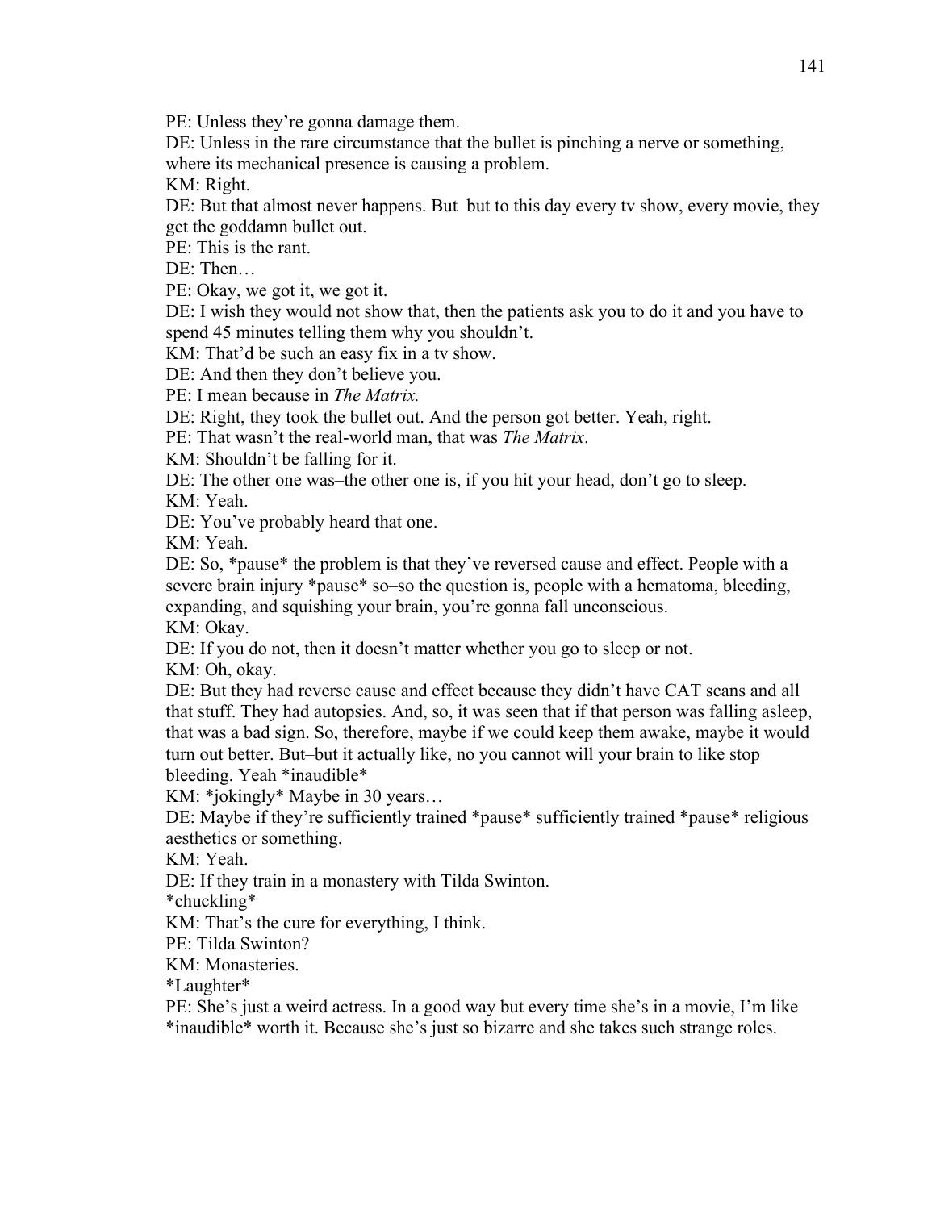PE: Unless they're gonna damage them.

DE: Unless in the rare circumstance that the bullet is pinching a nerve or something, where its mechanical presence is causing a problem.

KM: Right.

DE: But that almost never happens. But–but to this day every tv show, every movie, they get the goddamn bullet out.

PE: This is the rant.

DE: Then…

PE: Okay, we got it, we got it.

DE: I wish they would not show that, then the patients ask you to do it and you have to spend 45 minutes telling them why you shouldn't.

KM: That'd be such an easy fix in a tv show.

DE: And then they don't believe you.

PE: I mean because in *The Matrix.*

DE: Right, they took the bullet out. And the person got better. Yeah, right.

PE: That wasn't the real-world man, that was *The Matrix*.

KM: Shouldn't be falling for it.

DE: The other one was–the other one is, if you hit your head, don't go to sleep.

KM: Yeah.

DE: You've probably heard that one.

KM: Yeah.

DE: So, *pause* the problem is that they've reversed cause and effect. People with a severe brain injury *pause* so–so the question is, people with a hematoma, bleeding, expanding, and squishing your brain, you're gonna fall unconscious.

KM: Okay.

DE: If you do not, then it doesn't matter whether you go to sleep or not.

KM: Oh, okay.

DE: But they had reverse cause and effect because they didn't have CAT scans and all that stuff. They had autopsies. And, so, it was seen that if that person was falling asleep, that was a bad sign. So, therefore, maybe if we could keep them awake, maybe it would turn out better. But–but it actually like, no you cannot will your brain to like stop bleeding. Yeah *inaudible*

KM: *jokingly* Maybe in 30 years…

DE: Maybe if they're sufficiently trained *pause* sufficiently trained *pause* religious aesthetics or something.

KM: Yeah.

DE: If they train in a monastery with Tilda Swinton.

*chuckling*

KM: That's the cure for everything, I think.

PE: Tilda Swinton?

KM: Monasteries.

*Laughter*

PE: She's just a weird actress. In a good way but every time she's in a movie, I'm like *inaudible* worth it. Because she's just so bizarre and she takes such strange roles.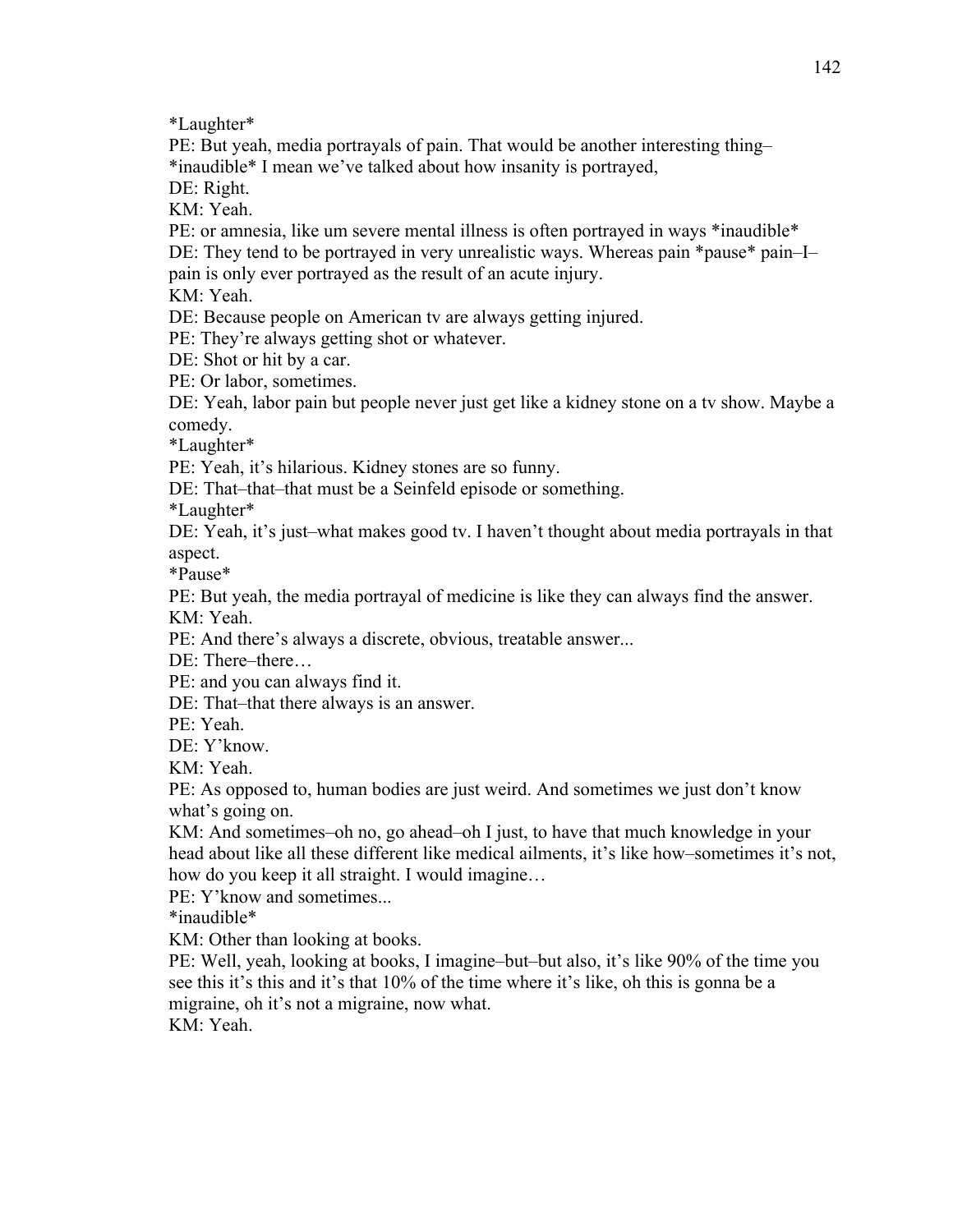*Laughter*

PE: But yeah, media portrayals of pain. That would be another interesting thing–
*inaudible* I mean we've talked about how insanity is portrayed,

DE: Right.

KM: Yeah.

PE: or amnesia, like um severe mental illness is often portrayed in ways *inaudible*

DE: They tend to be portrayed in very unrealistic ways. Whereas pain *pause* pain–I–pain is only ever portrayed as the result of an acute injury.

KM: Yeah.

DE: Because people on American tv are always getting injured.

PE: They're always getting shot or whatever.

DE: Shot or hit by a car.

PE: Or labor, sometimes.

DE: Yeah, labor pain but people never just get like a kidney stone on a tv show. Maybe a comedy.

*Laughter*

PE: Yeah, it's hilarious. Kidney stones are so funny.

DE: That–that–that must be a Seinfeld episode or something.

*Laughter*

DE: Yeah, it's just–what makes good tv. I haven't thought about media portrayals in that aspect.

*Pause*

PE: But yeah, the media portrayal of medicine is like they can always find the answer.

KM: Yeah.

PE: And there's always a discrete, obvious, treatable answer...

DE: There–there…

PE: and you can always find it.

DE: That–that there always is an answer.

PE: Yeah.

DE: Y'know.

KM: Yeah.

PE: As opposed to, human bodies are just weird. And sometimes we just don't know what's going on.

KM: And sometimes–oh no, go ahead–oh I just, to have that much knowledge in your head about like all these different like medical ailments, it's like how–sometimes it's not, how do you keep it all straight. I would imagine…

PE: Y'know and sometimes...

*inaudible*

KM: Other than looking at books.

PE: Well, yeah, looking at books, I imagine–but–but also, it's like 90% of the time you see this it's this and it's that 10% of the time where it's like, oh this is gonna be a migraine, oh it's not a migraine, now what.

KM: Yeah.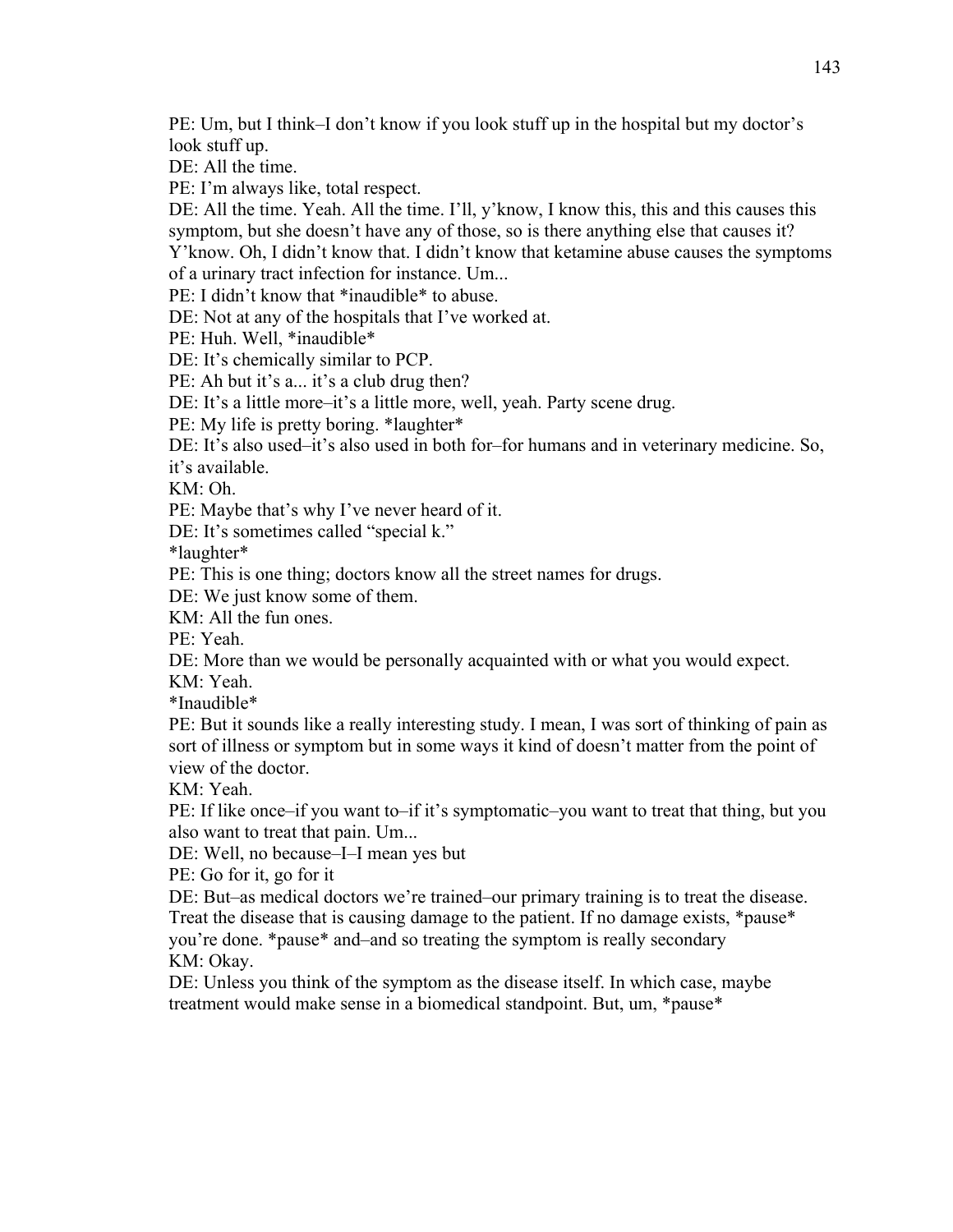PE: Um, but I think–I don't know if you look stuff up in the hospital but my doctor's look stuff up.

DE: All the time.

PE: I'm always like, total respect.

DE: All the time. Yeah. All the time. I'll, y'know, I know this, this and this causes this symptom, but she doesn't have any of those, so is there anything else that causes it? Y'know. Oh, I didn't know that. I didn't know that ketamine abuse causes the symptoms of a urinary tract infection for instance. Um...

PE: I didn't know that *inaudible* to abuse.

DE: Not at any of the hospitals that I've worked at.

PE: Huh. Well, *inaudible*

DE: It's chemically similar to PCP.

PE: Ah but it's a... it's a club drug then?

DE: It's a little more–it's a little more, well, yeah. Party scene drug.

PE: My life is pretty boring. *laughter*

DE: It's also used–it's also used in both for–for humans and in veterinary medicine. So, it's available.

KM: Oh.

PE: Maybe that's why I've never heard of it.

DE: It's sometimes called "special k."

*laughter*

PE: This is one thing; doctors know all the street names for drugs.

DE: We just know some of them.

KM: All the fun ones.

PE: Yeah.

DE: More than we would be personally acquainted with or what you would expect.

KM: Yeah.

*Inaudible*

PE: But it sounds like a really interesting study. I mean, I was sort of thinking of pain as sort of illness or symptom but in some ways it kind of doesn't matter from the point of view of the doctor.

KM: Yeah.

PE: If like once–if you want to–if it's symptomatic–you want to treat that thing, but you also want to treat that pain. Um...

DE: Well, no because–I–I mean yes but

PE: Go for it, go for it

DE: But–as medical doctors we're trained–our primary training is to treat the disease. Treat the disease that is causing damage to the patient. If no damage exists, *pause* you're done. *pause* and–and so treating the symptom is really secondary

KM: Okay.

DE: Unless you think of the symptom as the disease itself. In which case, maybe treatment would make sense in a biomedical standpoint. But, um, *pause*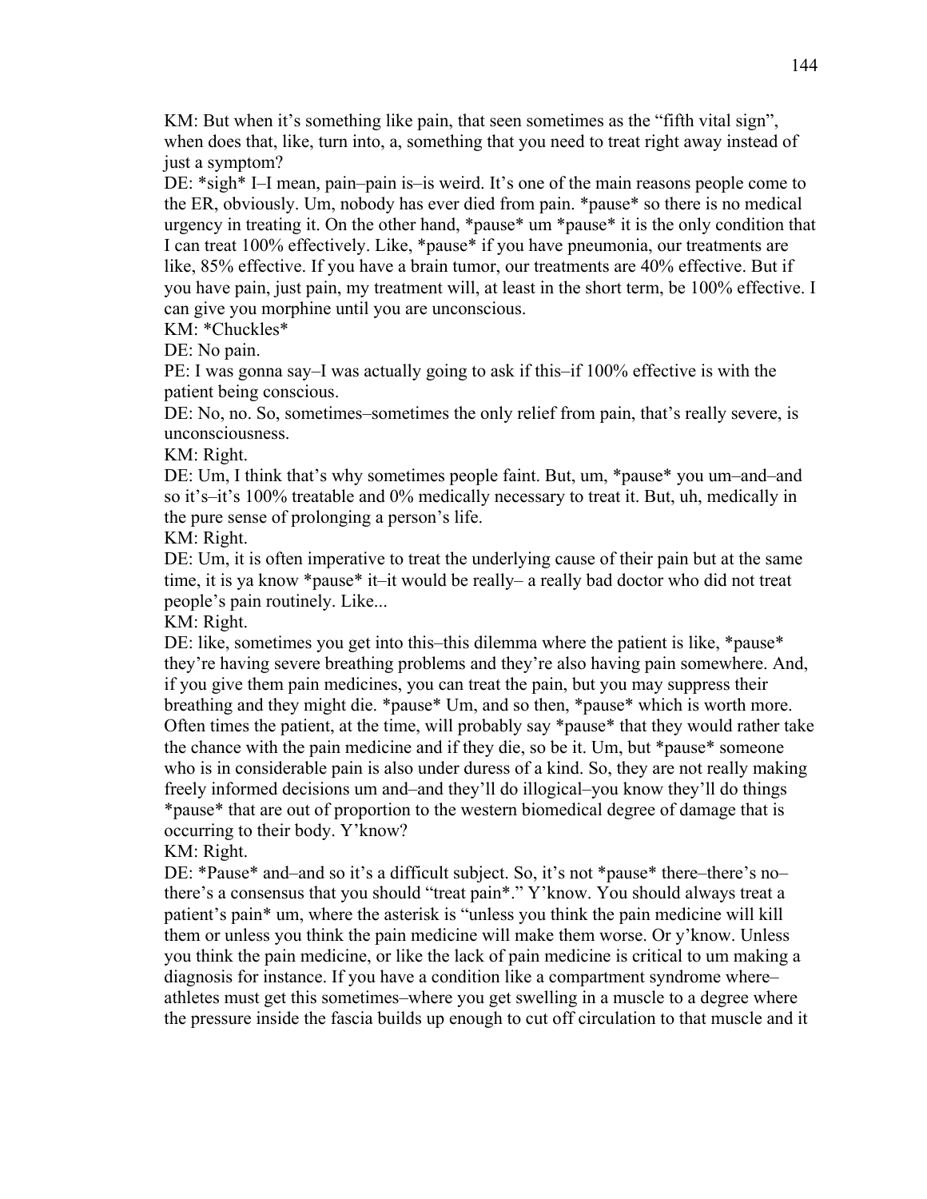KM: But when it’s something like pain, that seen sometimes as the “fifth vital sign”, when does that, like, turn into, a, something that you need to treat right away instead of just a symptom?

DE: *sigh* I–I mean, pain–pain is–is weird. It’s one of the main reasons people come to the ER, obviously. Um, nobody has ever died from pain. *pause* so there is no medical urgency in treating it. On the other hand, *pause* um *pause* it is the only condition that I can treat 100% effectively. Like, *pause* if you have pneumonia, our treatments are like, 85% effective. If you have a brain tumor, our treatments are 40% effective. But if you have pain, just pain, my treatment will, at least in the short term, be 100% effective. I can give you morphine until you are unconscious.

KM: *Chuckles*

DE: No pain.

PE: I was gonna say–I was actually going to ask if this–if 100% effective is with the patient being conscious.

DE: No, no. So, sometimes–sometimes the only relief from pain, that’s really severe, is unconsciousness.

KM: Right.

DE: Um, I think that’s why sometimes people faint. But, um, *pause* you um–and–and so it’s–it’s 100% treatable and 0% medically necessary to treat it. But, uh, medically in the pure sense of prolonging a person’s life.

KM: Right.

DE: Um, it is often imperative to treat the underlying cause of their pain but at the same time, it is ya know *pause* it–it would be really– a really bad doctor who did not treat people’s pain routinely. Like...

KM: Right.

DE: like, sometimes you get into this–this dilemma where the patient is like, *pause* they’re having severe breathing problems and they’re also having pain somewhere. And, if you give them pain medicines, you can treat the pain, but you may suppress their breathing and they might die. *pause* Um, and so then, *pause* which is worth more. Often times the patient, at the time, will probably say *pause* that they would rather take the chance with the pain medicine and if they die, so be it. Um, but *pause* someone who is in considerable pain is also under duress of a kind. So, they are not really making freely informed decisions um and–and they’ll do illogical–you know they’ll do things *pause* that are out of proportion to the western biomedical degree of damage that is occurring to their body. Y’know?

KM: Right.

DE: *Pause* and–and so it’s a difficult subject. So, it’s not *pause* there–there’s no– there’s a consensus that you should “treat pain*.” Y’know. You should always treat a patient’s pain* um, where the asterisk is “unless you think the pain medicine will kill them or unless you think the pain medicine will make them worse. Or y’know. Unless you think the pain medicine, or like the lack of pain medicine is critical to um making a diagnosis for instance. If you have a condition like a compartment syndrome where– athletes must get this sometimes–where you get swelling in a muscle to a degree where the pressure inside the fascia builds up enough to cut off circulation to that muscle and it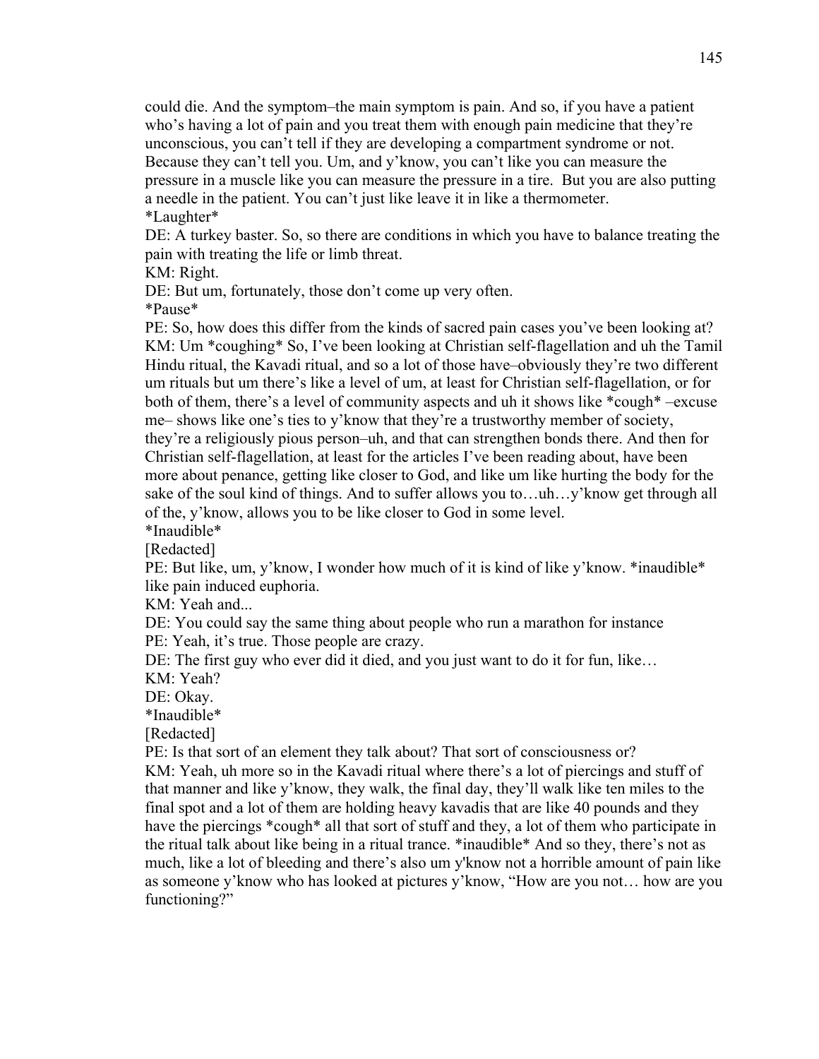could die. And the symptom–the main symptom is pain. And so, if you have a patient who's having a lot of pain and you treat them with enough pain medicine that they're unconscious, you can't tell if they are developing a compartment syndrome or not. Because they can't tell you. Um, and y'know, you can't like you can measure the pressure in a muscle like you can measure the pressure in a tire. But you are also putting a needle in the patient. You can't just like leave it in like a thermometer.

*Laughter*

DE: A turkey baster. So, so there are conditions in which you have to balance treating the pain with treating the life or limb threat.

KM: Right.

DE: But um, fortunately, those don't come up very often.

*Pause*

PE: So, how does this differ from the kinds of sacred pain cases you've been looking at?

KM: Um *coughing* So, I've been looking at Christian self-flagellation and uh the Tamil Hindu ritual, the Kavadi ritual, and so a lot of those have–obviously they're two different um rituals but um there's like a level of um, at least for Christian self-flagellation, or for both of them, there's a level of community aspects and uh it shows like *cough* –excuse me– shows like one's ties to y'know that they're a trustworthy member of society, they're a religiously pious person–uh, and that can strengthen bonds there. And then for Christian self-flagellation, at least for the articles I've been reading about, have been more about penance, getting like closer to God, and like um like hurting the body for the sake of the soul kind of things. And to suffer allows you to…uh…y'know get through all of the, y'know, allows you to be like closer to God in some level.

*Inaudible*

[Redacted]

PE: But like, um, y'know, I wonder how much of it is kind of like y'know. *inaudible* like pain induced euphoria.

KM: Yeah and...

DE: You could say the same thing about people who run a marathon for instance

PE: Yeah, it's true. Those people are crazy.

DE: The first guy who ever did it died, and you just want to do it for fun, like…

KM: Yeah?

DE: Okay.

*Inaudible*

[Redacted]

PE: Is that sort of an element they talk about? That sort of consciousness or?

KM: Yeah, uh more so in the Kavadi ritual where there's a lot of piercings and stuff of that manner and like y'know, they walk, the final day, they'll walk like ten miles to the final spot and a lot of them are holding heavy kavadis that are like 40 pounds and they have the piercings *cough* all that sort of stuff and they, a lot of them who participate in the ritual talk about like being in a ritual trance. *inaudible* And so they, there's not as much, like a lot of bleeding and there's also um y'know not a horrible amount of pain like as someone y'know who has looked at pictures y'know, "How are you not… how are you functioning?"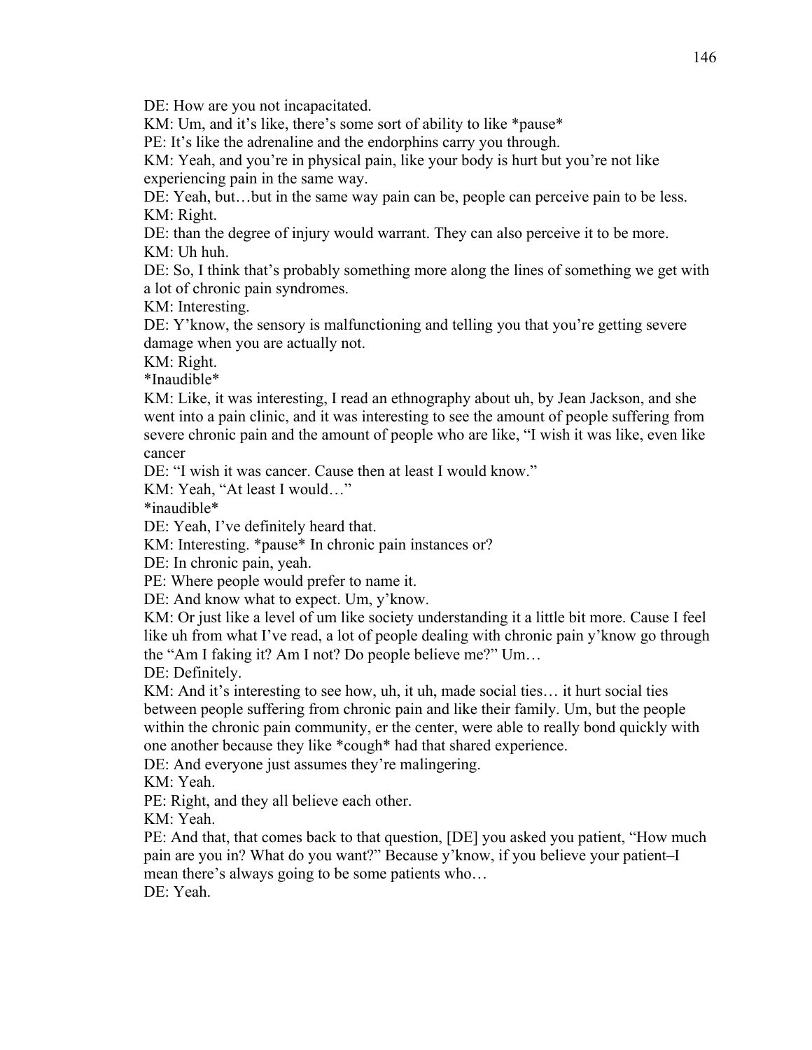DE: How are you not incapacitated.

KM: Um, and it's like, there's some sort of ability to like *pause*

PE: It's like the adrenaline and the endorphins carry you through.

KM: Yeah, and you're in physical pain, like your body is hurt but you're not like experiencing pain in the same way.

DE: Yeah, but…but in the same way pain can be, people can perceive pain to be less.

KM: Right.

DE: than the degree of injury would warrant. They can also perceive it to be more.

KM: Uh huh.

DE: So, I think that's probably something more along the lines of something we get with a lot of chronic pain syndromes.

KM: Interesting.

DE: Y'know, the sensory is malfunctioning and telling you that you're getting severe damage when you are actually not.

KM: Right.

*Inaudible*

KM: Like, it was interesting, I read an ethnography about uh, by Jean Jackson, and she went into a pain clinic, and it was interesting to see the amount of people suffering from severe chronic pain and the amount of people who are like, "I wish it was like, even like cancer

DE: "I wish it was cancer. Cause then at least I would know."

KM: Yeah, "At least I would…"

*inaudible*

DE: Yeah, I've definitely heard that.

KM: Interesting. *pause* In chronic pain instances or?

DE: In chronic pain, yeah.

PE: Where people would prefer to name it.

DE: And know what to expect. Um, y'know.

KM: Or just like a level of um like society understanding it a little bit more. Cause I feel like uh from what I've read, a lot of people dealing with chronic pain y'know go through the "Am I faking it? Am I not? Do people believe me?" Um…

DE: Definitely.

KM: And it's interesting to see how, uh, it uh, made social ties… it hurt social ties between people suffering from chronic pain and like their family. Um, but the people within the chronic pain community, er the center, were able to really bond quickly with one another because they like *cough* had that shared experience.

DE: And everyone just assumes they're malingering.

KM: Yeah.

PE: Right, and they all believe each other.

KM: Yeah.

PE: And that, that comes back to that question, [DE] you asked you patient, "How much pain are you in? What do you want?" Because y'know, if you believe your patient–I mean there's always going to be some patients who…

DE: Yeah.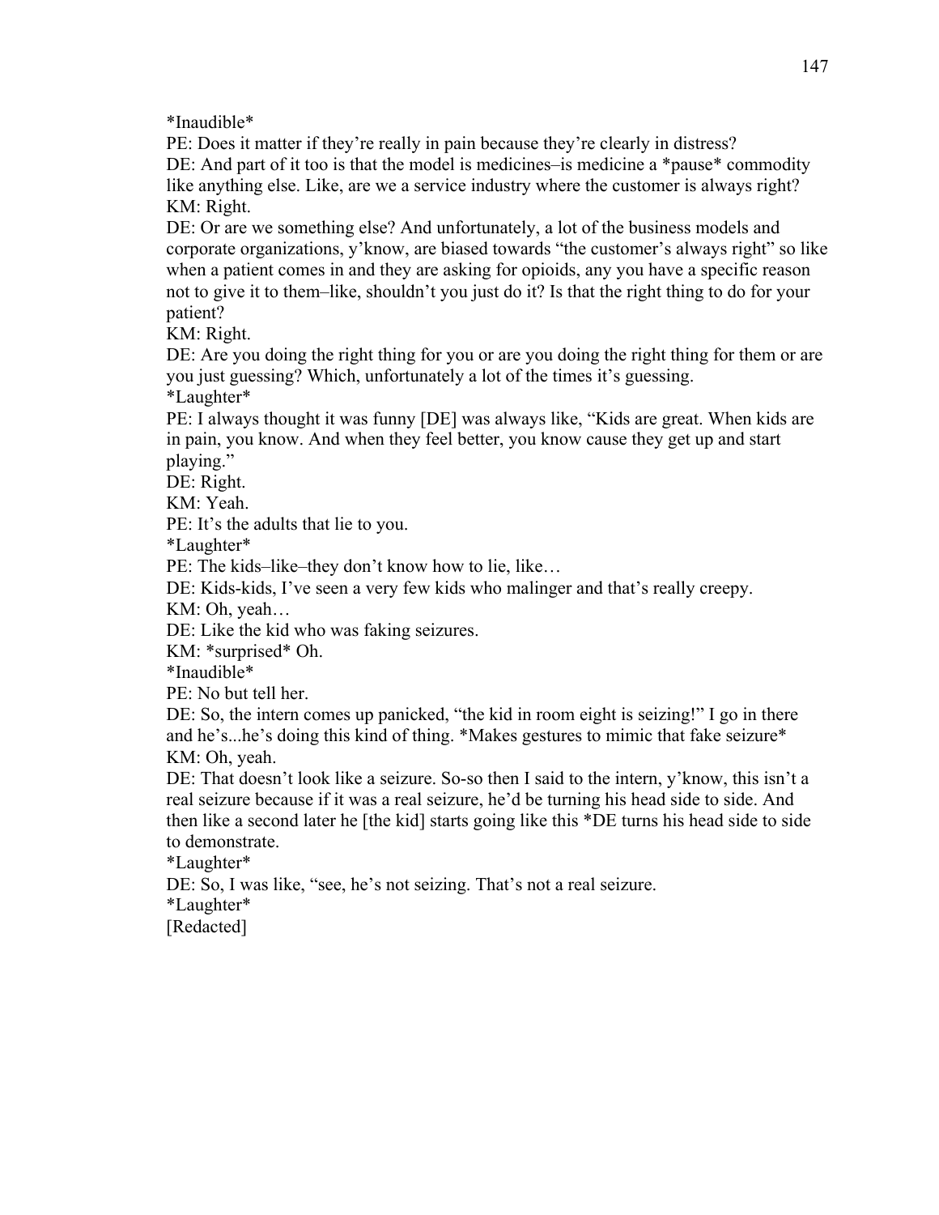*Inaudible*

PE: Does it matter if they're really in pain because they're clearly in distress?

DE: And part of it too is that the model is medicines–is medicine a *pause* commodity like anything else. Like, are we a service industry where the customer is always right?

KM: Right.

DE: Or are we something else? And unfortunately, a lot of the business models and corporate organizations, y'know, are biased towards "the customer's always right" so like when a patient comes in and they are asking for opioids, any you have a specific reason not to give it to them–like, shouldn't you just do it? Is that the right thing to do for your patient?

KM: Right.

DE: Are you doing the right thing for you or are you doing the right thing for them or are you just guessing? Which, unfortunately a lot of the times it's guessing.

*Laughter*

PE: I always thought it was funny [DE] was always like, "Kids are great. When kids are in pain, you know. And when they feel better, you know cause they get up and start playing."

DE: Right.

KM: Yeah.

PE: It's the adults that lie to you.

*Laughter*

PE: The kids–like–they don't know how to lie, like…

DE: Kids-kids, I've seen a very few kids who malinger and that's really creepy.

KM: Oh, yeah…

DE: Like the kid who was faking seizures.

KM: *surprised* Oh.

*Inaudible*

PE: No but tell her.

DE: So, the intern comes up panicked, "the kid in room eight is seizing!" I go in there and he's...he's doing this kind of thing. *Makes gestures to mimic that fake seizure*

KM: Oh, yeah.

DE: That doesn't look like a seizure. So-so then I said to the intern, y'know, this isn't a real seizure because if it was a real seizure, he'd be turning his head side to side. And then like a second later he [the kid] starts going like this *DE turns his head side to side to demonstrate.

*Laughter*

DE: So, I was like, "see, he's not seizing. That's not a real seizure.

*Laughter*

[Redacted]